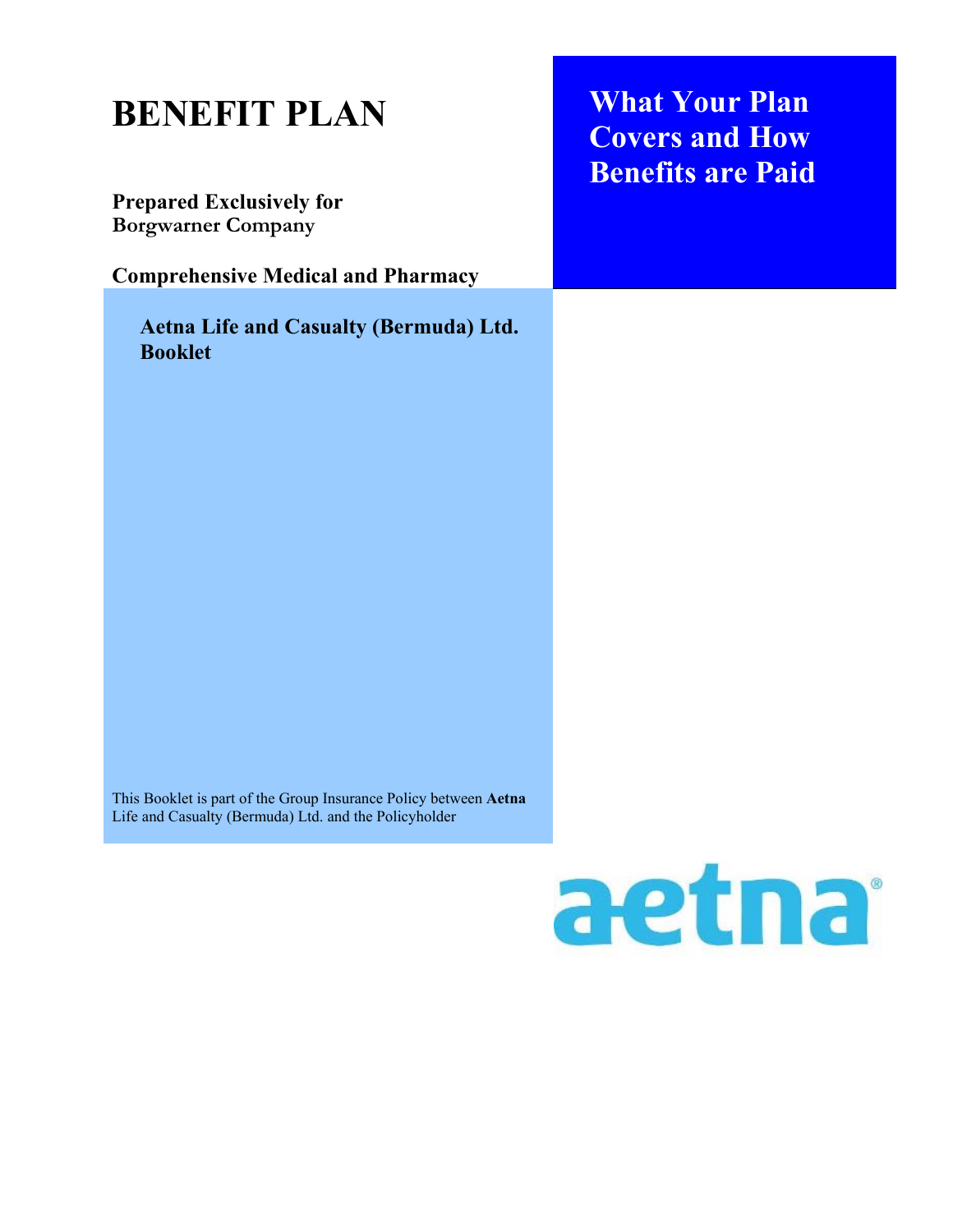# BENEFIT PLAN

## What Your Plan Covers and How Benefits are Paid

**Prepared Exclusively for**
**Borgwarner Company**

**Comprehensive Medical and Pharmacy**

**Aetna Life and Casualty (Bermuda) Ltd.**
**Booklet**

This Booklet is part of the Group Insurance Policy between **Aetna** Life and Casualty (Bermuda) Ltd. and the Policyholder

aetna®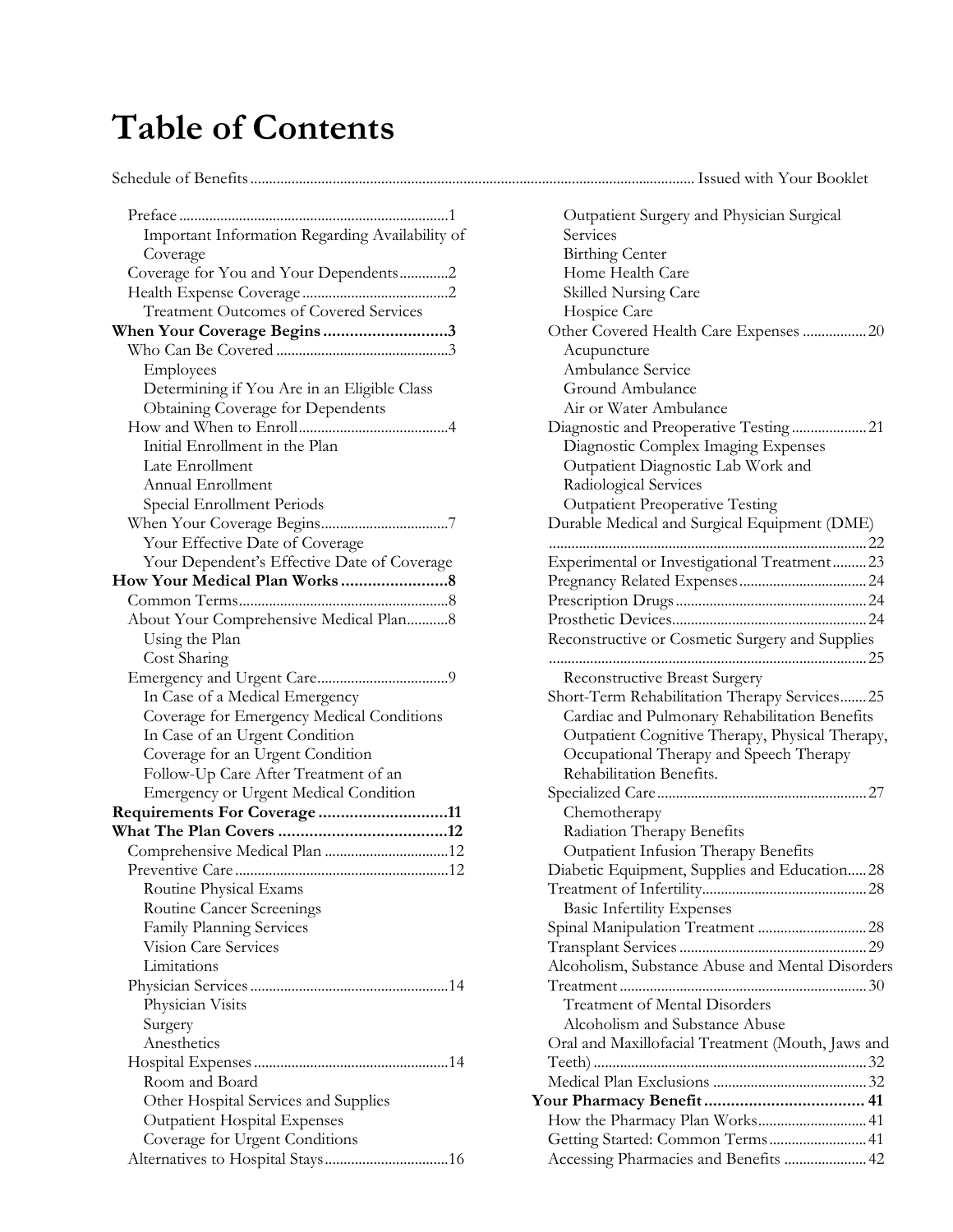# Table of Contents

Schedule of Benefits .................................................. Issued with Your Booklet

- Preface ........................................ 1
  - Important Information Regarding Availability of Coverage
- Coverage for You and Your Dependents ............. 2
- Health Expense Coverage ........................................ 2
  - Treatment Outcomes of Covered Services

**When Your Coverage Begins ............................ 3**

- Who Can Be Covered ........................................ 3
  - Employees
  - Determining if You Are in an Eligible Class
  - Obtaining Coverage for Dependents
- How and When to Enroll ........................................ 4
  - Initial Enrollment in the Plan
  - Late Enrollment
  - Annual Enrollment
  - Special Enrollment Periods
- When Your Coverage Begins ........................................ 7
  - Your Effective Date of Coverage
  - Your Dependent's Effective Date of Coverage

**How Your Medical Plan Works ........................ 8**

- Common Terms ........................................ 8
- About Your Comprehensive Medical Plan ........... 8
  - Using the Plan
  - Cost Sharing
- Emergency and Urgent Care ........................................ 9
  - In Case of a Medical Emergency
  - Coverage for Emergency Medical Conditions
  - In Case of an Urgent Condition
  - Coverage for an Urgent Condition
  - Follow-Up Care After Treatment of an Emergency or Urgent Medical Condition

**Requirements For Coverage ............................ 11**

**What The Plan Covers ........................................ 12**

- Comprehensive Medical Plan ........................................ 12
- Preventive Care ........................................ 12
  - Routine Physical Exams
  - Routine Cancer Screenings
  - Family Planning Services
  - Vision Care Services
  - Limitations
- Physician Services ........................................ 14
  - Physician Visits
  - Surgery
  - Anesthetics
- Hospital Expenses ........................................ 14
  - Room and Board
  - Other Hospital Services and Supplies
  - Outpatient Hospital Expenses
  - Coverage for Urgent Conditions
- Alternatives to Hospital Stays ........................................ 16
  - Outpatient Surgery and Physician Surgical Services
  - Birthing Center
  - Home Health Care
  - Skilled Nursing Care
  - Hospice Care
- Other Covered Health Care Expenses ................. 20
  - Acupuncture
  - Ambulance Service
  - Ground Ambulance
  - Air or Water Ambulance
- Diagnostic and Preoperative Testing ................... 21
  - Diagnostic Complex Imaging Expenses
  - Outpatient Diagnostic Lab Work and Radiological Services
  - Outpatient Preoperative Testing
- Durable Medical and Surgical Equipment (DME) ........................................ 22
- Experimental or Investigational Treatment ......... 23
- Pregnancy Related Expenses ........................................ 24
- Prescription Drugs ........................................ 24
- Prosthetic Devices ........................................ 24
- Reconstructive or Cosmetic Surgery and Supplies ........................................ 25
  - Reconstructive Breast Surgery
- Short-Term Rehabilitation Therapy Services ....... 25
  - Cardiac and Pulmonary Rehabilitation Benefits
  - Outpatient Cognitive Therapy, Physical Therapy, Occupational Therapy and Speech Therapy Rehabilitation Benefits.
- Specialized Care ........................................ 27
  - Chemotherapy
  - Radiation Therapy Benefits
  - Outpatient Infusion Therapy Benefits
- Diabetic Equipment, Supplies and Education ..... 28
- Treatment of Infertility ........................................ 28
  - Basic Infertility Expenses
- Spinal Manipulation Treatment ............................ 28
- Transplant Services ........................................ 29
- Alcoholism, Substance Abuse and Mental Disorders Treatment ........................................ 30
  - Treatment of Mental Disorders
  - Alcoholism and Substance Abuse
- Oral and Maxillofacial Treatment (Mouth, Jaws and Teeth) ........................................ 32
- Medical Plan Exclusions ........................................ 32

**Your Pharmacy Benefit ........................................ 41**

- How the Pharmacy Plan Works ............................ 41
- Getting Started: Common Terms .......................... 41
- Accessing Pharmacies and Benefits ...................... 42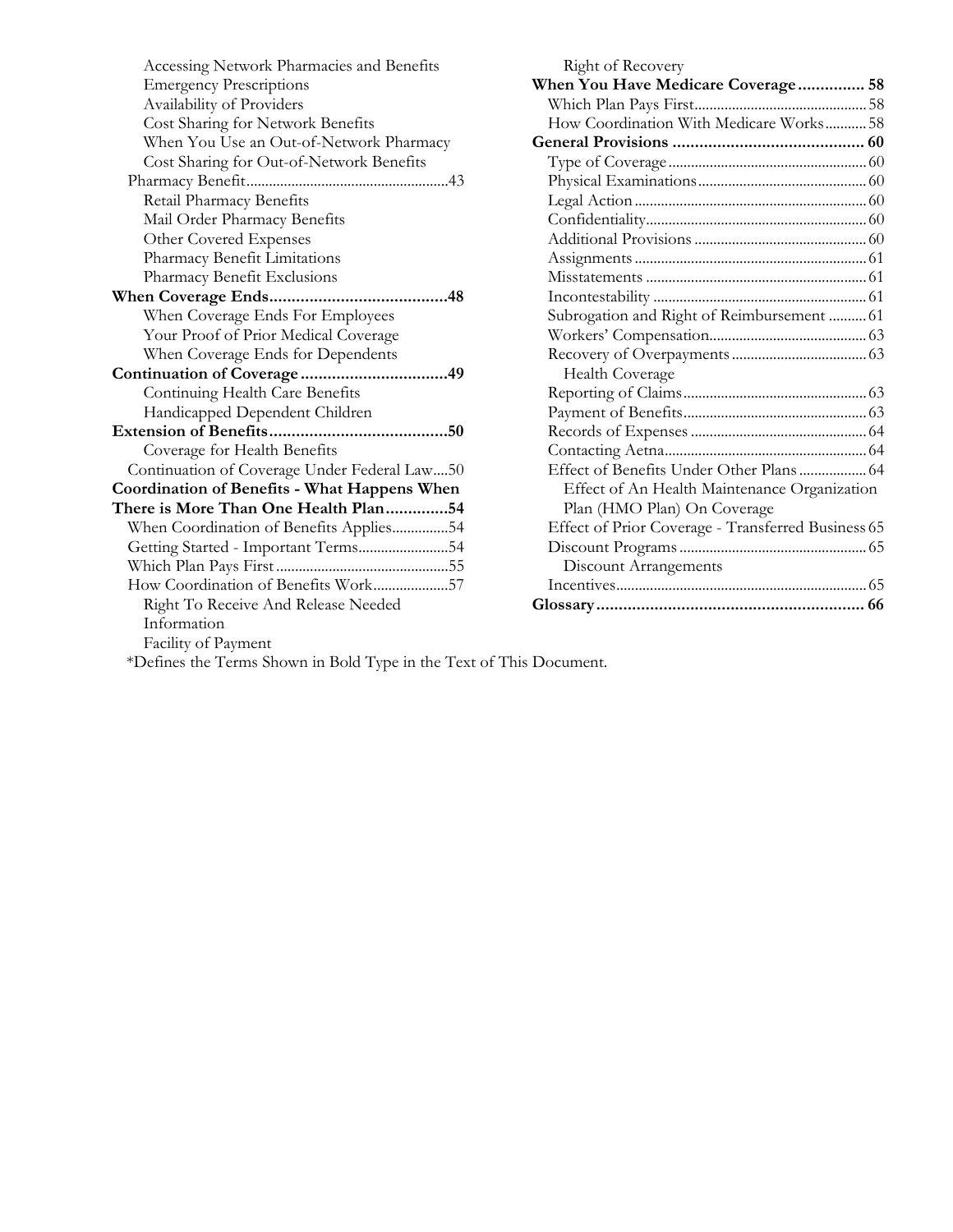Accessing Network Pharmacies and Benefits
Emergency Prescriptions
Availability of Providers
Cost Sharing for Network Benefits
When You Use an Out-of-Network Pharmacy
Cost Sharing for Out-of-Network Benefits
Pharmacy Benefit.....................................................43
Retail Pharmacy Benefits
Mail Order Pharmacy Benefits
Other Covered Expenses
Pharmacy Benefit Limitations
Pharmacy Benefit Exclusions
**When Coverage Ends........................................48**
When Coverage Ends For Employees
Your Proof of Prior Medical Coverage
When Coverage Ends for Dependents
**Continuation of Coverage.................................49**
Continuing Health Care Benefits
Handicapped Dependent Children
**Extension of Benefits........................................50**
Coverage for Health Benefits
Continuation of Coverage Under Federal Law....50
**Coordination of Benefits - What Happens When There is More Than One Health Plan..............54**
When Coordination of Benefits Applies...............54
Getting Started - Important Terms........................54
Which Plan Pays First.............................................55
How Coordination of Benefits Work....................57
Right To Receive And Release Needed Information
Facility of Payment
Right of Recovery
**When You Have Medicare Coverage............... 58**
Which Plan Pays First.............................................58
How Coordination With Medicare Works...........58
**General Provisions ........................................... 60**
Type of Coverage....................................................60
Physical Examinations............................................60
Legal Action.............................................................60
Confidentiality..........................................................60
Additional Provisions.............................................60
Assignments.............................................................61
Misstatements..........................................................61
Incontestability........................................................61
Subrogation and Right of Reimbursement..........61
Workers' Compensation.........................................63
Recovery of Overpayments...................................63
Health Coverage
Reporting of Claims................................................63
Payment of Benefits................................................63
Records of Expenses..............................................64
Contacting Aetna.....................................................64
Effect of Benefits Under Other Plans..................64
Effect of An Health Maintenance Organization Plan (HMO Plan) On Coverage
Effect of Prior Coverage - Transferred Business 65
Discount Programs.................................................65
Discount Arrangements
Incentives..................................................................65
**Glossary............................................................ 66**

*Defines the Terms Shown in Bold Type in the Text of This Document.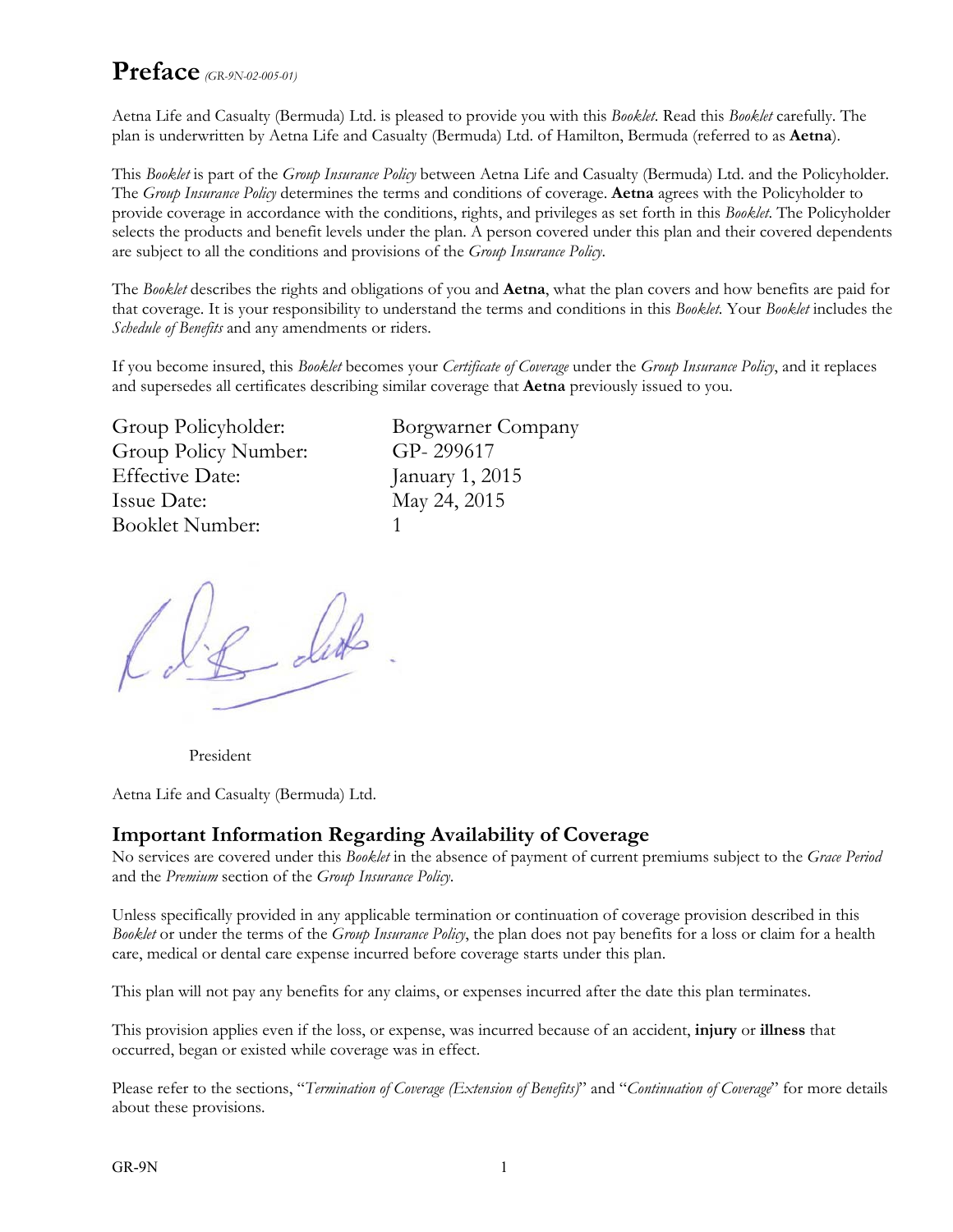# Preface *(GR-9N-02-005-01)*

Aetna Life and Casualty (Bermuda) Ltd. is pleased to provide you with this *Booklet*. Read this *Booklet* carefully. The plan is underwritten by Aetna Life and Casualty (Bermuda) Ltd. of Hamilton, Bermuda (referred to as **Aetna**).

This *Booklet* is part of the *Group Insurance Policy* between Aetna Life and Casualty (Bermuda) Ltd. and the Policyholder. The *Group Insurance Policy* determines the terms and conditions of coverage. **Aetna** agrees with the Policyholder to provide coverage in accordance with the conditions, rights, and privileges as set forth in this *Booklet*. The Policyholder selects the products and benefit levels under the plan. A person covered under this plan and their covered dependents are subject to all the conditions and provisions of the *Group Insurance Policy*.

The *Booklet* describes the rights and obligations of you and **Aetna**, what the plan covers and how benefits are paid for that coverage. It is your responsibility to understand the terms and conditions in this *Booklet*. Your *Booklet* includes the *Schedule of Benefits* and any amendments or riders.

If you become insured, this *Booklet* becomes your *Certificate of Coverage* under the *Group Insurance Policy*, and it replaces and supersedes all certificates describing similar coverage that **Aetna** previously issued to you.

| | |
|---|---|
| Group Policyholder: | Borgwarner Company |
| Group Policy Number: | GP- 299617 |
| Effective Date: | January 1, 2015 |
| Issue Date: | May 24, 2015 |
| Booklet Number: | 1 |

President

Aetna Life and Casualty (Bermuda) Ltd.

## Important Information Regarding Availability of Coverage

No services are covered under this *Booklet* in the absence of payment of current premiums subject to the *Grace Period* and the *Premium* section of the *Group Insurance Policy*.

Unless specifically provided in any applicable termination or continuation of coverage provision described in this *Booklet* or under the terms of the *Group Insurance Policy*, the plan does not pay benefits for a loss or claim for a health care, medical or dental care expense incurred before coverage starts under this plan.

This plan will not pay any benefits for any claims, or expenses incurred after the date this plan terminates.

This provision applies even if the loss, or expense, was incurred because of an accident, **injury** or **illness** that occurred, began or existed while coverage was in effect.

Please refer to the sections, "*Termination of Coverage (Extension of Benefits)*" and "*Continuation of Coverage*" for more details about these provisions.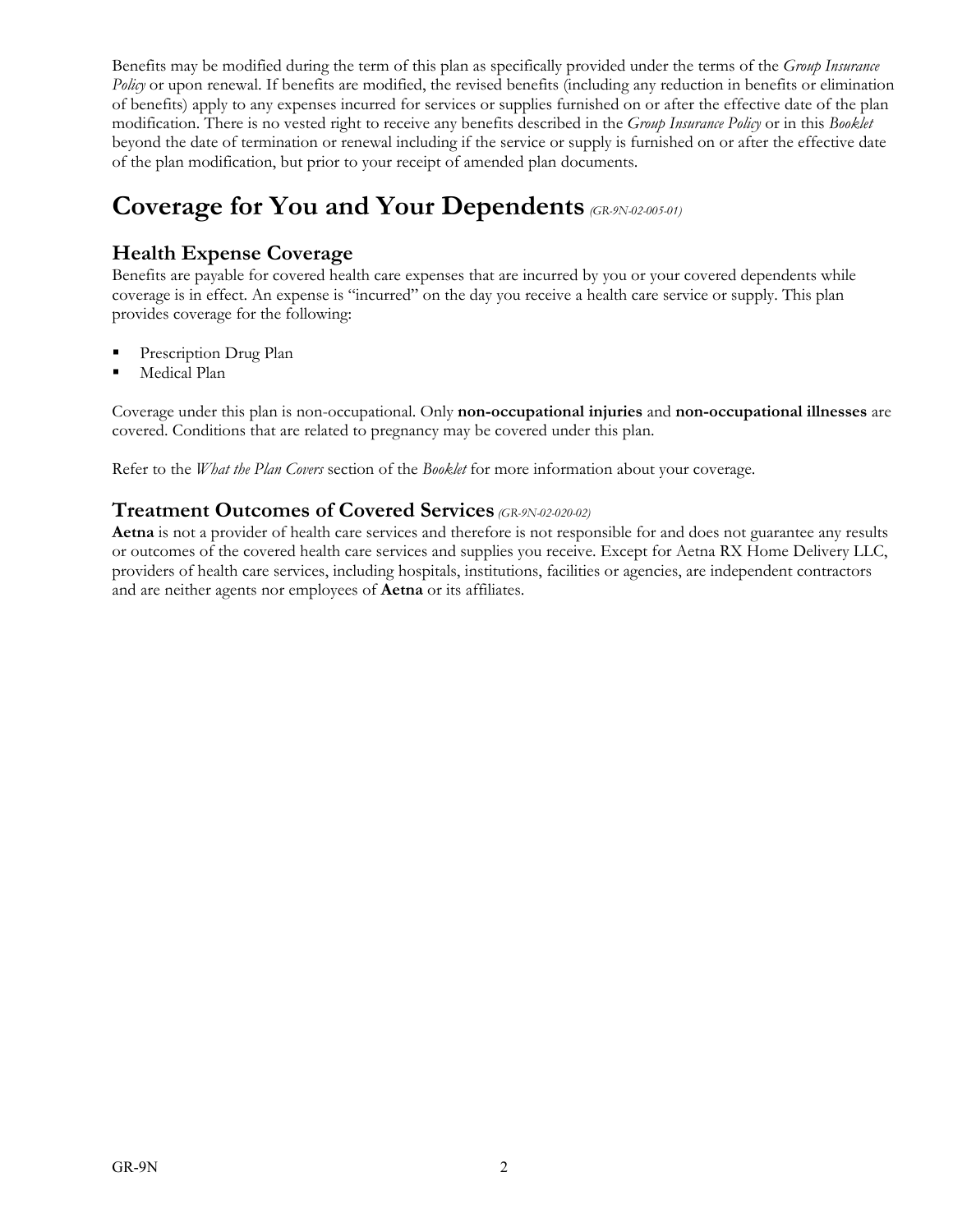Benefits may be modified during the term of this plan as specifically provided under the terms of the *Group Insurance Policy* or upon renewal. If benefits are modified, the revised benefits (including any reduction in benefits or elimination of benefits) apply to any expenses incurred for services or supplies furnished on or after the effective date of the plan modification. There is no vested right to receive any benefits described in the *Group Insurance Policy* or in this *Booklet* beyond the date of termination or renewal including if the service or supply is furnished on or after the effective date of the plan modification, but prior to your receipt of amended plan documents.

# Coverage for You and Your Dependents *(GR-9N-02-005-01)*

## Health Expense Coverage

Benefits are payable for covered health care expenses that are incurred by you or your covered dependents while coverage is in effect. An expense is "incurred" on the day you receive a health care service or supply. This plan provides coverage for the following:

- Prescription Drug Plan
- Medical Plan

Coverage under this plan is non-occupational. Only **non-occupational injuries** and **non-occupational illnesses** are covered. Conditions that are related to pregnancy may be covered under this plan.

Refer to the *What the Plan Covers* section of the *Booklet* for more information about your coverage.

## Treatment Outcomes of Covered Services *(GR-9N-02-020-02)*

**Aetna** is not a provider of health care services and therefore is not responsible for and does not guarantee any results or outcomes of the covered health care services and supplies you receive. Except for Aetna RX Home Delivery LLC, providers of health care services, including hospitals, institutions, facilities or agencies, are independent contractors and are neither agents nor employees of **Aetna** or its affiliates.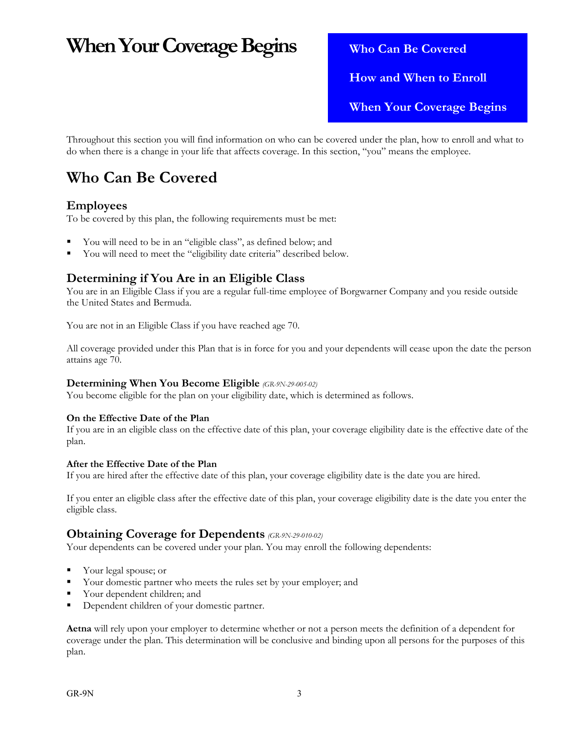# When Your Coverage Begins

**Who Can Be Covered**

**How and When to Enroll**

**When Your Coverage Begins**

Throughout this section you will find information on who can be covered under the plan, how to enroll and what to do when there is a change in your life that affects coverage. In this section, "you" means the employee.

## Who Can Be Covered

### Employees

To be covered by this plan, the following requirements must be met:

- You will need to be in an "eligible class", as defined below; and
- You will need to meet the "eligibility date criteria" described below.

### Determining if You Are in an Eligible Class

You are in an Eligible Class if you are a regular full-time employee of Borgwarner Company and you reside outside the United States and Bermuda.

You are not in an Eligible Class if you have reached age 70.

All coverage provided under this Plan that is in force for you and your dependents will cease upon the date the person attains age 70.

#### Determining When You Become Eligible *(GR-9N-29-005-02)*

You become eligible for the plan on your eligibility date, which is determined as follows.

**On the Effective Date of the Plan**

If you are in an eligible class on the effective date of this plan, your coverage eligibility date is the effective date of the plan.

**After the Effective Date of the Plan**

If you are hired after the effective date of this plan, your coverage eligibility date is the date you are hired.

If you enter an eligible class after the effective date of this plan, your coverage eligibility date is the date you enter the eligible class.

### Obtaining Coverage for Dependents *(GR-9N-29-010-02)*

Your dependents can be covered under your plan. You may enroll the following dependents:

- Your legal spouse; or
- Your domestic partner who meets the rules set by your employer; and
- Your dependent children; and
- Dependent children of your domestic partner.

**Aetna** will rely upon your employer to determine whether or not a person meets the definition of a dependent for coverage under the plan. This determination will be conclusive and binding upon all persons for the purposes of this plan.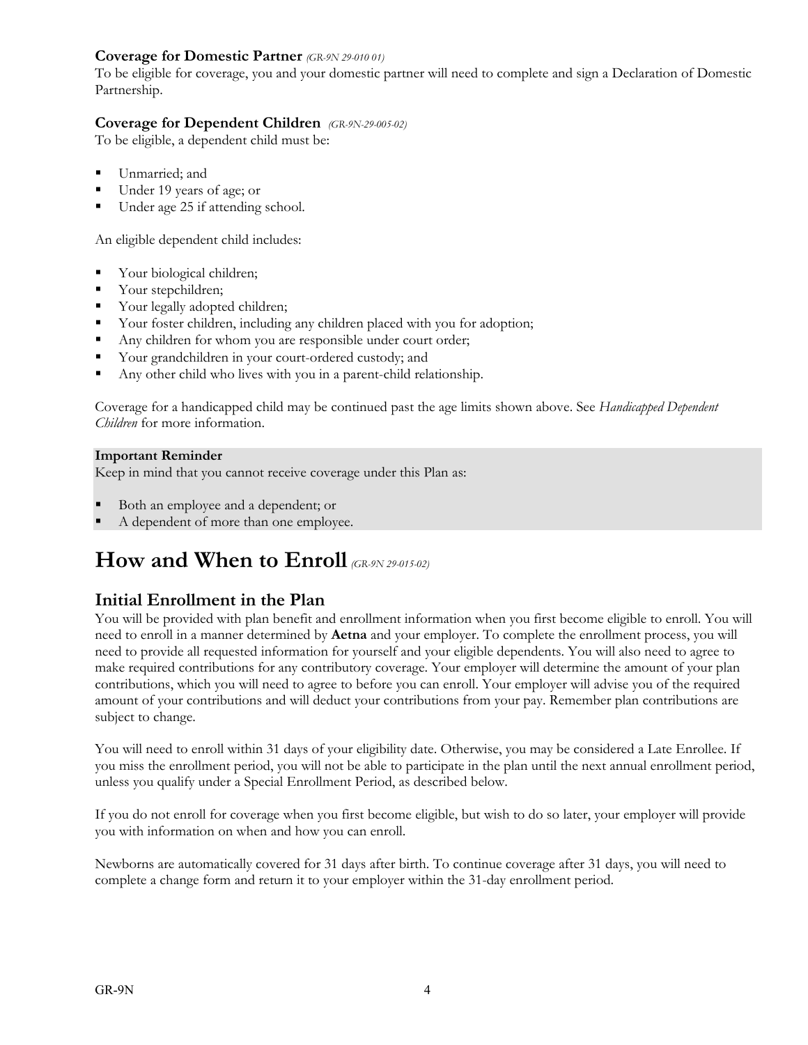### Coverage for Domestic Partner *(GR-9N 29-010 01)*

To be eligible for coverage, you and your domestic partner will need to complete and sign a Declaration of Domestic Partnership.

### Coverage for Dependent Children *(GR-9N-29-005-02)*

To be eligible, a dependent child must be:

- Unmarried; and
- Under 19 years of age; or
- Under age 25 if attending school.

An eligible dependent child includes:

- Your biological children;
- Your stepchildren;
- Your legally adopted children;
- Your foster children, including any children placed with you for adoption;
- Any children for whom you are responsible under court order;
- Your grandchildren in your court-ordered custody; and
- Any other child who lives with you in a parent-child relationship.

Coverage for a handicapped child may be continued past the age limits shown above. See *Handicapped Dependent Children* for more information.

**Important Reminder**

Keep in mind that you cannot receive coverage under this Plan as:

- Both an employee and a dependent; or
- A dependent of more than one employee.

# How and When to Enroll *(GR-9N 29-015-02)*

## Initial Enrollment in the Plan

You will be provided with plan benefit and enrollment information when you first become eligible to enroll. You will need to enroll in a manner determined by **Aetna** and your employer. To complete the enrollment process, you will need to provide all requested information for yourself and your eligible dependents. You will also need to agree to make required contributions for any contributory coverage. Your employer will determine the amount of your plan contributions, which you will need to agree to before you can enroll. Your employer will advise you of the required amount of your contributions and will deduct your contributions from your pay. Remember plan contributions are subject to change.

You will need to enroll within 31 days of your eligibility date. Otherwise, you may be considered a Late Enrollee. If you miss the enrollment period, you will not be able to participate in the plan until the next annual enrollment period, unless you qualify under a Special Enrollment Period, as described below.

If you do not enroll for coverage when you first become eligible, but wish to do so later, your employer will provide you with information on when and how you can enroll.

Newborns are automatically covered for 31 days after birth. To continue coverage after 31 days, you will need to complete a change form and return it to your employer within the 31-day enrollment period.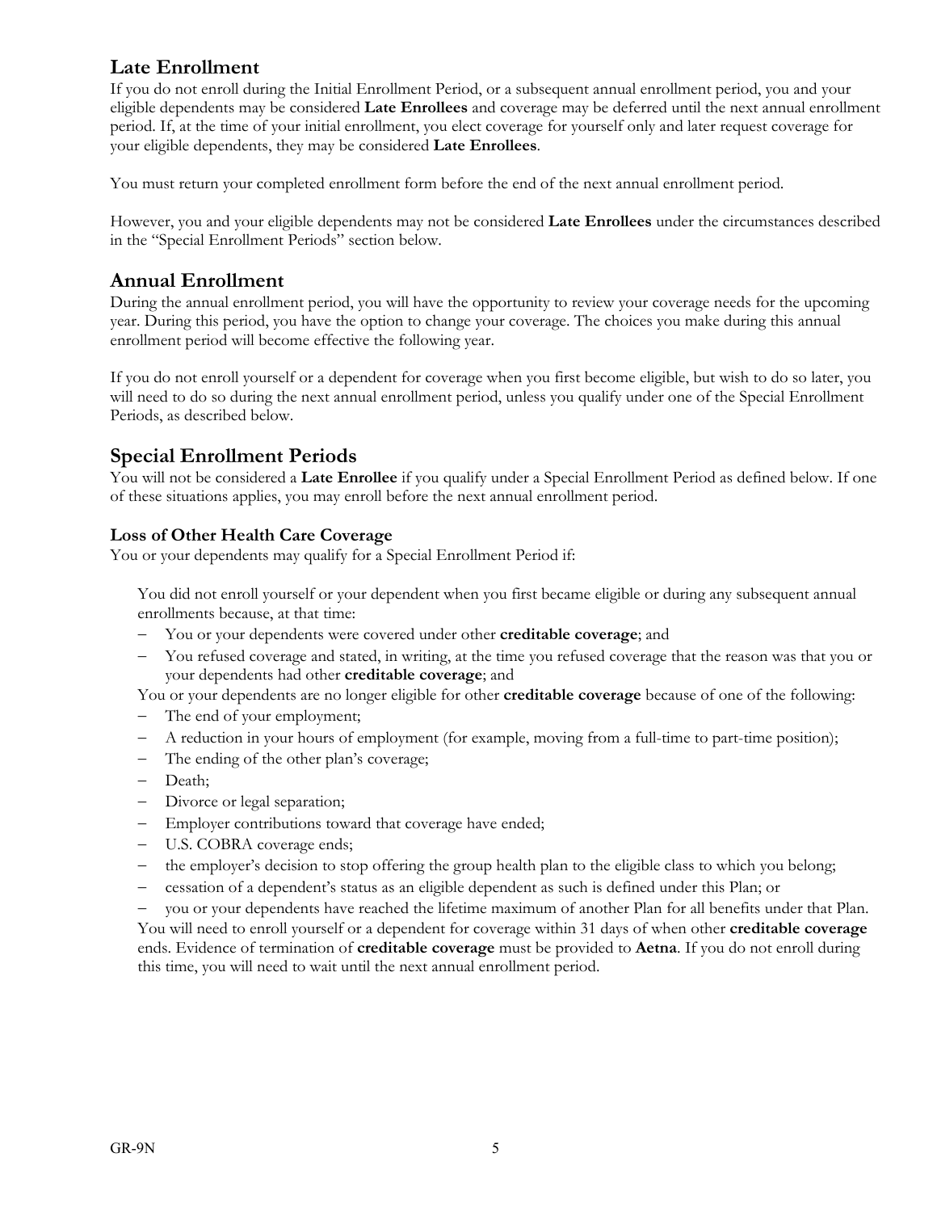## Late Enrollment

If you do not enroll during the Initial Enrollment Period, or a subsequent annual enrollment period, you and your eligible dependents may be considered **Late Enrollees** and coverage may be deferred until the next annual enrollment period. If, at the time of your initial enrollment, you elect coverage for yourself only and later request coverage for your eligible dependents, they may be considered **Late Enrollees**.

You must return your completed enrollment form before the end of the next annual enrollment period.

However, you and your eligible dependents may not be considered **Late Enrollees** under the circumstances described in the "Special Enrollment Periods" section below.

## Annual Enrollment

During the annual enrollment period, you will have the opportunity to review your coverage needs for the upcoming year. During this period, you have the option to change your coverage. The choices you make during this annual enrollment period will become effective the following year.

If you do not enroll yourself or a dependent for coverage when you first become eligible, but wish to do so later, you will need to do so during the next annual enrollment period, unless you qualify under one of the Special Enrollment Periods, as described below.

## Special Enrollment Periods

You will not be considered a **Late Enrollee** if you qualify under a Special Enrollment Period as defined below. If one of these situations applies, you may enroll before the next annual enrollment period.

### Loss of Other Health Care Coverage

You or your dependents may qualify for a Special Enrollment Period if:

You did not enroll yourself or your dependent when you first became eligible or during any subsequent annual enrollments because, at that time:

- You or your dependents were covered under other **creditable coverage**; and
- You refused coverage and stated, in writing, at the time you refused coverage that the reason was that you or your dependents had other **creditable coverage**; and

You or your dependents are no longer eligible for other **creditable coverage** because of one of the following:

- The end of your employment;
- A reduction in your hours of employment (for example, moving from a full-time to part-time position);
- The ending of the other plan's coverage;
- Death;
- Divorce or legal separation;
- Employer contributions toward that coverage have ended;
- U.S. COBRA coverage ends;
- the employer's decision to stop offering the group health plan to the eligible class to which you belong;
- cessation of a dependent's status as an eligible dependent as such is defined under this Plan; or
- you or your dependents have reached the lifetime maximum of another Plan for all benefits under that Plan.

You will need to enroll yourself or a dependent for coverage within 31 days of when other **creditable coverage** ends. Evidence of termination of **creditable coverage** must be provided to **Aetna**. If you do not enroll during this time, you will need to wait until the next annual enrollment period.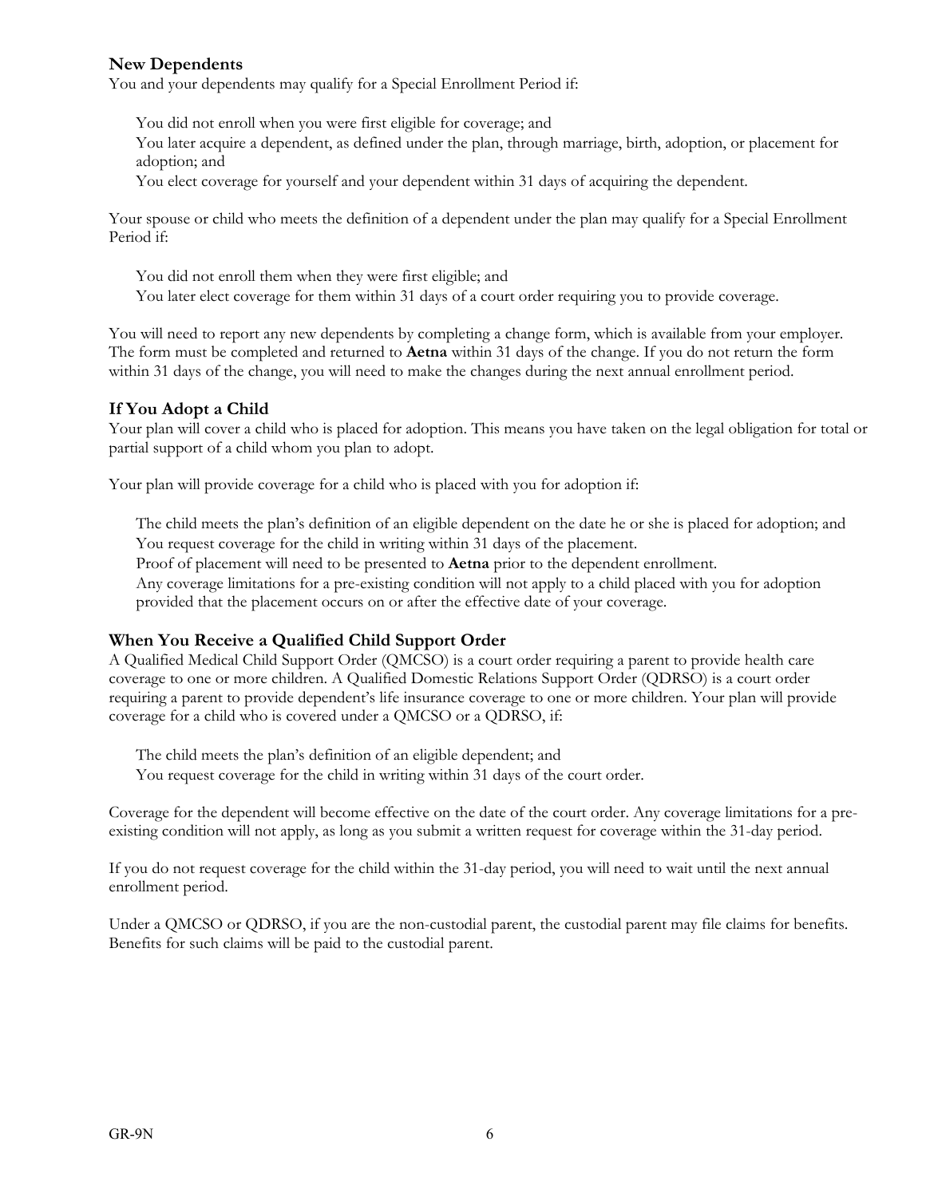### New Dependents

You and your dependents may qualify for a Special Enrollment Period if:

- You did not enroll when you were first eligible for coverage; and
- You later acquire a dependent, as defined under the plan, through marriage, birth, adoption, or placement for adoption; and
- You elect coverage for yourself and your dependent within 31 days of acquiring the dependent.

Your spouse or child who meets the definition of a dependent under the plan may qualify for a Special Enrollment Period if:

- You did not enroll them when they were first eligible; and
- You later elect coverage for them within 31 days of a court order requiring you to provide coverage.

You will need to report any new dependents by completing a change form, which is available from your employer. The form must be completed and returned to **Aetna** within 31 days of the change. If you do not return the form within 31 days of the change, you will need to make the changes during the next annual enrollment period.

### If You Adopt a Child

Your plan will cover a child who is placed for adoption. This means you have taken on the legal obligation for total or partial support of a child whom you plan to adopt.

Your plan will provide coverage for a child who is placed with you for adoption if:

- The child meets the plan's definition of an eligible dependent on the date he or she is placed for adoption; and
- You request coverage for the child in writing within 31 days of the placement.
- Proof of placement will need to be presented to **Aetna** prior to the dependent enrollment.
- Any coverage limitations for a pre-existing condition will not apply to a child placed with you for adoption provided that the placement occurs on or after the effective date of your coverage.

### When You Receive a Qualified Child Support Order

A Qualified Medical Child Support Order (QMCSO) is a court order requiring a parent to provide health care coverage to one or more children. A Qualified Domestic Relations Support Order (QDRSO) is a court order requiring a parent to provide dependent's life insurance coverage to one or more children. Your plan will provide coverage for a child who is covered under a QMCSO or a QDRSO, if:

- The child meets the plan's definition of an eligible dependent; and
- You request coverage for the child in writing within 31 days of the court order.

Coverage for the dependent will become effective on the date of the court order. Any coverage limitations for a pre-existing condition will not apply, as long as you submit a written request for coverage within the 31-day period.

If you do not request coverage for the child within the 31-day period, you will need to wait until the next annual enrollment period.

Under a QMCSO or QDRSO, if you are the non-custodial parent, the custodial parent may file claims for benefits. Benefits for such claims will be paid to the custodial parent.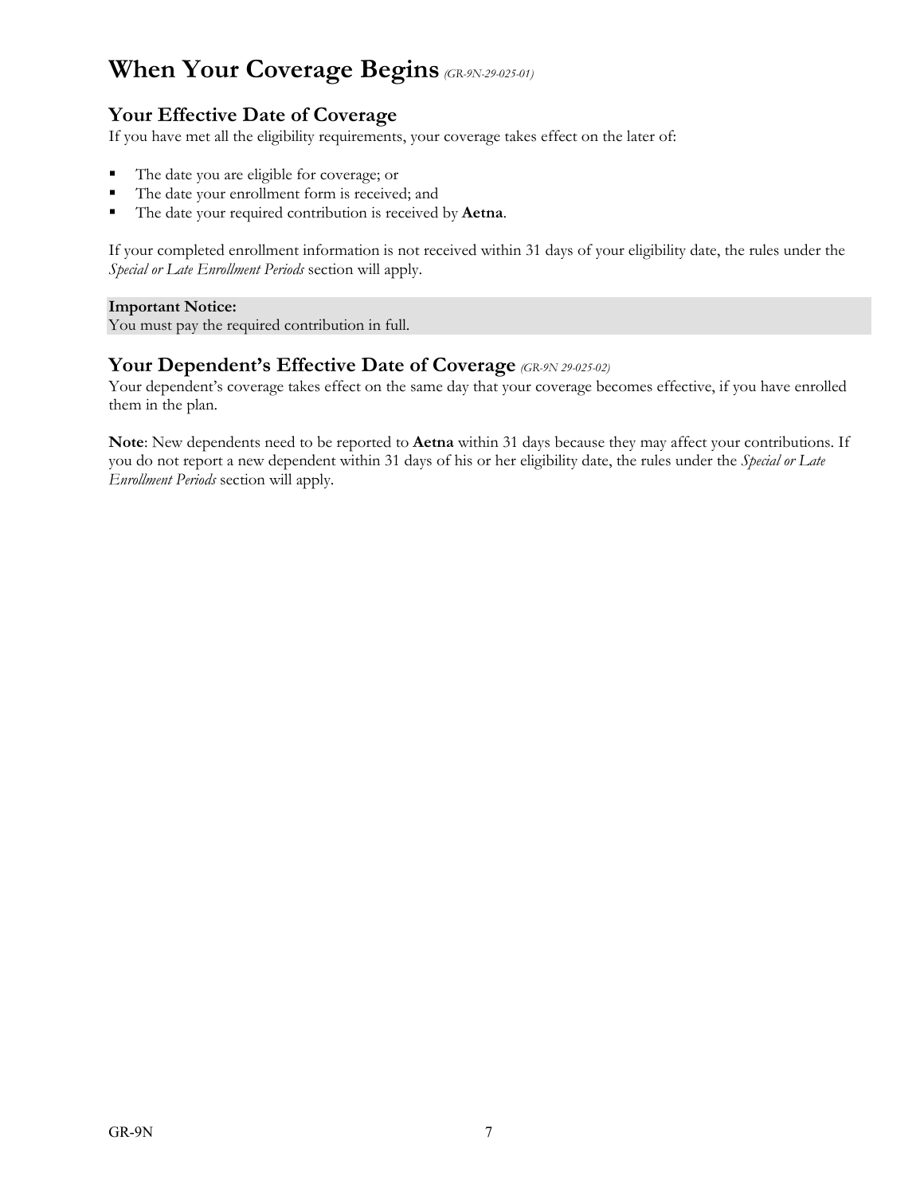# When Your Coverage Begins *(GR-9N-29-025-01)*

## Your Effective Date of Coverage

If you have met all the eligibility requirements, your coverage takes effect on the later of:

- The date you are eligible for coverage; or
- The date your enrollment form is received; and
- The date your required contribution is received by **Aetna**.

If your completed enrollment information is not received within 31 days of your eligibility date, the rules under the *Special or Late Enrollment Periods* section will apply.

**Important Notice:**
You must pay the required contribution in full.

## Your Dependent's Effective Date of Coverage *(GR-9N 29-025-02)*

Your dependent's coverage takes effect on the same day that your coverage becomes effective, if you have enrolled them in the plan.

**Note**: New dependents need to be reported to **Aetna** within 31 days because they may affect your contributions. If you do not report a new dependent within 31 days of his or her eligibility date, the rules under the *Special or Late Enrollment Periods* section will apply.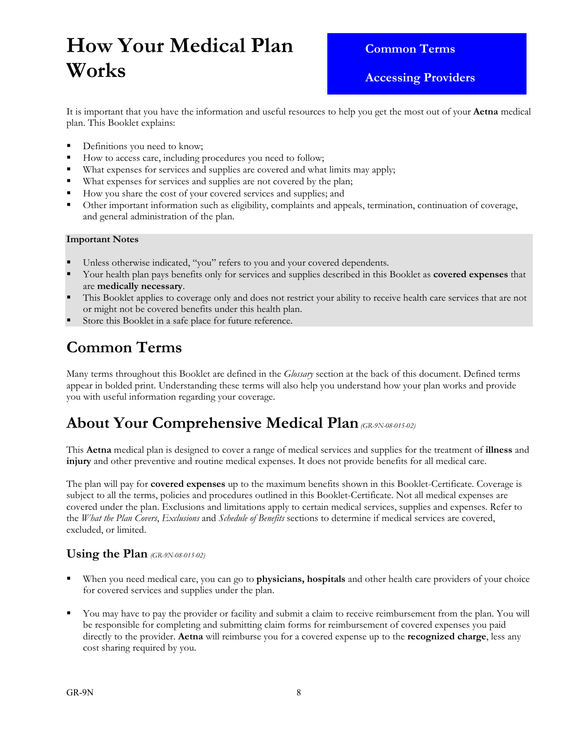# How Your Medical Plan Works

**Common Terms**

**Accessing Providers**

It is important that you have the information and useful resources to help you get the most out of your **Aetna** medical plan. This Booklet explains:

- Definitions you need to know;
- How to access care, including procedures you need to follow;
- What expenses for services and supplies are covered and what limits may apply;
- What expenses for services and supplies are not covered by the plan;
- How you share the cost of your covered services and supplies; and
- Other important information such as eligibility, complaints and appeals, termination, continuation of coverage, and general administration of the plan.

**Important Notes**

- Unless otherwise indicated, "you" refers to you and your covered dependents.
- Your health plan pays benefits only for services and supplies described in this Booklet as **covered expenses** that are **medically necessary**.
- This Booklet applies to coverage only and does not restrict your ability to receive health care services that are not or might not be covered benefits under this health plan.
- Store this Booklet in a safe place for future reference.

## Common Terms

Many terms throughout this Booklet are defined in the *Glossary* section at the back of this document. Defined terms appear in bolded print. Understanding these terms will also help you understand how your plan works and provide you with useful information regarding your coverage.

## About Your Comprehensive Medical Plan *(GR-9N-08-015-02)*

This **Aetna** medical plan is designed to cover a range of medical services and supplies for the treatment of **illness** and **injury** and other preventive and routine medical expenses. It does not provide benefits for all medical care.

The plan will pay for **covered expenses** up to the maximum benefits shown in this Booklet-Certificate. Coverage is subject to all the terms, policies and procedures outlined in this Booklet-Certificate. Not all medical expenses are covered under the plan. Exclusions and limitations apply to certain medical services, supplies and expenses. Refer to the *What the Plan Covers*, *Exclusions* and *Schedule of Benefits* sections to determine if medical services are covered, excluded, or limited.

### Using the Plan *(GR-9N-08-015-02)*

- When you need medical care, you can go to **physicians, hospitals** and other health care providers of your choice for covered services and supplies under the plan.

- You may have to pay the provider or facility and submit a claim to receive reimbursement from the plan. You will be responsible for completing and submitting claim forms for reimbursement of covered expenses you paid directly to the provider. **Aetna** will reimburse you for a covered expense up to the **recognized charge**, less any cost sharing required by you.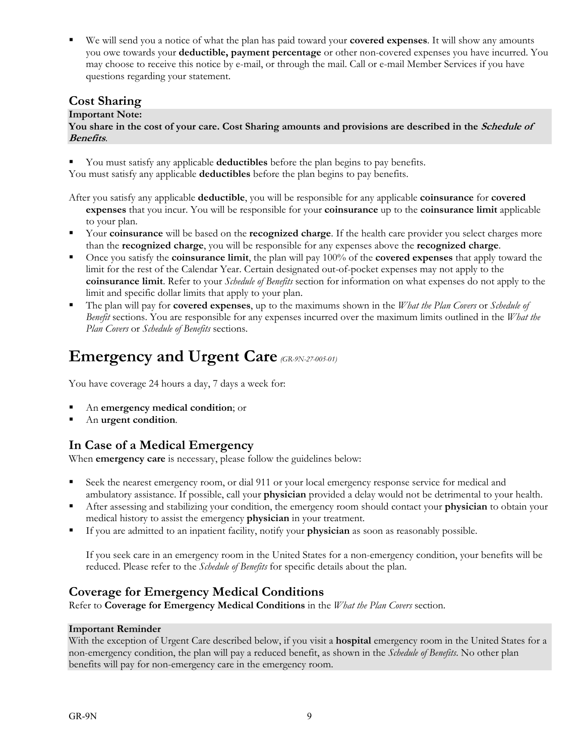- We will send you a notice of what the plan has paid toward your **covered expenses**. It will show any amounts you owe towards your **deductible, payment percentage** or other non-covered expenses you have incurred. You may choose to receive this notice by e-mail, or through the mail. Call or e-mail Member Services if you have questions regarding your statement.

## Cost Sharing

**Important Note:**
**You share in the cost of your care. Cost Sharing amounts and provisions are described in the *Schedule of Benefits*.**

- You must satisfy any applicable **deductibles** before the plan begins to pay benefits.

You must satisfy any applicable **deductibles** before the plan begins to pay benefits.

After you satisfy any applicable **deductible**, you will be responsible for any applicable **coinsurance** for **covered expenses** that you incur. You will be responsible for your **coinsurance** up to the **coinsurance limit** applicable to your plan.

- Your **coinsurance** will be based on the **recognized charge**. If the health care provider you select charges more than the **recognized charge**, you will be responsible for any expenses above the **recognized charge**.
- Once you satisfy the **coinsurance limit**, the plan will pay 100% of the **covered expenses** that apply toward the limit for the rest of the Calendar Year. Certain designated out-of-pocket expenses may not apply to the **coinsurance limit**. Refer to your *Schedule of Benefits* section for information on what expenses do not apply to the limit and specific dollar limits that apply to your plan.
- The plan will pay for **covered expenses**, up to the maximums shown in the *What the Plan Covers* or *Schedule of Benefit* sections. You are responsible for any expenses incurred over the maximum limits outlined in the *What the Plan Covers* or *Schedule of Benefits* sections.

# Emergency and Urgent Care *(GR-9N-27-005-01)*

You have coverage 24 hours a day, 7 days a week for:

- An **emergency medical condition**; or
- An **urgent condition**.

## In Case of a Medical Emergency

When **emergency care** is necessary, please follow the guidelines below:

- Seek the nearest emergency room, or dial 911 or your local emergency response service for medical and ambulatory assistance. If possible, call your **physician** provided a delay would not be detrimental to your health.
- After assessing and stabilizing your condition, the emergency room should contact your **physician** to obtain your medical history to assist the emergency **physician** in your treatment.
- If you are admitted to an inpatient facility, notify your **physician** as soon as reasonably possible.

  If you seek care in an emergency room in the United States for a non-emergency condition, your benefits will be reduced. Please refer to the *Schedule of Benefits* for specific details about the plan.

## Coverage for Emergency Medical Conditions

Refer to **Coverage for Emergency Medical Conditions** in the *What the Plan Covers* section.

**Important Reminder**
With the exception of Urgent Care described below, if you visit a **hospital** emergency room in the United States for a non-emergency condition, the plan will pay a reduced benefit, as shown in the *Schedule of Benefits*. No other plan benefits will pay for non-emergency care in the emergency room.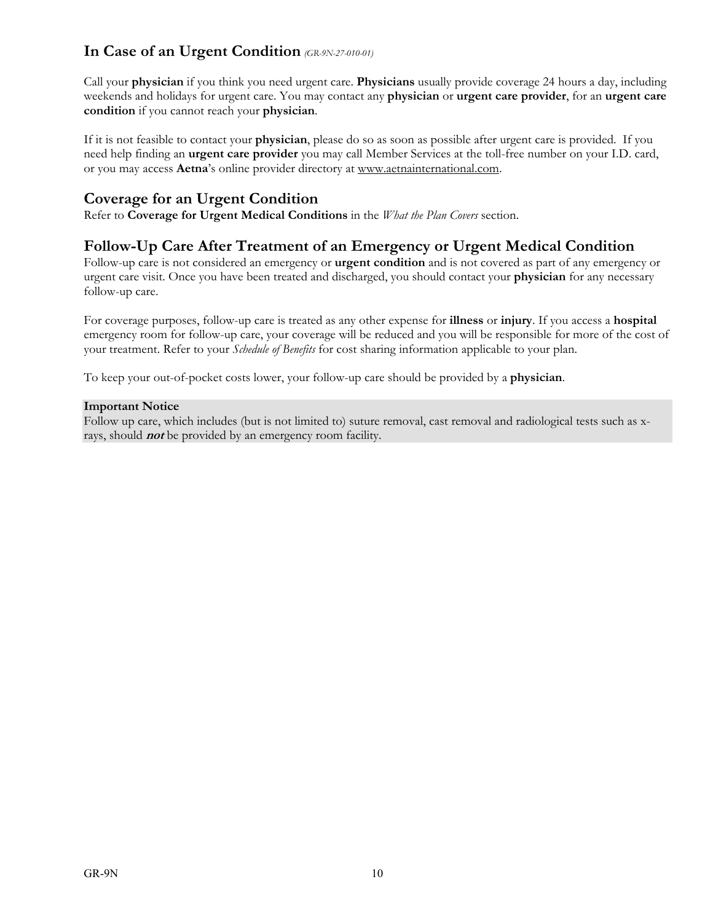## In Case of an Urgent Condition *(GR-9N-27-010-01)*

Call your **physician** if you think you need urgent care. **Physicians** usually provide coverage 24 hours a day, including weekends and holidays for urgent care. You may contact any **physician** or **urgent care provider**, for an **urgent care condition** if you cannot reach your **physician**.

If it is not feasible to contact your **physician**, please do so as soon as possible after urgent care is provided. If you need help finding an **urgent care provider** you may call Member Services at the toll-free number on your I.D. card, or you may access **Aetna**'s online provider directory at www.aetnainternational.com.

## Coverage for an Urgent Condition

Refer to **Coverage for Urgent Medical Conditions** in the *What the Plan Covers* section.

## Follow-Up Care After Treatment of an Emergency or Urgent Medical Condition

Follow-up care is not considered an emergency or **urgent condition** and is not covered as part of any emergency or urgent care visit. Once you have been treated and discharged, you should contact your **physician** for any necessary follow-up care.

For coverage purposes, follow-up care is treated as any other expense for **illness** or **injury**. If you access a **hospital** emergency room for follow-up care, your coverage will be reduced and you will be responsible for more of the cost of your treatment. Refer to your *Schedule of Benefits* for cost sharing information applicable to your plan.

To keep your out-of-pocket costs lower, your follow-up care should be provided by a **physician**.

**Important Notice**
Follow up care, which includes (but is not limited to) suture removal, cast removal and radiological tests such as x-rays, should ***not*** be provided by an emergency room facility.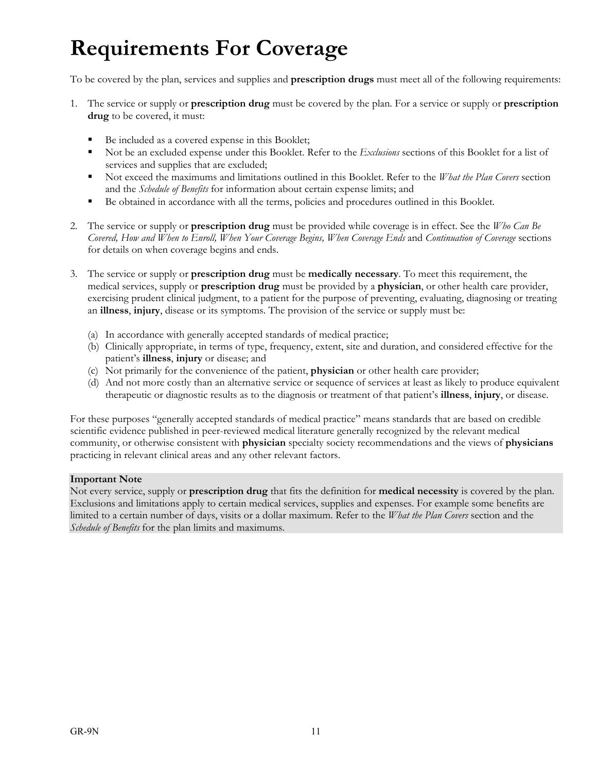# Requirements For Coverage

To be covered by the plan, services and supplies and **prescription drugs** must meet all of the following requirements:

1. The service or supply or **prescription drug** must be covered by the plan. For a service or supply or **prescription drug** to be covered, it must:

   - Be included as a covered expense in this Booklet;
   - Not be an excluded expense under this Booklet. Refer to the *Exclusions* sections of this Booklet for a list of services and supplies that are excluded;
   - Not exceed the maximums and limitations outlined in this Booklet. Refer to the *What the Plan Covers* section and the *Schedule of Benefits* for information about certain expense limits; and
   - Be obtained in accordance with all the terms, policies and procedures outlined in this Booklet.

2. The service or supply or **prescription drug** must be provided while coverage is in effect. See the *Who Can Be Covered, How and When to Enroll, When Your Coverage Begins, When Coverage Ends* and *Continuation of Coverage* sections for details on when coverage begins and ends.

3. The service or supply or **prescription drug** must be **medically necessary**. To meet this requirement, the medical services, supply or **prescription drug** must be provided by a **physician**, or other health care provider, exercising prudent clinical judgment, to a patient for the purpose of preventing, evaluating, diagnosing or treating an **illness**, **injury**, disease or its symptoms. The provision of the service or supply must be:

   (a) In accordance with generally accepted standards of medical practice;
   (b) Clinically appropriate, in terms of type, frequency, extent, site and duration, and considered effective for the patient's **illness**, **injury** or disease; and
   (c) Not primarily for the convenience of the patient, **physician** or other health care provider;
   (d) And not more costly than an alternative service or sequence of services at least as likely to produce equivalent therapeutic or diagnostic results as to the diagnosis or treatment of that patient's **illness**, **injury**, or disease.

For these purposes "generally accepted standards of medical practice" means standards that are based on credible scientific evidence published in peer-reviewed medical literature generally recognized by the relevant medical community, or otherwise consistent with **physician** specialty society recommendations and the views of **physicians** practicing in relevant clinical areas and any other relevant factors.

**Important Note**
Not every service, supply or **prescription drug** that fits the definition for **medical necessity** is covered by the plan. Exclusions and limitations apply to certain medical services, supplies and expenses. For example some benefits are limited to a certain number of days, visits or a dollar maximum. Refer to the *What the Plan Covers* section and the *Schedule of Benefits* for the plan limits and maximums.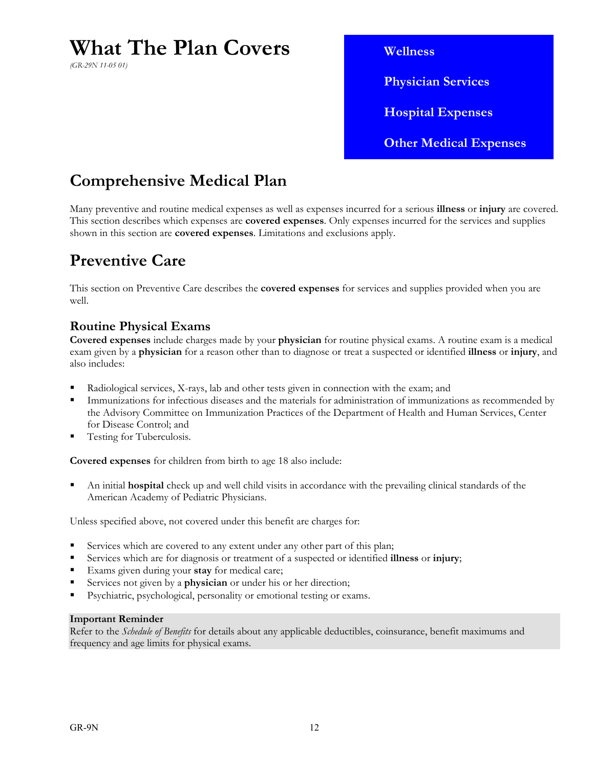# What The Plan Covers

*(GR-29N 11-05 01)*

**Wellness**

**Physician Services**

**Hospital Expenses**

**Other Medical Expenses**

## Comprehensive Medical Plan

Many preventive and routine medical expenses as well as expenses incurred for a serious **illness** or **injury** are covered. This section describes which expenses are **covered expenses**. Only expenses incurred for the services and supplies shown in this section are **covered expenses**. Limitations and exclusions apply.

## Preventive Care

This section on Preventive Care describes the **covered expenses** for services and supplies provided when you are well.

### Routine Physical Exams

**Covered expenses** include charges made by your **physician** for routine physical exams. A routine exam is a medical exam given by a **physician** for a reason other than to diagnose or treat a suspected or identified **illness** or **injury**, and also includes:

- Radiological services, X-rays, lab and other tests given in connection with the exam; and
- Immunizations for infectious diseases and the materials for administration of immunizations as recommended by the Advisory Committee on Immunization Practices of the Department of Health and Human Services, Center for Disease Control; and
- Testing for Tuberculosis.

**Covered expenses** for children from birth to age 18 also include:

- An initial **hospital** check up and well child visits in accordance with the prevailing clinical standards of the American Academy of Pediatric Physicians.

Unless specified above, not covered under this benefit are charges for:

- Services which are covered to any extent under any other part of this plan;
- Services which are for diagnosis or treatment of a suspected or identified **illness** or **injury**;
- Exams given during your **stay** for medical care;
- Services not given by a **physician** or under his or her direction;
- Psychiatric, psychological, personality or emotional testing or exams.

**Important Reminder**
Refer to the *Schedule of Benefits* for details about any applicable deductibles, coinsurance, benefit maximums and frequency and age limits for physical exams.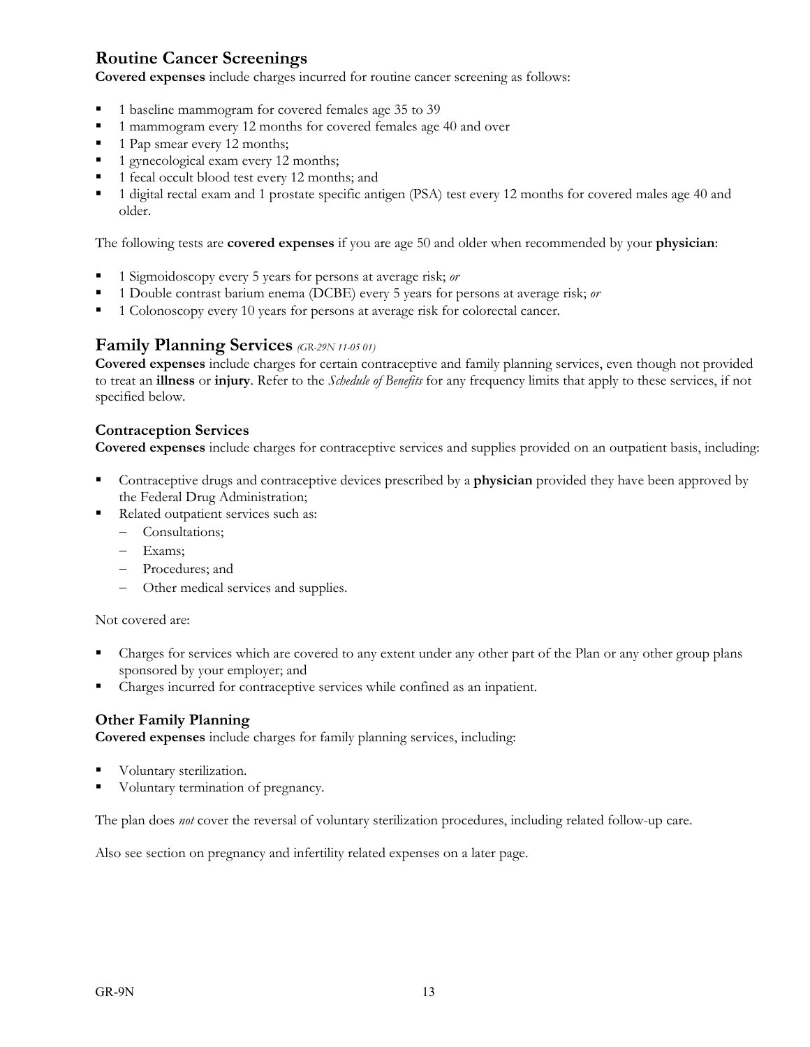## Routine Cancer Screenings

**Covered expenses** include charges incurred for routine cancer screening as follows:

- 1 baseline mammogram for covered females age 35 to 39
- 1 mammogram every 12 months for covered females age 40 and over
- 1 Pap smear every 12 months;
- 1 gynecological exam every 12 months;
- 1 fecal occult blood test every 12 months; and
- 1 digital rectal exam and 1 prostate specific antigen (PSA) test every 12 months for covered males age 40 and older.

The following tests are **covered expenses** if you are age 50 and older when recommended by your **physician**:

- 1 Sigmoidoscopy every 5 years for persons at average risk; *or*
- 1 Double contrast barium enema (DCBE) every 5 years for persons at average risk; *or*
- 1 Colonoscopy every 10 years for persons at average risk for colorectal cancer.

## Family Planning Services *(GR-29N 11-05 01)*

**Covered expenses** include charges for certain contraceptive and family planning services, even though not provided to treat an **illness** or **injury**. Refer to the *Schedule of Benefits* for any frequency limits that apply to these services, if not specified below.

### Contraception Services

**Covered expenses** include charges for contraceptive services and supplies provided on an outpatient basis, including:

- Contraceptive drugs and contraceptive devices prescribed by a **physician** provided they have been approved by the Federal Drug Administration;
- Related outpatient services such as:
  - Consultations;
  - Exams;
  - Procedures; and
  - Other medical services and supplies.

Not covered are:

- Charges for services which are covered to any extent under any other part of the Plan or any other group plans sponsored by your employer; and
- Charges incurred for contraceptive services while confined as an inpatient.

### Other Family Planning

**Covered expenses** include charges for family planning services, including:

- Voluntary sterilization.
- Voluntary termination of pregnancy.

The plan does *not* cover the reversal of voluntary sterilization procedures, including related follow-up care.

Also see section on pregnancy and infertility related expenses on a later page.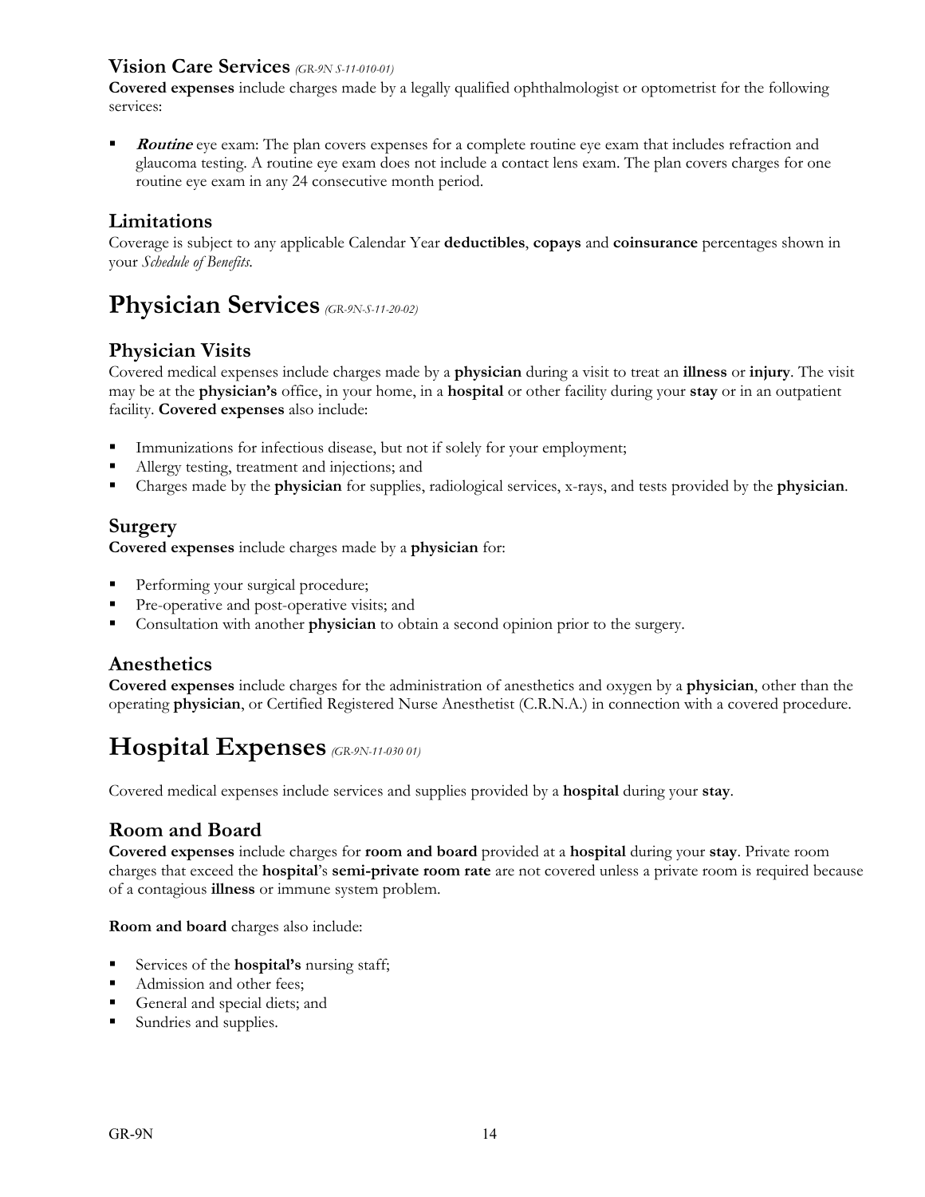### Vision Care Services *(GR-9N S-11-010-01)*

**Covered expenses** include charges made by a legally qualified ophthalmologist or optometrist for the following services:

- ***Routine*** eye exam: The plan covers expenses for a complete routine eye exam that includes refraction and glaucoma testing. A routine eye exam does not include a contact lens exam. The plan covers charges for one routine eye exam in any 24 consecutive month period.

### Limitations

Coverage is subject to any applicable Calendar Year **deductibles**, **copays** and **coinsurance** percentages shown in your *Schedule of Benefits*.

## Physician Services *(GR-9N-S-11-20-02)*

### Physician Visits

Covered medical expenses include charges made by a **physician** during a visit to treat an **illness** or **injury**. The visit may be at the **physician's** office, in your home, in a **hospital** or other facility during your **stay** or in an outpatient facility. **Covered expenses** also include:

- Immunizations for infectious disease, but not if solely for your employment;
- Allergy testing, treatment and injections; and
- Charges made by the **physician** for supplies, radiological services, x-rays, and tests provided by the **physician**.

### Surgery

**Covered expenses** include charges made by a **physician** for:

- Performing your surgical procedure;
- Pre-operative and post-operative visits; and
- Consultation with another **physician** to obtain a second opinion prior to the surgery.

### Anesthetics

**Covered expenses** include charges for the administration of anesthetics and oxygen by a **physician**, other than the operating **physician**, or Certified Registered Nurse Anesthetist (C.R.N.A.) in connection with a covered procedure.

## Hospital Expenses *(GR-9N-11-030 01)*

Covered medical expenses include services and supplies provided by a **hospital** during your **stay**.

### Room and Board

**Covered expenses** include charges for **room and board** provided at a **hospital** during your **stay**. Private room charges that exceed the **hospital**'s **semi-private room rate** are not covered unless a private room is required because of a contagious **illness** or immune system problem.

**Room and board** charges also include:

- Services of the **hospital's** nursing staff;
- Admission and other fees;
- General and special diets; and
- Sundries and supplies.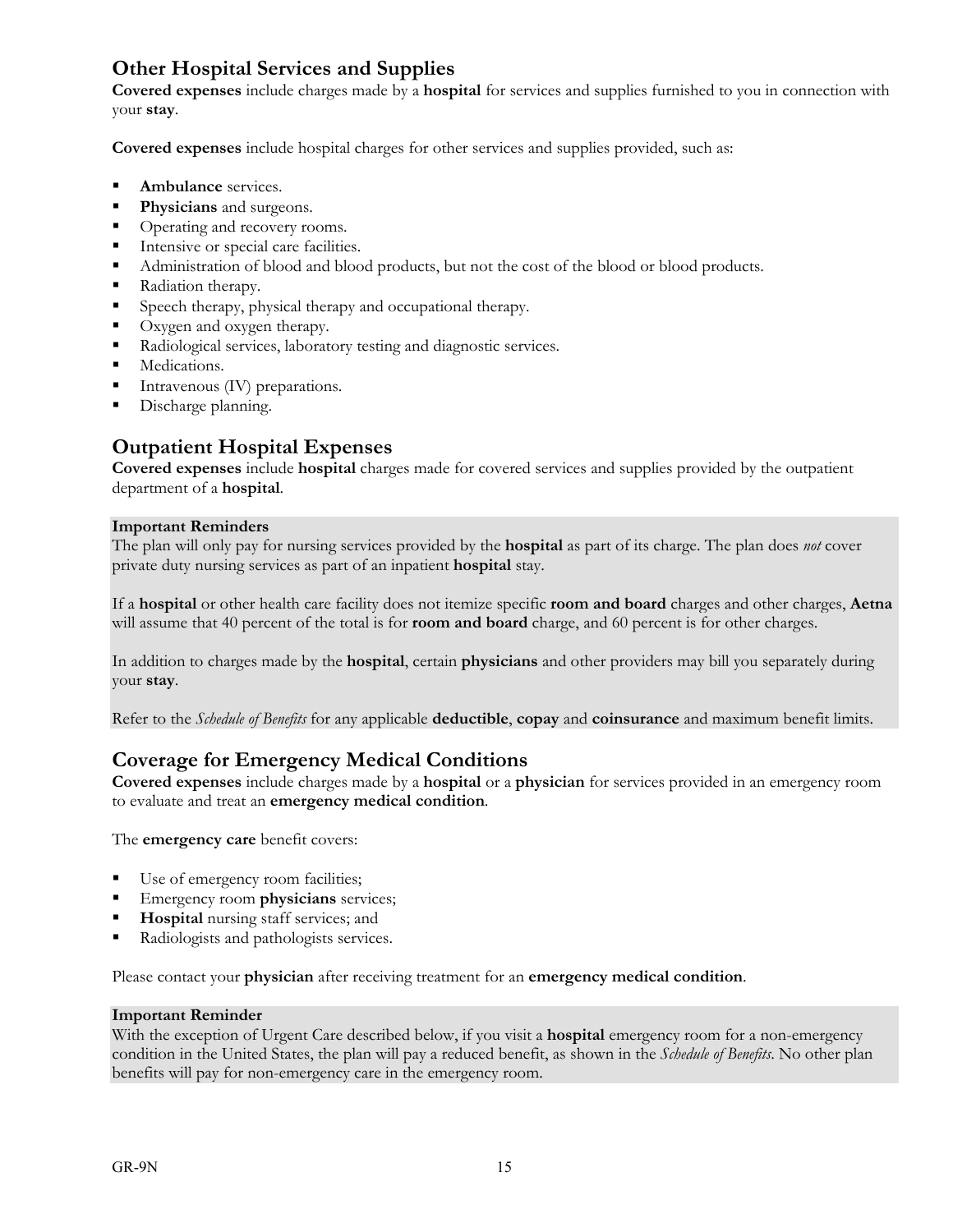## Other Hospital Services and Supplies

**Covered expenses** include charges made by a **hospital** for services and supplies furnished to you in connection with your **stay**.

**Covered expenses** include hospital charges for other services and supplies provided, such as:

- **Ambulance** services.
- **Physicians** and surgeons.
- Operating and recovery rooms.
- Intensive or special care facilities.
- Administration of blood and blood products, but not the cost of the blood or blood products.
- Radiation therapy.
- Speech therapy, physical therapy and occupational therapy.
- Oxygen and oxygen therapy.
- Radiological services, laboratory testing and diagnostic services.
- Medications.
- Intravenous (IV) preparations.
- Discharge planning.

## Outpatient Hospital Expenses

**Covered expenses** include **hospital** charges made for covered services and supplies provided by the outpatient department of a **hospital**.

**Important Reminders**

The plan will only pay for nursing services provided by the **hospital** as part of its charge. The plan does *not* cover private duty nursing services as part of an inpatient **hospital** stay.

If a **hospital** or other health care facility does not itemize specific **room and board** charges and other charges, **Aetna** will assume that 40 percent of the total is for **room and board** charge, and 60 percent is for other charges.

In addition to charges made by the **hospital**, certain **physicians** and other providers may bill you separately during your **stay**.

Refer to the *Schedule of Benefits* for any applicable **deductible**, **copay** and **coinsurance** and maximum benefit limits.

## Coverage for Emergency Medical Conditions

**Covered expenses** include charges made by a **hospital** or a **physician** for services provided in an emergency room to evaluate and treat an **emergency medical condition**.

The **emergency care** benefit covers:

- Use of emergency room facilities;
- Emergency room **physicians** services;
- **Hospital** nursing staff services; and
- Radiologists and pathologists services.

Please contact your **physician** after receiving treatment for an **emergency medical condition**.

**Important Reminder**

With the exception of Urgent Care described below, if you visit a **hospital** emergency room for a non-emergency condition in the United States, the plan will pay a reduced benefit, as shown in the *Schedule of Benefits*. No other plan benefits will pay for non-emergency care in the emergency room.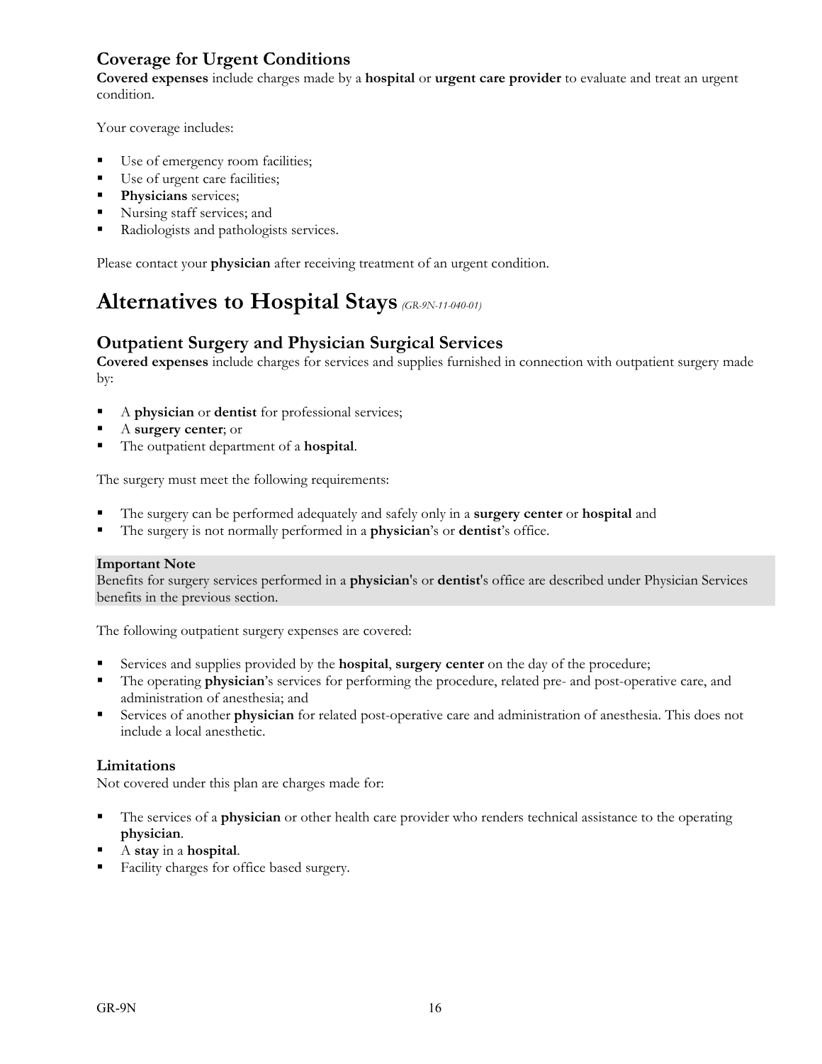## Coverage for Urgent Conditions

**Covered expenses** include charges made by a **hospital** or **urgent care provider** to evaluate and treat an urgent condition.

Your coverage includes:

- Use of emergency room facilities;
- Use of urgent care facilities;
- **Physicians** services;
- Nursing staff services; and
- Radiologists and pathologists services.

Please contact your **physician** after receiving treatment of an urgent condition.

# Alternatives to Hospital Stays *(GR-9N-11-040-01)*

## Outpatient Surgery and Physician Surgical Services

**Covered expenses** include charges for services and supplies furnished in connection with outpatient surgery made by:

- A **physician** or **dentist** for professional services;
- A **surgery center**; or
- The outpatient department of a **hospital**.

The surgery must meet the following requirements:

- The surgery can be performed adequately and safely only in a **surgery center** or **hospital** and
- The surgery is not normally performed in a **physician**'s or **dentist**'s office.

**Important Note**
Benefits for surgery services performed in a **physician**'s or **dentist**'s office are described under Physician Services benefits in the previous section.

The following outpatient surgery expenses are covered:

- Services and supplies provided by the **hospital**, **surgery center** on the day of the procedure;
- The operating **physician**'s services for performing the procedure, related pre- and post-operative care, and administration of anesthesia; and
- Services of another **physician** for related post-operative care and administration of anesthesia. This does not include a local anesthetic.

### Limitations

Not covered under this plan are charges made for:

- The services of a **physician** or other health care provider who renders technical assistance to the operating **physician**.
- A **stay** in a **hospital**.
- Facility charges for office based surgery.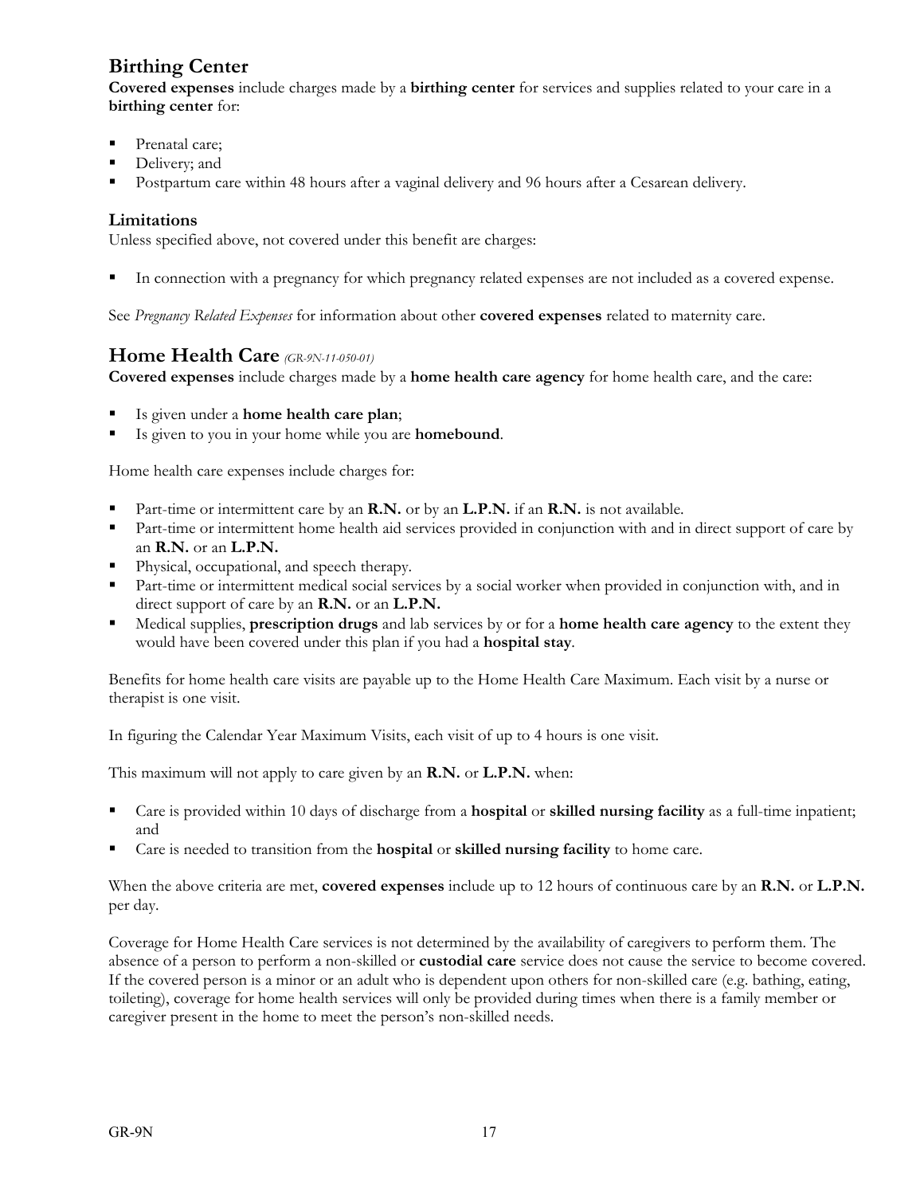## Birthing Center

**Covered expenses** include charges made by a **birthing center** for services and supplies related to your care in a **birthing center** for:

- Prenatal care;
- Delivery; and
- Postpartum care within 48 hours after a vaginal delivery and 96 hours after a Cesarean delivery.

### Limitations

Unless specified above, not covered under this benefit are charges:

- In connection with a pregnancy for which pregnancy related expenses are not included as a covered expense.

See *Pregnancy Related Expenses* for information about other **covered expenses** related to maternity care.

## Home Health Care *(GR-9N-11-050-01)*

**Covered expenses** include charges made by a **home health care agency** for home health care, and the care:

- Is given under a **home health care plan**;
- Is given to you in your home while you are **homebound**.

Home health care expenses include charges for:

- Part-time or intermittent care by an **R.N.** or by an **L.P.N.** if an **R.N.** is not available.
- Part-time or intermittent home health aid services provided in conjunction with and in direct support of care by an **R.N.** or an **L.P.N.**
- Physical, occupational, and speech therapy.
- Part-time or intermittent medical social services by a social worker when provided in conjunction with, and in direct support of care by an **R.N.** or an **L.P.N.**
- Medical supplies, **prescription drugs** and lab services by or for a **home health care agency** to the extent they would have been covered under this plan if you had a **hospital stay**.

Benefits for home health care visits are payable up to the Home Health Care Maximum. Each visit by a nurse or therapist is one visit.

In figuring the Calendar Year Maximum Visits, each visit of up to 4 hours is one visit.

This maximum will not apply to care given by an **R.N.** or **L.P.N.** when:

- Care is provided within 10 days of discharge from a **hospital** or **skilled nursing facility** as a full-time inpatient; and
- Care is needed to transition from the **hospital** or **skilled nursing facility** to home care.

When the above criteria are met, **covered expenses** include up to 12 hours of continuous care by an **R.N.** or **L.P.N.** per day.

Coverage for Home Health Care services is not determined by the availability of caregivers to perform them. The absence of a person to perform a non-skilled or **custodial care** service does not cause the service to become covered. If the covered person is a minor or an adult who is dependent upon others for non-skilled care (e.g. bathing, eating, toileting), coverage for home health services will only be provided during times when there is a family member or caregiver present in the home to meet the person's non-skilled needs.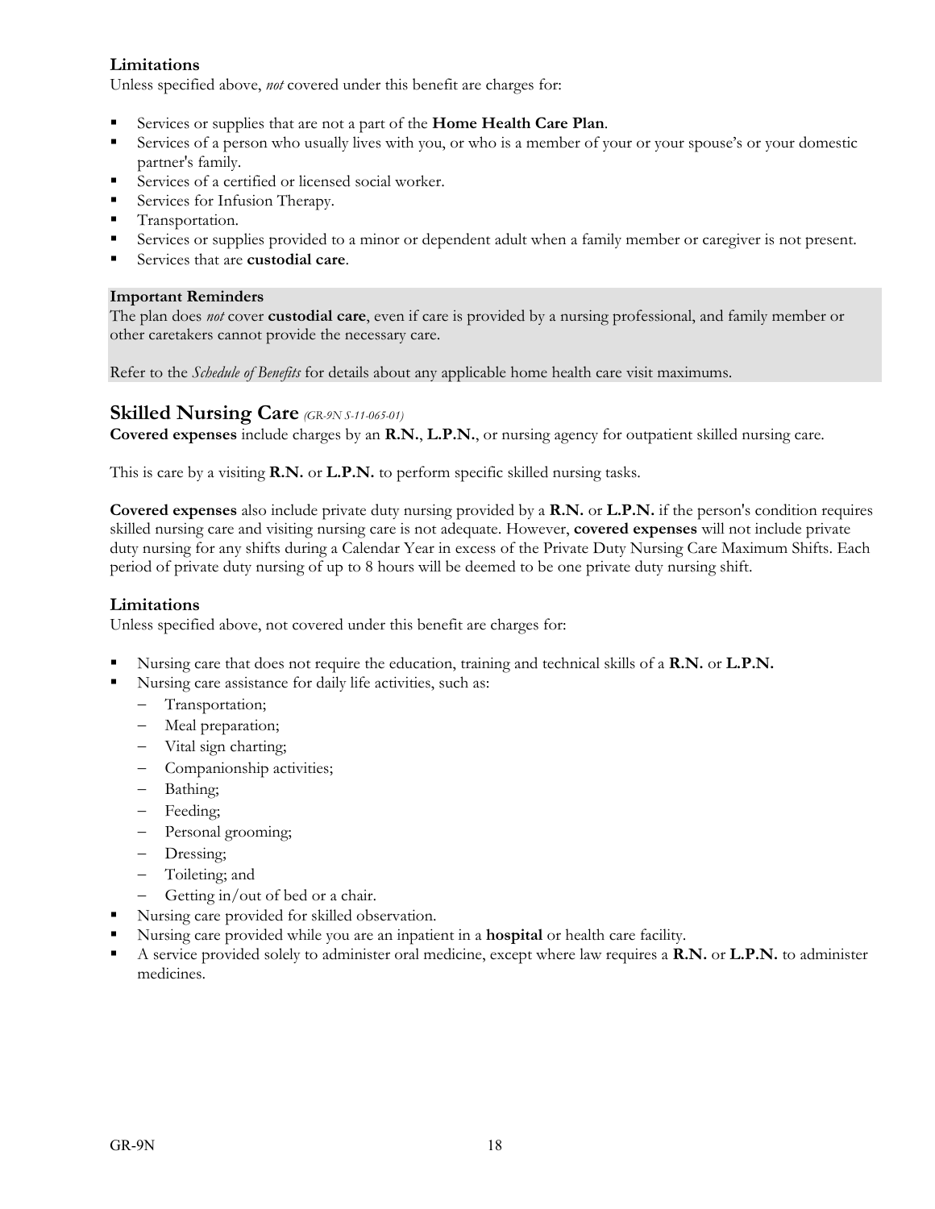### Limitations

Unless specified above, *not* covered under this benefit are charges for:

- Services or supplies that are not a part of the **Home Health Care Plan**.
- Services of a person who usually lives with you, or who is a member of your or your spouse's or your domestic partner's family.
- Services of a certified or licensed social worker.
- Services for Infusion Therapy.
- Transportation.
- Services or supplies provided to a minor or dependent adult when a family member or caregiver is not present.
- Services that are **custodial care**.

**Important Reminders**

The plan does *not* cover **custodial care**, even if care is provided by a nursing professional, and family member or other caretakers cannot provide the necessary care.

Refer to the *Schedule of Benefits* for details about any applicable home health care visit maximums.

## Skilled Nursing Care *(GR-9N S-11-065-01)*

**Covered expenses** include charges by an **R.N.**, **L.P.N.**, or nursing agency for outpatient skilled nursing care.

This is care by a visiting **R.N.** or **L.P.N.** to perform specific skilled nursing tasks.

**Covered expenses** also include private duty nursing provided by a **R.N.** or **L.P.N.** if the person's condition requires skilled nursing care and visiting nursing care is not adequate. However, **covered expenses** will not include private duty nursing for any shifts during a Calendar Year in excess of the Private Duty Nursing Care Maximum Shifts. Each period of private duty nursing of up to 8 hours will be deemed to be one private duty nursing shift.

### Limitations

Unless specified above, not covered under this benefit are charges for:

- Nursing care that does not require the education, training and technical skills of a **R.N.** or **L.P.N.**
- Nursing care assistance for daily life activities, such as:
  - Transportation;
  - Meal preparation;
  - Vital sign charting;
  - Companionship activities;
  - Bathing;
  - Feeding;
  - Personal grooming;
  - Dressing;
  - Toileting; and
  - Getting in/out of bed or a chair.
- Nursing care provided for skilled observation.
- Nursing care provided while you are an inpatient in a **hospital** or health care facility.
- A service provided solely to administer oral medicine, except where law requires a **R.N.** or **L.P.N.** to administer medicines.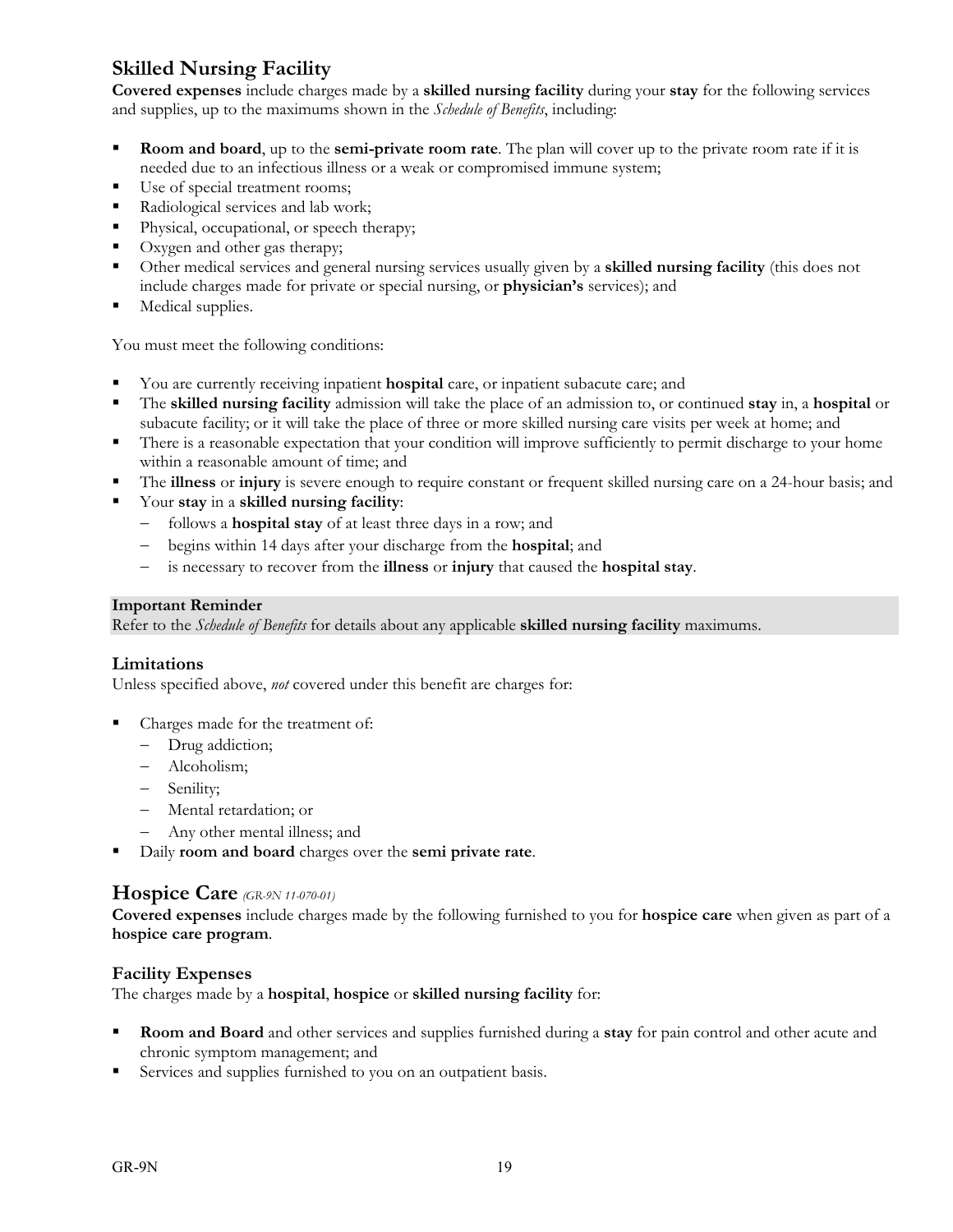## Skilled Nursing Facility

**Covered expenses** include charges made by a **skilled nursing facility** during your **stay** for the following services and supplies, up to the maximums shown in the *Schedule of Benefits*, including:

- **Room and board**, up to the **semi-private room rate**. The plan will cover up to the private room rate if it is needed due to an infectious illness or a weak or compromised immune system;
- Use of special treatment rooms;
- Radiological services and lab work;
- Physical, occupational, or speech therapy;
- Oxygen and other gas therapy;
- Other medical services and general nursing services usually given by a **skilled nursing facility** (this does not include charges made for private or special nursing, or **physician's** services); and
- Medical supplies.

You must meet the following conditions:

- You are currently receiving inpatient **hospital** care, or inpatient subacute care; and
- The **skilled nursing facility** admission will take the place of an admission to, or continued **stay** in, a **hospital** or subacute facility; or it will take the place of three or more skilled nursing care visits per week at home; and
- There is a reasonable expectation that your condition will improve sufficiently to permit discharge to your home within a reasonable amount of time; and
- The **illness** or **injury** is severe enough to require constant or frequent skilled nursing care on a 24-hour basis; and
- Your **stay** in a **skilled nursing facility**:
  - follows a **hospital stay** of at least three days in a row; and
  - begins within 14 days after your discharge from the **hospital**; and
  - is necessary to recover from the **illness** or **injury** that caused the **hospital stay**.

**Important Reminder**
Refer to the *Schedule of Benefits* for details about any applicable **skilled nursing facility** maximums.

### Limitations

Unless specified above, *not* covered under this benefit are charges for:

- Charges made for the treatment of:
  - Drug addiction;
  - Alcoholism;
  - Senility;
  - Mental retardation; or
  - Any other mental illness; and
- Daily **room and board** charges over the **semi private rate**.

## Hospice Care *(GR-9N 11-070-01)*

**Covered expenses** include charges made by the following furnished to you for **hospice care** when given as part of a **hospice care program**.

### Facility Expenses

The charges made by a **hospital**, **hospice** or **skilled nursing facility** for:

- **Room and Board** and other services and supplies furnished during a **stay** for pain control and other acute and chronic symptom management; and
- Services and supplies furnished to you on an outpatient basis.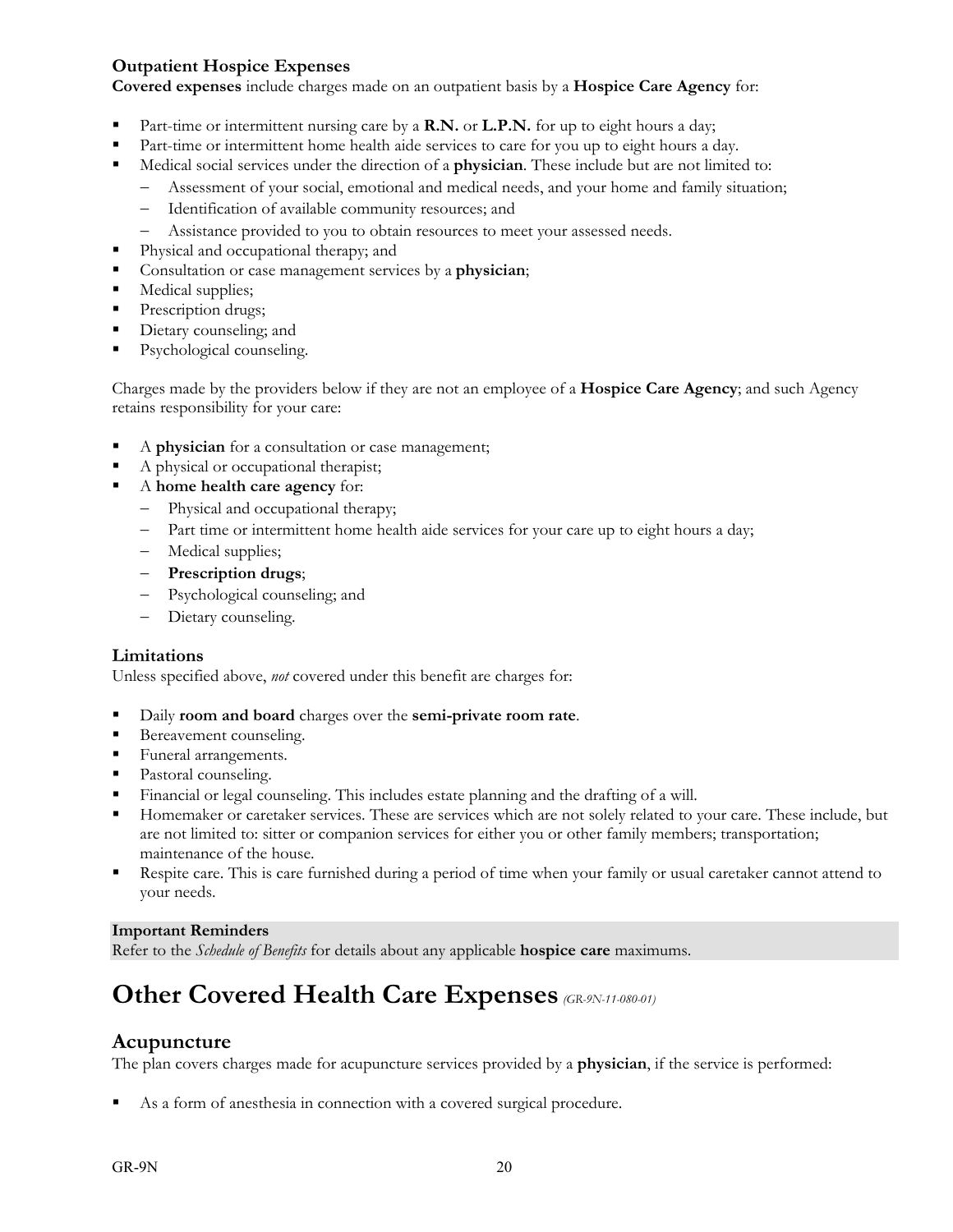### Outpatient Hospice Expenses

**Covered expenses** include charges made on an outpatient basis by a **Hospice Care Agency** for:

- Part-time or intermittent nursing care by a **R.N.** or **L.P.N.** for up to eight hours a day;
- Part-time or intermittent home health aide services to care for you up to eight hours a day.
- Medical social services under the direction of a **physician**. These include but are not limited to:
  - Assessment of your social, emotional and medical needs, and your home and family situation;
  - Identification of available community resources; and
  - Assistance provided to you to obtain resources to meet your assessed needs.
- Physical and occupational therapy; and
- Consultation or case management services by a **physician**;
- Medical supplies;
- Prescription drugs;
- Dietary counseling; and
- Psychological counseling.

Charges made by the providers below if they are not an employee of a **Hospice Care Agency**; and such Agency retains responsibility for your care:

- A **physician** for a consultation or case management;
- A physical or occupational therapist;
- A **home health care agency** for:
  - Physical and occupational therapy;
  - Part time or intermittent home health aide services for your care up to eight hours a day;
  - Medical supplies;
  - **Prescription drugs**;
  - Psychological counseling; and
  - Dietary counseling.

### Limitations

Unless specified above, *not* covered under this benefit are charges for:

- Daily **room and board** charges over the **semi-private room rate**.
- Bereavement counseling.
- Funeral arrangements.
- Pastoral counseling.
- Financial or legal counseling. This includes estate planning and the drafting of a will.
- Homemaker or caretaker services. These are services which are not solely related to your care. These include, but are not limited to: sitter or companion services for either you or other family members; transportation; maintenance of the house.
- Respite care. This is care furnished during a period of time when your family or usual caretaker cannot attend to your needs.

**Important Reminders**

Refer to the *Schedule of Benefits* for details about any applicable **hospice care** maximums.

# Other Covered Health Care Expenses *(GR-9N-11-080-01)*

## Acupuncture

The plan covers charges made for acupuncture services provided by a **physician**, if the service is performed:

- As a form of anesthesia in connection with a covered surgical procedure.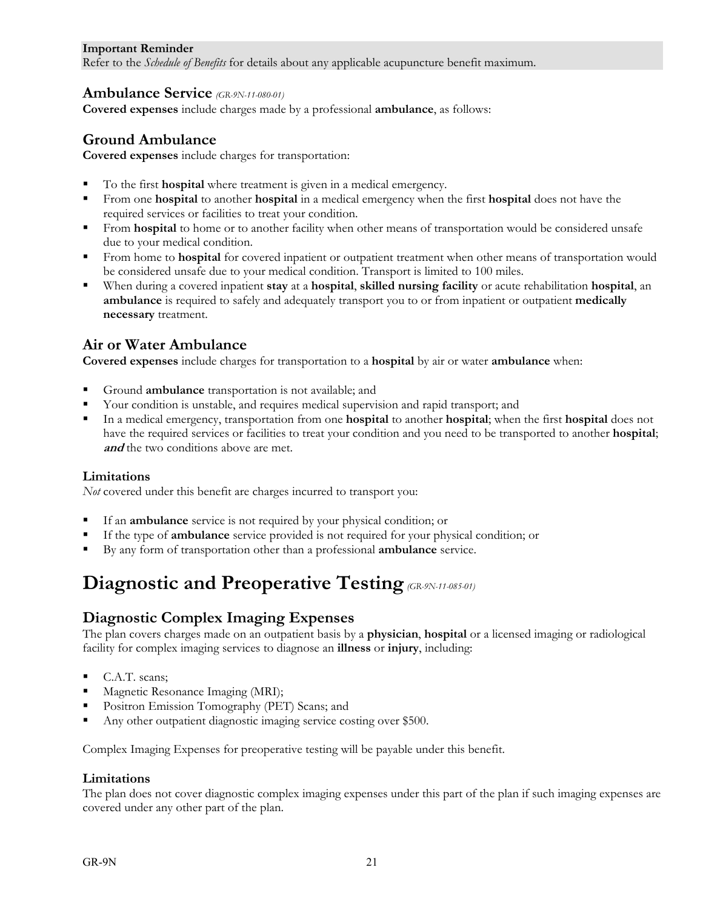**Important Reminder**
Refer to the *Schedule of Benefits* for details about any applicable acupuncture benefit maximum.

### Ambulance Service *(GR-9N-11-080-01)*

**Covered expenses** include charges made by a professional **ambulance**, as follows:

### Ground Ambulance

**Covered expenses** include charges for transportation:

- To the first **hospital** where treatment is given in a medical emergency.
- From one **hospital** to another **hospital** in a medical emergency when the first **hospital** does not have the required services or facilities to treat your condition.
- From **hospital** to home or to another facility when other means of transportation would be considered unsafe due to your medical condition.
- From home to **hospital** for covered inpatient or outpatient treatment when other means of transportation would be considered unsafe due to your medical condition. Transport is limited to 100 miles.
- When during a covered inpatient **stay** at a **hospital**, **skilled nursing facility** or acute rehabilitation **hospital**, an **ambulance** is required to safely and adequately transport you to or from inpatient or outpatient **medically necessary** treatment.

### Air or Water Ambulance

**Covered expenses** include charges for transportation to a **hospital** by air or water **ambulance** when:

- Ground **ambulance** transportation is not available; and
- Your condition is unstable, and requires medical supervision and rapid transport; and
- In a medical emergency, transportation from one **hospital** to another **hospital**; when the first **hospital** does not have the required services or facilities to treat your condition and you need to be transported to another **hospital**; ***and*** the two conditions above are met.

#### Limitations

*Not* covered under this benefit are charges incurred to transport you:

- If an **ambulance** service is not required by your physical condition; or
- If the type of **ambulance** service provided is not required for your physical condition; or
- By any form of transportation other than a professional **ambulance** service.

## Diagnostic and Preoperative Testing *(GR-9N-11-085-01)*

### Diagnostic Complex Imaging Expenses

The plan covers charges made on an outpatient basis by a **physician**, **hospital** or a licensed imaging or radiological facility for complex imaging services to diagnose an **illness** or **injury**, including:

- C.A.T. scans;
- Magnetic Resonance Imaging (MRI);
- Positron Emission Tomography (PET) Scans; and
- Any other outpatient diagnostic imaging service costing over $500.

Complex Imaging Expenses for preoperative testing will be payable under this benefit.

#### Limitations

The plan does not cover diagnostic complex imaging expenses under this part of the plan if such imaging expenses are covered under any other part of the plan.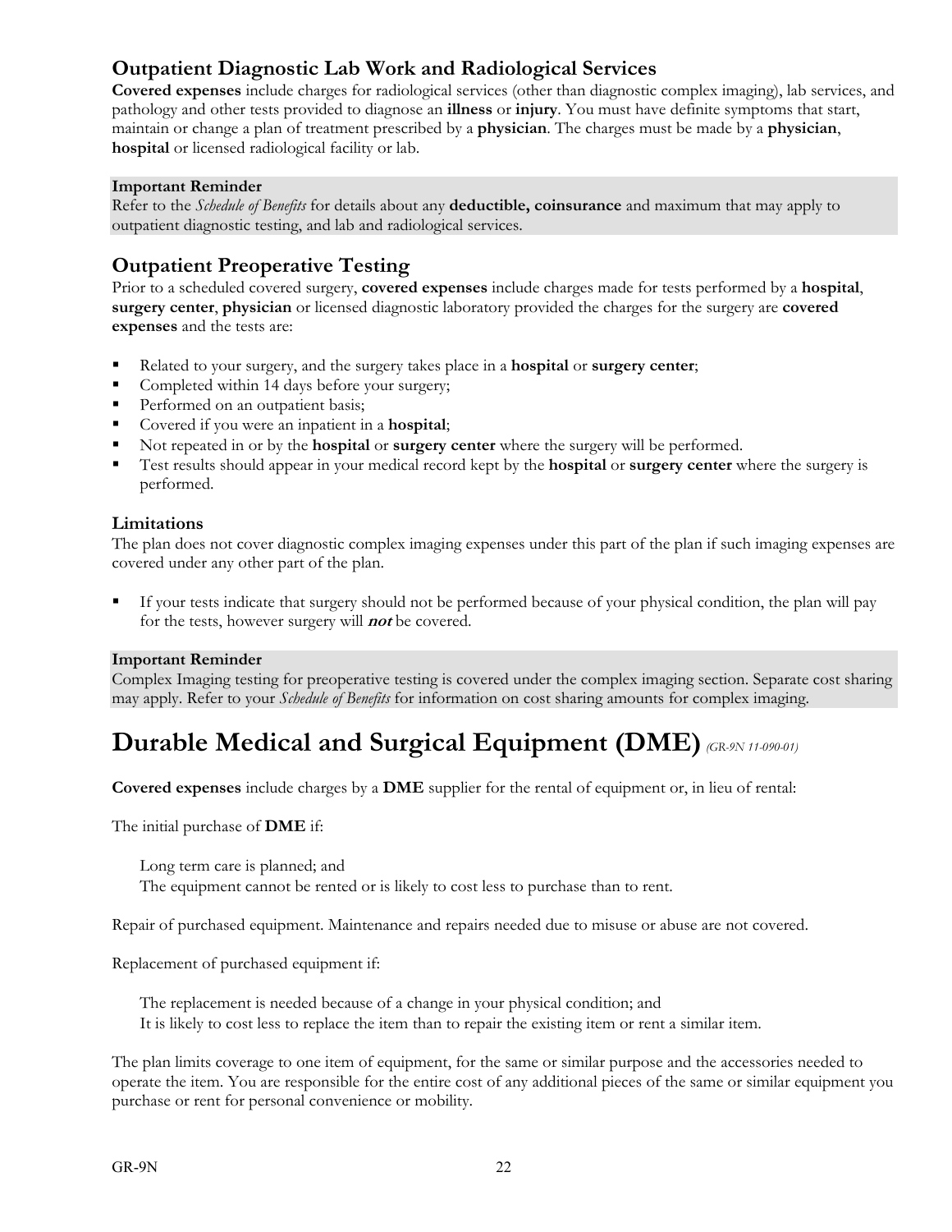### Outpatient Diagnostic Lab Work and Radiological Services

**Covered expenses** include charges for radiological services (other than diagnostic complex imaging), lab services, and pathology and other tests provided to diagnose an **illness** or **injury**. You must have definite symptoms that start, maintain or change a plan of treatment prescribed by a **physician**. The charges must be made by a **physician**, **hospital** or licensed radiological facility or lab.

**Important Reminder**
Refer to the *Schedule of Benefits* for details about any **deductible, coinsurance** and maximum that may apply to outpatient diagnostic testing, and lab and radiological services.

### Outpatient Preoperative Testing

Prior to a scheduled covered surgery, **covered expenses** include charges made for tests performed by a **hospital**, **surgery center**, **physician** or licensed diagnostic laboratory provided the charges for the surgery are **covered expenses** and the tests are:

- Related to your surgery, and the surgery takes place in a **hospital** or **surgery center**;
- Completed within 14 days before your surgery;
- Performed on an outpatient basis;
- Covered if you were an inpatient in a **hospital**;
- Not repeated in or by the **hospital** or **surgery center** where the surgery will be performed.
- Test results should appear in your medical record kept by the **hospital** or **surgery center** where the surgery is performed.

#### Limitations

The plan does not cover diagnostic complex imaging expenses under this part of the plan if such imaging expenses are covered under any other part of the plan.

- If your tests indicate that surgery should not be performed because of your physical condition, the plan will pay for the tests, however surgery will ***not*** be covered.

**Important Reminder**
Complex Imaging testing for preoperative testing is covered under the complex imaging section. Separate cost sharing may apply. Refer to your *Schedule of Benefits* for information on cost sharing amounts for complex imaging.

## Durable Medical and Surgical Equipment (DME) *(GR-9N 11-090-01)*

**Covered expenses** include charges by a **DME** supplier for the rental of equipment or, in lieu of rental:

The initial purchase of **DME** if:

Long term care is planned; and
The equipment cannot be rented or is likely to cost less to purchase than to rent.

Repair of purchased equipment. Maintenance and repairs needed due to misuse or abuse are not covered.

Replacement of purchased equipment if:

The replacement is needed because of a change in your physical condition; and
It is likely to cost less to replace the item than to repair the existing item or rent a similar item.

The plan limits coverage to one item of equipment, for the same or similar purpose and the accessories needed to operate the item. You are responsible for the entire cost of any additional pieces of the same or similar equipment you purchase or rent for personal convenience or mobility.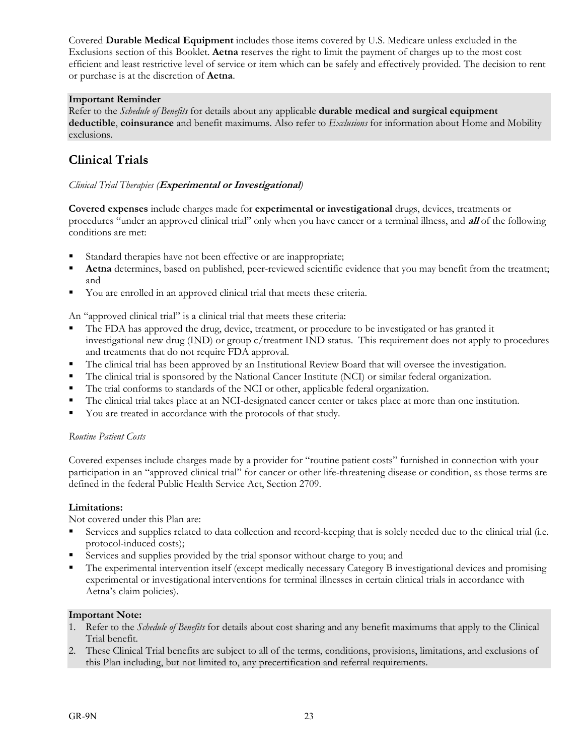Covered **Durable Medical Equipment** includes those items covered by U.S. Medicare unless excluded in the Exclusions section of this Booklet. **Aetna** reserves the right to limit the payment of charges up to the most cost efficient and least restrictive level of service or item which can be safely and effectively provided. The decision to rent or purchase is at the discretion of **Aetna**.

**Important Reminder**
Refer to the *Schedule of Benefits* for details about any applicable **durable medical and surgical equipment deductible**, **coinsurance** and benefit maximums. Also refer to *Exclusions* for information about Home and Mobility exclusions.

## Clinical Trials

*Clinical Trial Therapies (**Experimental or Investigational**)*

**Covered expenses** include charges made for **experimental or investigational** drugs, devices, treatments or procedures "under an approved clinical trial" only when you have cancer or a terminal illness, and ***all*** of the following conditions are met:

- Standard therapies have not been effective or are inappropriate;
- **Aetna** determines, based on published, peer-reviewed scientific evidence that you may benefit from the treatment; and
- You are enrolled in an approved clinical trial that meets these criteria.

An "approved clinical trial" is a clinical trial that meets these criteria:

- The FDA has approved the drug, device, treatment, or procedure to be investigated or has granted it investigational new drug (IND) or group c/treatment IND status. This requirement does not apply to procedures and treatments that do not require FDA approval.
- The clinical trial has been approved by an Institutional Review Board that will oversee the investigation.
- The clinical trial is sponsored by the National Cancer Institute (NCI) or similar federal organization.
- The trial conforms to standards of the NCI or other, applicable federal organization.
- The clinical trial takes place at an NCI-designated cancer center or takes place at more than one institution.
- You are treated in accordance with the protocols of that study.

*Routine Patient Costs*

Covered expenses include charges made by a provider for "routine patient costs" furnished in connection with your participation in an "approved clinical trial" for cancer or other life-threatening disease or condition, as those terms are defined in the federal Public Health Service Act, Section 2709.

**Limitations:**
Not covered under this Plan are:

- Services and supplies related to data collection and record-keeping that is solely needed due to the clinical trial (i.e. protocol-induced costs);
- Services and supplies provided by the trial sponsor without charge to you; and
- The experimental intervention itself (except medically necessary Category B investigational devices and promising experimental or investigational interventions for terminal illnesses in certain clinical trials in accordance with Aetna's claim policies).

**Important Note:**

1. Refer to the *Schedule of Benefits* for details about cost sharing and any benefit maximums that apply to the Clinical Trial benefit.
2. These Clinical Trial benefits are subject to all of the terms, conditions, provisions, limitations, and exclusions of this Plan including, but not limited to, any precertification and referral requirements.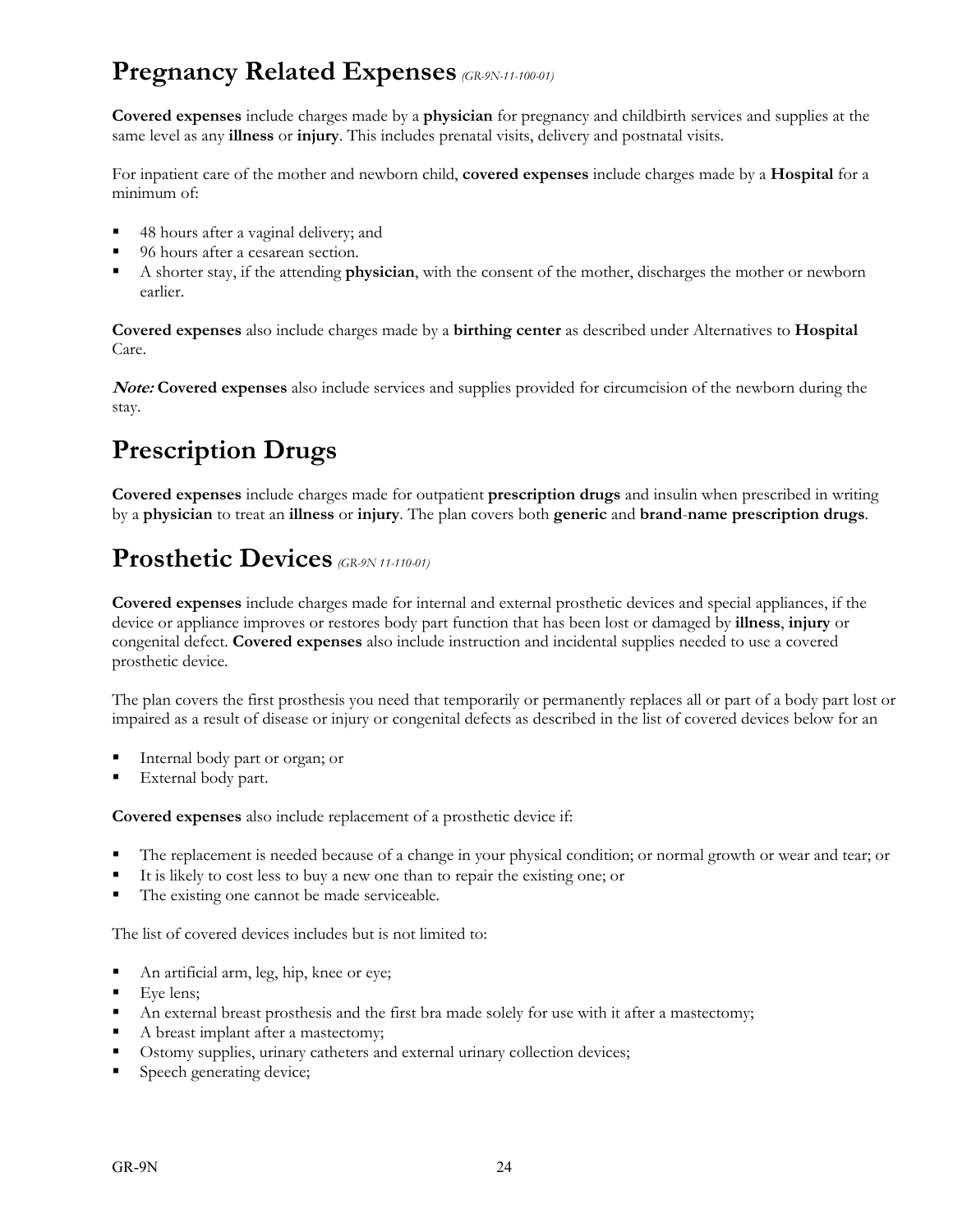## Pregnancy Related Expenses *(GR-9N-11-100-01)*

**Covered expenses** include charges made by a **physician** for pregnancy and childbirth services and supplies at the same level as any **illness** or **injury**. This includes prenatal visits, delivery and postnatal visits.

For inpatient care of the mother and newborn child, **covered expenses** include charges made by a **Hospital** for a minimum of:

- 48 hours after a vaginal delivery; and
- 96 hours after a cesarean section.
- A shorter stay, if the attending **physician**, with the consent of the mother, discharges the mother or newborn earlier.

**Covered expenses** also include charges made by a **birthing center** as described under Alternatives to **Hospital** Care.

***Note:*** **Covered expenses** also include services and supplies provided for circumcision of the newborn during the stay.

## Prescription Drugs

**Covered expenses** include charges made for outpatient **prescription drugs** and insulin when prescribed in writing by a **physician** to treat an **illness** or **injury**. The plan covers both **generic** and **brand**-**name prescription drugs**.

## Prosthetic Devices *(GR-9N 11-110-01)*

**Covered expenses** include charges made for internal and external prosthetic devices and special appliances, if the device or appliance improves or restores body part function that has been lost or damaged by **illness**, **injury** or congenital defect. **Covered expenses** also include instruction and incidental supplies needed to use a covered prosthetic device.

The plan covers the first prosthesis you need that temporarily or permanently replaces all or part of a body part lost or impaired as a result of disease or injury or congenital defects as described in the list of covered devices below for an

- Internal body part or organ; or
- External body part.

**Covered expenses** also include replacement of a prosthetic device if:

- The replacement is needed because of a change in your physical condition; or normal growth or wear and tear; or
- It is likely to cost less to buy a new one than to repair the existing one; or
- The existing one cannot be made serviceable.

The list of covered devices includes but is not limited to:

- An artificial arm, leg, hip, knee or eye;
- Eye lens;
- An external breast prosthesis and the first bra made solely for use with it after a mastectomy;
- A breast implant after a mastectomy;
- Ostomy supplies, urinary catheters and external urinary collection devices;
- Speech generating device;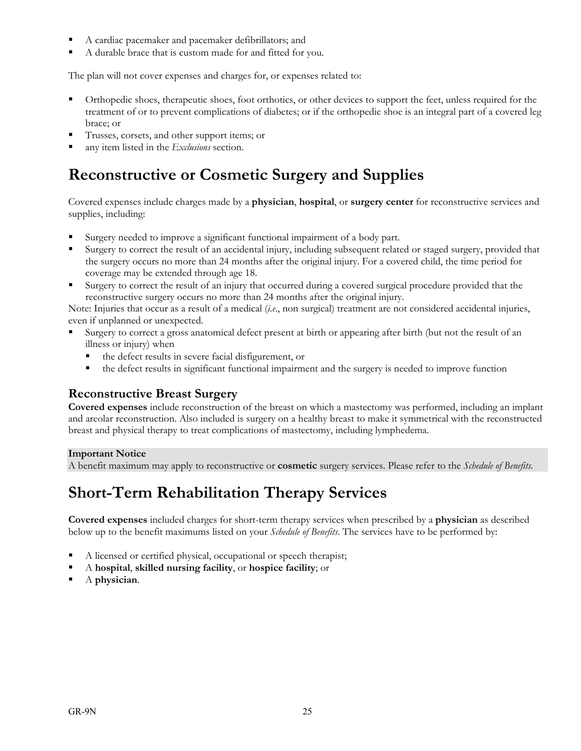- A cardiac pacemaker and pacemaker defibrillators; and
- A durable brace that is custom made for and fitted for you.

The plan will not cover expenses and charges for, or expenses related to:

- Orthopedic shoes, therapeutic shoes, foot orthotics, or other devices to support the feet, unless required for the treatment of or to prevent complications of diabetes; or if the orthopedic shoe is an integral part of a covered leg brace; or
- Trusses, corsets, and other support items; or
- any item listed in the *Exclusions* section.

# Reconstructive or Cosmetic Surgery and Supplies

Covered expenses include charges made by a **physician**, **hospital**, or **surgery center** for reconstructive services and supplies, including:

- Surgery needed to improve a significant functional impairment of a body part.
- Surgery to correct the result of an accidental injury, including subsequent related or staged surgery, provided that the surgery occurs no more than 24 months after the original injury. For a covered child, the time period for coverage may be extended through age 18.
- Surgery to correct the result of an injury that occurred during a covered surgical procedure provided that the reconstructive surgery occurs no more than 24 months after the original injury.

Note: Injuries that occur as a result of a medical (*i.e.*, non surgical) treatment are not considered accidental injuries, even if unplanned or unexpected.

- Surgery to correct a gross anatomical defect present at birth or appearing after birth (but not the result of an illness or injury) when
  - the defect results in severe facial disfigurement, or
  - the defect results in significant functional impairment and the surgery is needed to improve function

## Reconstructive Breast Surgery

**Covered expenses** include reconstruction of the breast on which a mastectomy was performed, including an implant and areolar reconstruction. Also included is surgery on a healthy breast to make it symmetrical with the reconstructed breast and physical therapy to treat complications of mastectomy, including lymphedema.

**Important Notice**
A benefit maximum may apply to reconstructive or **cosmetic** surgery services. Please refer to the *Schedule of Benefits*.

# Short-Term Rehabilitation Therapy Services

**Covered expenses** included charges for short-term therapy services when prescribed by a **physician** as described below up to the benefit maximums listed on your *Schedule of Benefits*. The services have to be performed by:

- A licensed or certified physical, occupational or speech therapist;
- A **hospital**, **skilled nursing facility**, or **hospice facility**; or
- A **physician**.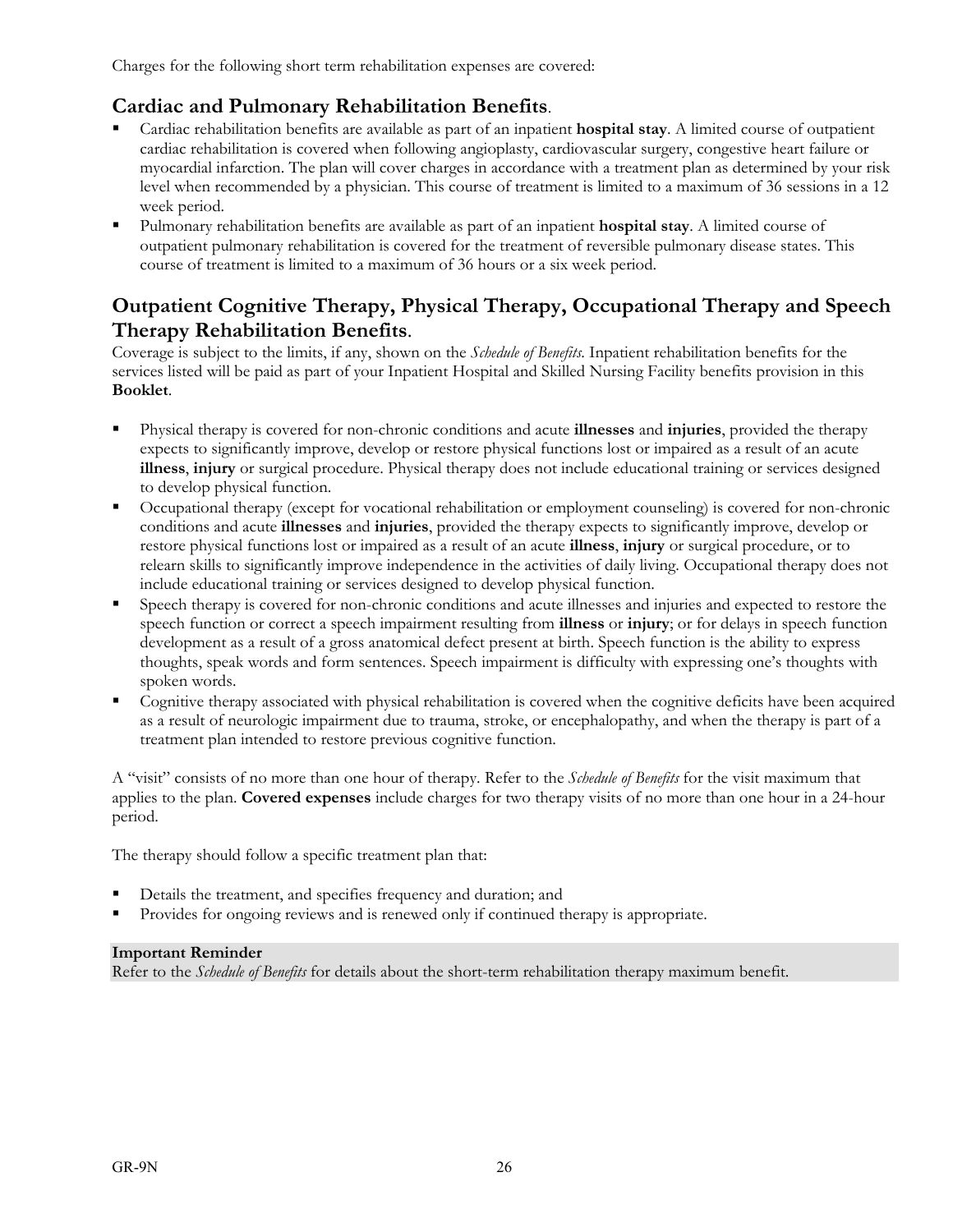Charges for the following short term rehabilitation expenses are covered:

## Cardiac and Pulmonary Rehabilitation Benefits.

- Cardiac rehabilitation benefits are available as part of an inpatient **hospital stay**. A limited course of outpatient cardiac rehabilitation is covered when following angioplasty, cardiovascular surgery, congestive heart failure or myocardial infarction. The plan will cover charges in accordance with a treatment plan as determined by your risk level when recommended by a physician. This course of treatment is limited to a maximum of 36 sessions in a 12 week period.
- Pulmonary rehabilitation benefits are available as part of an inpatient **hospital stay**. A limited course of outpatient pulmonary rehabilitation is covered for the treatment of reversible pulmonary disease states. This course of treatment is limited to a maximum of 36 hours or a six week period.

## Outpatient Cognitive Therapy, Physical Therapy, Occupational Therapy and Speech Therapy Rehabilitation Benefits.

Coverage is subject to the limits, if any, shown on the *Schedule of Benefits*. Inpatient rehabilitation benefits for the services listed will be paid as part of your Inpatient Hospital and Skilled Nursing Facility benefits provision in this **Booklet**.

- Physical therapy is covered for non-chronic conditions and acute **illnesses** and **injuries**, provided the therapy expects to significantly improve, develop or restore physical functions lost or impaired as a result of an acute **illness**, **injury** or surgical procedure. Physical therapy does not include educational training or services designed to develop physical function.
- Occupational therapy (except for vocational rehabilitation or employment counseling) is covered for non-chronic conditions and acute **illnesses** and **injuries**, provided the therapy expects to significantly improve, develop or restore physical functions lost or impaired as a result of an acute **illness**, **injury** or surgical procedure, or to relearn skills to significantly improve independence in the activities of daily living. Occupational therapy does not include educational training or services designed to develop physical function.
- Speech therapy is covered for non-chronic conditions and acute illnesses and injuries and expected to restore the speech function or correct a speech impairment resulting from **illness** or **injury**; or for delays in speech function development as a result of a gross anatomical defect present at birth. Speech function is the ability to express thoughts, speak words and form sentences. Speech impairment is difficulty with expressing one's thoughts with spoken words.
- Cognitive therapy associated with physical rehabilitation is covered when the cognitive deficits have been acquired as a result of neurologic impairment due to trauma, stroke, or encephalopathy, and when the therapy is part of a treatment plan intended to restore previous cognitive function.

A "visit" consists of no more than one hour of therapy. Refer to the *Schedule of Benefits* for the visit maximum that applies to the plan. **Covered expenses** include charges for two therapy visits of no more than one hour in a 24-hour period.

The therapy should follow a specific treatment plan that:

- Details the treatment, and specifies frequency and duration; and
- Provides for ongoing reviews and is renewed only if continued therapy is appropriate.

**Important Reminder**
Refer to the *Schedule of Benefits* for details about the short-term rehabilitation therapy maximum benefit.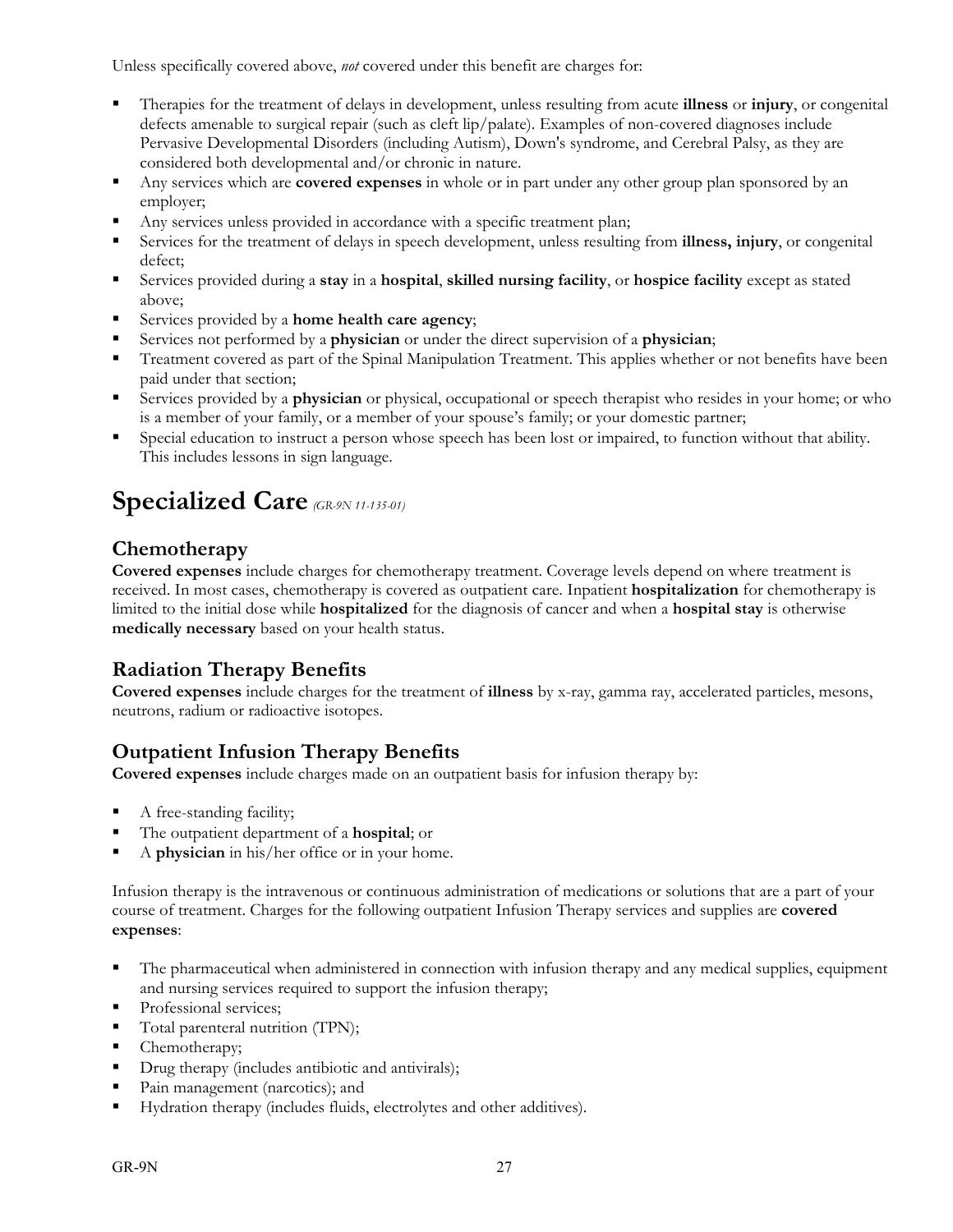Unless specifically covered above, *not* covered under this benefit are charges for:

- Therapies for the treatment of delays in development, unless resulting from acute **illness** or **injury**, or congenital defects amenable to surgical repair (such as cleft lip/palate). Examples of non-covered diagnoses include Pervasive Developmental Disorders (including Autism), Down's syndrome, and Cerebral Palsy, as they are considered both developmental and/or chronic in nature.
- Any services which are **covered expenses** in whole or in part under any other group plan sponsored by an employer;
- Any services unless provided in accordance with a specific treatment plan;
- Services for the treatment of delays in speech development, unless resulting from **illness, injury**, or congenital defect;
- Services provided during a **stay** in a **hospital**, **skilled nursing facility**, or **hospice facility** except as stated above;
- Services provided by a **home health care agency**;
- Services not performed by a **physician** or under the direct supervision of a **physician**;
- Treatment covered as part of the Spinal Manipulation Treatment. This applies whether or not benefits have been paid under that section;
- Services provided by a **physician** or physical, occupational or speech therapist who resides in your home; or who is a member of your family, or a member of your spouse's family; or your domestic partner;
- Special education to instruct a person whose speech has been lost or impaired, to function without that ability. This includes lessons in sign language.

# Specialized Care *(GR-9N 11-135-01)*

## Chemotherapy

**Covered expenses** include charges for chemotherapy treatment. Coverage levels depend on where treatment is received. In most cases, chemotherapy is covered as outpatient care. Inpatient **hospitalization** for chemotherapy is limited to the initial dose while **hospitalized** for the diagnosis of cancer and when a **hospital stay** is otherwise **medically necessary** based on your health status.

## Radiation Therapy Benefits

**Covered expenses** include charges for the treatment of **illness** by x-ray, gamma ray, accelerated particles, mesons, neutrons, radium or radioactive isotopes.

## Outpatient Infusion Therapy Benefits

**Covered expenses** include charges made on an outpatient basis for infusion therapy by:

- A free-standing facility;
- The outpatient department of a **hospital**; or
- A **physician** in his/her office or in your home.

Infusion therapy is the intravenous or continuous administration of medications or solutions that are a part of your course of treatment. Charges for the following outpatient Infusion Therapy services and supplies are **covered expenses**:

- The pharmaceutical when administered in connection with infusion therapy and any medical supplies, equipment and nursing services required to support the infusion therapy;
- Professional services;
- Total parenteral nutrition (TPN);
- Chemotherapy;
- Drug therapy (includes antibiotic and antivirals);
- Pain management (narcotics); and
- Hydration therapy (includes fluids, electrolytes and other additives).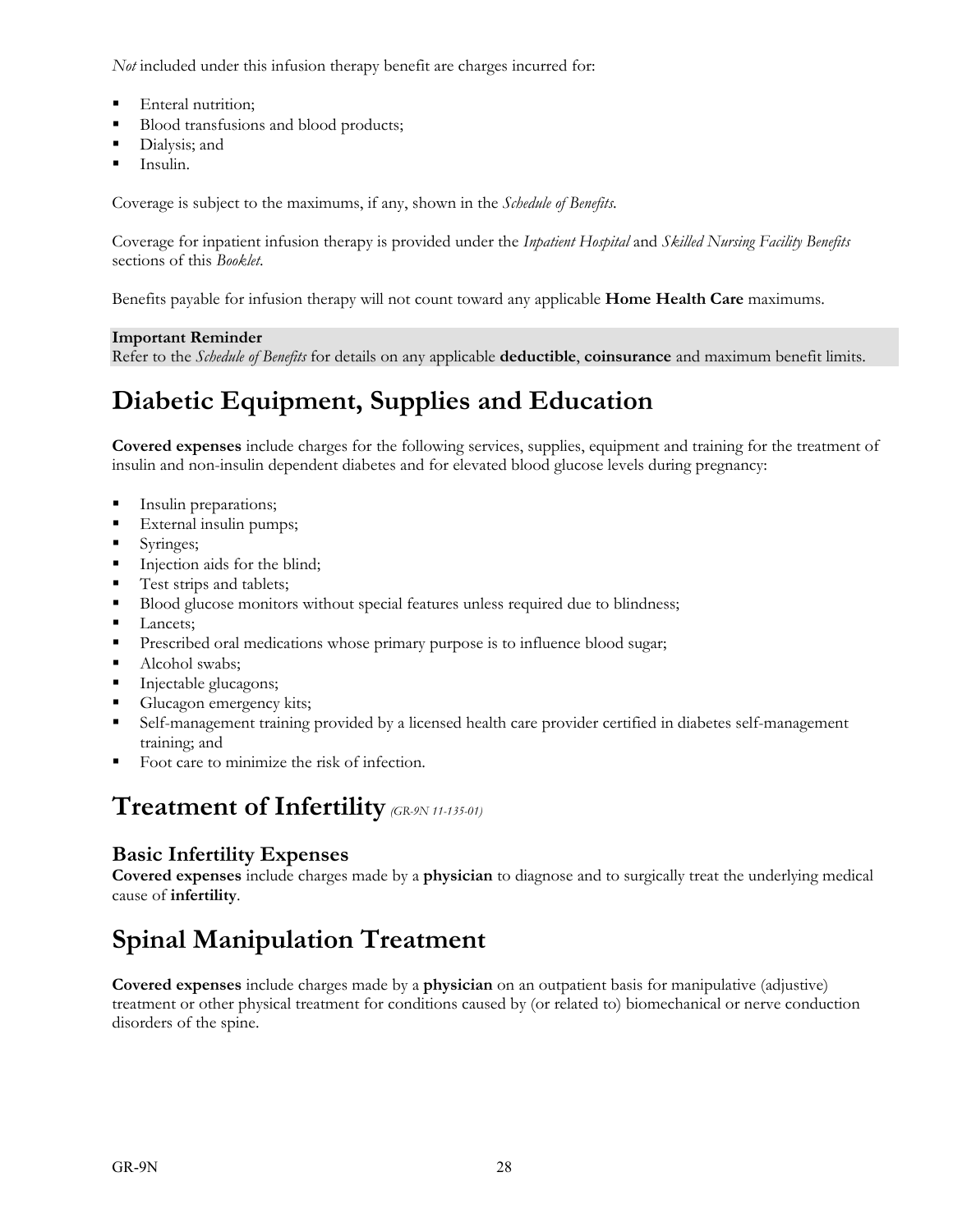*Not* included under this infusion therapy benefit are charges incurred for:

- Enteral nutrition;
- Blood transfusions and blood products;
- Dialysis; and
- Insulin.

Coverage is subject to the maximums, if any, shown in the *Schedule of Benefits*.

Coverage for inpatient infusion therapy is provided under the *Inpatient Hospital* and *Skilled Nursing Facility Benefits* sections of this *Booklet*.

Benefits payable for infusion therapy will not count toward any applicable **Home Health Care** maximums.

**Important Reminder**
Refer to the *Schedule of Benefits* for details on any applicable **deductible**, **coinsurance** and maximum benefit limits.

# Diabetic Equipment, Supplies and Education

**Covered expenses** include charges for the following services, supplies, equipment and training for the treatment of insulin and non-insulin dependent diabetes and for elevated blood glucose levels during pregnancy:

- Insulin preparations;
- External insulin pumps;
- Syringes;
- Injection aids for the blind;
- Test strips and tablets;
- Blood glucose monitors without special features unless required due to blindness;
- Lancets;
- Prescribed oral medications whose primary purpose is to influence blood sugar;
- Alcohol swabs;
- Injectable glucagons;
- Glucagon emergency kits;
- Self-management training provided by a licensed health care provider certified in diabetes self-management training; and
- Foot care to minimize the risk of infection.

# Treatment of Infertility *(GR-9N 11-135-01)*

## Basic Infertility Expenses

**Covered expenses** include charges made by a **physician** to diagnose and to surgically treat the underlying medical cause of **infertility**.

# Spinal Manipulation Treatment

**Covered expenses** include charges made by a **physician** on an outpatient basis for manipulative (adjustive) treatment or other physical treatment for conditions caused by (or related to) biomechanical or nerve conduction disorders of the spine.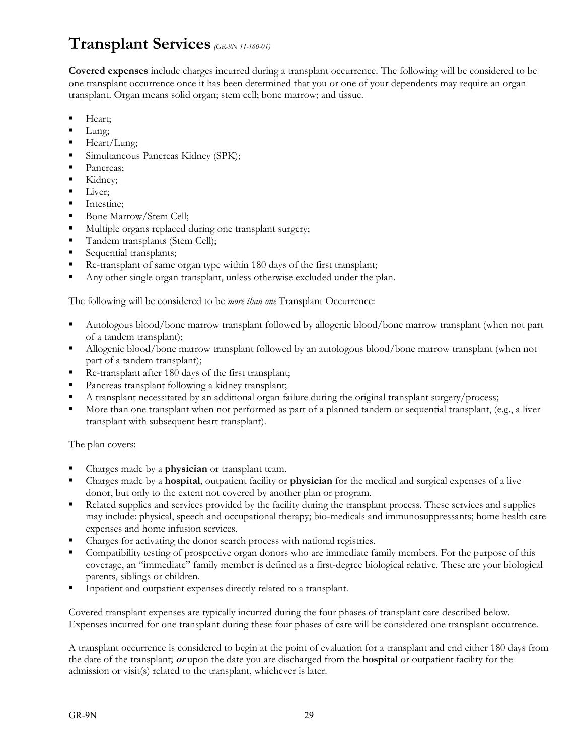# Transplant Services *(GR-9N 11-160-01)*

**Covered expenses** include charges incurred during a transplant occurrence. The following will be considered to be one transplant occurrence once it has been determined that you or one of your dependents may require an organ transplant. Organ means solid organ; stem cell; bone marrow; and tissue.

- Heart;
- Lung;
- Heart/Lung;
- Simultaneous Pancreas Kidney (SPK);
- Pancreas;
- Kidney;
- Liver;
- Intestine;
- Bone Marrow/Stem Cell;
- Multiple organs replaced during one transplant surgery;
- Tandem transplants (Stem Cell);
- Sequential transplants;
- Re-transplant of same organ type within 180 days of the first transplant;
- Any other single organ transplant, unless otherwise excluded under the plan.

The following will be considered to be *more than one* Transplant Occurrence:

- Autologous blood/bone marrow transplant followed by allogenic blood/bone marrow transplant (when not part of a tandem transplant);
- Allogenic blood/bone marrow transplant followed by an autologous blood/bone marrow transplant (when not part of a tandem transplant);
- Re-transplant after 180 days of the first transplant;
- Pancreas transplant following a kidney transplant;
- A transplant necessitated by an additional organ failure during the original transplant surgery/process;
- More than one transplant when not performed as part of a planned tandem or sequential transplant, (e.g., a liver transplant with subsequent heart transplant).

The plan covers:

- Charges made by a **physician** or transplant team.
- Charges made by a **hospital**, outpatient facility or **physician** for the medical and surgical expenses of a live donor, but only to the extent not covered by another plan or program.
- Related supplies and services provided by the facility during the transplant process. These services and supplies may include: physical, speech and occupational therapy; bio-medicals and immunosuppressants; home health care expenses and home infusion services.
- Charges for activating the donor search process with national registries.
- Compatibility testing of prospective organ donors who are immediate family members. For the purpose of this coverage, an "immediate" family member is defined as a first-degree biological relative. These are your biological parents, siblings or children.
- Inpatient and outpatient expenses directly related to a transplant.

Covered transplant expenses are typically incurred during the four phases of transplant care described below. Expenses incurred for one transplant during these four phases of care will be considered one transplant occurrence.

A transplant occurrence is considered to begin at the point of evaluation for a transplant and end either 180 days from the date of the transplant; ***or*** upon the date you are discharged from the **hospital** or outpatient facility for the admission or visit(s) related to the transplant, whichever is later.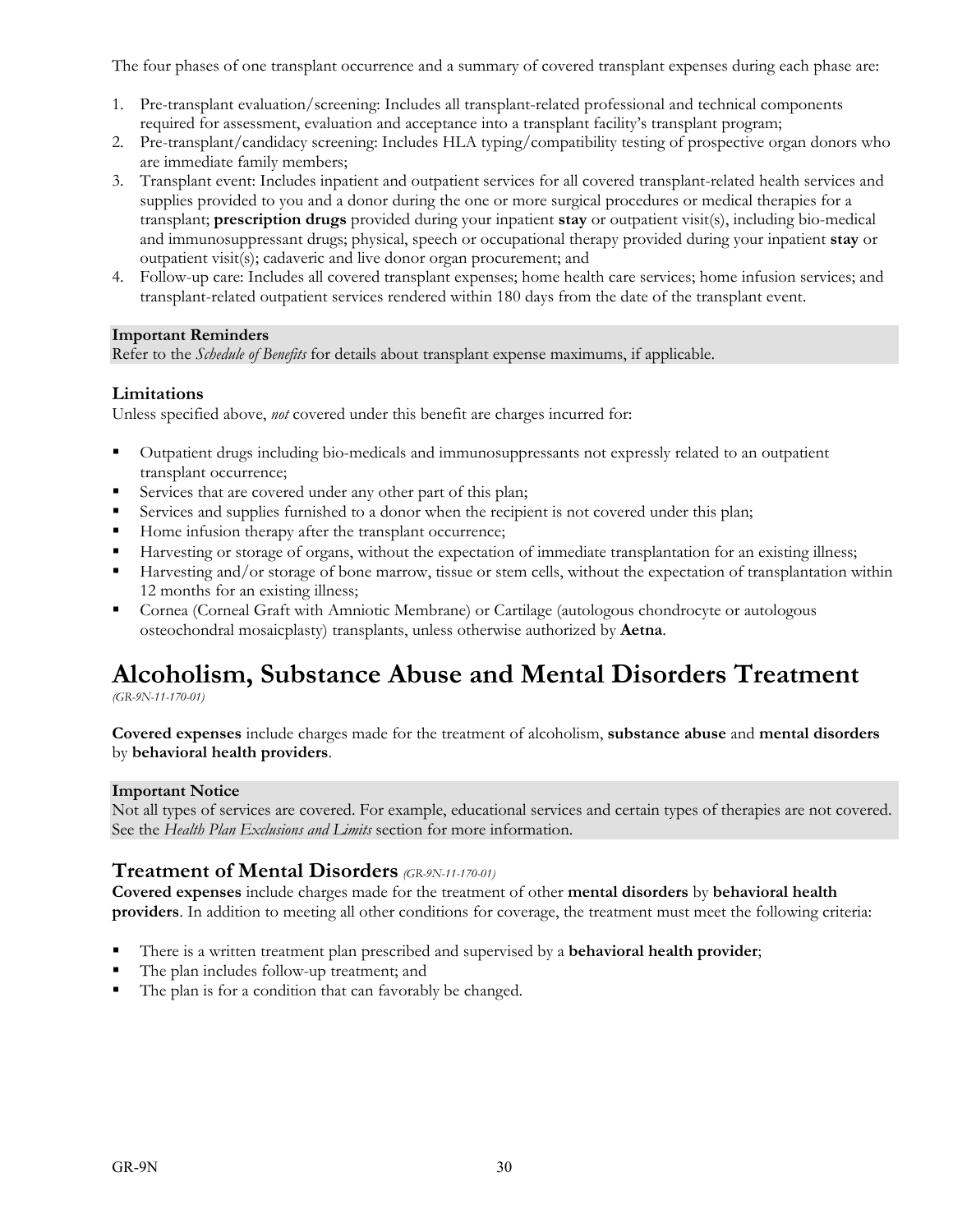The four phases of one transplant occurrence and a summary of covered transplant expenses during each phase are:

1. Pre-transplant evaluation/screening: Includes all transplant-related professional and technical components required for assessment, evaluation and acceptance into a transplant facility's transplant program;
2. Pre-transplant/candidacy screening: Includes HLA typing/compatibility testing of prospective organ donors who are immediate family members;
3. Transplant event: Includes inpatient and outpatient services for all covered transplant-related health services and supplies provided to you and a donor during the one or more surgical procedures or medical therapies for a transplant; **prescription drugs** provided during your inpatient **stay** or outpatient visit(s), including bio-medical and immunosuppressant drugs; physical, speech or occupational therapy provided during your inpatient **stay** or outpatient visit(s); cadaveric and live donor organ procurement; and
4. Follow-up care: Includes all covered transplant expenses; home health care services; home infusion services; and transplant-related outpatient services rendered within 180 days from the date of the transplant event.

**Important Reminders**
Refer to the *Schedule of Benefits* for details about transplant expense maximums, if applicable.

### Limitations

Unless specified above, *not* covered under this benefit are charges incurred for:

- Outpatient drugs including bio-medicals and immunosuppressants not expressly related to an outpatient transplant occurrence;
- Services that are covered under any other part of this plan;
- Services and supplies furnished to a donor when the recipient is not covered under this plan;
- Home infusion therapy after the transplant occurrence;
- Harvesting or storage of organs, without the expectation of immediate transplantation for an existing illness;
- Harvesting and/or storage of bone marrow, tissue or stem cells, without the expectation of transplantation within 12 months for an existing illness;
- Cornea (Corneal Graft with Amniotic Membrane) or Cartilage (autologous chondrocyte or autologous osteochondral mosaicplasty) transplants, unless otherwise authorized by **Aetna**.

# Alcoholism, Substance Abuse and Mental Disorders Treatment

*(GR-9N-11-170-01)*

**Covered expenses** include charges made for the treatment of alcoholism, **substance abuse** and **mental disorders** by **behavioral health providers**.

**Important Notice**
Not all types of services are covered. For example, educational services and certain types of therapies are not covered. See the *Health Plan Exclusions and Limits* section for more information.

## Treatment of Mental Disorders *(GR-9N-11-170-01)*

**Covered expenses** include charges made for the treatment of other **mental disorders** by **behavioral health providers**. In addition to meeting all other conditions for coverage, the treatment must meet the following criteria:

- There is a written treatment plan prescribed and supervised by a **behavioral health provider**;
- The plan includes follow-up treatment; and
- The plan is for a condition that can favorably be changed.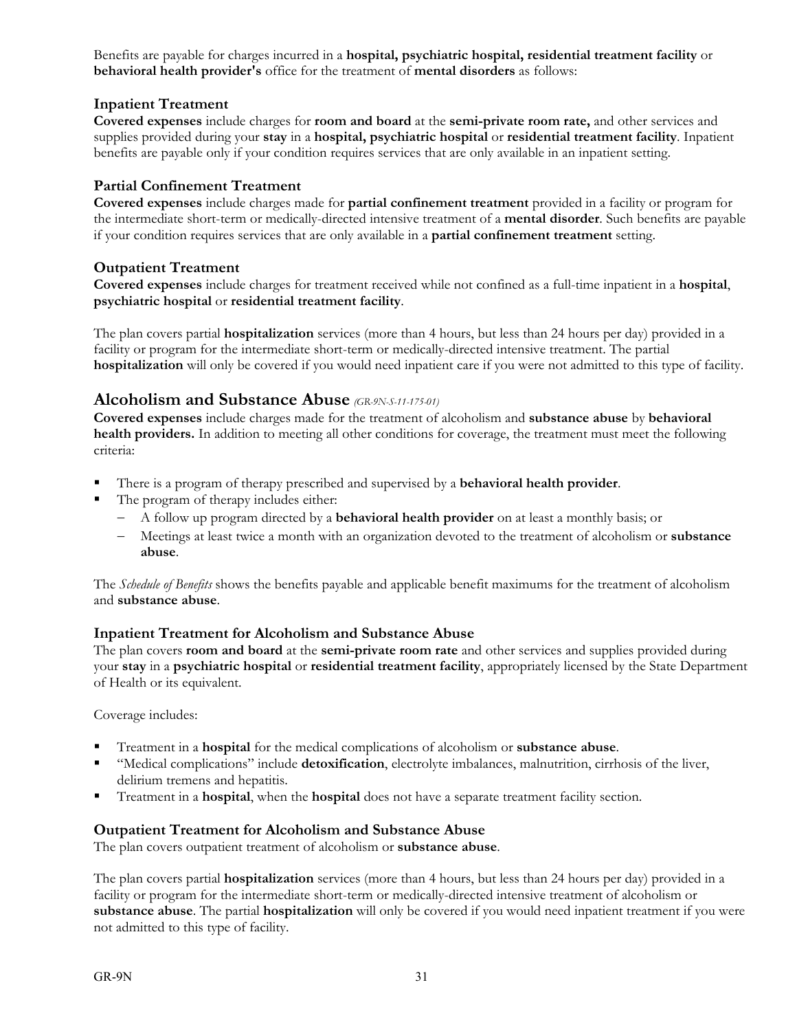Benefits are payable for charges incurred in a **hospital, psychiatric hospital, residential treatment facility** or **behavioral health provider's** office for the treatment of **mental disorders** as follows:

### Inpatient Treatment

**Covered expenses** include charges for **room and board** at the **semi-private room rate,** and other services and supplies provided during your **stay** in a **hospital, psychiatric hospital** or **residential treatment facility**. Inpatient benefits are payable only if your condition requires services that are only available in an inpatient setting.

### Partial Confinement Treatment

**Covered expenses** include charges made for **partial confinement treatment** provided in a facility or program for the intermediate short-term or medically-directed intensive treatment of a **mental disorder**. Such benefits are payable if your condition requires services that are only available in a **partial confinement treatment** setting.

### Outpatient Treatment

**Covered expenses** include charges for treatment received while not confined as a full-time inpatient in a **hospital**, **psychiatric hospital** or **residential treatment facility**.

The plan covers partial **hospitalization** services (more than 4 hours, but less than 24 hours per day) provided in a facility or program for the intermediate short-term or medically-directed intensive treatment. The partial **hospitalization** will only be covered if you would need inpatient care if you were not admitted to this type of facility.

## Alcoholism and Substance Abuse *(GR-9N-S-11-175-01)*

**Covered expenses** include charges made for the treatment of alcoholism and **substance abuse** by **behavioral health providers.** In addition to meeting all other conditions for coverage, the treatment must meet the following criteria:

- There is a program of therapy prescribed and supervised by a **behavioral health provider**.
- The program of therapy includes either:
  - A follow up program directed by a **behavioral health provider** on at least a monthly basis; or
  - Meetings at least twice a month with an organization devoted to the treatment of alcoholism or **substance abuse**.

The *Schedule of Benefits* shows the benefits payable and applicable benefit maximums for the treatment of alcoholism and **substance abuse**.

### Inpatient Treatment for Alcoholism and Substance Abuse

The plan covers **room and board** at the **semi-private room rate** and other services and supplies provided during your **stay** in a **psychiatric hospital** or **residential treatment facility**, appropriately licensed by the State Department of Health or its equivalent.

Coverage includes:

- Treatment in a **hospital** for the medical complications of alcoholism or **substance abuse**.
- "Medical complications" include **detoxification**, electrolyte imbalances, malnutrition, cirrhosis of the liver, delirium tremens and hepatitis.
- Treatment in a **hospital**, when the **hospital** does not have a separate treatment facility section.

### Outpatient Treatment for Alcoholism and Substance Abuse

The plan covers outpatient treatment of alcoholism or **substance abuse**.

The plan covers partial **hospitalization** services (more than 4 hours, but less than 24 hours per day) provided in a facility or program for the intermediate short-term or medically-directed intensive treatment of alcoholism or **substance abuse**. The partial **hospitalization** will only be covered if you would need inpatient treatment if you were not admitted to this type of facility.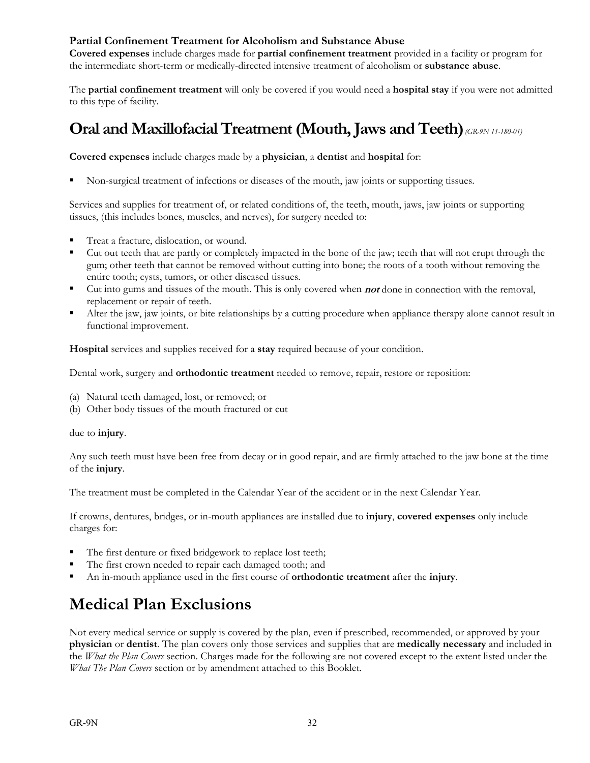**Partial Confinement Treatment for Alcoholism and Substance Abuse**
**Covered expenses** include charges made for **partial confinement treatment** provided in a facility or program for the intermediate short-term or medically-directed intensive treatment of alcoholism or **substance abuse**.

The **partial confinement treatment** will only be covered if you would need a **hospital stay** if you were not admitted to this type of facility.

## Oral and Maxillofacial Treatment (Mouth, Jaws and Teeth) *(GR-9N 11-180-01)*

**Covered expenses** include charges made by a **physician**, a **dentist** and **hospital** for:

- Non-surgical treatment of infections or diseases of the mouth, jaw joints or supporting tissues.

Services and supplies for treatment of, or related conditions of, the teeth, mouth, jaws, jaw joints or supporting tissues, (this includes bones, muscles, and nerves), for surgery needed to:

- Treat a fracture, dislocation, or wound.
- Cut out teeth that are partly or completely impacted in the bone of the jaw; teeth that will not erupt through the gum; other teeth that cannot be removed without cutting into bone; the roots of a tooth without removing the entire tooth; cysts, tumors, or other diseased tissues.
- Cut into gums and tissues of the mouth. This is only covered when ***not*** done in connection with the removal, replacement or repair of teeth.
- Alter the jaw, jaw joints, or bite relationships by a cutting procedure when appliance therapy alone cannot result in functional improvement.

**Hospital** services and supplies received for a **stay** required because of your condition.

Dental work, surgery and **orthodontic treatment** needed to remove, repair, restore or reposition:

(a) Natural teeth damaged, lost, or removed; or
(b) Other body tissues of the mouth fractured or cut

due to **injury**.

Any such teeth must have been free from decay or in good repair, and are firmly attached to the jaw bone at the time of the **injury**.

The treatment must be completed in the Calendar Year of the accident or in the next Calendar Year.

If crowns, dentures, bridges, or in-mouth appliances are installed due to **injury**, **covered expenses** only include charges for:

- The first denture or fixed bridgework to replace lost teeth;
- The first crown needed to repair each damaged tooth; and
- An in-mouth appliance used in the first course of **orthodontic treatment** after the **injury**.

## Medical Plan Exclusions

Not every medical service or supply is covered by the plan, even if prescribed, recommended, or approved by your **physician** or **dentist**. The plan covers only those services and supplies that are **medically necessary** and included in the *What the Plan Covers* section. Charges made for the following are not covered except to the extent listed under the *What The Plan Covers* section or by amendment attached to this Booklet.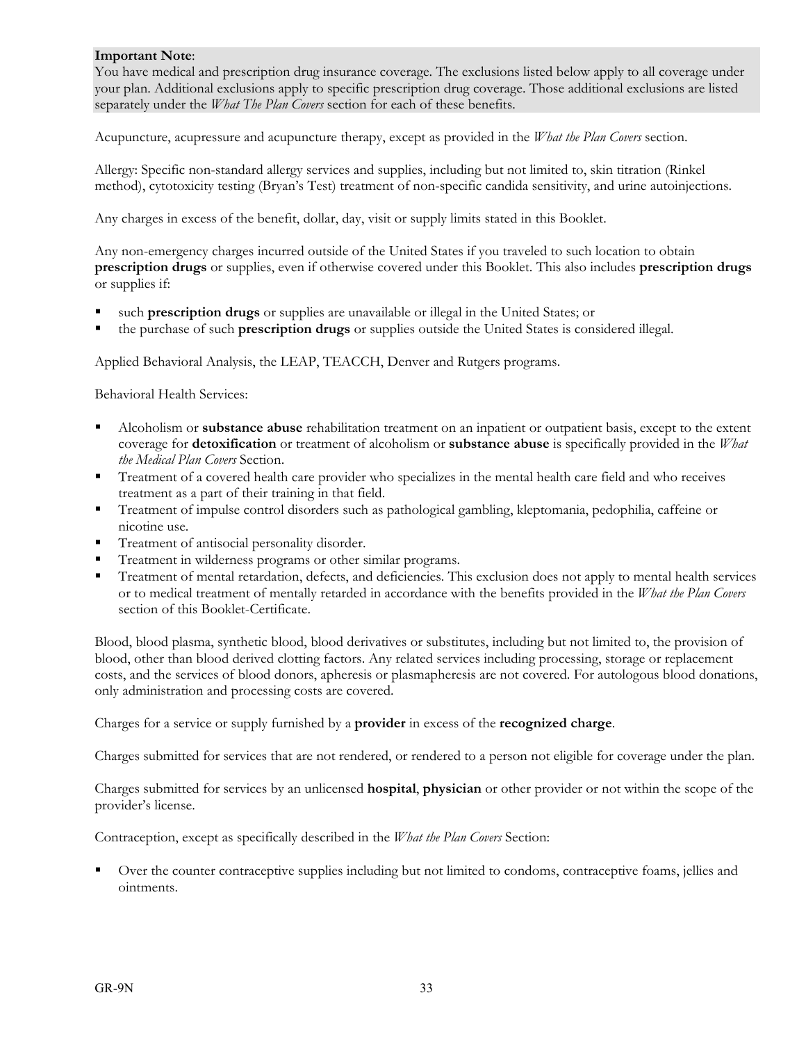**Important Note**:
You have medical and prescription drug insurance coverage. The exclusions listed below apply to all coverage under your plan. Additional exclusions apply to specific prescription drug coverage. Those additional exclusions are listed separately under the *What The Plan Covers* section for each of these benefits.

Acupuncture, acupressure and acupuncture therapy, except as provided in the *What the Plan Covers* section.

Allergy: Specific non-standard allergy services and supplies, including but not limited to, skin titration (Rinkel method), cytotoxicity testing (Bryan's Test) treatment of non-specific candida sensitivity, and urine autoinjections.

Any charges in excess of the benefit, dollar, day, visit or supply limits stated in this Booklet.

Any non-emergency charges incurred outside of the United States if you traveled to such location to obtain **prescription drugs** or supplies, even if otherwise covered under this Booklet. This also includes **prescription drugs** or supplies if:

- such **prescription drugs** or supplies are unavailable or illegal in the United States; or
- the purchase of such **prescription drugs** or supplies outside the United States is considered illegal.

Applied Behavioral Analysis, the LEAP, TEACCH, Denver and Rutgers programs.

Behavioral Health Services:

- Alcoholism or **substance abuse** rehabilitation treatment on an inpatient or outpatient basis, except to the extent coverage for **detoxification** or treatment of alcoholism or **substance abuse** is specifically provided in the *What the Medical Plan Covers* Section.
- Treatment of a covered health care provider who specializes in the mental health care field and who receives treatment as a part of their training in that field.
- Treatment of impulse control disorders such as pathological gambling, kleptomania, pedophilia, caffeine or nicotine use.
- Treatment of antisocial personality disorder.
- Treatment in wilderness programs or other similar programs.
- Treatment of mental retardation, defects, and deficiencies. This exclusion does not apply to mental health services or to medical treatment of mentally retarded in accordance with the benefits provided in the *What the Plan Covers* section of this Booklet-Certificate.

Blood, blood plasma, synthetic blood, blood derivatives or substitutes, including but not limited to, the provision of blood, other than blood derived clotting factors. Any related services including processing, storage or replacement costs, and the services of blood donors, apheresis or plasmapheresis are not covered. For autologous blood donations, only administration and processing costs are covered.

Charges for a service or supply furnished by a **provider** in excess of the **recognized charge**.

Charges submitted for services that are not rendered, or rendered to a person not eligible for coverage under the plan.

Charges submitted for services by an unlicensed **hospital**, **physician** or other provider or not within the scope of the provider's license.

Contraception, except as specifically described in the *What the Plan Covers* Section:

- Over the counter contraceptive supplies including but not limited to condoms, contraceptive foams, jellies and ointments.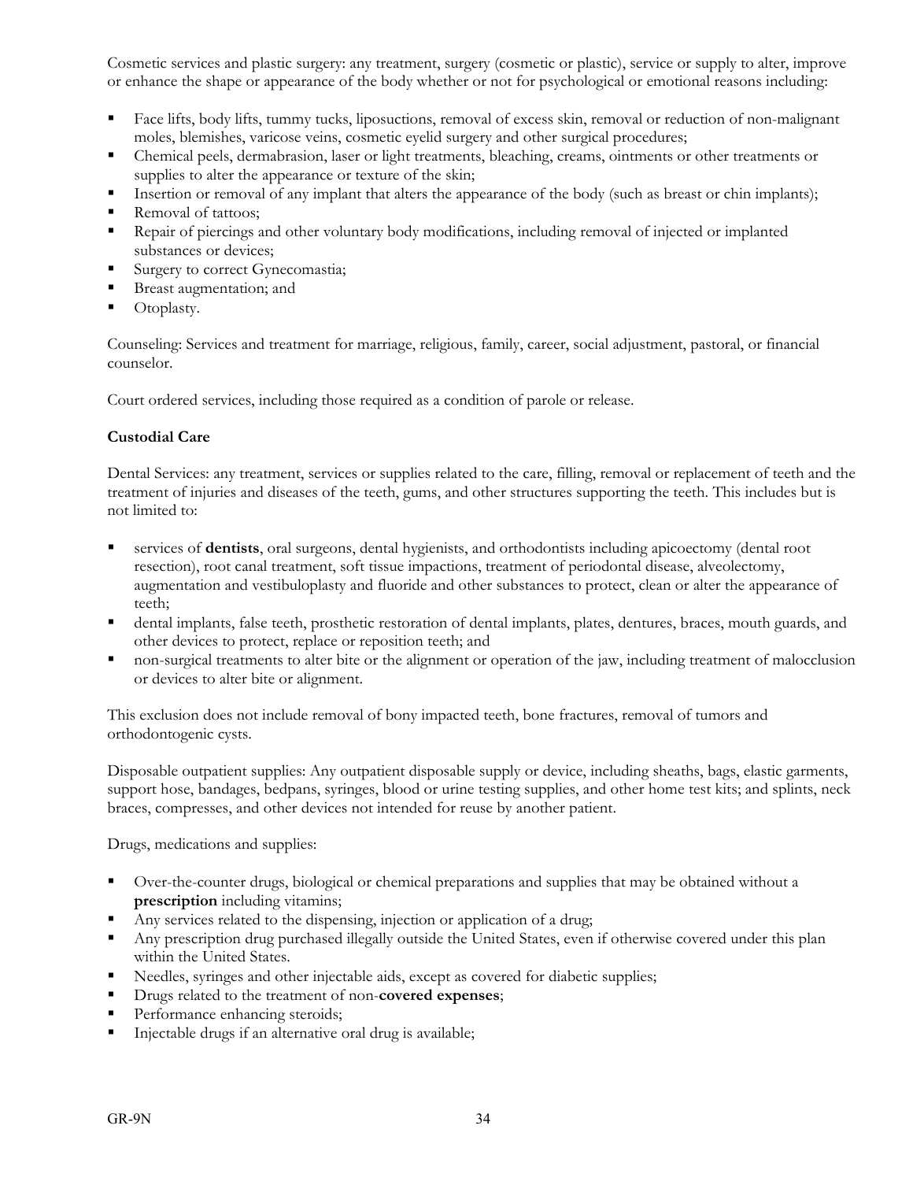Cosmetic services and plastic surgery: any treatment, surgery (cosmetic or plastic), service or supply to alter, improve or enhance the shape or appearance of the body whether or not for psychological or emotional reasons including:

- Face lifts, body lifts, tummy tucks, liposuctions, removal of excess skin, removal or reduction of non-malignant moles, blemishes, varicose veins, cosmetic eyelid surgery and other surgical procedures;
- Chemical peels, dermabrasion, laser or light treatments, bleaching, creams, ointments or other treatments or supplies to alter the appearance or texture of the skin;
- Insertion or removal of any implant that alters the appearance of the body (such as breast or chin implants);
- Removal of tattoos;
- Repair of piercings and other voluntary body modifications, including removal of injected or implanted substances or devices;
- Surgery to correct Gynecomastia;
- Breast augmentation; and
- Otoplasty.

Counseling: Services and treatment for marriage, religious, family, career, social adjustment, pastoral, or financial counselor.

Court ordered services, including those required as a condition of parole or release.

**Custodial Care**

Dental Services: any treatment, services or supplies related to the care, filling, removal or replacement of teeth and the treatment of injuries and diseases of the teeth, gums, and other structures supporting the teeth. This includes but is not limited to:

- services of **dentists**, oral surgeons, dental hygienists, and orthodontists including apicoectomy (dental root resection), root canal treatment, soft tissue impactions, treatment of periodontal disease, alveolectomy, augmentation and vestibuloplasty and fluoride and other substances to protect, clean or alter the appearance of teeth;
- dental implants, false teeth, prosthetic restoration of dental implants, plates, dentures, braces, mouth guards, and other devices to protect, replace or reposition teeth; and
- non-surgical treatments to alter bite or the alignment or operation of the jaw, including treatment of malocclusion or devices to alter bite or alignment.

This exclusion does not include removal of bony impacted teeth, bone fractures, removal of tumors and orthodontogenic cysts.

Disposable outpatient supplies: Any outpatient disposable supply or device, including sheaths, bags, elastic garments, support hose, bandages, bedpans, syringes, blood or urine testing supplies, and other home test kits; and splints, neck braces, compresses, and other devices not intended for reuse by another patient.

Drugs, medications and supplies:

- Over-the-counter drugs, biological or chemical preparations and supplies that may be obtained without a **prescription** including vitamins;
- Any services related to the dispensing, injection or application of a drug;
- Any prescription drug purchased illegally outside the United States, even if otherwise covered under this plan within the United States.
- Needles, syringes and other injectable aids, except as covered for diabetic supplies;
- Drugs related to the treatment of non-**covered expenses**;
- Performance enhancing steroids;
- Injectable drugs if an alternative oral drug is available;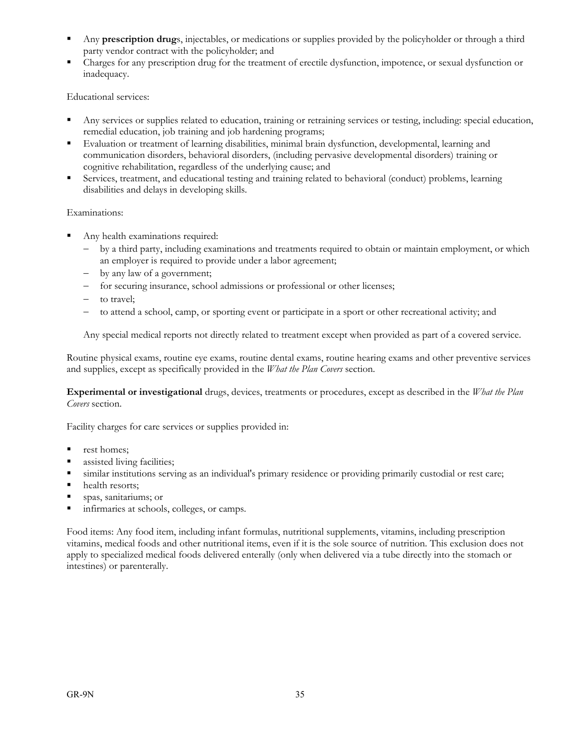- Any **prescription drug**s, injectables, or medications or supplies provided by the policyholder or through a third party vendor contract with the policyholder; and
- Charges for any prescription drug for the treatment of erectile dysfunction, impotence, or sexual dysfunction or inadequacy.

Educational services:

- Any services or supplies related to education, training or retraining services or testing, including: special education, remedial education, job training and job hardening programs;
- Evaluation or treatment of learning disabilities, minimal brain dysfunction, developmental, learning and communication disorders, behavioral disorders, (including pervasive developmental disorders) training or cognitive rehabilitation, regardless of the underlying cause; and
- Services, treatment, and educational testing and training related to behavioral (conduct) problems, learning disabilities and delays in developing skills.

Examinations:

- Any health examinations required:
  - by a third party, including examinations and treatments required to obtain or maintain employment, or which an employer is required to provide under a labor agreement;
  - by any law of a government;
  - for securing insurance, school admissions or professional or other licenses;
  - to travel;
  - to attend a school, camp, or sporting event or participate in a sport or other recreational activity; and

  Any special medical reports not directly related to treatment except when provided as part of a covered service.

Routine physical exams, routine eye exams, routine dental exams, routine hearing exams and other preventive services and supplies, except as specifically provided in the *What the Plan Covers* section.

**Experimental or investigational** drugs, devices, treatments or procedures, except as described in the *What the Plan Covers* section.

Facility charges for care services or supplies provided in:

- rest homes;
- assisted living facilities;
- similar institutions serving as an individual's primary residence or providing primarily custodial or rest care;
- health resorts;
- spas, sanitariums; or
- infirmaries at schools, colleges, or camps.

Food items: Any food item, including infant formulas, nutritional supplements, vitamins, including prescription vitamins, medical foods and other nutritional items, even if it is the sole source of nutrition. This exclusion does not apply to specialized medical foods delivered enterally (only when delivered via a tube directly into the stomach or intestines) or parenterally.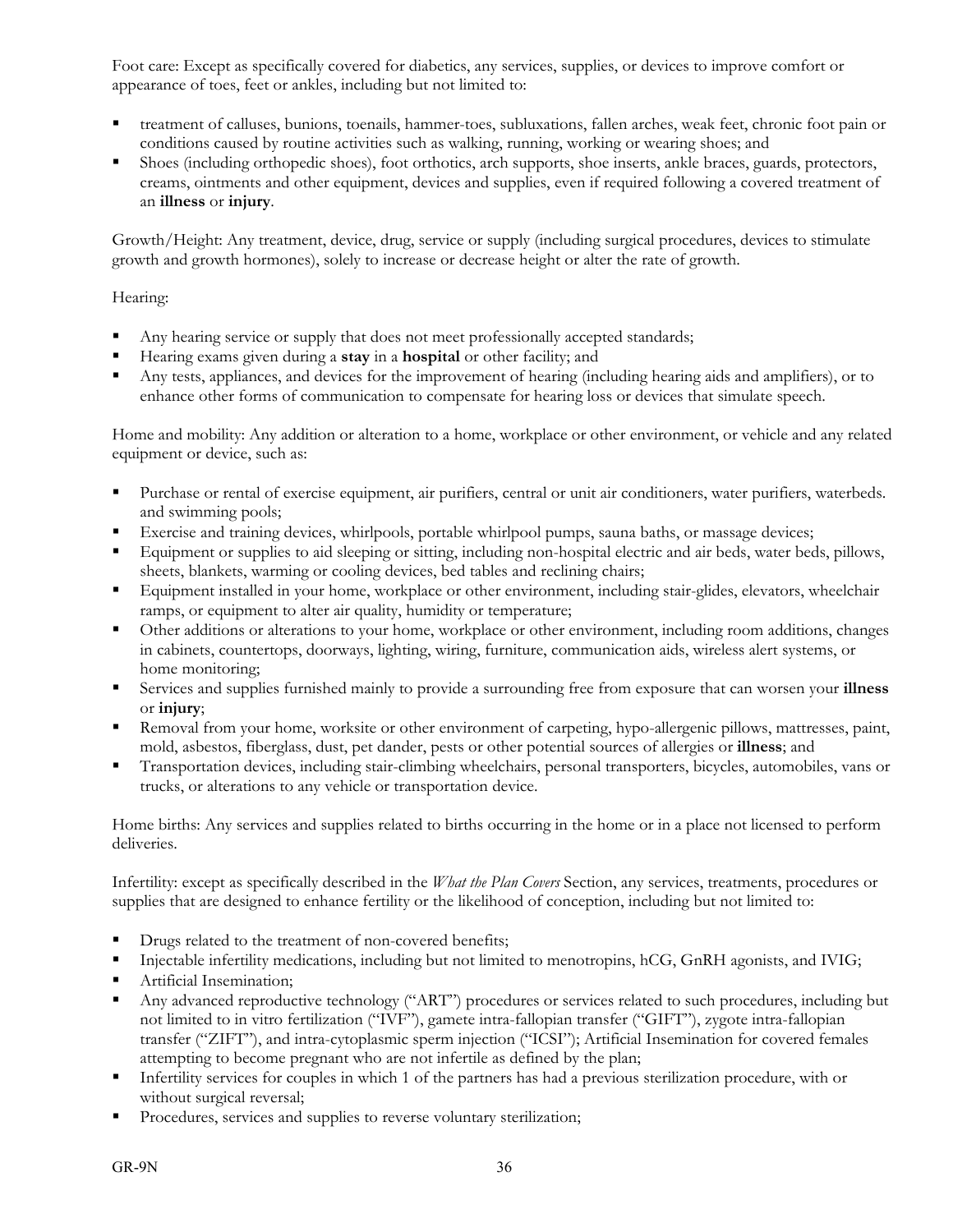Foot care: Except as specifically covered for diabetics, any services, supplies, or devices to improve comfort or appearance of toes, feet or ankles, including but not limited to:

- treatment of calluses, bunions, toenails, hammer-toes, subluxations, fallen arches, weak feet, chronic foot pain or conditions caused by routine activities such as walking, running, working or wearing shoes; and
- Shoes (including orthopedic shoes), foot orthotics, arch supports, shoe inserts, ankle braces, guards, protectors, creams, ointments and other equipment, devices and supplies, even if required following a covered treatment of an **illness** or **injury**.

Growth/Height: Any treatment, device, drug, service or supply (including surgical procedures, devices to stimulate growth and growth hormones), solely to increase or decrease height or alter the rate of growth.

Hearing:

- Any hearing service or supply that does not meet professionally accepted standards;
- Hearing exams given during a **stay** in a **hospital** or other facility; and
- Any tests, appliances, and devices for the improvement of hearing (including hearing aids and amplifiers), or to enhance other forms of communication to compensate for hearing loss or devices that simulate speech.

Home and mobility: Any addition or alteration to a home, workplace or other environment, or vehicle and any related equipment or device, such as:

- Purchase or rental of exercise equipment, air purifiers, central or unit air conditioners, water purifiers, waterbeds. and swimming pools;
- Exercise and training devices, whirlpools, portable whirlpool pumps, sauna baths, or massage devices;
- Equipment or supplies to aid sleeping or sitting, including non-hospital electric and air beds, water beds, pillows, sheets, blankets, warming or cooling devices, bed tables and reclining chairs;
- Equipment installed in your home, workplace or other environment, including stair-glides, elevators, wheelchair ramps, or equipment to alter air quality, humidity or temperature;
- Other additions or alterations to your home, workplace or other environment, including room additions, changes in cabinets, countertops, doorways, lighting, wiring, furniture, communication aids, wireless alert systems, or home monitoring;
- Services and supplies furnished mainly to provide a surrounding free from exposure that can worsen your **illness** or **injury**;
- Removal from your home, worksite or other environment of carpeting, hypo-allergenic pillows, mattresses, paint, mold, asbestos, fiberglass, dust, pet dander, pests or other potential sources of allergies or **illness**; and
- Transportation devices, including stair-climbing wheelchairs, personal transporters, bicycles, automobiles, vans or trucks, or alterations to any vehicle or transportation device.

Home births: Any services and supplies related to births occurring in the home or in a place not licensed to perform deliveries.

Infertility: except as specifically described in the *What the Plan Covers* Section, any services, treatments, procedures or supplies that are designed to enhance fertility or the likelihood of conception, including but not limited to:

- Drugs related to the treatment of non-covered benefits;
- Injectable infertility medications, including but not limited to menotropins, hCG, GnRH agonists, and IVIG;
- Artificial Insemination;
- Any advanced reproductive technology ("ART") procedures or services related to such procedures, including but not limited to in vitro fertilization ("IVF"), gamete intra-fallopian transfer ("GIFT"), zygote intra-fallopian transfer ("ZIFT"), and intra-cytoplasmic sperm injection ("ICSI"); Artificial Insemination for covered females attempting to become pregnant who are not infertile as defined by the plan;
- Infertility services for couples in which 1 of the partners has had a previous sterilization procedure, with or without surgical reversal;
- Procedures, services and supplies to reverse voluntary sterilization;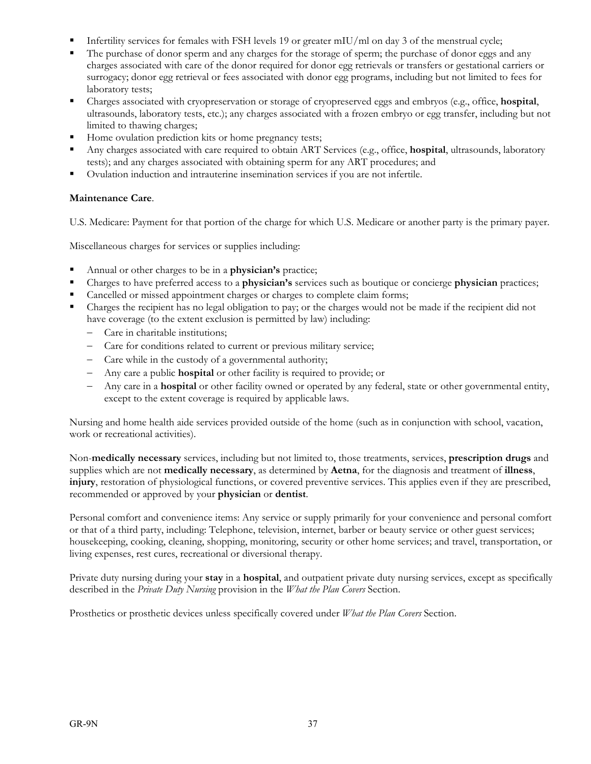- Infertility services for females with FSH levels 19 or greater mIU/ml on day 3 of the menstrual cycle;
- The purchase of donor sperm and any charges for the storage of sperm; the purchase of donor eggs and any charges associated with care of the donor required for donor egg retrievals or transfers or gestational carriers or surrogacy; donor egg retrieval or fees associated with donor egg programs, including but not limited to fees for laboratory tests;
- Charges associated with cryopreservation or storage of cryopreserved eggs and embryos (e.g., office, **hospital**, ultrasounds, laboratory tests, etc.); any charges associated with a frozen embryo or egg transfer, including but not limited to thawing charges;
- Home ovulation prediction kits or home pregnancy tests;
- Any charges associated with care required to obtain ART Services (e.g., office, **hospital**, ultrasounds, laboratory tests); and any charges associated with obtaining sperm for any ART procedures; and
- Ovulation induction and intrauterine insemination services if you are not infertile.

**Maintenance Care**.

U.S. Medicare: Payment for that portion of the charge for which U.S. Medicare or another party is the primary payer.

Miscellaneous charges for services or supplies including:

- Annual or other charges to be in a **physician's** practice;
- Charges to have preferred access to a **physician's** services such as boutique or concierge **physician** practices;
- Cancelled or missed appointment charges or charges to complete claim forms;
- Charges the recipient has no legal obligation to pay; or the charges would not be made if the recipient did not have coverage (to the extent exclusion is permitted by law) including:
  - Care in charitable institutions;
  - Care for conditions related to current or previous military service;
  - Care while in the custody of a governmental authority;
  - Any care a public **hospital** or other facility is required to provide; or
  - Any care in a **hospital** or other facility owned or operated by any federal, state or other governmental entity, except to the extent coverage is required by applicable laws.

Nursing and home health aide services provided outside of the home (such as in conjunction with school, vacation, work or recreational activities).

Non-**medically necessary** services, including but not limited to, those treatments, services, **prescription drugs** and supplies which are not **medically necessary**, as determined by **Aetna**, for the diagnosis and treatment of **illness**, **injury**, restoration of physiological functions, or covered preventive services. This applies even if they are prescribed, recommended or approved by your **physician** or **dentist**.

Personal comfort and convenience items: Any service or supply primarily for your convenience and personal comfort or that of a third party, including: Telephone, television, internet, barber or beauty service or other guest services; housekeeping, cooking, cleaning, shopping, monitoring, security or other home services; and travel, transportation, or living expenses, rest cures, recreational or diversional therapy.

Private duty nursing during your **stay** in a **hospital**, and outpatient private duty nursing services, except as specifically described in the *Private Duty Nursing* provision in the *What the Plan Covers* Section.

Prosthetics or prosthetic devices unless specifically covered under *What the Plan Covers* Section.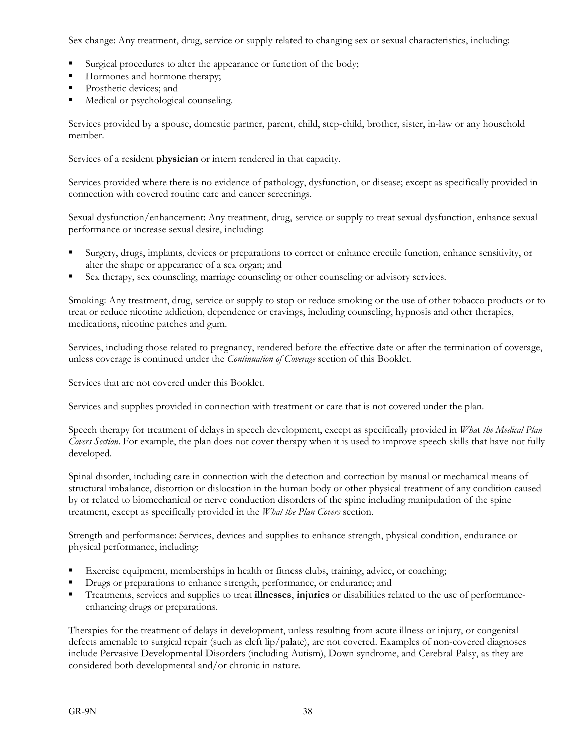Sex change: Any treatment, drug, service or supply related to changing sex or sexual characteristics, including:

- Surgical procedures to alter the appearance or function of the body;
- Hormones and hormone therapy;
- Prosthetic devices; and
- Medical or psychological counseling.

Services provided by a spouse, domestic partner, parent, child, step-child, brother, sister, in-law or any household member.

Services of a resident **physician** or intern rendered in that capacity.

Services provided where there is no evidence of pathology, dysfunction, or disease; except as specifically provided in connection with covered routine care and cancer screenings.

Sexual dysfunction/enhancement: Any treatment, drug, service or supply to treat sexual dysfunction, enhance sexual performance or increase sexual desire, including:

- Surgery, drugs, implants, devices or preparations to correct or enhance erectile function, enhance sensitivity, or alter the shape or appearance of a sex organ; and
- Sex therapy, sex counseling, marriage counseling or other counseling or advisory services.

Smoking: Any treatment, drug, service or supply to stop or reduce smoking or the use of other tobacco products or to treat or reduce nicotine addiction, dependence or cravings, including counseling, hypnosis and other therapies, medications, nicotine patches and gum.

Services, including those related to pregnancy, rendered before the effective date or after the termination of coverage, unless coverage is continued under the *Continuation of Coverage* section of this Booklet.

Services that are not covered under this Booklet.

Services and supplies provided in connection with treatment or care that is not covered under the plan.

Speech therapy for treatment of delays in speech development, except as specifically provided in *What the Medical Plan Covers Section*. For example, the plan does not cover therapy when it is used to improve speech skills that have not fully developed.

Spinal disorder, including care in connection with the detection and correction by manual or mechanical means of structural imbalance, distortion or dislocation in the human body or other physical treatment of any condition caused by or related to biomechanical or nerve conduction disorders of the spine including manipulation of the spine treatment, except as specifically provided in the *What the Plan Covers* section.

Strength and performance: Services, devices and supplies to enhance strength, physical condition, endurance or physical performance, including:

- Exercise equipment, memberships in health or fitness clubs, training, advice, or coaching;
- Drugs or preparations to enhance strength, performance, or endurance; and
- Treatments, services and supplies to treat **illnesses**, **injuries** or disabilities related to the use of performance-enhancing drugs or preparations.

Therapies for the treatment of delays in development, unless resulting from acute illness or injury, or congenital defects amenable to surgical repair (such as cleft lip/palate), are not covered. Examples of non-covered diagnoses include Pervasive Developmental Disorders (including Autism), Down syndrome, and Cerebral Palsy, as they are considered both developmental and/or chronic in nature.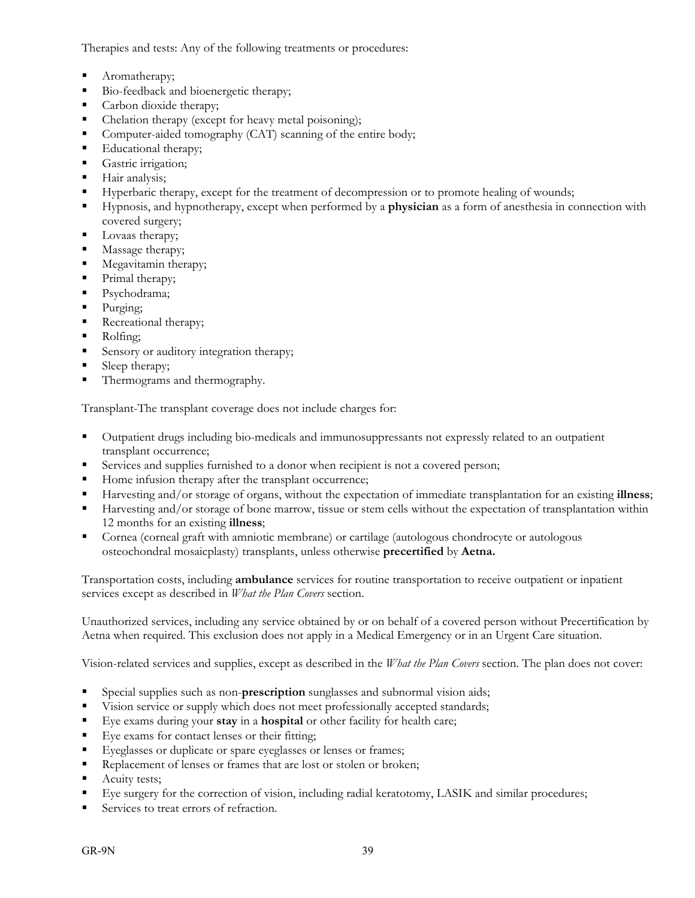Therapies and tests: Any of the following treatments or procedures:

- Aromatherapy;
- Bio-feedback and bioenergetic therapy;
- Carbon dioxide therapy;
- Chelation therapy (except for heavy metal poisoning);
- Computer-aided tomography (CAT) scanning of the entire body;
- Educational therapy;
- Gastric irrigation;
- Hair analysis;
- Hyperbaric therapy, except for the treatment of decompression or to promote healing of wounds;
- Hypnosis, and hypnotherapy, except when performed by a **physician** as a form of anesthesia in connection with covered surgery;
- Lovaas therapy;
- Massage therapy;
- Megavitamin therapy;
- Primal therapy;
- Psychodrama;
- Purging;
- Recreational therapy;
- Rolfing;
- Sensory or auditory integration therapy;
- Sleep therapy;
- Thermograms and thermography.

Transplant-The transplant coverage does not include charges for:

- Outpatient drugs including bio-medicals and immunosuppressants not expressly related to an outpatient transplant occurrence;
- Services and supplies furnished to a donor when recipient is not a covered person;
- Home infusion therapy after the transplant occurrence;
- Harvesting and/or storage of organs, without the expectation of immediate transplantation for an existing **illness**;
- Harvesting and/or storage of bone marrow, tissue or stem cells without the expectation of transplantation within 12 months for an existing **illness**;
- Cornea (corneal graft with amniotic membrane) or cartilage (autologous chondrocyte or autologous osteochondral mosaicplasty) transplants, unless otherwise **precertified** by **Aetna.**

Transportation costs, including **ambulance** services for routine transportation to receive outpatient or inpatient services except as described in *What the Plan Covers* section.

Unauthorized services, including any service obtained by or on behalf of a covered person without Precertification by Aetna when required. This exclusion does not apply in a Medical Emergency or in an Urgent Care situation.

Vision-related services and supplies, except as described in the *What the Plan Covers* section. The plan does not cover:

- Special supplies such as non-**prescription** sunglasses and subnormal vision aids;
- Vision service or supply which does not meet professionally accepted standards;
- Eye exams during your **stay** in a **hospital** or other facility for health care;
- Eye exams for contact lenses or their fitting;
- Eyeglasses or duplicate or spare eyeglasses or lenses or frames;
- Replacement of lenses or frames that are lost or stolen or broken;
- Acuity tests;
- Eye surgery for the correction of vision, including radial keratotomy, LASIK and similar procedures;
- Services to treat errors of refraction.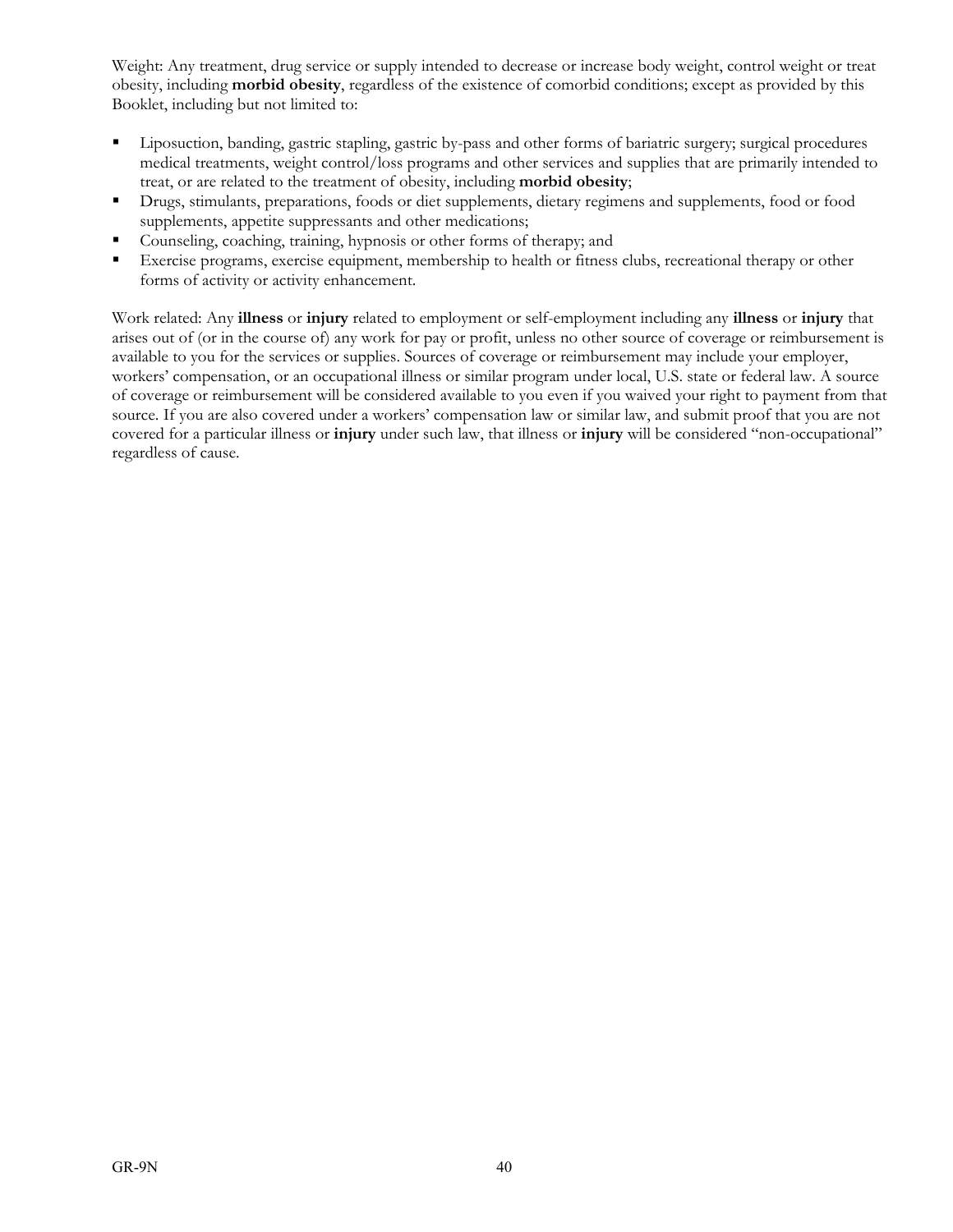Weight: Any treatment, drug service or supply intended to decrease or increase body weight, control weight or treat obesity, including **morbid obesity**, regardless of the existence of comorbid conditions; except as provided by this Booklet, including but not limited to:

- Liposuction, banding, gastric stapling, gastric by-pass and other forms of bariatric surgery; surgical procedures medical treatments, weight control/loss programs and other services and supplies that are primarily intended to treat, or are related to the treatment of obesity, including **morbid obesity**;
- Drugs, stimulants, preparations, foods or diet supplements, dietary regimens and supplements, food or food supplements, appetite suppressants and other medications;
- Counseling, coaching, training, hypnosis or other forms of therapy; and
- Exercise programs, exercise equipment, membership to health or fitness clubs, recreational therapy or other forms of activity or activity enhancement.

Work related: Any **illness** or **injury** related to employment or self-employment including any **illness** or **injury** that arises out of (or in the course of) any work for pay or profit, unless no other source of coverage or reimbursement is available to you for the services or supplies. Sources of coverage or reimbursement may include your employer, workers' compensation, or an occupational illness or similar program under local, U.S. state or federal law. A source of coverage or reimbursement will be considered available to you even if you waived your right to payment from that source. If you are also covered under a workers' compensation law or similar law, and submit proof that you are not covered for a particular illness or **injury** under such law, that illness or **injury** will be considered "non-occupational" regardless of cause.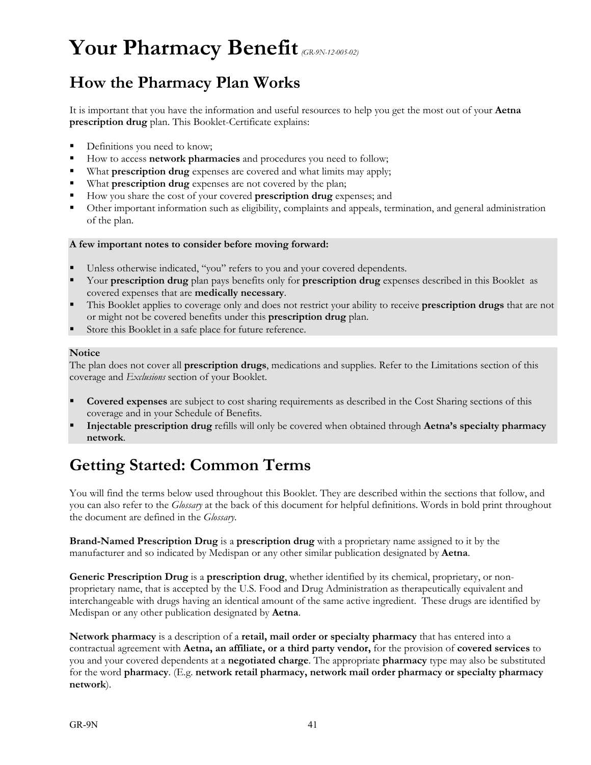# Your Pharmacy Benefit *(GR-9N-12-005-02)*

## How the Pharmacy Plan Works

It is important that you have the information and useful resources to help you get the most out of your **Aetna prescription drug** plan. This Booklet-Certificate explains:

- Definitions you need to know;
- How to access **network pharmacies** and procedures you need to follow;
- What **prescription drug** expenses are covered and what limits may apply;
- What **prescription drug** expenses are not covered by the plan;
- How you share the cost of your covered **prescription drug** expenses; and
- Other important information such as eligibility, complaints and appeals, termination, and general administration of the plan.

**A few important notes to consider before moving forward:**

- Unless otherwise indicated, "you" refers to you and your covered dependents.
- Your **prescription drug** plan pays benefits only for **prescription drug** expenses described in this Booklet as covered expenses that are **medically necessary**.
- This Booklet applies to coverage only and does not restrict your ability to receive **prescription drugs** that are not or might not be covered benefits under this **prescription drug** plan.
- Store this Booklet in a safe place for future reference.

**Notice**
The plan does not cover all **prescription drugs**, medications and supplies. Refer to the Limitations section of this coverage and *Exclusions* section of your Booklet.

- **Covered expenses** are subject to cost sharing requirements as described in the Cost Sharing sections of this coverage and in your Schedule of Benefits.
- **Injectable prescription drug** refills will only be covered when obtained through **Aetna's specialty pharmacy network**.

## Getting Started: Common Terms

You will find the terms below used throughout this Booklet. They are described within the sections that follow, and you can also refer to the *Glossary* at the back of this document for helpful definitions. Words in bold print throughout the document are defined in the *Glossary*.

**Brand-Named Prescription Drug** is a **prescription drug** with a proprietary name assigned to it by the manufacturer and so indicated by Medispan or any other similar publication designated by **Aetna**.

**Generic Prescription Drug** is a **prescription drug**, whether identified by its chemical, proprietary, or non-proprietary name, that is accepted by the U.S. Food and Drug Administration as therapeutically equivalent and interchangeable with drugs having an identical amount of the same active ingredient. These drugs are identified by Medispan or any other publication designated by **Aetna**.

**Network pharmacy** is a description of a **retail, mail order or specialty pharmacy** that has entered into a contractual agreement with **Aetna, an affiliate, or a third party vendor,** for the provision of **covered services** to you and your covered dependents at a **negotiated charge**. The appropriate **pharmacy** type may also be substituted for the word **pharmacy**. (E.g. **network retail pharmacy, network mail order pharmacy or specialty pharmacy network**).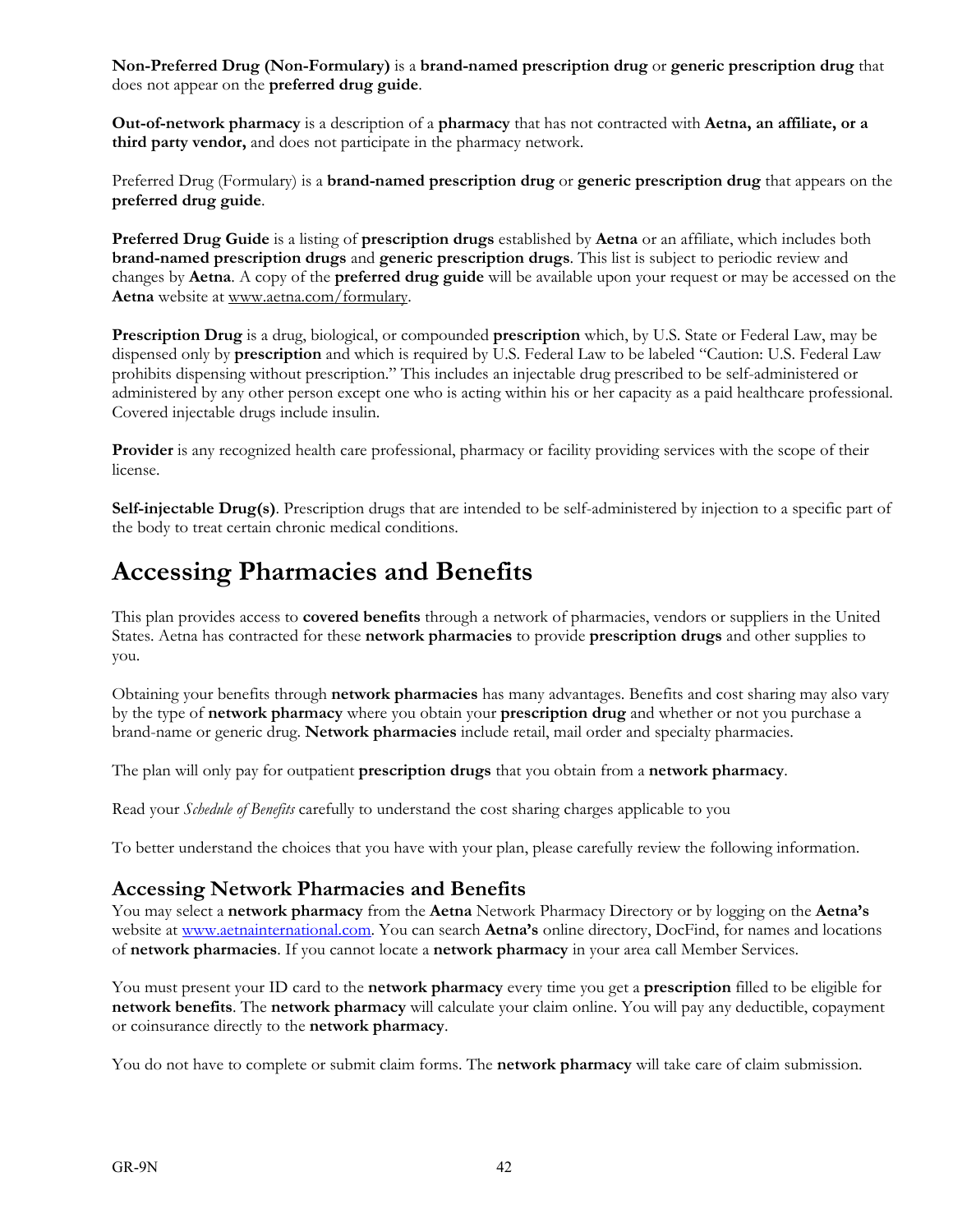**Non-Preferred Drug (Non-Formulary)** is a **brand-named prescription drug** or **generic prescription drug** that does not appear on the **preferred drug guide**.

**Out-of-network pharmacy** is a description of a **pharmacy** that has not contracted with **Aetna, an affiliate, or a third party vendor,** and does not participate in the pharmacy network.

Preferred Drug (Formulary) is a **brand-named prescription drug** or **generic prescription drug** that appears on the **preferred drug guide**.

**Preferred Drug Guide** is a listing of **prescription drugs** established by **Aetna** or an affiliate, which includes both **brand-named prescription drugs** and **generic prescription drugs**. This list is subject to periodic review and changes by **Aetna**. A copy of the **preferred drug guide** will be available upon your request or may be accessed on the **Aetna** website at www.aetna.com/formulary.

**Prescription Drug** is a drug, biological, or compounded **prescription** which, by U.S. State or Federal Law, may be dispensed only by **prescription** and which is required by U.S. Federal Law to be labeled "Caution: U.S. Federal Law prohibits dispensing without prescription." This includes an injectable drug prescribed to be self-administered or administered by any other person except one who is acting within his or her capacity as a paid healthcare professional. Covered injectable drugs include insulin.

**Provider** is any recognized health care professional, pharmacy or facility providing services with the scope of their license.

**Self-injectable Drug(s)**. Prescription drugs that are intended to be self-administered by injection to a specific part of the body to treat certain chronic medical conditions.

# Accessing Pharmacies and Benefits

This plan provides access to **covered benefits** through a network of pharmacies, vendors or suppliers in the United States. Aetna has contracted for these **network pharmacies** to provide **prescription drugs** and other supplies to you.

Obtaining your benefits through **network pharmacies** has many advantages. Benefits and cost sharing may also vary by the type of **network pharmacy** where you obtain your **prescription drug** and whether or not you purchase a brand-name or generic drug. **Network pharmacies** include retail, mail order and specialty pharmacies.

The plan will only pay for outpatient **prescription drugs** that you obtain from a **network pharmacy**.

Read your *Schedule of Benefits* carefully to understand the cost sharing charges applicable to you

To better understand the choices that you have with your plan, please carefully review the following information.

## Accessing Network Pharmacies and Benefits

You may select a **network pharmacy** from the **Aetna** Network Pharmacy Directory or by logging on the **Aetna's** website at www.aetnainternational.com. You can search **Aetna's** online directory, DocFind, for names and locations of **network pharmacies**. If you cannot locate a **network pharmacy** in your area call Member Services.

You must present your ID card to the **network pharmacy** every time you get a **prescription** filled to be eligible for **network benefits**. The **network pharmacy** will calculate your claim online. You will pay any deductible, copayment or coinsurance directly to the **network pharmacy**.

You do not have to complete or submit claim forms. The **network pharmacy** will take care of claim submission.

GR-9N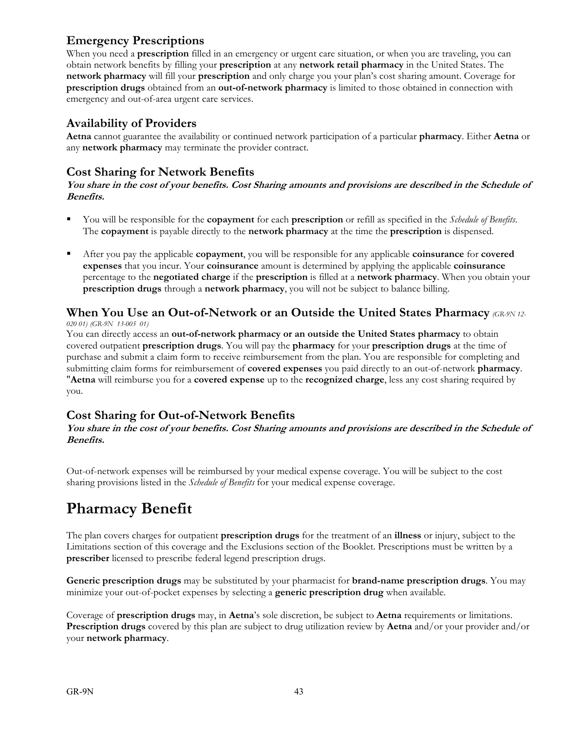## Emergency Prescriptions

When you need a **prescription** filled in an emergency or urgent care situation, or when you are traveling, you can obtain network benefits by filling your **prescription** at any **network retail pharmacy** in the United States. The **network pharmacy** will fill your **prescription** and only charge you your plan's cost sharing amount. Coverage for **prescription drugs** obtained from an **out-of-network pharmacy** is limited to those obtained in connection with emergency and out-of-area urgent care services.

## Availability of Providers

**Aetna** cannot guarantee the availability or continued network participation of a particular **pharmacy**. Either **Aetna** or any **network pharmacy** may terminate the provider contract.

## Cost Sharing for Network Benefits

***You share in the cost of your benefits. Cost Sharing amounts and provisions are described in the Schedule of Benefits.***

- You will be responsible for the **copayment** for each **prescription** or refill as specified in the *Schedule of Benefits*. The **copayment** is payable directly to the **network pharmacy** at the time the **prescription** is dispensed.

- After you pay the applicable **copayment**, you will be responsible for any applicable **coinsurance** for **covered expenses** that you incur. Your **coinsurance** amount is determined by applying the applicable **coinsurance** percentage to the **negotiated charge** if the **prescription** is filled at a **network pharmacy**. When you obtain your **prescription drugs** through a **network pharmacy**, you will not be subject to balance billing.

## When You Use an Out-of-Network or an Outside the United States Pharmacy *(GR-9N 12-020 01) (GR-9N 13-005 01)*

You can directly access an **out-of-network pharmacy or an outside the United States pharmacy** to obtain covered outpatient **prescription drugs**. You will pay the **pharmacy** for your **prescription drugs** at the time of purchase and submit a claim form to receive reimbursement from the plan. You are responsible for completing and submitting claim forms for reimbursement of **covered expenses** you paid directly to an out-of-network **pharmacy**. "**Aetna** will reimburse you for a **covered expense** up to the **recognized charge**, less any cost sharing required by you.

## Cost Sharing for Out-of-Network Benefits

***You share in the cost of your benefits. Cost Sharing amounts and provisions are described in the Schedule of Benefits.***

Out-of-network expenses will be reimbursed by your medical expense coverage. You will be subject to the cost sharing provisions listed in the *Schedule of Benefits* for your medical expense coverage.

# Pharmacy Benefit

The plan covers charges for outpatient **prescription drugs** for the treatment of an **illness** or injury, subject to the Limitations section of this coverage and the Exclusions section of the Booklet. Prescriptions must be written by a **prescriber** licensed to prescribe federal legend prescription drugs.

**Generic prescription drugs** may be substituted by your pharmacist for **brand-name prescription drugs**. You may minimize your out-of-pocket expenses by selecting a **generic prescription drug** when available.

Coverage of **prescription drugs** may, in **Aetna**'s sole discretion, be subject to **Aetna** requirements or limitations. **Prescription drugs** covered by this plan are subject to drug utilization review by **Aetna** and/or your provider and/or your **network pharmacy**.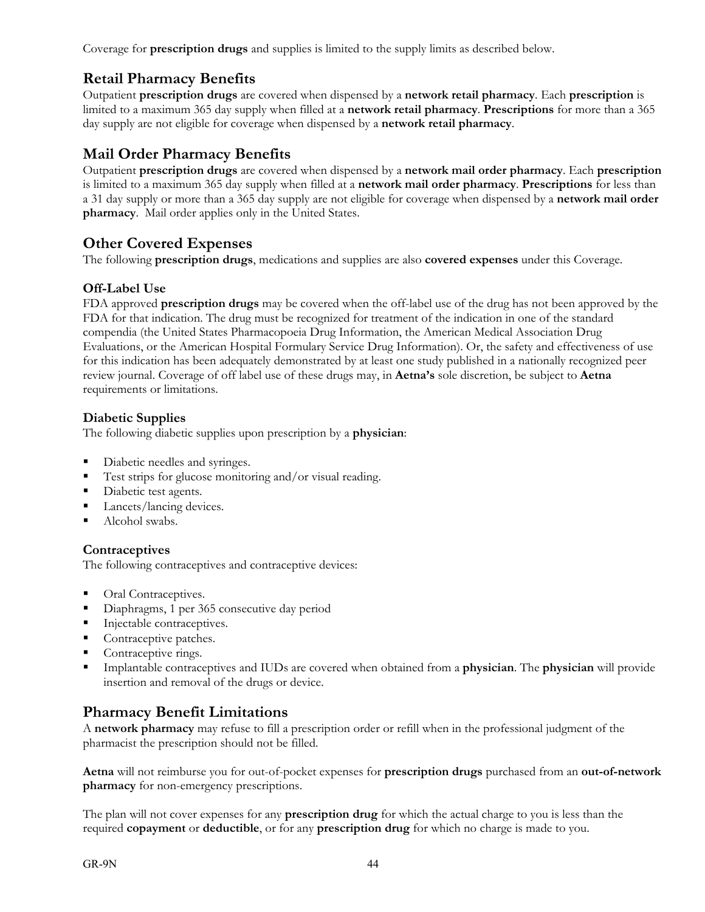Coverage for **prescription drugs** and supplies is limited to the supply limits as described below.

## Retail Pharmacy Benefits

Outpatient **prescription drugs** are covered when dispensed by a **network retail pharmacy**. Each **prescription** is limited to a maximum 365 day supply when filled at a **network retail pharmacy**. **Prescriptions** for more than a 365 day supply are not eligible for coverage when dispensed by a **network retail pharmacy**.

## Mail Order Pharmacy Benefits

Outpatient **prescription drugs** are covered when dispensed by a **network mail order pharmacy**. Each **prescription** is limited to a maximum 365 day supply when filled at a **network mail order pharmacy**. **Prescriptions** for less than a 31 day supply or more than a 365 day supply are not eligible for coverage when dispensed by a **network mail order pharmacy**. Mail order applies only in the United States.

## Other Covered Expenses

The following **prescription drugs**, medications and supplies are also **covered expenses** under this Coverage.

### Off-Label Use

FDA approved **prescription drugs** may be covered when the off-label use of the drug has not been approved by the FDA for that indication. The drug must be recognized for treatment of the indication in one of the standard compendia (the United States Pharmacopoeia Drug Information, the American Medical Association Drug Evaluations, or the American Hospital Formulary Service Drug Information). Or, the safety and effectiveness of use for this indication has been adequately demonstrated by at least one study published in a nationally recognized peer review journal. Coverage of off label use of these drugs may, in **Aetna's** sole discretion, be subject to **Aetna** requirements or limitations.

### Diabetic Supplies

The following diabetic supplies upon prescription by a **physician**:

- Diabetic needles and syringes.
- Test strips for glucose monitoring and/or visual reading.
- Diabetic test agents.
- Lancets/lancing devices.
- Alcohol swabs.

### Contraceptives

The following contraceptives and contraceptive devices:

- Oral Contraceptives.
- Diaphragms, 1 per 365 consecutive day period
- Injectable contraceptives.
- Contraceptive patches.
- Contraceptive rings.
- Implantable contraceptives and IUDs are covered when obtained from a **physician**. The **physician** will provide insertion and removal of the drugs or device.

## Pharmacy Benefit Limitations

A **network pharmacy** may refuse to fill a prescription order or refill when in the professional judgment of the pharmacist the prescription should not be filled.

**Aetna** will not reimburse you for out-of-pocket expenses for **prescription drugs** purchased from an **out-of-network pharmacy** for non-emergency prescriptions.

The plan will not cover expenses for any **prescription drug** for which the actual charge to you is less than the required **copayment** or **deductible**, or for any **prescription drug** for which no charge is made to you.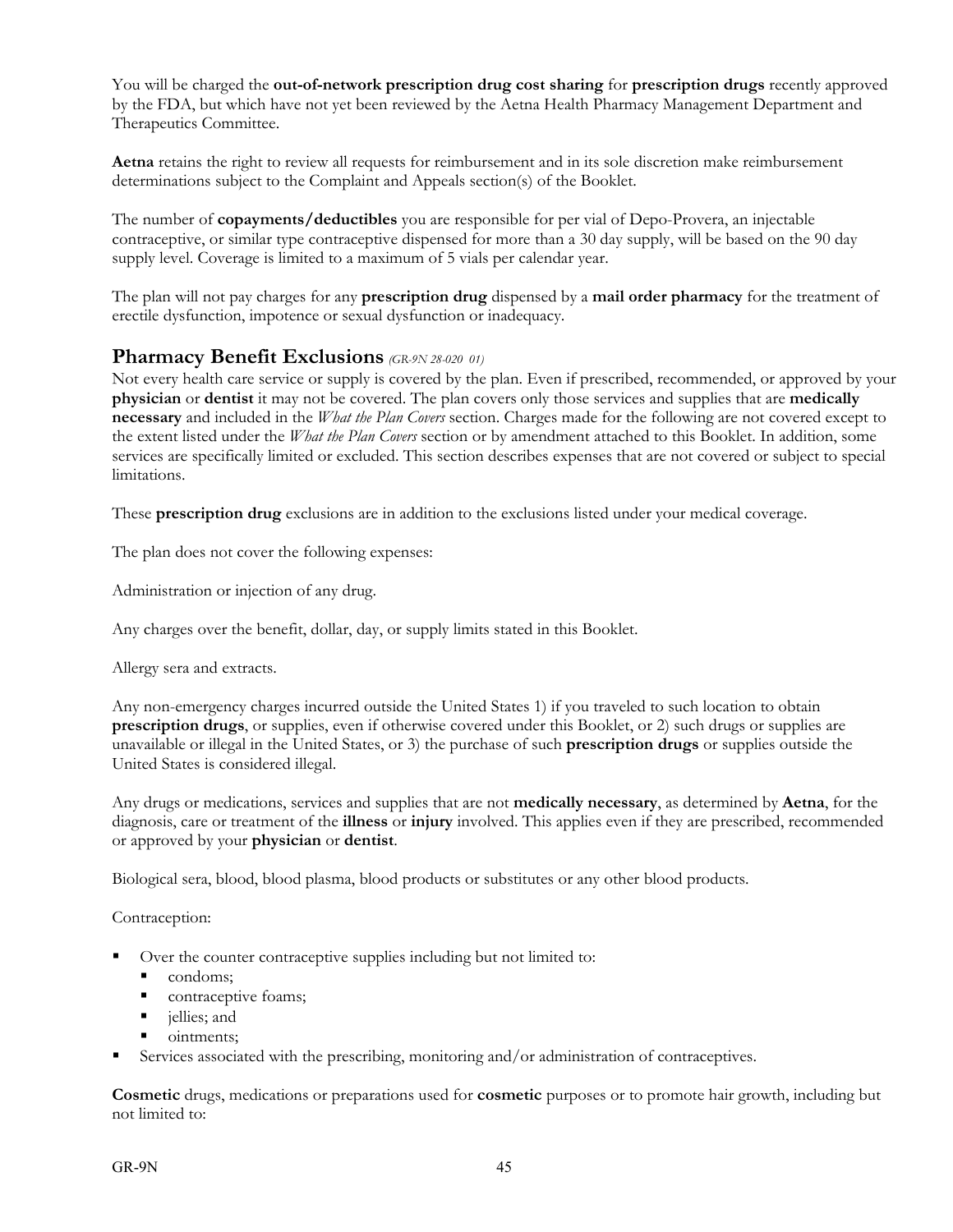You will be charged the **out-of-network prescription drug cost sharing** for **prescription drugs** recently approved by the FDA, but which have not yet been reviewed by the Aetna Health Pharmacy Management Department and Therapeutics Committee.

**Aetna** retains the right to review all requests for reimbursement and in its sole discretion make reimbursement determinations subject to the Complaint and Appeals section(s) of the Booklet.

The number of **copayments/deductibles** you are responsible for per vial of Depo-Provera, an injectable contraceptive, or similar type contraceptive dispensed for more than a 30 day supply, will be based on the 90 day supply level. Coverage is limited to a maximum of 5 vials per calendar year.

The plan will not pay charges for any **prescription drug** dispensed by a **mail order pharmacy** for the treatment of erectile dysfunction, impotence or sexual dysfunction or inadequacy.

## Pharmacy Benefit Exclusions *(GR-9N 28-020 01)*

Not every health care service or supply is covered by the plan. Even if prescribed, recommended, or approved by your **physician** or **dentist** it may not be covered. The plan covers only those services and supplies that are **medically necessary** and included in the *What the Plan Covers* section. Charges made for the following are not covered except to the extent listed under the *What the Plan Covers* section or by amendment attached to this Booklet. In addition, some services are specifically limited or excluded. This section describes expenses that are not covered or subject to special limitations.

These **prescription drug** exclusions are in addition to the exclusions listed under your medical coverage.

The plan does not cover the following expenses:

Administration or injection of any drug.

Any charges over the benefit, dollar, day, or supply limits stated in this Booklet.

Allergy sera and extracts.

Any non-emergency charges incurred outside the United States 1) if you traveled to such location to obtain **prescription drugs**, or supplies, even if otherwise covered under this Booklet, or 2) such drugs or supplies are unavailable or illegal in the United States, or 3) the purchase of such **prescription drugs** or supplies outside the United States is considered illegal.

Any drugs or medications, services and supplies that are not **medically necessary**, as determined by **Aetna**, for the diagnosis, care or treatment of the **illness** or **injury** involved. This applies even if they are prescribed, recommended or approved by your **physician** or **dentist**.

Biological sera, blood, blood plasma, blood products or substitutes or any other blood products.

Contraception:

- Over the counter contraceptive supplies including but not limited to:
  - condoms;
  - contraceptive foams;
  - jellies; and
  - ointments;
- Services associated with the prescribing, monitoring and/or administration of contraceptives.

**Cosmetic** drugs, medications or preparations used for **cosmetic** purposes or to promote hair growth, including but not limited to: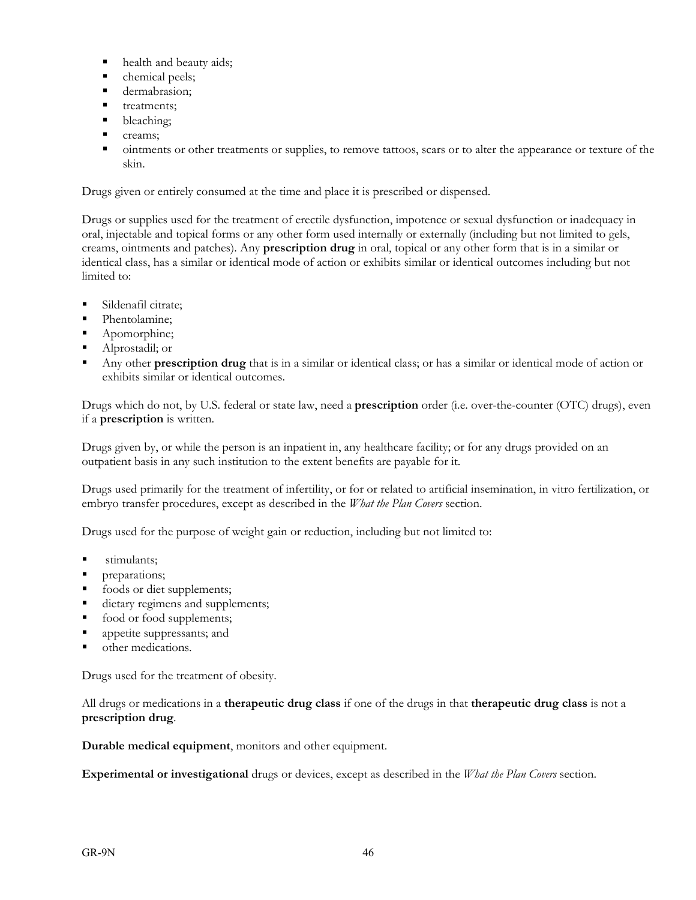- health and beauty aids;
- chemical peels;
- dermabrasion;
- treatments;
- bleaching;
- creams;
- ointments or other treatments or supplies, to remove tattoos, scars or to alter the appearance or texture of the skin.

Drugs given or entirely consumed at the time and place it is prescribed or dispensed.

Drugs or supplies used for the treatment of erectile dysfunction, impotence or sexual dysfunction or inadequacy in oral, injectable and topical forms or any other form used internally or externally (including but not limited to gels, creams, ointments and patches). Any **prescription drug** in oral, topical or any other form that is in a similar or identical class, has a similar or identical mode of action or exhibits similar or identical outcomes including but not limited to:

- Sildenafil citrate;
- Phentolamine;
- Apomorphine;
- Alprostadil; or
- Any other **prescription drug** that is in a similar or identical class; or has a similar or identical mode of action or exhibits similar or identical outcomes.

Drugs which do not, by U.S. federal or state law, need a **prescription** order (i.e. over-the-counter (OTC) drugs), even if a **prescription** is written.

Drugs given by, or while the person is an inpatient in, any healthcare facility; or for any drugs provided on an outpatient basis in any such institution to the extent benefits are payable for it.

Drugs used primarily for the treatment of infertility, or for or related to artificial insemination, in vitro fertilization, or embryo transfer procedures, except as described in the *What the Plan Covers* section.

Drugs used for the purpose of weight gain or reduction, including but not limited to:

- stimulants;
- preparations;
- foods or diet supplements;
- dietary regimens and supplements;
- food or food supplements;
- appetite suppressants; and
- other medications.

Drugs used for the treatment of obesity.

All drugs or medications in a **therapeutic drug class** if one of the drugs in that **therapeutic drug class** is not a **prescription drug**.

**Durable medical equipment**, monitors and other equipment.

**Experimental or investigational** drugs or devices, except as described in the *What the Plan Covers* section.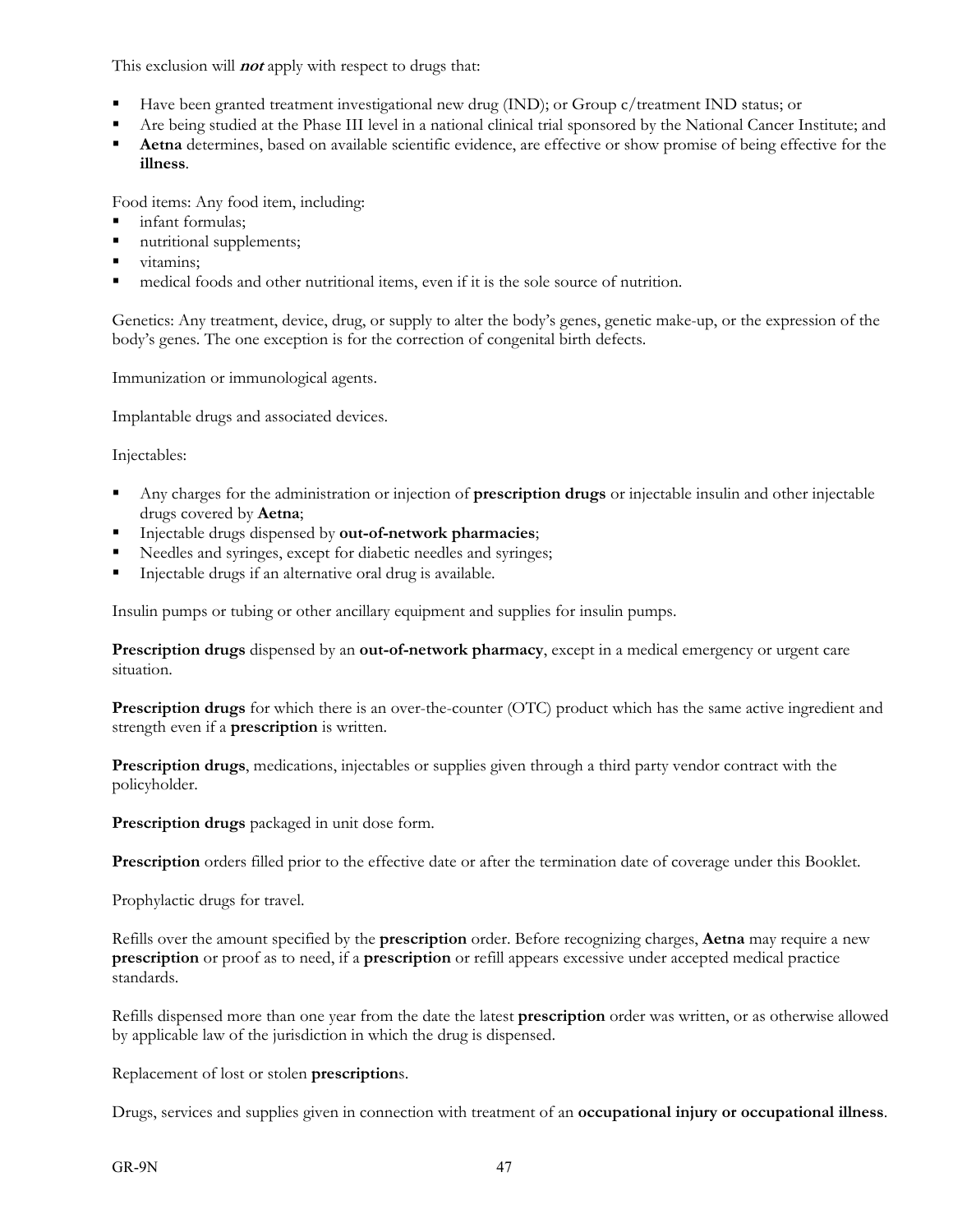This exclusion will ***not*** apply with respect to drugs that:

- Have been granted treatment investigational new drug (IND); or Group c/treatment IND status; or
- Are being studied at the Phase III level in a national clinical trial sponsored by the National Cancer Institute; and
- **Aetna** determines, based on available scientific evidence, are effective or show promise of being effective for the **illness**.

Food items: Any food item, including:

- infant formulas;
- nutritional supplements;
- vitamins;
- medical foods and other nutritional items, even if it is the sole source of nutrition.

Genetics: Any treatment, device, drug, or supply to alter the body's genes, genetic make-up, or the expression of the body's genes. The one exception is for the correction of congenital birth defects.

Immunization or immunological agents.

Implantable drugs and associated devices.

Injectables:

- Any charges for the administration or injection of **prescription drugs** or injectable insulin and other injectable drugs covered by **Aetna**;
- Injectable drugs dispensed by **out-of-network pharmacies**;
- Needles and syringes, except for diabetic needles and syringes;
- Injectable drugs if an alternative oral drug is available.

Insulin pumps or tubing or other ancillary equipment and supplies for insulin pumps.

**Prescription drugs** dispensed by an **out-of-network pharmacy**, except in a medical emergency or urgent care situation.

**Prescription drugs** for which there is an over-the-counter (OTC) product which has the same active ingredient and strength even if a **prescription** is written.

**Prescription drugs**, medications, injectables or supplies given through a third party vendor contract with the policyholder.

**Prescription drugs** packaged in unit dose form.

**Prescription** orders filled prior to the effective date or after the termination date of coverage under this Booklet.

Prophylactic drugs for travel.

Refills over the amount specified by the **prescription** order. Before recognizing charges, **Aetna** may require a new **prescription** or proof as to need, if a **prescription** or refill appears excessive under accepted medical practice standards.

Refills dispensed more than one year from the date the latest **prescription** order was written, or as otherwise allowed by applicable law of the jurisdiction in which the drug is dispensed.

Replacement of lost or stolen **prescription**s.

Drugs, services and supplies given in connection with treatment of an **occupational injury or occupational illness**.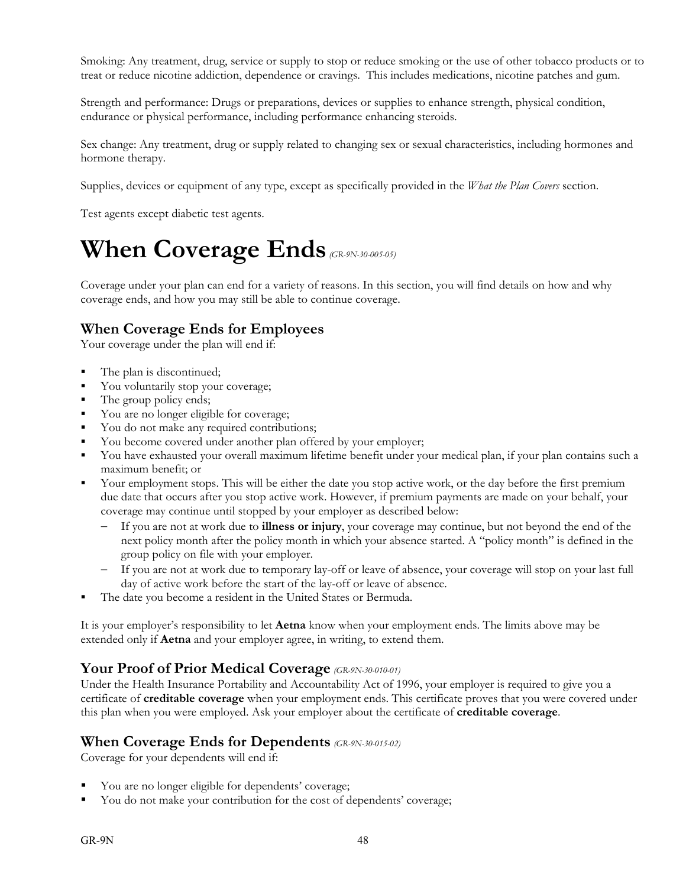Smoking: Any treatment, drug, service or supply to stop or reduce smoking or the use of other tobacco products or to treat or reduce nicotine addiction, dependence or cravings. This includes medications, nicotine patches and gum.

Strength and performance: Drugs or preparations, devices or supplies to enhance strength, physical condition, endurance or physical performance, including performance enhancing steroids.

Sex change: Any treatment, drug or supply related to changing sex or sexual characteristics, including hormones and hormone therapy.

Supplies, devices or equipment of any type, except as specifically provided in the *What the Plan Covers* section.

Test agents except diabetic test agents.

# When Coverage Ends *(GR-9N-30-005-05)*

Coverage under your plan can end for a variety of reasons. In this section, you will find details on how and why coverage ends, and how you may still be able to continue coverage.

## When Coverage Ends for Employees

Your coverage under the plan will end if:

- The plan is discontinued;
- You voluntarily stop your coverage;
- The group policy ends;
- You are no longer eligible for coverage;
- You do not make any required contributions;
- You become covered under another plan offered by your employer;
- You have exhausted your overall maximum lifetime benefit under your medical plan, if your plan contains such a maximum benefit; or
- Your employment stops. This will be either the date you stop active work, or the day before the first premium due date that occurs after you stop active work. However, if premium payments are made on your behalf, your coverage may continue until stopped by your employer as described below:
  - If you are not at work due to **illness or injury**, your coverage may continue, but not beyond the end of the next policy month after the policy month in which your absence started. A "policy month" is defined in the group policy on file with your employer.
  - If you are not at work due to temporary lay-off or leave of absence, your coverage will stop on your last full day of active work before the start of the lay-off or leave of absence.
- The date you become a resident in the United States or Bermuda.

It is your employer's responsibility to let **Aetna** know when your employment ends. The limits above may be extended only if **Aetna** and your employer agree, in writing, to extend them.

## Your Proof of Prior Medical Coverage *(GR-9N-30-010-01)*

Under the Health Insurance Portability and Accountability Act of 1996, your employer is required to give you a certificate of **creditable coverage** when your employment ends. This certificate proves that you were covered under this plan when you were employed. Ask your employer about the certificate of **creditable coverage**.

## When Coverage Ends for Dependents *(GR-9N-30-015-02)*

Coverage for your dependents will end if:

- You are no longer eligible for dependents' coverage;
- You do not make your contribution for the cost of dependents' coverage;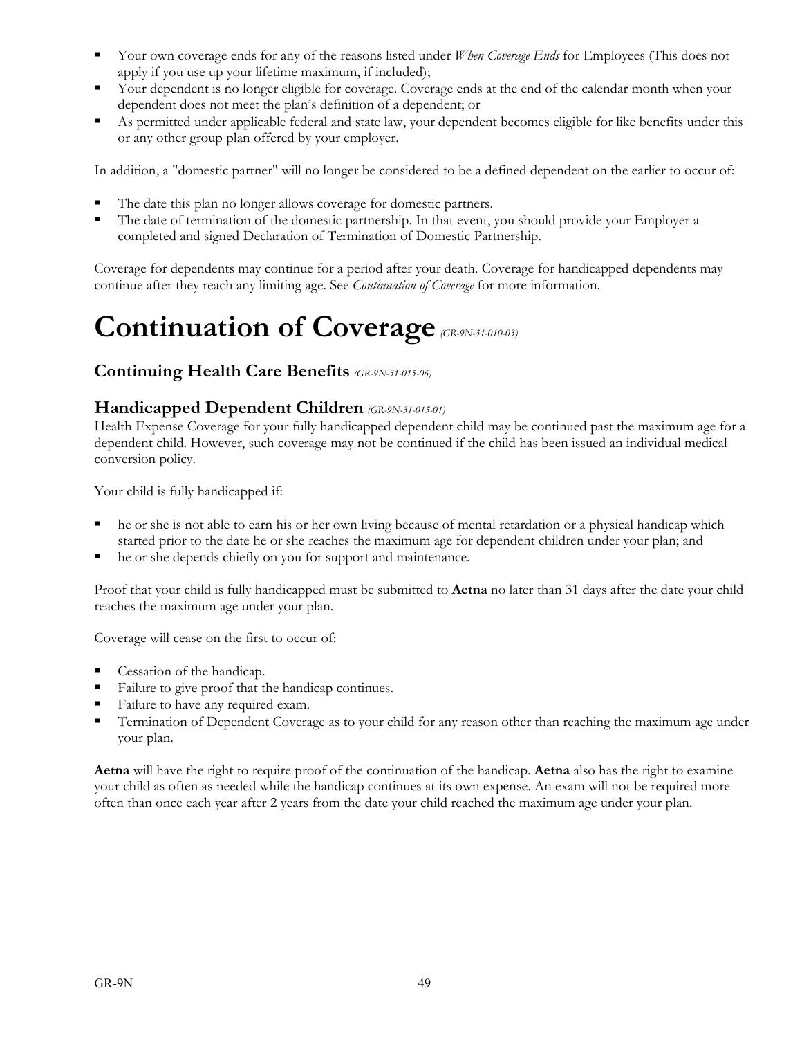- Your own coverage ends for any of the reasons listed under *When Coverage Ends* for Employees (This does not apply if you use up your lifetime maximum, if included);
- Your dependent is no longer eligible for coverage. Coverage ends at the end of the calendar month when your dependent does not meet the plan's definition of a dependent; or
- As permitted under applicable federal and state law, your dependent becomes eligible for like benefits under this or any other group plan offered by your employer.

In addition, a "domestic partner" will no longer be considered to be a defined dependent on the earlier to occur of:

- The date this plan no longer allows coverage for domestic partners.
- The date of termination of the domestic partnership. In that event, you should provide your Employer a completed and signed Declaration of Termination of Domestic Partnership.

Coverage for dependents may continue for a period after your death. Coverage for handicapped dependents may continue after they reach any limiting age. See *Continuation of Coverage* for more information.

# Continuation of Coverage *(GR-9N-31-010-03)*

## Continuing Health Care Benefits *(GR-9N-31-015-06)*

## Handicapped Dependent Children *(GR-9N-31-015-01)*

Health Expense Coverage for your fully handicapped dependent child may be continued past the maximum age for a dependent child. However, such coverage may not be continued if the child has been issued an individual medical conversion policy.

Your child is fully handicapped if:

- he or she is not able to earn his or her own living because of mental retardation or a physical handicap which started prior to the date he or she reaches the maximum age for dependent children under your plan; and
- he or she depends chiefly on you for support and maintenance.

Proof that your child is fully handicapped must be submitted to **Aetna** no later than 31 days after the date your child reaches the maximum age under your plan.

Coverage will cease on the first to occur of:

- Cessation of the handicap.
- Failure to give proof that the handicap continues.
- Failure to have any required exam.
- Termination of Dependent Coverage as to your child for any reason other than reaching the maximum age under your plan.

**Aetna** will have the right to require proof of the continuation of the handicap. **Aetna** also has the right to examine your child as often as needed while the handicap continues at its own expense. An exam will not be required more often than once each year after 2 years from the date your child reached the maximum age under your plan.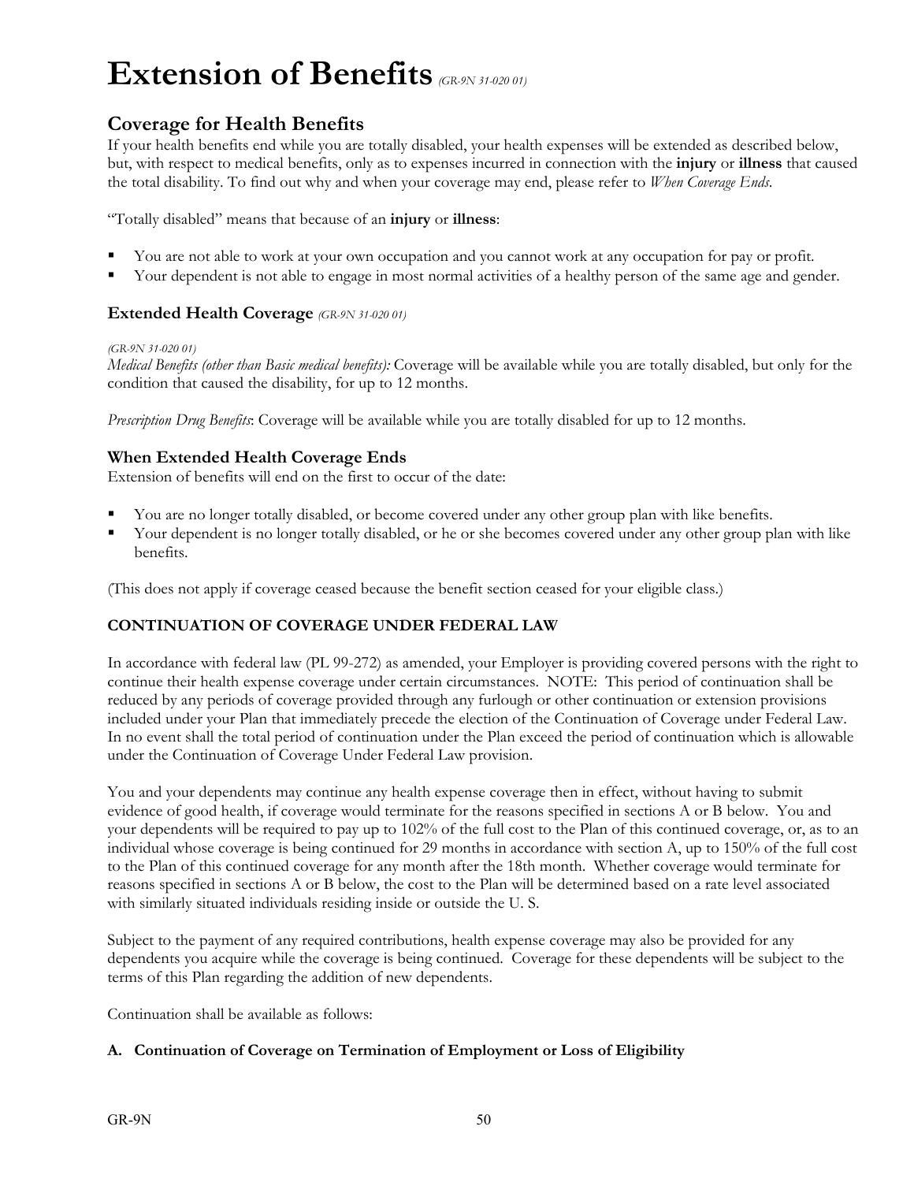# Extension of Benefits *(GR-9N 31-020 01)*

## Coverage for Health Benefits

If your health benefits end while you are totally disabled, your health expenses will be extended as described below, but, with respect to medical benefits, only as to expenses incurred in connection with the **injury** or **illness** that caused the total disability. To find out why and when your coverage may end, please refer to *When Coverage Ends*.

"Totally disabled" means that because of an **injury** or **illness**:

- You are not able to work at your own occupation and you cannot work at any occupation for pay or profit.
- Your dependent is not able to engage in most normal activities of a healthy person of the same age and gender.

### Extended Health Coverage *(GR-9N 31-020 01)*

*(GR-9N 31-020 01)*
*Medical Benefits (other than Basic medical benefits):* Coverage will be available while you are totally disabled, but only for the condition that caused the disability, for up to 12 months.

*Prescription Drug Benefits*: Coverage will be available while you are totally disabled for up to 12 months.

### When Extended Health Coverage Ends

Extension of benefits will end on the first to occur of the date:

- You are no longer totally disabled, or become covered under any other group plan with like benefits.
- Your dependent is no longer totally disabled, or he or she becomes covered under any other group plan with like benefits.

(This does not apply if coverage ceased because the benefit section ceased for your eligible class.)

**CONTINUATION OF COVERAGE UNDER FEDERAL LAW**

In accordance with federal law (PL 99-272) as amended, your Employer is providing covered persons with the right to continue their health expense coverage under certain circumstances. NOTE: This period of continuation shall be reduced by any periods of coverage provided through any furlough or other continuation or extension provisions included under your Plan that immediately precede the election of the Continuation of Coverage under Federal Law. In no event shall the total period of continuation under the Plan exceed the period of continuation which is allowable under the Continuation of Coverage Under Federal Law provision.

You and your dependents may continue any health expense coverage then in effect, without having to submit evidence of good health, if coverage would terminate for the reasons specified in sections A or B below. You and your dependents will be required to pay up to 102% of the full cost to the Plan of this continued coverage, or, as to an individual whose coverage is being continued for 29 months in accordance with section A, up to 150% of the full cost to the Plan of this continued coverage for any month after the 18th month. Whether coverage would terminate for reasons specified in sections A or B below, the cost to the Plan will be determined based on a rate level associated with similarly situated individuals residing inside or outside the U. S.

Subject to the payment of any required contributions, health expense coverage may also be provided for any dependents you acquire while the coverage is being continued. Coverage for these dependents will be subject to the terms of this Plan regarding the addition of new dependents.

Continuation shall be available as follows:

**A. Continuation of Coverage on Termination of Employment or Loss of Eligibility**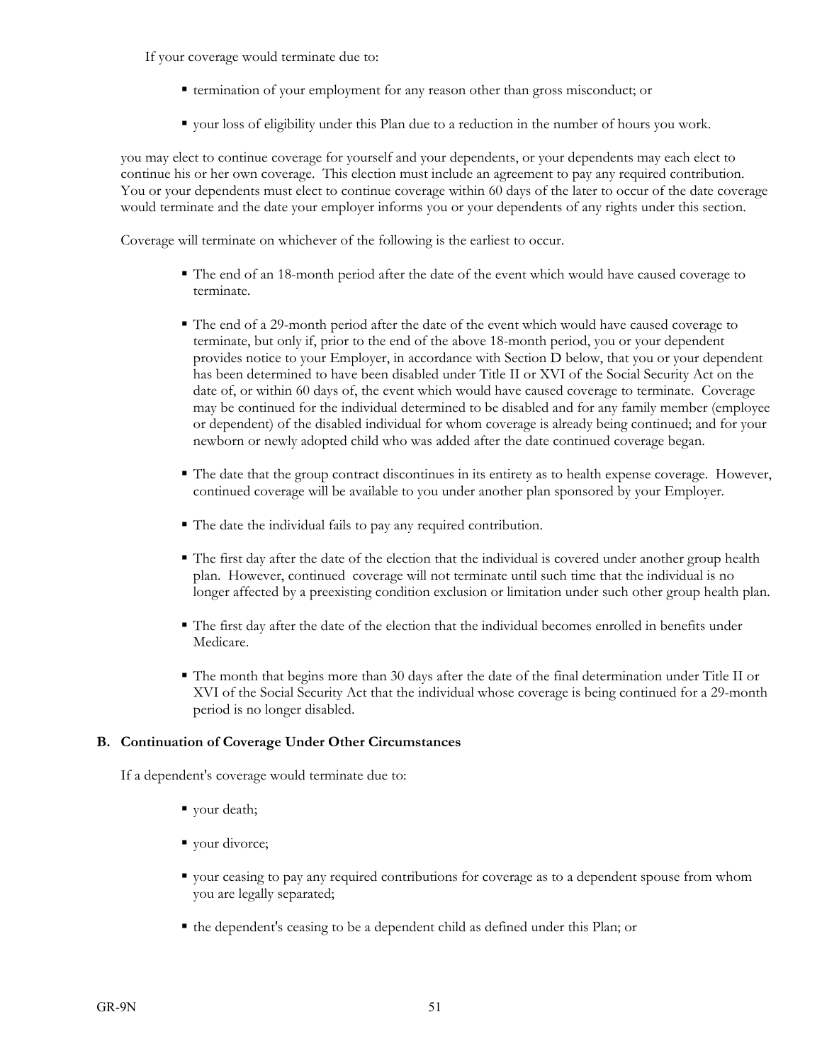If your coverage would terminate due to:

- termination of your employment for any reason other than gross misconduct; or
- your loss of eligibility under this Plan due to a reduction in the number of hours you work.

you may elect to continue coverage for yourself and your dependents, or your dependents may each elect to continue his or her own coverage. This election must include an agreement to pay any required contribution. You or your dependents must elect to continue coverage within 60 days of the later to occur of the date coverage would terminate and the date your employer informs you or your dependents of any rights under this section.

Coverage will terminate on whichever of the following is the earliest to occur.

- The end of an 18-month period after the date of the event which would have caused coverage to terminate.
- The end of a 29-month period after the date of the event which would have caused coverage to terminate, but only if, prior to the end of the above 18-month period, you or your dependent provides notice to your Employer, in accordance with Section D below, that you or your dependent has been determined to have been disabled under Title II or XVI of the Social Security Act on the date of, or within 60 days of, the event which would have caused coverage to terminate. Coverage may be continued for the individual determined to be disabled and for any family member (employee or dependent) of the disabled individual for whom coverage is already being continued; and for your newborn or newly adopted child who was added after the date continued coverage began.
- The date that the group contract discontinues in its entirety as to health expense coverage. However, continued coverage will be available to you under another plan sponsored by your Employer.
- The date the individual fails to pay any required contribution.
- The first day after the date of the election that the individual is covered under another group health plan. However, continued coverage will not terminate until such time that the individual is no longer affected by a preexisting condition exclusion or limitation under such other group health plan.
- The first day after the date of the election that the individual becomes enrolled in benefits under Medicare.
- The month that begins more than 30 days after the date of the final determination under Title II or XVI of the Social Security Act that the individual whose coverage is being continued for a 29-month period is no longer disabled.

### B. Continuation of Coverage Under Other Circumstances

If a dependent's coverage would terminate due to:

- your death;
- your divorce;
- your ceasing to pay any required contributions for coverage as to a dependent spouse from whom you are legally separated;
- the dependent's ceasing to be a dependent child as defined under this Plan; or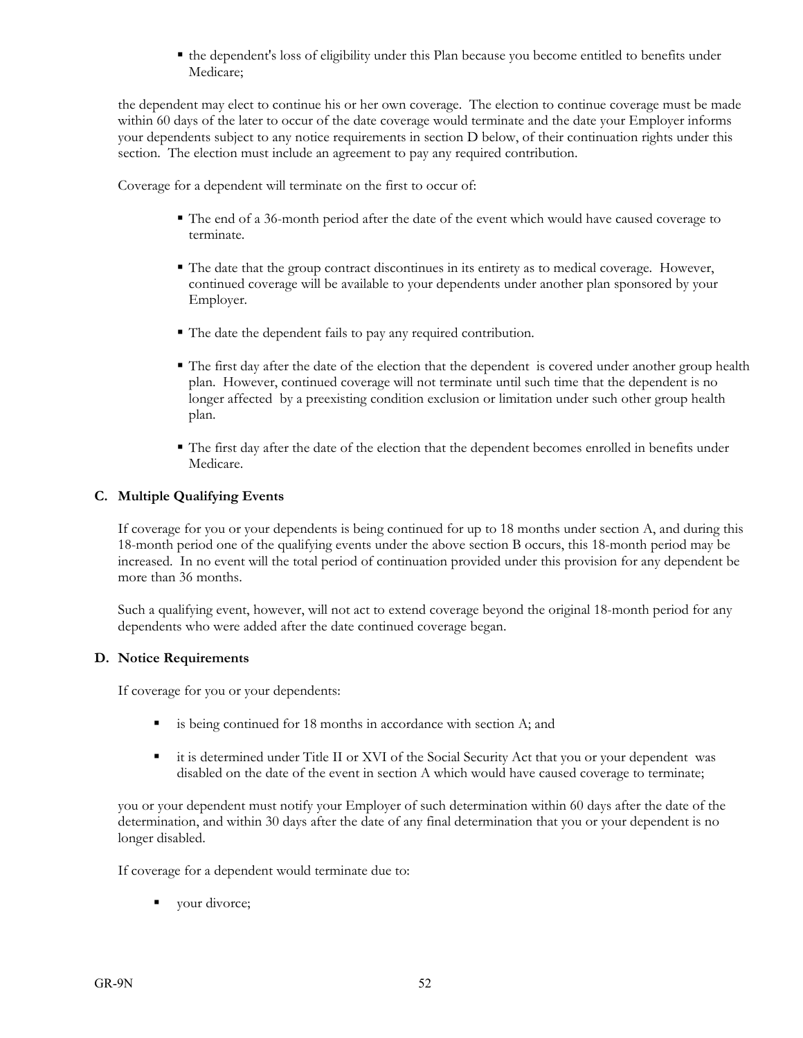- the dependent's loss of eligibility under this Plan because you become entitled to benefits under Medicare;

the dependent may elect to continue his or her own coverage. The election to continue coverage must be made within 60 days of the later to occur of the date coverage would terminate and the date your Employer informs your dependents subject to any notice requirements in section D below, of their continuation rights under this section. The election must include an agreement to pay any required contribution.

Coverage for a dependent will terminate on the first to occur of:

- The end of a 36-month period after the date of the event which would have caused coverage to terminate.
- The date that the group contract discontinues in its entirety as to medical coverage. However, continued coverage will be available to your dependents under another plan sponsored by your Employer.
- The date the dependent fails to pay any required contribution.
- The first day after the date of the election that the dependent is covered under another group health plan. However, continued coverage will not terminate until such time that the dependent is no longer affected by a preexisting condition exclusion or limitation under such other group health plan.
- The first day after the date of the election that the dependent becomes enrolled in benefits under Medicare.

### C. Multiple Qualifying Events

If coverage for you or your dependents is being continued for up to 18 months under section A, and during this 18-month period one of the qualifying events under the above section B occurs, this 18-month period may be increased. In no event will the total period of continuation provided under this provision for any dependent be more than 36 months.

Such a qualifying event, however, will not act to extend coverage beyond the original 18-month period for any dependents who were added after the date continued coverage began.

### D. Notice Requirements

If coverage for you or your dependents:

- is being continued for 18 months in accordance with section A; and
- it is determined under Title II or XVI of the Social Security Act that you or your dependent was disabled on the date of the event in section A which would have caused coverage to terminate;

you or your dependent must notify your Employer of such determination within 60 days after the date of the determination, and within 30 days after the date of any final determination that you or your dependent is no longer disabled.

If coverage for a dependent would terminate due to:

- your divorce;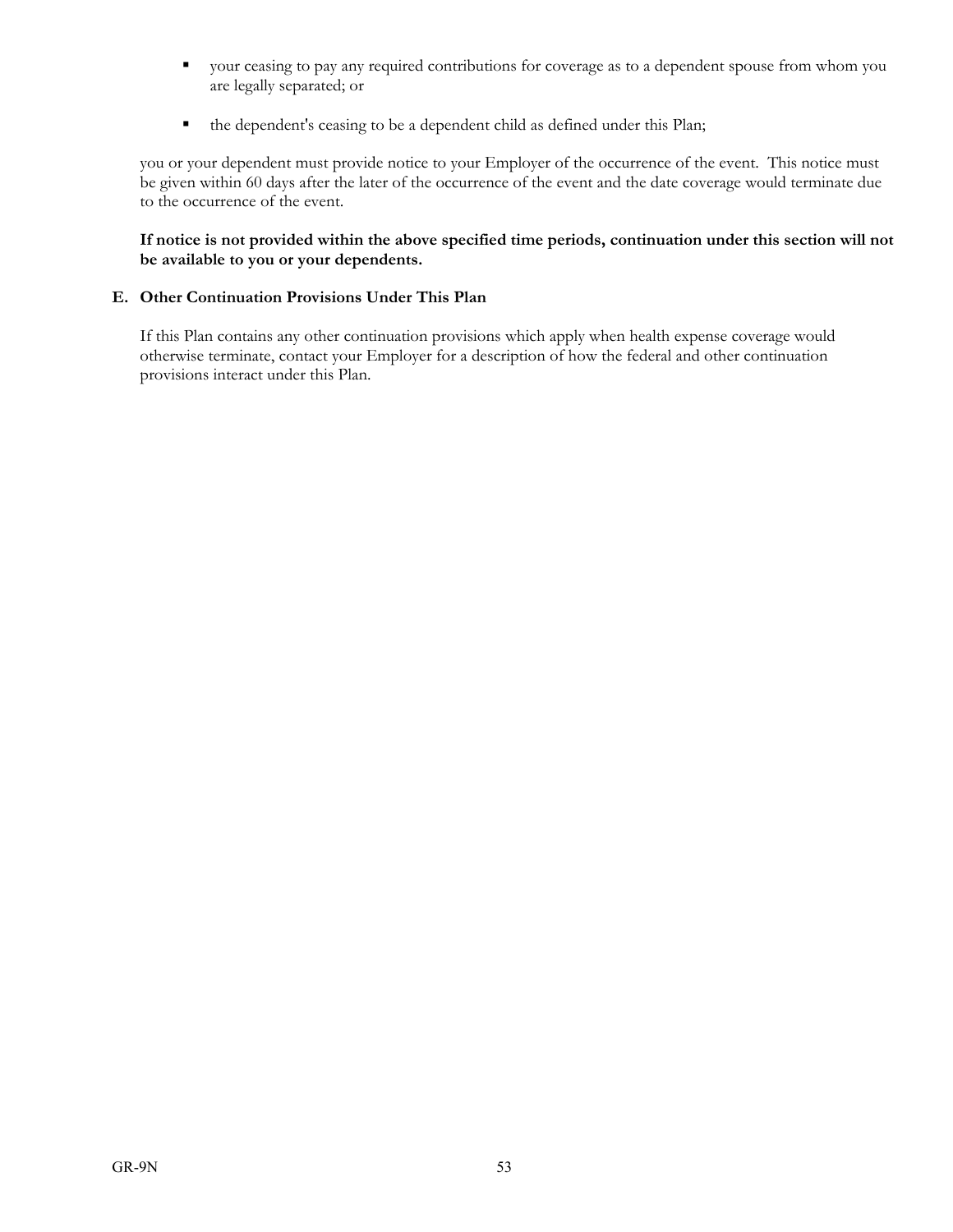- your ceasing to pay any required contributions for coverage as to a dependent spouse from whom you are legally separated; or

- the dependent's ceasing to be a dependent child as defined under this Plan;

you or your dependent must provide notice to your Employer of the occurrence of the event. This notice must be given within 60 days after the later of the occurrence of the event and the date coverage would terminate due to the occurrence of the event.

**If notice is not provided within the above specified time periods, continuation under this section will not be available to you or your dependents.**

### E. Other Continuation Provisions Under This Plan

If this Plan contains any other continuation provisions which apply when health expense coverage would otherwise terminate, contact your Employer for a description of how the federal and other continuation provisions interact under this Plan.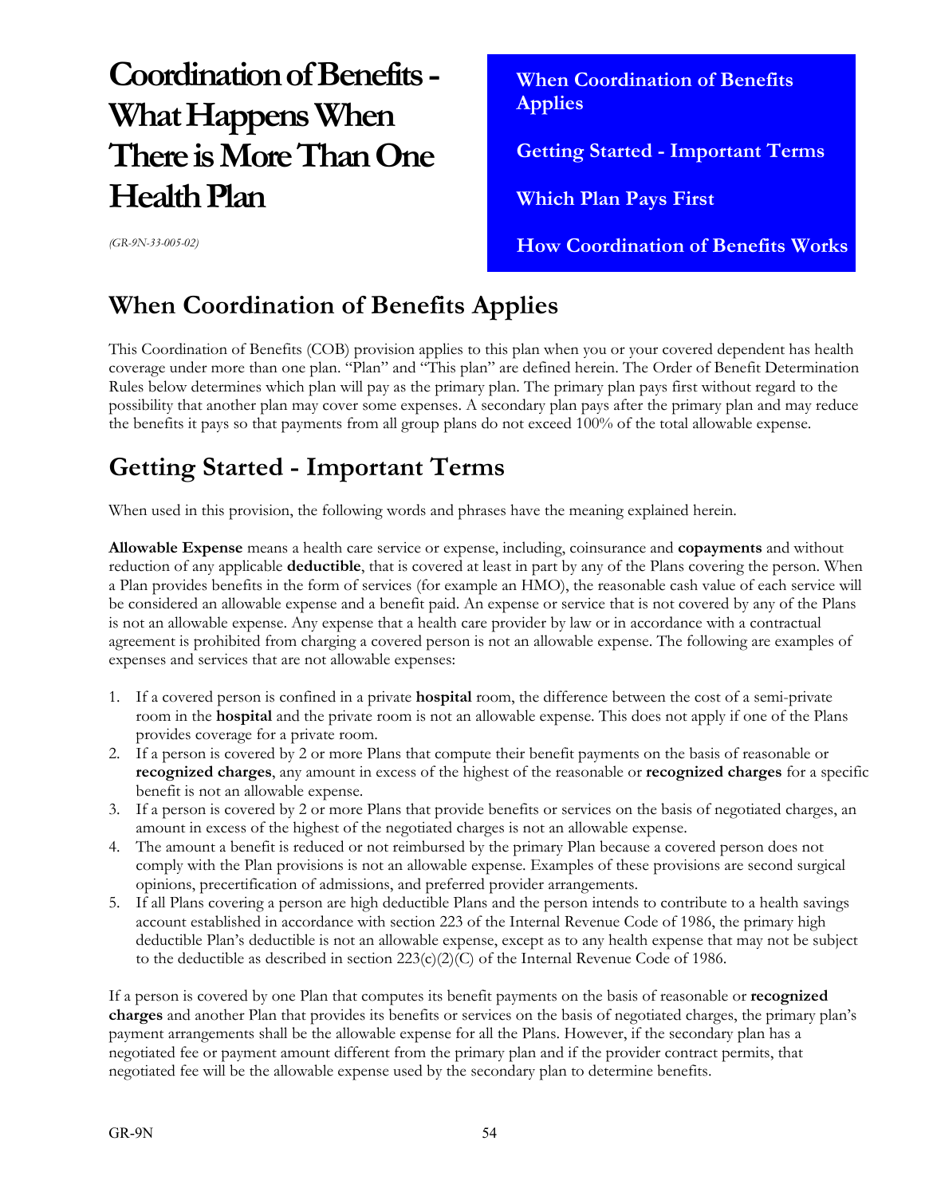# Coordination of Benefits - What Happens When There is More Than One Health Plan

*(GR-9N-33-005-02)*

**When Coordination of Benefits Applies**

**Getting Started - Important Terms**

**Which Plan Pays First**

**How Coordination of Benefits Works**

## When Coordination of Benefits Applies

This Coordination of Benefits (COB) provision applies to this plan when you or your covered dependent has health coverage under more than one plan. "Plan" and "This plan" are defined herein. The Order of Benefit Determination Rules below determines which plan will pay as the primary plan. The primary plan pays first without regard to the possibility that another plan may cover some expenses. A secondary plan pays after the primary plan and may reduce the benefits it pays so that payments from all group plans do not exceed 100% of the total allowable expense.

## Getting Started - Important Terms

When used in this provision, the following words and phrases have the meaning explained herein.

**Allowable Expense** means a health care service or expense, including, coinsurance and **copayments** and without reduction of any applicable **deductible**, that is covered at least in part by any of the Plans covering the person. When a Plan provides benefits in the form of services (for example an HMO), the reasonable cash value of each service will be considered an allowable expense and a benefit paid. An expense or service that is not covered by any of the Plans is not an allowable expense. Any expense that a health care provider by law or in accordance with a contractual agreement is prohibited from charging a covered person is not an allowable expense. The following are examples of expenses and services that are not allowable expenses:

1. If a covered person is confined in a private **hospital** room, the difference between the cost of a semi-private room in the **hospital** and the private room is not an allowable expense. This does not apply if one of the Plans provides coverage for a private room.
2. If a person is covered by 2 or more Plans that compute their benefit payments on the basis of reasonable or **recognized charges**, any amount in excess of the highest of the reasonable or **recognized charges** for a specific benefit is not an allowable expense.
3. If a person is covered by 2 or more Plans that provide benefits or services on the basis of negotiated charges, an amount in excess of the highest of the negotiated charges is not an allowable expense.
4. The amount a benefit is reduced or not reimbursed by the primary Plan because a covered person does not comply with the Plan provisions is not an allowable expense. Examples of these provisions are second surgical opinions, precertification of admissions, and preferred provider arrangements.
5. If all Plans covering a person are high deductible Plans and the person intends to contribute to a health savings account established in accordance with section 223 of the Internal Revenue Code of 1986, the primary high deductible Plan's deductible is not an allowable expense, except as to any health expense that may not be subject to the deductible as described in section 223(c)(2)(C) of the Internal Revenue Code of 1986.

If a person is covered by one Plan that computes its benefit payments on the basis of reasonable or **recognized charges** and another Plan that provides its benefits or services on the basis of negotiated charges, the primary plan's payment arrangements shall be the allowable expense for all the Plans. However, if the secondary plan has a negotiated fee or payment amount different from the primary plan and if the provider contract permits, that negotiated fee will be the allowable expense used by the secondary plan to determine benefits.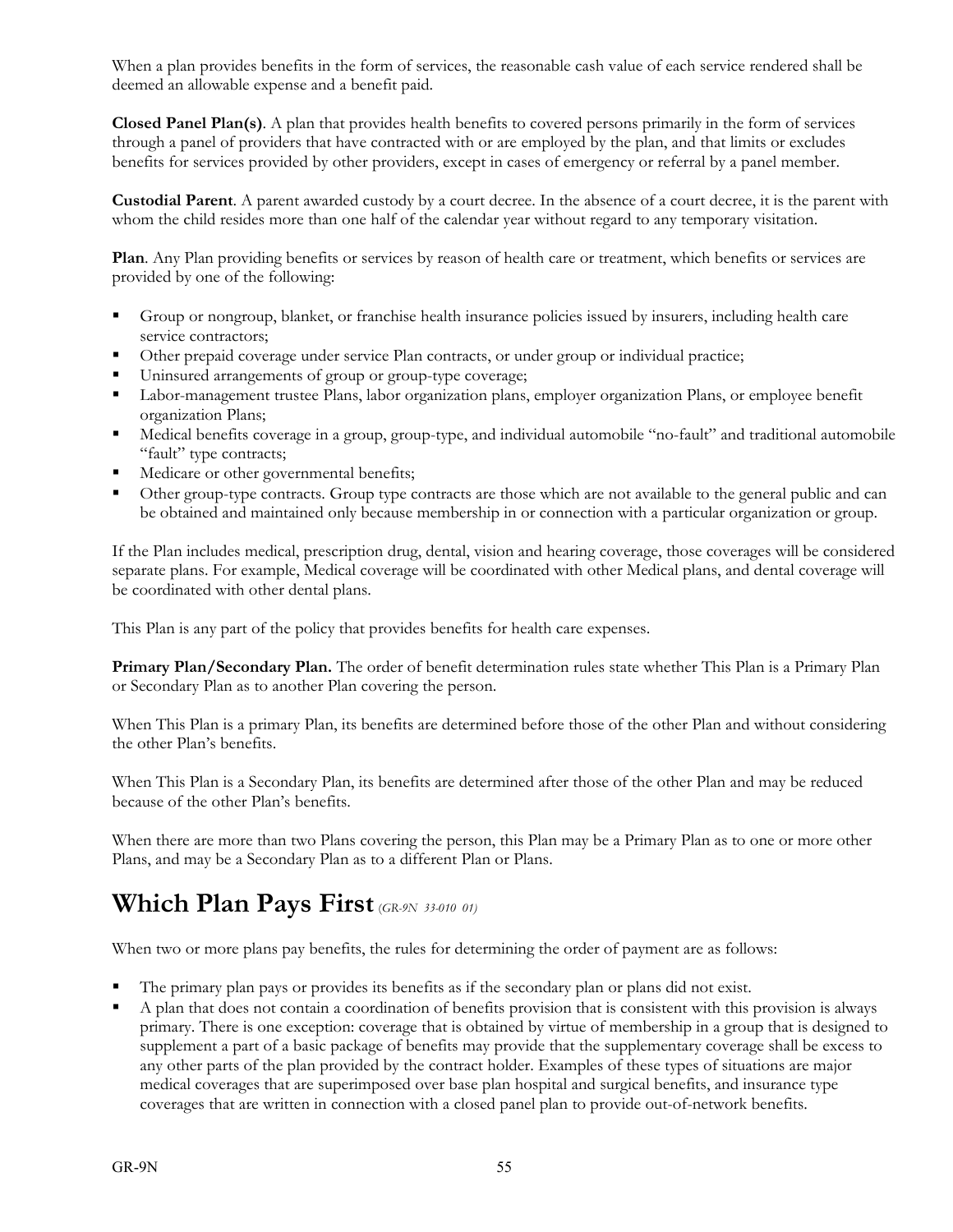When a plan provides benefits in the form of services, the reasonable cash value of each service rendered shall be deemed an allowable expense and a benefit paid.

**Closed Panel Plan(s)**. A plan that provides health benefits to covered persons primarily in the form of services through a panel of providers that have contracted with or are employed by the plan, and that limits or excludes benefits for services provided by other providers, except in cases of emergency or referral by a panel member.

**Custodial Parent**. A parent awarded custody by a court decree. In the absence of a court decree, it is the parent with whom the child resides more than one half of the calendar year without regard to any temporary visitation.

**Plan**. Any Plan providing benefits or services by reason of health care or treatment, which benefits or services are provided by one of the following:

- Group or nongroup, blanket, or franchise health insurance policies issued by insurers, including health care service contractors;
- Other prepaid coverage under service Plan contracts, or under group or individual practice;
- Uninsured arrangements of group or group-type coverage;
- Labor-management trustee Plans, labor organization plans, employer organization Plans, or employee benefit organization Plans;
- Medical benefits coverage in a group, group-type, and individual automobile "no-fault" and traditional automobile "fault" type contracts;
- Medicare or other governmental benefits;
- Other group-type contracts. Group type contracts are those which are not available to the general public and can be obtained and maintained only because membership in or connection with a particular organization or group.

If the Plan includes medical, prescription drug, dental, vision and hearing coverage, those coverages will be considered separate plans. For example, Medical coverage will be coordinated with other Medical plans, and dental coverage will be coordinated with other dental plans.

This Plan is any part of the policy that provides benefits for health care expenses.

**Primary Plan/Secondary Plan.** The order of benefit determination rules state whether This Plan is a Primary Plan or Secondary Plan as to another Plan covering the person.

When This Plan is a primary Plan, its benefits are determined before those of the other Plan and without considering the other Plan's benefits.

When This Plan is a Secondary Plan, its benefits are determined after those of the other Plan and may be reduced because of the other Plan's benefits.

When there are more than two Plans covering the person, this Plan may be a Primary Plan as to one or more other Plans, and may be a Secondary Plan as to a different Plan or Plans.

# Which Plan Pays First *(GR-9N 33-010 01)*

When two or more plans pay benefits, the rules for determining the order of payment are as follows:

- The primary plan pays or provides its benefits as if the secondary plan or plans did not exist.
- A plan that does not contain a coordination of benefits provision that is consistent with this provision is always primary. There is one exception: coverage that is obtained by virtue of membership in a group that is designed to supplement a part of a basic package of benefits may provide that the supplementary coverage shall be excess to any other parts of the plan provided by the contract holder. Examples of these types of situations are major medical coverages that are superimposed over base plan hospital and surgical benefits, and insurance type coverages that are written in connection with a closed panel plan to provide out-of-network benefits.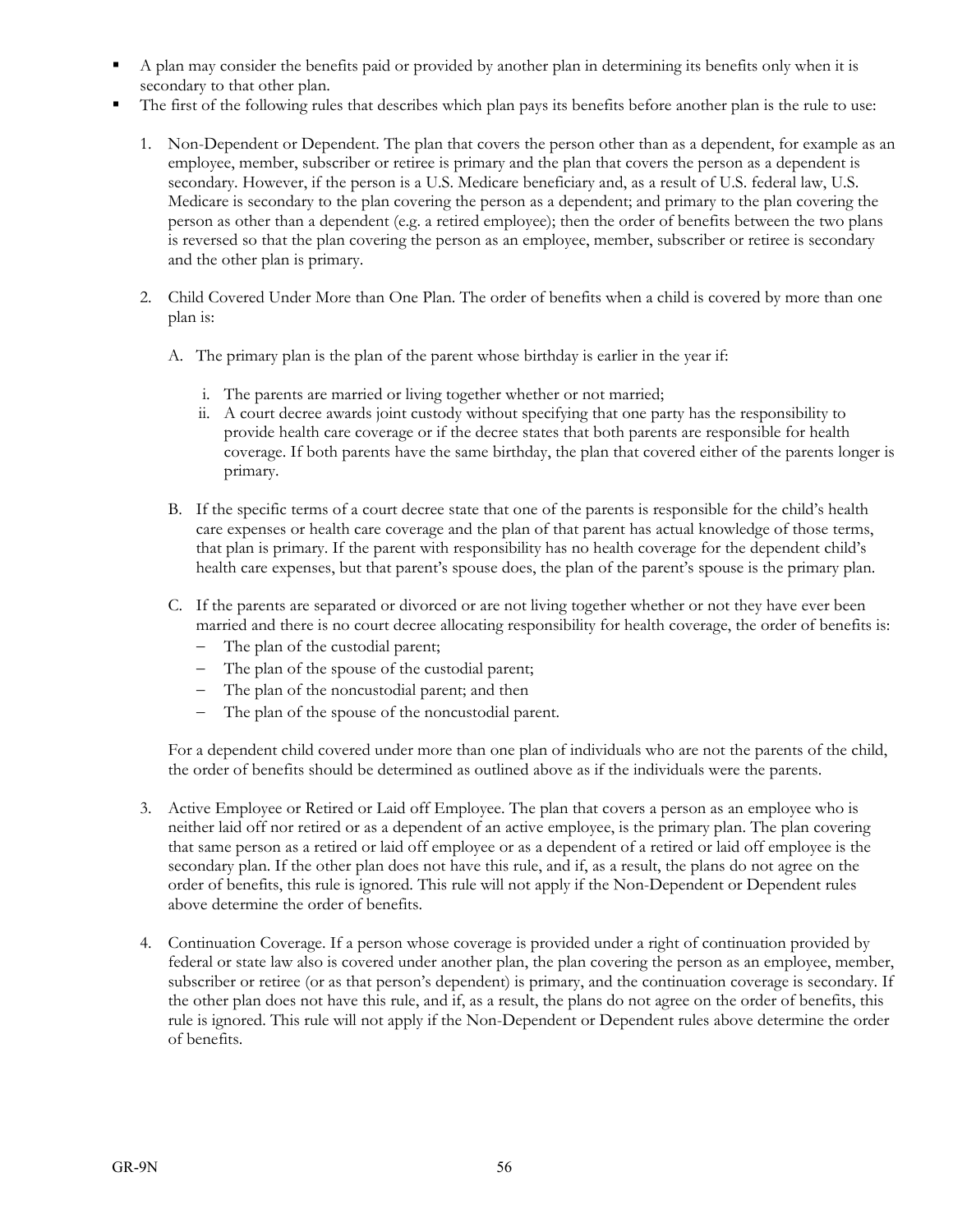- A plan may consider the benefits paid or provided by another plan in determining its benefits only when it is secondary to that other plan.
- The first of the following rules that describes which plan pays its benefits before another plan is the rule to use:

  1. Non-Dependent or Dependent. The plan that covers the person other than as a dependent, for example as an employee, member, subscriber or retiree is primary and the plan that covers the person as a dependent is secondary. However, if the person is a U.S. Medicare beneficiary and, as a result of U.S. federal law, U.S. Medicare is secondary to the plan covering the person as a dependent; and primary to the plan covering the person as other than a dependent (e.g. a retired employee); then the order of benefits between the two plans is reversed so that the plan covering the person as an employee, member, subscriber or retiree is secondary and the other plan is primary.

  2. Child Covered Under More than One Plan. The order of benefits when a child is covered by more than one plan is:

     A. The primary plan is the plan of the parent whose birthday is earlier in the year if:

        i. The parents are married or living together whether or not married;
        ii. A court decree awards joint custody without specifying that one party has the responsibility to provide health care coverage or if the decree states that both parents are responsible for health coverage. If both parents have the same birthday, the plan that covered either of the parents longer is primary.

     B. If the specific terms of a court decree state that one of the parents is responsible for the child's health care expenses or health care coverage and the plan of that parent has actual knowledge of those terms, that plan is primary. If the parent with responsibility has no health coverage for the dependent child's health care expenses, but that parent's spouse does, the plan of the parent's spouse is the primary plan.

     C. If the parents are separated or divorced or are not living together whether or not they have ever been married and there is no court decree allocating responsibility for health coverage, the order of benefits is:
        - The plan of the custodial parent;
        - The plan of the spouse of the custodial parent;
        - The plan of the noncustodial parent; and then
        - The plan of the spouse of the noncustodial parent.

     For a dependent child covered under more than one plan of individuals who are not the parents of the child, the order of benefits should be determined as outlined above as if the individuals were the parents.

  3. Active Employee or Retired or Laid off Employee. The plan that covers a person as an employee who is neither laid off nor retired or as a dependent of an active employee, is the primary plan. The plan covering that same person as a retired or laid off employee or as a dependent of a retired or laid off employee is the secondary plan. If the other plan does not have this rule, and if, as a result, the plans do not agree on the order of benefits, this rule is ignored. This rule will not apply if the Non-Dependent or Dependent rules above determine the order of benefits.

  4. Continuation Coverage. If a person whose coverage is provided under a right of continuation provided by federal or state law also is covered under another plan, the plan covering the person as an employee, member, subscriber or retiree (or as that person's dependent) is primary, and the continuation coverage is secondary. If the other plan does not have this rule, and if, as a result, the plans do not agree on the order of benefits, this rule is ignored. This rule will not apply if the Non-Dependent or Dependent rules above determine the order of benefits.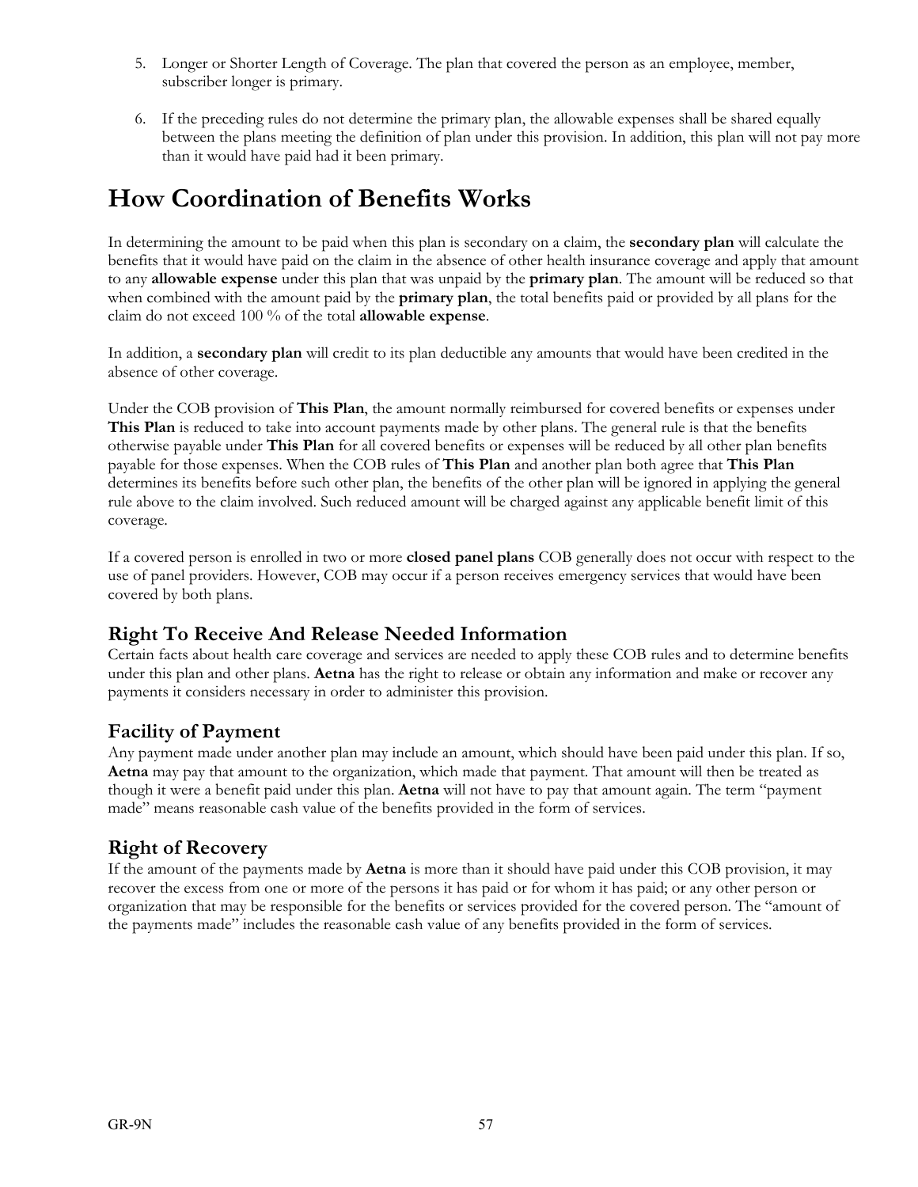5. Longer or Shorter Length of Coverage. The plan that covered the person as an employee, member, subscriber longer is primary.

6. If the preceding rules do not determine the primary plan, the allowable expenses shall be shared equally between the plans meeting the definition of plan under this provision. In addition, this plan will not pay more than it would have paid had it been primary.

# How Coordination of Benefits Works

In determining the amount to be paid when this plan is secondary on a claim, the **secondary plan** will calculate the benefits that it would have paid on the claim in the absence of other health insurance coverage and apply that amount to any **allowable expense** under this plan that was unpaid by the **primary plan**. The amount will be reduced so that when combined with the amount paid by the **primary plan**, the total benefits paid or provided by all plans for the claim do not exceed 100 % of the total **allowable expense**.

In addition, a **secondary plan** will credit to its plan deductible any amounts that would have been credited in the absence of other coverage.

Under the COB provision of **This Plan**, the amount normally reimbursed for covered benefits or expenses under **This Plan** is reduced to take into account payments made by other plans. The general rule is that the benefits otherwise payable under **This Plan** for all covered benefits or expenses will be reduced by all other plan benefits payable for those expenses. When the COB rules of **This Plan** and another plan both agree that **This Plan** determines its benefits before such other plan, the benefits of the other plan will be ignored in applying the general rule above to the claim involved. Such reduced amount will be charged against any applicable benefit limit of this coverage.

If a covered person is enrolled in two or more **closed panel plans** COB generally does not occur with respect to the use of panel providers. However, COB may occur if a person receives emergency services that would have been covered by both plans.

## Right To Receive And Release Needed Information

Certain facts about health care coverage and services are needed to apply these COB rules and to determine benefits under this plan and other plans. **Aetna** has the right to release or obtain any information and make or recover any payments it considers necessary in order to administer this provision.

## Facility of Payment

Any payment made under another plan may include an amount, which should have been paid under this plan. If so, **Aetna** may pay that amount to the organization, which made that payment. That amount will then be treated as though it were a benefit paid under this plan. **Aetna** will not have to pay that amount again. The term "payment made" means reasonable cash value of the benefits provided in the form of services.

## Right of Recovery

If the amount of the payments made by **Aetna** is more than it should have paid under this COB provision, it may recover the excess from one or more of the persons it has paid or for whom it has paid; or any other person or organization that may be responsible for the benefits or services provided for the covered person. The "amount of the payments made" includes the reasonable cash value of any benefits provided in the form of services.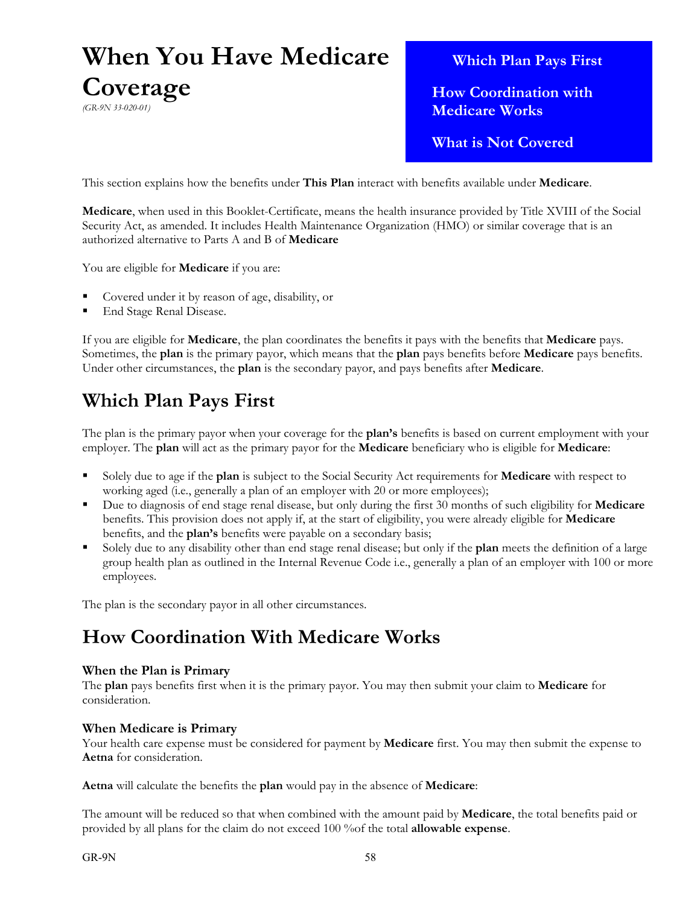# When You Have Medicare Coverage

*(GR-9N 33-020-01)*

**Which Plan Pays First**

**How Coordination with Medicare Works**

**What is Not Covered**

This section explains how the benefits under **This Plan** interact with benefits available under **Medicare**.

**Medicare**, when used in this Booklet-Certificate, means the health insurance provided by Title XVIII of the Social Security Act, as amended. It includes Health Maintenance Organization (HMO) or similar coverage that is an authorized alternative to Parts A and B of **Medicare**

You are eligible for **Medicare** if you are:

- Covered under it by reason of age, disability, or
- End Stage Renal Disease.

If you are eligible for **Medicare**, the plan coordinates the benefits it pays with the benefits that **Medicare** pays. Sometimes, the **plan** is the primary payor, which means that the **plan** pays benefits before **Medicare** pays benefits. Under other circumstances, the **plan** is the secondary payor, and pays benefits after **Medicare**.

## Which Plan Pays First

The plan is the primary payor when your coverage for the **plan's** benefits is based on current employment with your employer. The **plan** will act as the primary payor for the **Medicare** beneficiary who is eligible for **Medicare**:

- Solely due to age if the **plan** is subject to the Social Security Act requirements for **Medicare** with respect to working aged (i.e., generally a plan of an employer with 20 or more employees);
- Due to diagnosis of end stage renal disease, but only during the first 30 months of such eligibility for **Medicare** benefits. This provision does not apply if, at the start of eligibility, you were already eligible for **Medicare** benefits, and the **plan's** benefits were payable on a secondary basis;
- Solely due to any disability other than end stage renal disease; but only if the **plan** meets the definition of a large group health plan as outlined in the Internal Revenue Code i.e., generally a plan of an employer with 100 or more employees.

The plan is the secondary payor in all other circumstances.

## How Coordination With Medicare Works

### When the Plan is Primary

The **plan** pays benefits first when it is the primary payor. You may then submit your claim to **Medicare** for consideration.

### When Medicare is Primary

Your health care expense must be considered for payment by **Medicare** first. You may then submit the expense to **Aetna** for consideration.

**Aetna** will calculate the benefits the **plan** would pay in the absence of **Medicare**:

The amount will be reduced so that when combined with the amount paid by **Medicare**, the total benefits paid or provided by all plans for the claim do not exceed 100 %of the total **allowable expense**.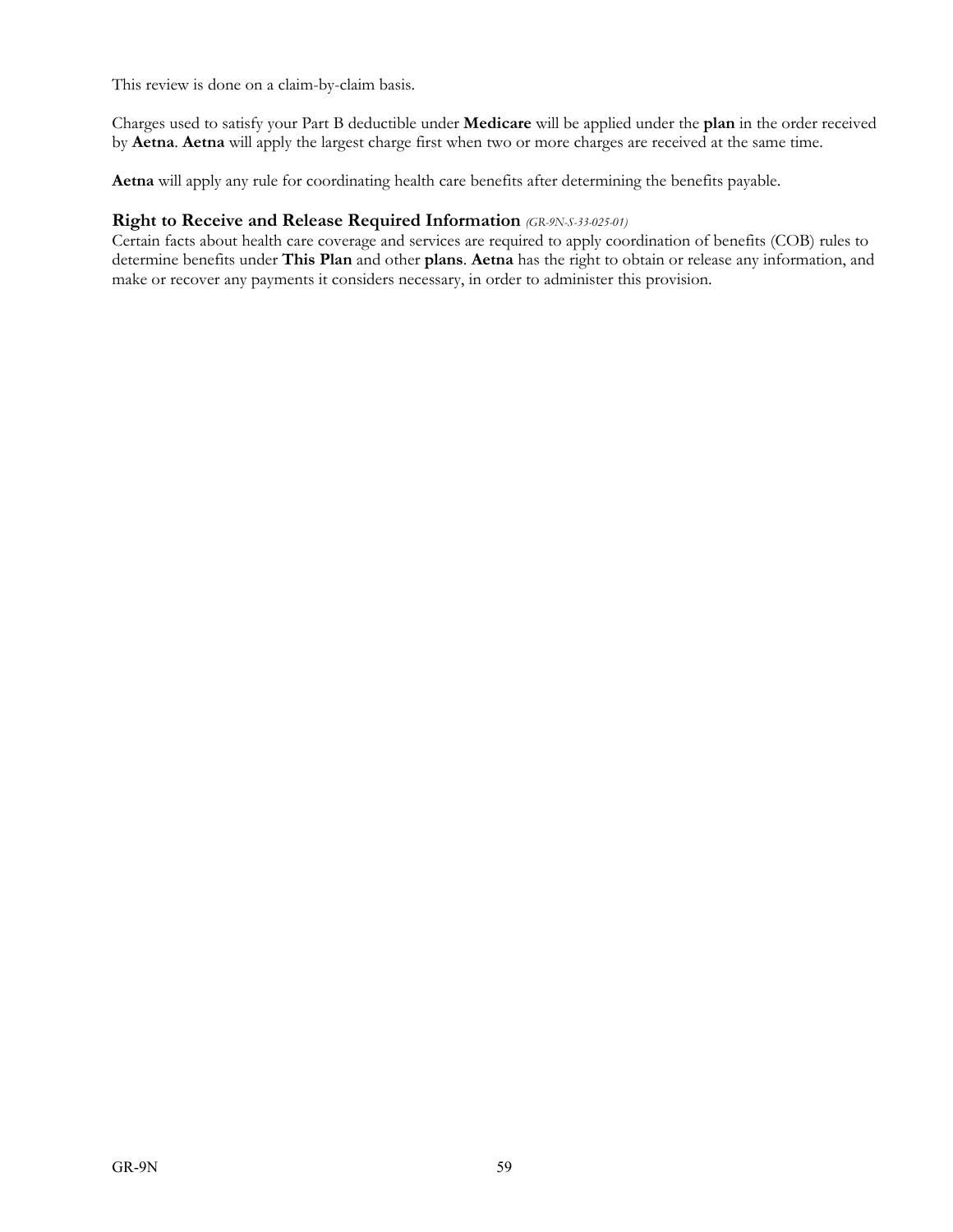This review is done on a claim-by-claim basis.

Charges used to satisfy your Part B deductible under **Medicare** will be applied under the **plan** in the order received by **Aetna**. **Aetna** will apply the largest charge first when two or more charges are received at the same time.

**Aetna** will apply any rule for coordinating health care benefits after determining the benefits payable.

### Right to Receive and Release Required Information *(GR-9N-S-33-025-01)*

Certain facts about health care coverage and services are required to apply coordination of benefits (COB) rules to determine benefits under **This Plan** and other **plans**. **Aetna** has the right to obtain or release any information, and make or recover any payments it considers necessary, in order to administer this provision.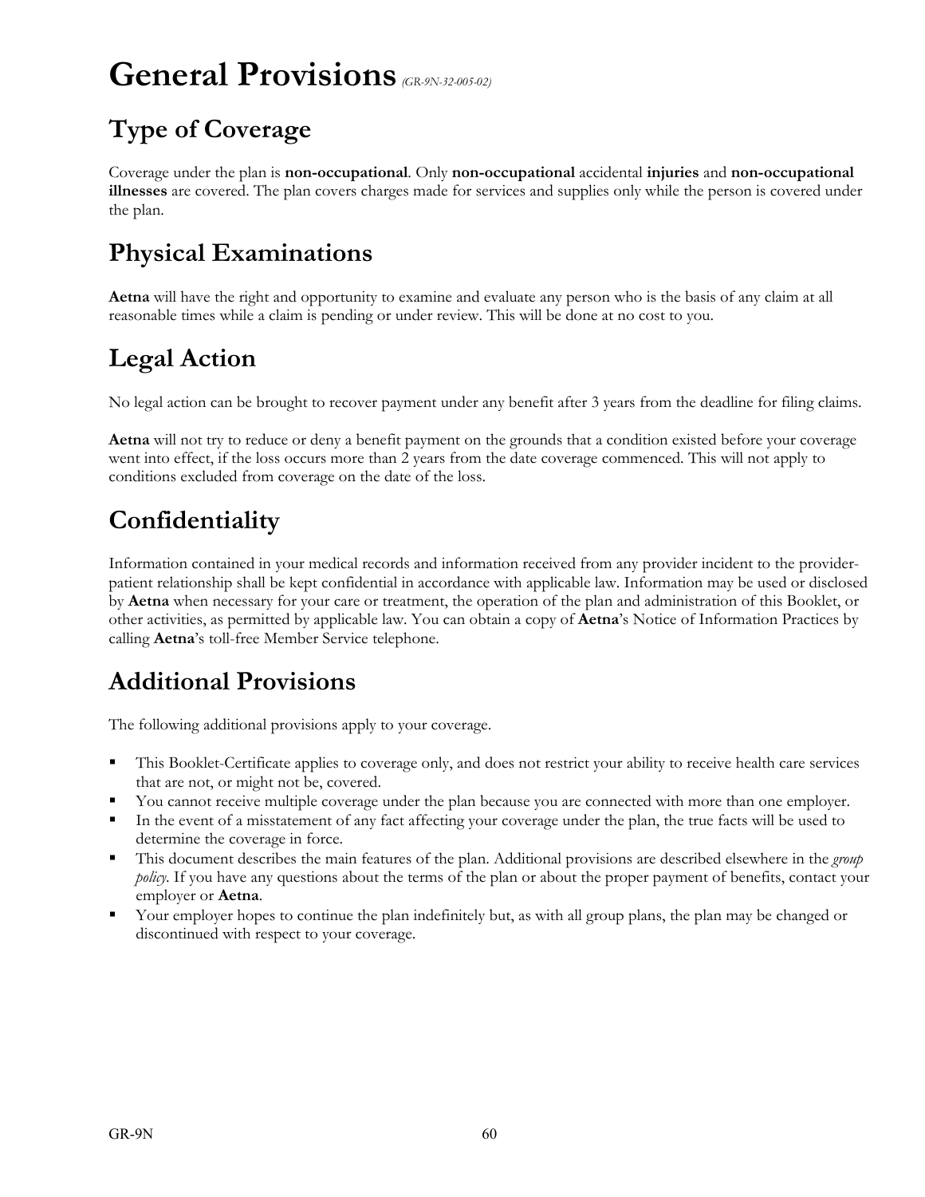# General Provisions *(GR-9N-32-005-02)*

## Type of Coverage

Coverage under the plan is **non-occupational**. Only **non-occupational** accidental **injuries** and **non-occupational illnesses** are covered. The plan covers charges made for services and supplies only while the person is covered under the plan.

## Physical Examinations

**Aetna** will have the right and opportunity to examine and evaluate any person who is the basis of any claim at all reasonable times while a claim is pending or under review. This will be done at no cost to you.

## Legal Action

No legal action can be brought to recover payment under any benefit after 3 years from the deadline for filing claims.

**Aetna** will not try to reduce or deny a benefit payment on the grounds that a condition existed before your coverage went into effect, if the loss occurs more than 2 years from the date coverage commenced. This will not apply to conditions excluded from coverage on the date of the loss.

## Confidentiality

Information contained in your medical records and information received from any provider incident to the provider-patient relationship shall be kept confidential in accordance with applicable law. Information may be used or disclosed by **Aetna** when necessary for your care or treatment, the operation of the plan and administration of this Booklet, or other activities, as permitted by applicable law. You can obtain a copy of **Aetna**'s Notice of Information Practices by calling **Aetna**'s toll-free Member Service telephone.

## Additional Provisions

The following additional provisions apply to your coverage.

- This Booklet-Certificate applies to coverage only, and does not restrict your ability to receive health care services that are not, or might not be, covered.
- You cannot receive multiple coverage under the plan because you are connected with more than one employer.
- In the event of a misstatement of any fact affecting your coverage under the plan, the true facts will be used to determine the coverage in force.
- This document describes the main features of the plan. Additional provisions are described elsewhere in the *group policy*. If you have any questions about the terms of the plan or about the proper payment of benefits, contact your employer or **Aetna**.
- Your employer hopes to continue the plan indefinitely but, as with all group plans, the plan may be changed or discontinued with respect to your coverage.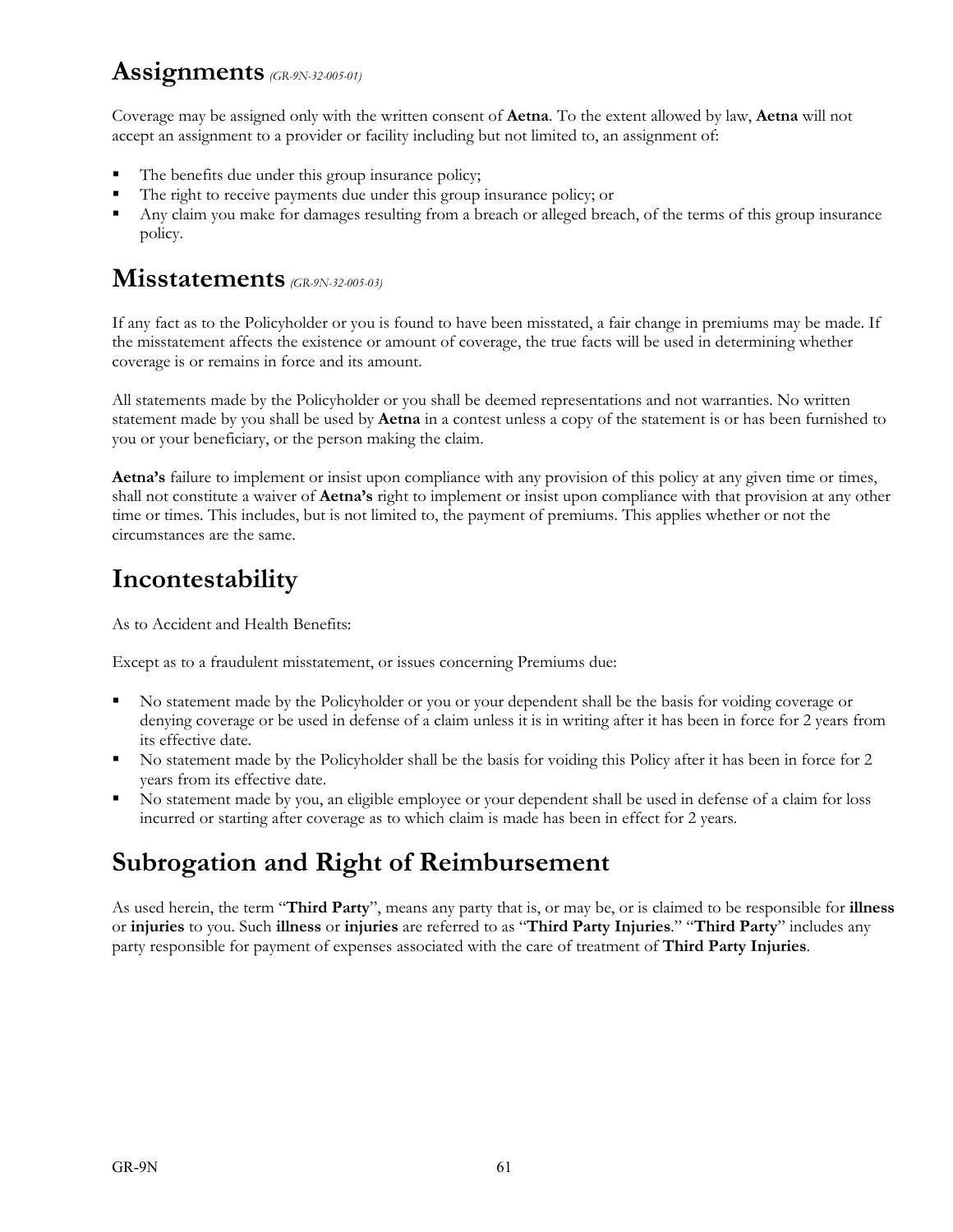# Assignments *(GR-9N-32-005-01)*

Coverage may be assigned only with the written consent of **Aetna**. To the extent allowed by law, **Aetna** will not accept an assignment to a provider or facility including but not limited to, an assignment of:

- The benefits due under this group insurance policy;
- The right to receive payments due under this group insurance policy; or
- Any claim you make for damages resulting from a breach or alleged breach, of the terms of this group insurance policy.

# Misstatements *(GR-9N-32-005-03)*

If any fact as to the Policyholder or you is found to have been misstated, a fair change in premiums may be made. If the misstatement affects the existence or amount of coverage, the true facts will be used in determining whether coverage is or remains in force and its amount.

All statements made by the Policyholder or you shall be deemed representations and not warranties. No written statement made by you shall be used by **Aetna** in a contest unless a copy of the statement is or has been furnished to you or your beneficiary, or the person making the claim.

**Aetna's** failure to implement or insist upon compliance with any provision of this policy at any given time or times, shall not constitute a waiver of **Aetna's** right to implement or insist upon compliance with that provision at any other time or times. This includes, but is not limited to, the payment of premiums. This applies whether or not the circumstances are the same.

# Incontestability

As to Accident and Health Benefits:

Except as to a fraudulent misstatement, or issues concerning Premiums due:

- No statement made by the Policyholder or you or your dependent shall be the basis for voiding coverage or denying coverage or be used in defense of a claim unless it is in writing after it has been in force for 2 years from its effective date.
- No statement made by the Policyholder shall be the basis for voiding this Policy after it has been in force for 2 years from its effective date.
- No statement made by you, an eligible employee or your dependent shall be used in defense of a claim for loss incurred or starting after coverage as to which claim is made has been in effect for 2 years.

# Subrogation and Right of Reimbursement

As used herein, the term "**Third Party**", means any party that is, or may be, or is claimed to be responsible for **illness** or **injuries** to you. Such **illness** or **injuries** are referred to as "**Third Party Injuries**." "**Third Party**" includes any party responsible for payment of expenses associated with the care of treatment of **Third Party Injuries**.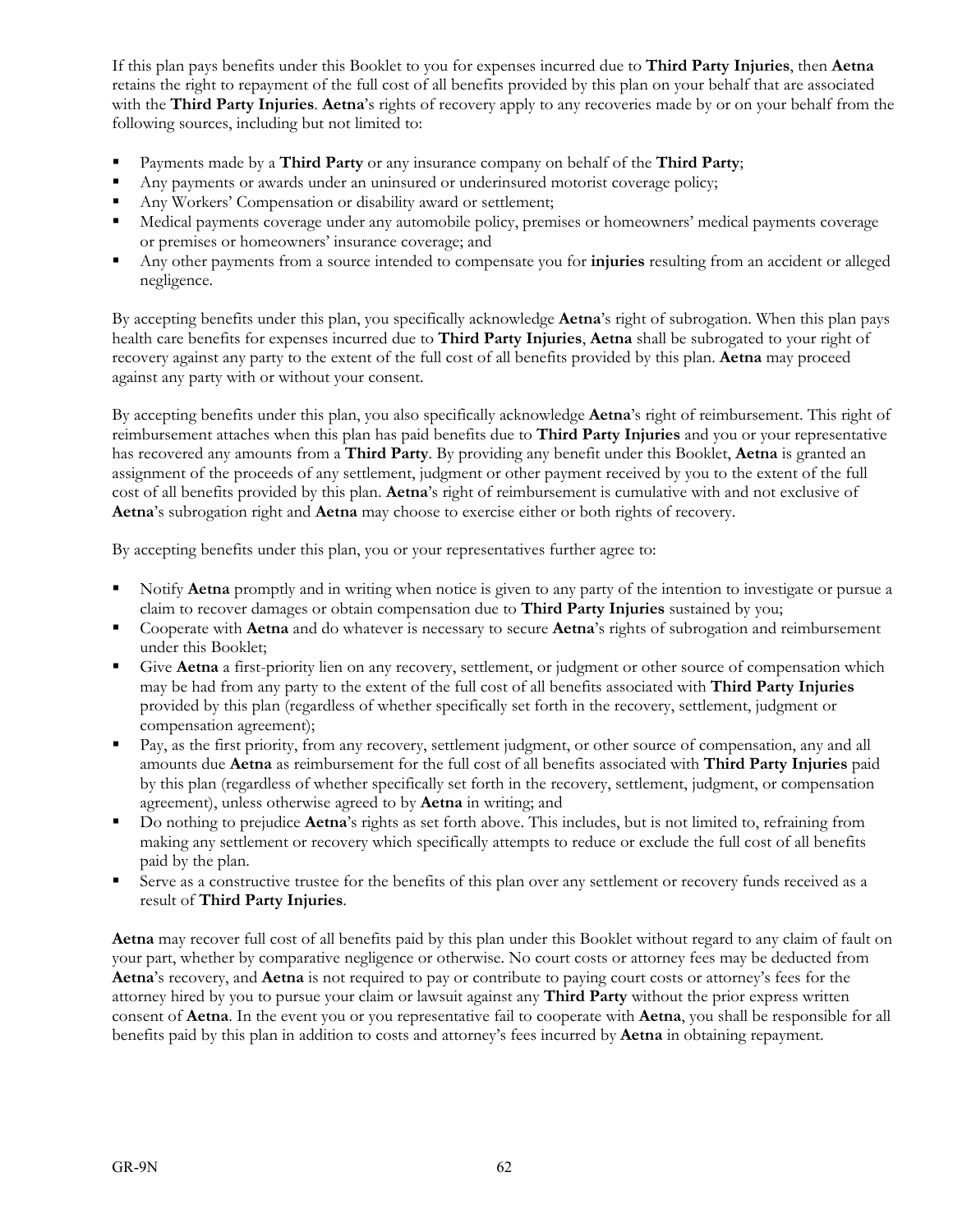If this plan pays benefits under this Booklet to you for expenses incurred due to **Third Party Injuries**, then **Aetna** retains the right to repayment of the full cost of all benefits provided by this plan on your behalf that are associated with the **Third Party Injuries**. **Aetna**'s rights of recovery apply to any recoveries made by or on your behalf from the following sources, including but not limited to:

- Payments made by a **Third Party** or any insurance company on behalf of the **Third Party**;
- Any payments or awards under an uninsured or underinsured motorist coverage policy;
- Any Workers' Compensation or disability award or settlement;
- Medical payments coverage under any automobile policy, premises or homeowners' medical payments coverage or premises or homeowners' insurance coverage; and
- Any other payments from a source intended to compensate you for **injuries** resulting from an accident or alleged negligence.

By accepting benefits under this plan, you specifically acknowledge **Aetna**'s right of subrogation. When this plan pays health care benefits for expenses incurred due to **Third Party Injuries**, **Aetna** shall be subrogated to your right of recovery against any party to the extent of the full cost of all benefits provided by this plan. **Aetna** may proceed against any party with or without your consent.

By accepting benefits under this plan, you also specifically acknowledge **Aetna**'s right of reimbursement. This right of reimbursement attaches when this plan has paid benefits due to **Third Party Injuries** and you or your representative has recovered any amounts from a **Third Party**. By providing any benefit under this Booklet, **Aetna** is granted an assignment of the proceeds of any settlement, judgment or other payment received by you to the extent of the full cost of all benefits provided by this plan. **Aetna**'s right of reimbursement is cumulative with and not exclusive of **Aetna**'s subrogation right and **Aetna** may choose to exercise either or both rights of recovery.

By accepting benefits under this plan, you or your representatives further agree to:

- Notify **Aetna** promptly and in writing when notice is given to any party of the intention to investigate or pursue a claim to recover damages or obtain compensation due to **Third Party Injuries** sustained by you;
- Cooperate with **Aetna** and do whatever is necessary to secure **Aetna**'s rights of subrogation and reimbursement under this Booklet;
- Give **Aetna** a first-priority lien on any recovery, settlement, or judgment or other source of compensation which may be had from any party to the extent of the full cost of all benefits associated with **Third Party Injuries** provided by this plan (regardless of whether specifically set forth in the recovery, settlement, judgment or compensation agreement);
- Pay, as the first priority, from any recovery, settlement judgment, or other source of compensation, any and all amounts due **Aetna** as reimbursement for the full cost of all benefits associated with **Third Party Injuries** paid by this plan (regardless of whether specifically set forth in the recovery, settlement, judgment, or compensation agreement), unless otherwise agreed to by **Aetna** in writing; and
- Do nothing to prejudice **Aetna**'s rights as set forth above. This includes, but is not limited to, refraining from making any settlement or recovery which specifically attempts to reduce or exclude the full cost of all benefits paid by the plan.
- Serve as a constructive trustee for the benefits of this plan over any settlement or recovery funds received as a result of **Third Party Injuries**.

**Aetna** may recover full cost of all benefits paid by this plan under this Booklet without regard to any claim of fault on your part, whether by comparative negligence or otherwise. No court costs or attorney fees may be deducted from **Aetna**'s recovery, and **Aetna** is not required to pay or contribute to paying court costs or attorney's fees for the attorney hired by you to pursue your claim or lawsuit against any **Third Party** without the prior express written consent of **Aetna**. In the event you or you representative fail to cooperate with **Aetna**, you shall be responsible for all benefits paid by this plan in addition to costs and attorney's fees incurred by **Aetna** in obtaining repayment.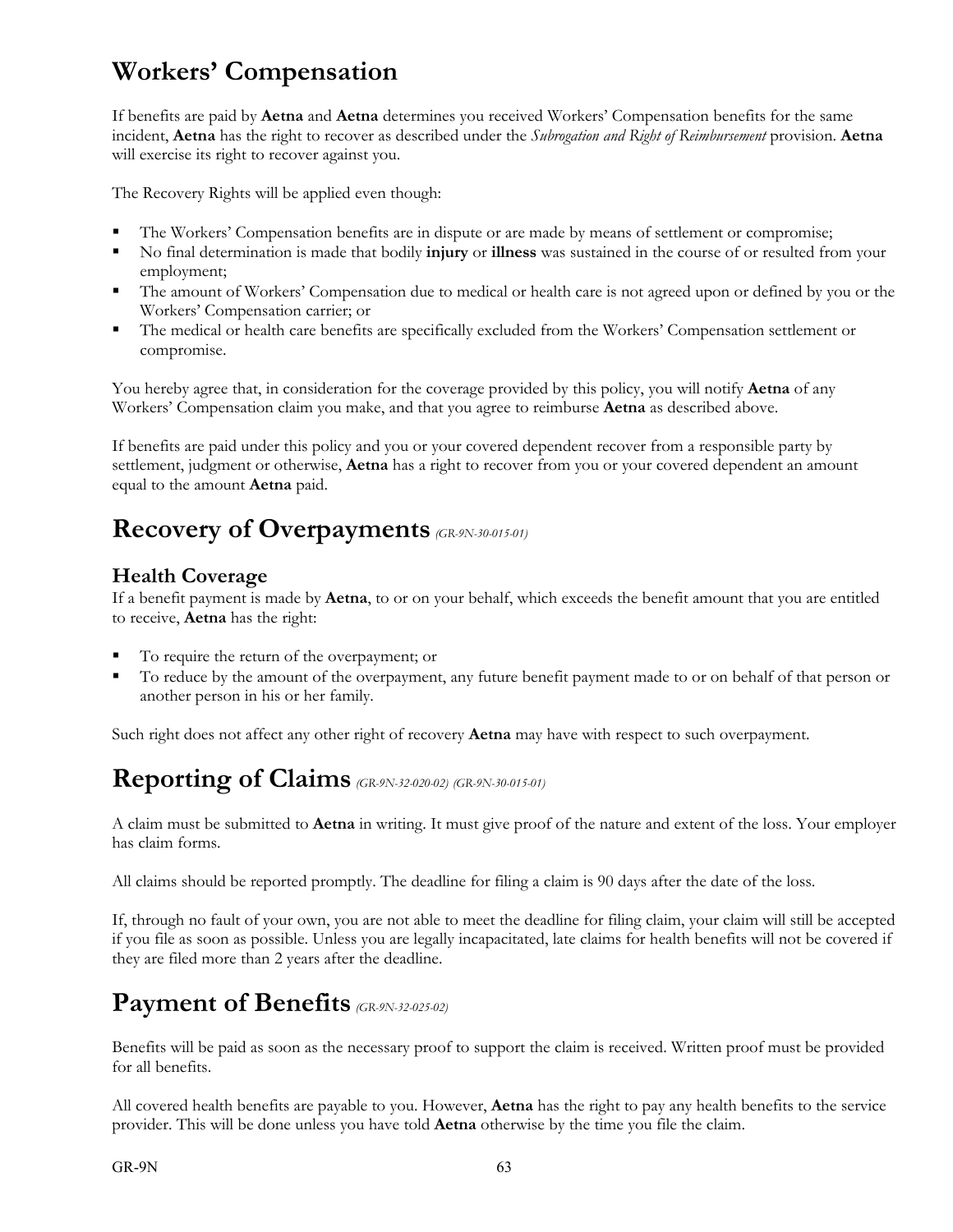# Workers' Compensation

If benefits are paid by **Aetna** and **Aetna** determines you received Workers' Compensation benefits for the same incident, **Aetna** has the right to recover as described under the *Subrogation and Right of Reimbursement* provision. **Aetna** will exercise its right to recover against you.

The Recovery Rights will be applied even though:

- The Workers' Compensation benefits are in dispute or are made by means of settlement or compromise;
- No final determination is made that bodily **injury** or **illness** was sustained in the course of or resulted from your employment;
- The amount of Workers' Compensation due to medical or health care is not agreed upon or defined by you or the Workers' Compensation carrier; or
- The medical or health care benefits are specifically excluded from the Workers' Compensation settlement or compromise.

You hereby agree that, in consideration for the coverage provided by this policy, you will notify **Aetna** of any Workers' Compensation claim you make, and that you agree to reimburse **Aetna** as described above.

If benefits are paid under this policy and you or your covered dependent recover from a responsible party by settlement, judgment or otherwise, **Aetna** has a right to recover from you or your covered dependent an amount equal to the amount **Aetna** paid.

# Recovery of Overpayments *(GR-9N-30-015-01)*

## Health Coverage

If a benefit payment is made by **Aetna**, to or on your behalf, which exceeds the benefit amount that you are entitled to receive, **Aetna** has the right:

- To require the return of the overpayment; or
- To reduce by the amount of the overpayment, any future benefit payment made to or on behalf of that person or another person in his or her family.

Such right does not affect any other right of recovery **Aetna** may have with respect to such overpayment.

# Reporting of Claims *(GR-9N-32-020-02) (GR-9N-30-015-01)*

A claim must be submitted to **Aetna** in writing. It must give proof of the nature and extent of the loss. Your employer has claim forms.

All claims should be reported promptly. The deadline for filing a claim is 90 days after the date of the loss.

If, through no fault of your own, you are not able to meet the deadline for filing claim, your claim will still be accepted if you file as soon as possible. Unless you are legally incapacitated, late claims for health benefits will not be covered if they are filed more than 2 years after the deadline.

# Payment of Benefits *(GR-9N-32-025-02)*

Benefits will be paid as soon as the necessary proof to support the claim is received. Written proof must be provided for all benefits.

All covered health benefits are payable to you. However, **Aetna** has the right to pay any health benefits to the service provider. This will be done unless you have told **Aetna** otherwise by the time you file the claim.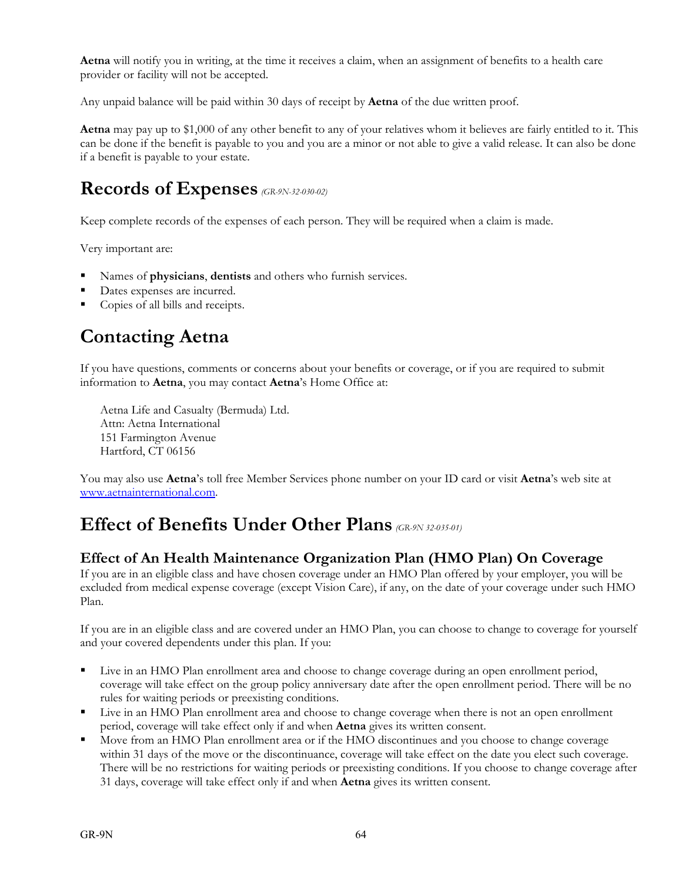**Aetna** will notify you in writing, at the time it receives a claim, when an assignment of benefits to a health care provider or facility will not be accepted.

Any unpaid balance will be paid within 30 days of receipt by **Aetna** of the due written proof.

**Aetna** may pay up to $1,000 of any other benefit to any of your relatives whom it believes are fairly entitled to it. This can be done if the benefit is payable to you and you are a minor or not able to give a valid release. It can also be done if a benefit is payable to your estate.

# Records of Expenses *(GR-9N-32-030-02)*

Keep complete records of the expenses of each person. They will be required when a claim is made.

Very important are:

- Names of **physicians**, **dentists** and others who furnish services.
- Dates expenses are incurred.
- Copies of all bills and receipts.

# Contacting Aetna

If you have questions, comments or concerns about your benefits or coverage, or if you are required to submit information to **Aetna**, you may contact **Aetna**'s Home Office at:

Aetna Life and Casualty (Bermuda) Ltd.
Attn: Aetna International
151 Farmington Avenue
Hartford, CT 06156

You may also use **Aetna**'s toll free Member Services phone number on your ID card or visit **Aetna**'s web site at www.aetnainternational.com.

# Effect of Benefits Under Other Plans *(GR-9N 32-035-01)*

## Effect of An Health Maintenance Organization Plan (HMO Plan) On Coverage

If you are in an eligible class and have chosen coverage under an HMO Plan offered by your employer, you will be excluded from medical expense coverage (except Vision Care), if any, on the date of your coverage under such HMO Plan.

If you are in an eligible class and are covered under an HMO Plan, you can choose to change to coverage for yourself and your covered dependents under this plan. If you:

- Live in an HMO Plan enrollment area and choose to change coverage during an open enrollment period, coverage will take effect on the group policy anniversary date after the open enrollment period. There will be no rules for waiting periods or preexisting conditions.
- Live in an HMO Plan enrollment area and choose to change coverage when there is not an open enrollment period, coverage will take effect only if and when **Aetna** gives its written consent.
- Move from an HMO Plan enrollment area or if the HMO discontinues and you choose to change coverage within 31 days of the move or the discontinuance, coverage will take effect on the date you elect such coverage. There will be no restrictions for waiting periods or preexisting conditions. If you choose to change coverage after 31 days, coverage will take effect only if and when **Aetna** gives its written consent.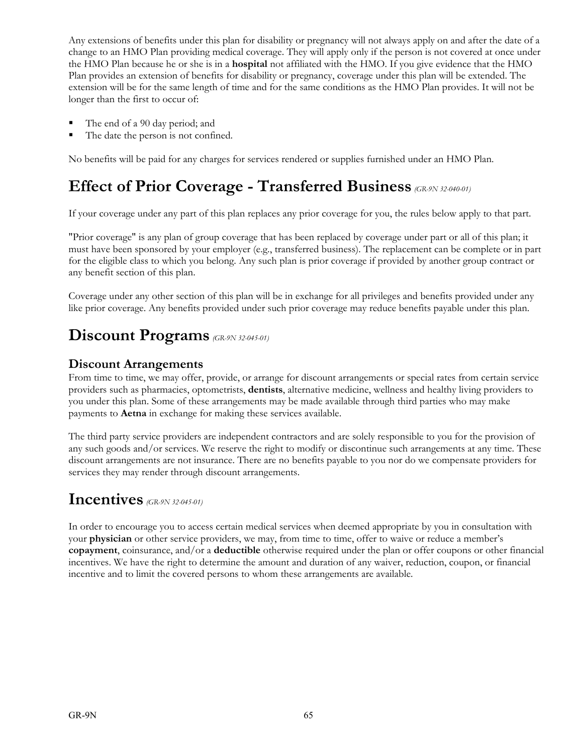Any extensions of benefits under this plan for disability or pregnancy will not always apply on and after the date of a change to an HMO Plan providing medical coverage. They will apply only if the person is not covered at once under the HMO Plan because he or she is in a **hospital** not affiliated with the HMO. If you give evidence that the HMO Plan provides an extension of benefits for disability or pregnancy, coverage under this plan will be extended. The extension will be for the same length of time and for the same conditions as the HMO Plan provides. It will not be longer than the first to occur of:

- The end of a 90 day period; and
- The date the person is not confined.

No benefits will be paid for any charges for services rendered or supplies furnished under an HMO Plan.

# Effect of Prior Coverage - Transferred Business *(GR-9N 32-040-01)*

If your coverage under any part of this plan replaces any prior coverage for you, the rules below apply to that part.

"Prior coverage" is any plan of group coverage that has been replaced by coverage under part or all of this plan; it must have been sponsored by your employer (e.g., transferred business). The replacement can be complete or in part for the eligible class to which you belong. Any such plan is prior coverage if provided by another group contract or any benefit section of this plan.

Coverage under any other section of this plan will be in exchange for all privileges and benefits provided under any like prior coverage. Any benefits provided under such prior coverage may reduce benefits payable under this plan.

# Discount Programs *(GR-9N 32-045-01)*

## Discount Arrangements

From time to time, we may offer, provide, or arrange for discount arrangements or special rates from certain service providers such as pharmacies, optometrists, **dentists**, alternative medicine, wellness and healthy living providers to you under this plan. Some of these arrangements may be made available through third parties who may make payments to **Aetna** in exchange for making these services available.

The third party service providers are independent contractors and are solely responsible to you for the provision of any such goods and/or services. We reserve the right to modify or discontinue such arrangements at any time. These discount arrangements are not insurance. There are no benefits payable to you nor do we compensate providers for services they may render through discount arrangements.

# Incentives *(GR-9N 32-045-01)*

In order to encourage you to access certain medical services when deemed appropriate by you in consultation with your **physician** or other service providers, we may, from time to time, offer to waive or reduce a member's **copayment**, coinsurance, and/or a **deductible** otherwise required under the plan or offer coupons or other financial incentives. We have the right to determine the amount and duration of any waiver, reduction, coupon, or financial incentive and to limit the covered persons to whom these arrangements are available.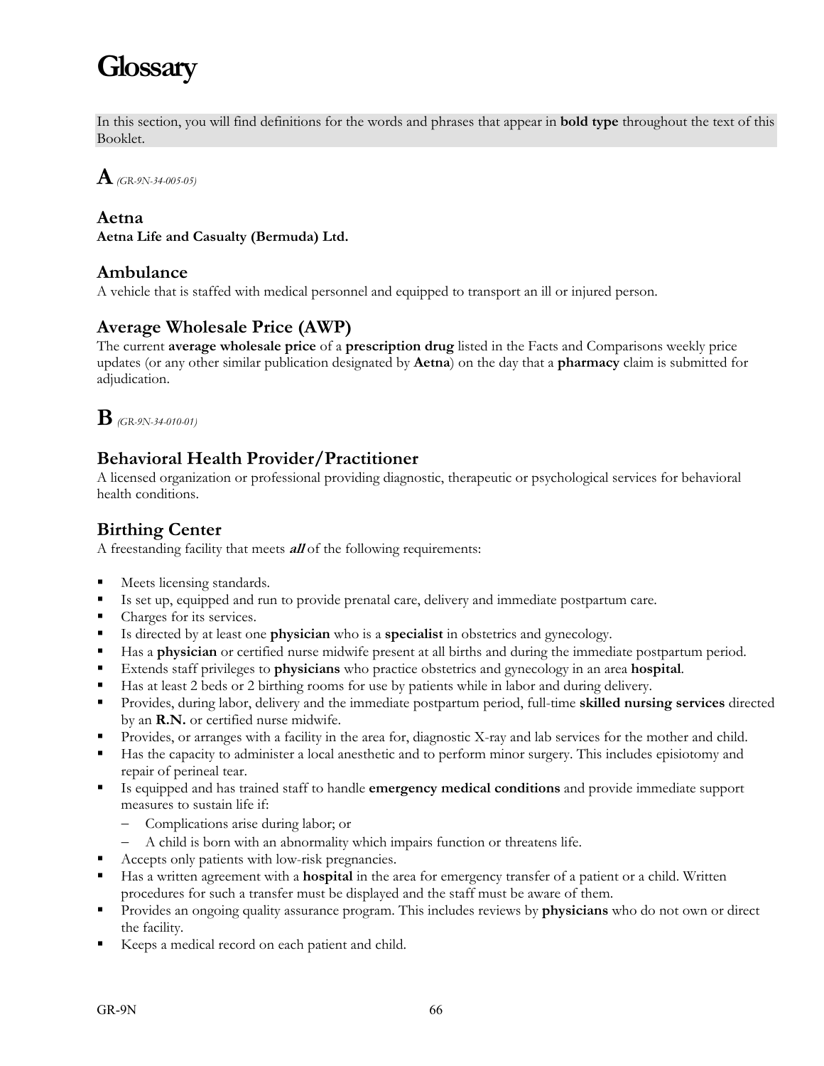# Glossary

In this section, you will find definitions for the words and phrases that appear in **bold type** throughout the text of this Booklet.

## A *(GR-9N-34-005-05)*

### Aetna

**Aetna Life and Casualty (Bermuda) Ltd.**

### Ambulance

A vehicle that is staffed with medical personnel and equipped to transport an ill or injured person.

### Average Wholesale Price (AWP)

The current **average wholesale price** of a **prescription drug** listed in the Facts and Comparisons weekly price updates (or any other similar publication designated by **Aetna**) on the day that a **pharmacy** claim is submitted for adjudication.

## B *(GR-9N-34-010-01)*

### Behavioral Health Provider/Practitioner

A licensed organization or professional providing diagnostic, therapeutic or psychological services for behavioral health conditions.

### Birthing Center

A freestanding facility that meets ***all*** of the following requirements:

- Meets licensing standards.
- Is set up, equipped and run to provide prenatal care, delivery and immediate postpartum care.
- Charges for its services.
- Is directed by at least one **physician** who is a **specialist** in obstetrics and gynecology.
- Has a **physician** or certified nurse midwife present at all births and during the immediate postpartum period.
- Extends staff privileges to **physicians** who practice obstetrics and gynecology in an area **hospital**.
- Has at least 2 beds or 2 birthing rooms for use by patients while in labor and during delivery.
- Provides, during labor, delivery and the immediate postpartum period, full-time **skilled nursing services** directed by an **R.N.** or certified nurse midwife.
- Provides, or arranges with a facility in the area for, diagnostic X-ray and lab services for the mother and child.
- Has the capacity to administer a local anesthetic and to perform minor surgery. This includes episiotomy and repair of perineal tear.
- Is equipped and has trained staff to handle **emergency medical conditions** and provide immediate support measures to sustain life if:
  - Complications arise during labor; or
  - A child is born with an abnormality which impairs function or threatens life.
- Accepts only patients with low-risk pregnancies.
- Has a written agreement with a **hospital** in the area for emergency transfer of a patient or a child. Written procedures for such a transfer must be displayed and the staff must be aware of them.
- Provides an ongoing quality assurance program. This includes reviews by **physicians** who do not own or direct the facility.
- Keeps a medical record on each patient and child.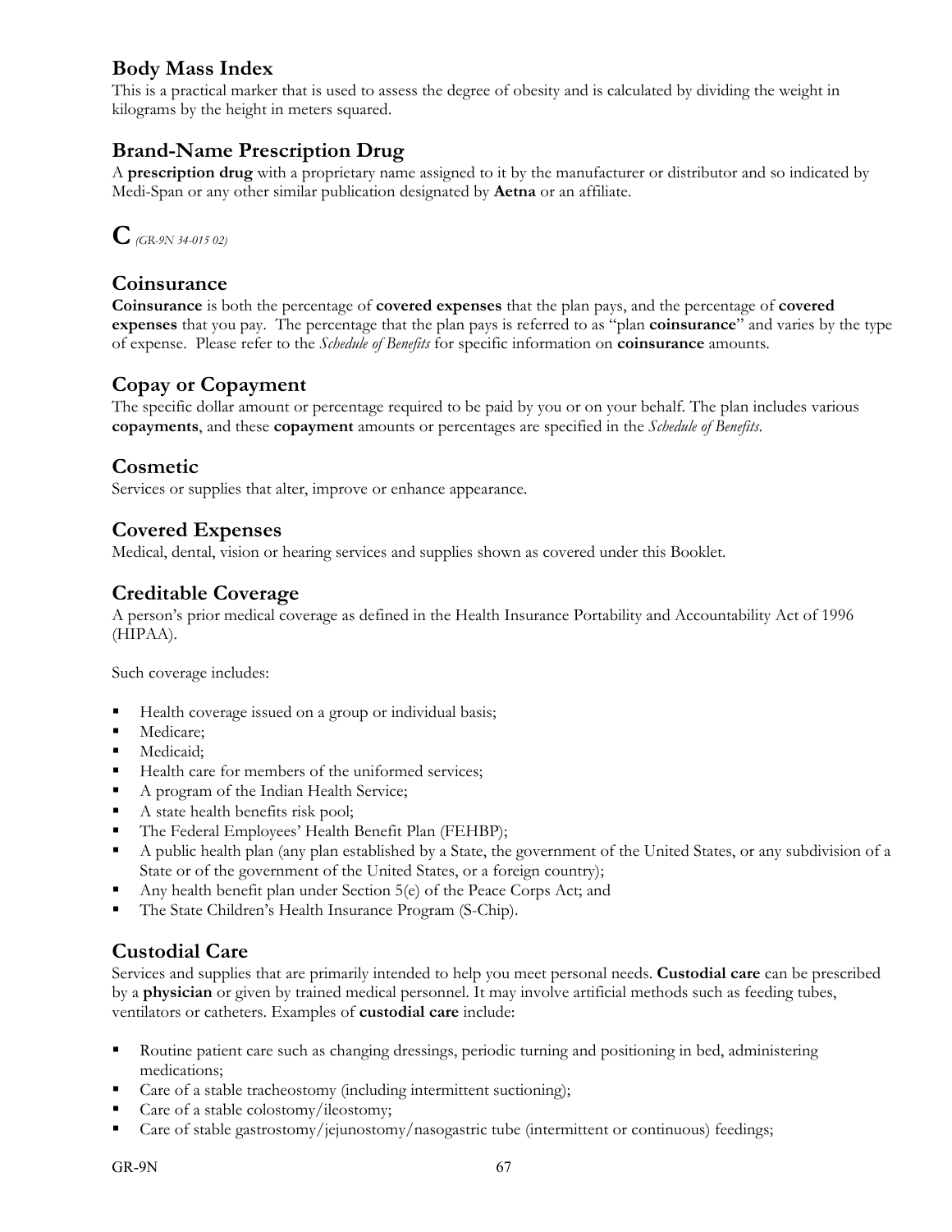## Body Mass Index

This is a practical marker that is used to assess the degree of obesity and is calculated by dividing the weight in kilograms by the height in meters squared.

## Brand-Name Prescription Drug

A **prescription drug** with a proprietary name assigned to it by the manufacturer or distributor and so indicated by Medi-Span or any other similar publication designated by **Aetna** or an affiliate.

# C *(GR-9N 34-015 02)*

## Coinsurance

**Coinsurance** is both the percentage of **covered expenses** that the plan pays, and the percentage of **covered expenses** that you pay. The percentage that the plan pays is referred to as "plan **coinsurance**" and varies by the type of expense. Please refer to the *Schedule of Benefits* for specific information on **coinsurance** amounts.

## Copay or Copayment

The specific dollar amount or percentage required to be paid by you or on your behalf. The plan includes various **copayments**, and these **copayment** amounts or percentages are specified in the *Schedule of Benefits*.

## Cosmetic

Services or supplies that alter, improve or enhance appearance.

## Covered Expenses

Medical, dental, vision or hearing services and supplies shown as covered under this Booklet.

## Creditable Coverage

A person's prior medical coverage as defined in the Health Insurance Portability and Accountability Act of 1996 (HIPAA).

Such coverage includes:

- Health coverage issued on a group or individual basis;
- Medicare;
- Medicaid;
- Health care for members of the uniformed services;
- A program of the Indian Health Service;
- A state health benefits risk pool;
- The Federal Employees' Health Benefit Plan (FEHBP);
- A public health plan (any plan established by a State, the government of the United States, or any subdivision of a State or of the government of the United States, or a foreign country);
- Any health benefit plan under Section 5(e) of the Peace Corps Act; and
- The State Children's Health Insurance Program (S-Chip).

## Custodial Care

Services and supplies that are primarily intended to help you meet personal needs. **Custodial care** can be prescribed by a **physician** or given by trained medical personnel. It may involve artificial methods such as feeding tubes, ventilators or catheters. Examples of **custodial care** include:

- Routine patient care such as changing dressings, periodic turning and positioning in bed, administering medications;
- Care of a stable tracheostomy (including intermittent suctioning);
- Care of a stable colostomy/ileostomy;
- Care of stable gastrostomy/jejunostomy/nasogastric tube (intermittent or continuous) feedings;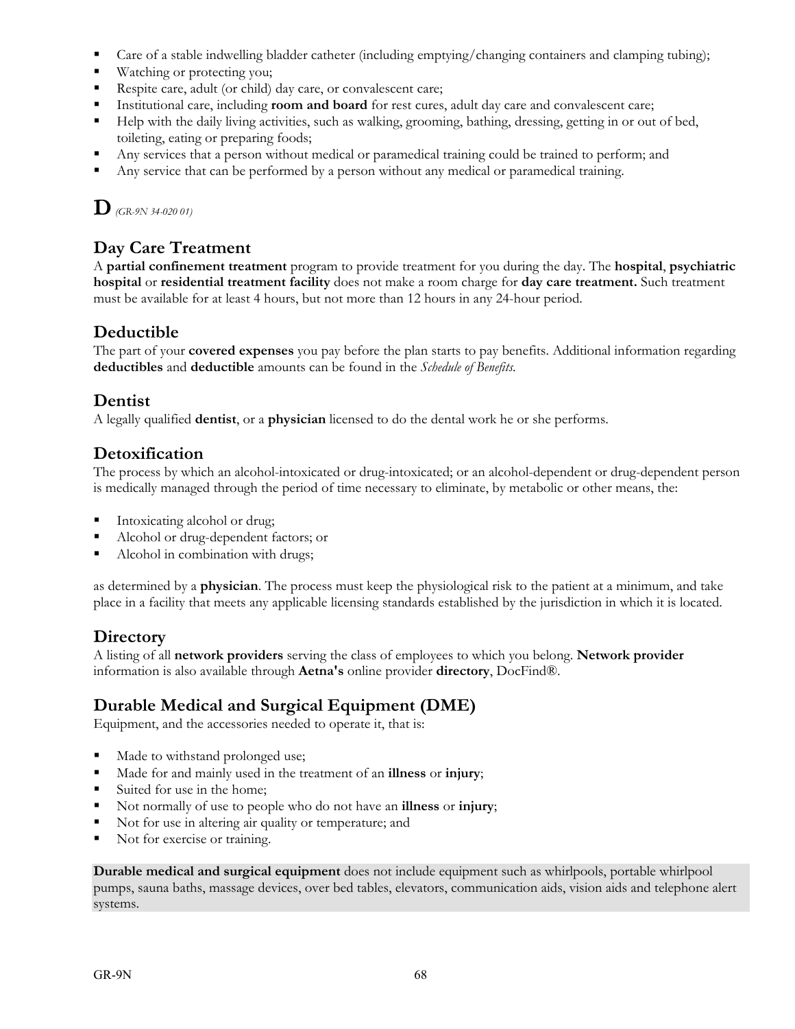- Care of a stable indwelling bladder catheter (including emptying/changing containers and clamping tubing);
- Watching or protecting you;
- Respite care, adult (or child) day care, or convalescent care;
- Institutional care, including **room and board** for rest cures, adult day care and convalescent care;
- Help with the daily living activities, such as walking, grooming, bathing, dressing, getting in or out of bed, toileting, eating or preparing foods;
- Any services that a person without medical or paramedical training could be trained to perform; and
- Any service that can be performed by a person without any medical or paramedical training.

# D *(GR-9N 34-020 01)*

## Day Care Treatment

A **partial confinement treatment** program to provide treatment for you during the day. The **hospital**, **psychiatric hospital** or **residential treatment facility** does not make a room charge for **day care treatment.** Such treatment must be available for at least 4 hours, but not more than 12 hours in any 24-hour period.

## Deductible

The part of your **covered expenses** you pay before the plan starts to pay benefits. Additional information regarding **deductibles** and **deductible** amounts can be found in the *Schedule of Benefits.*

## Dentist

A legally qualified **dentist**, or a **physician** licensed to do the dental work he or she performs.

## Detoxification

The process by which an alcohol-intoxicated or drug-intoxicated; or an alcohol-dependent or drug-dependent person is medically managed through the period of time necessary to eliminate, by metabolic or other means, the:

- Intoxicating alcohol or drug;
- Alcohol or drug-dependent factors; or
- Alcohol in combination with drugs;

as determined by a **physician**. The process must keep the physiological risk to the patient at a minimum, and take place in a facility that meets any applicable licensing standards established by the jurisdiction in which it is located.

## Directory

A listing of all **network providers** serving the class of employees to which you belong. **Network provider** information is also available through **Aetna's** online provider **directory**, DocFind®.

## Durable Medical and Surgical Equipment (DME)

Equipment, and the accessories needed to operate it, that is:

- Made to withstand prolonged use;
- Made for and mainly used in the treatment of an **illness** or **injury**;
- Suited for use in the home;
- Not normally of use to people who do not have an **illness** or **injury**;
- Not for use in altering air quality or temperature; and
- Not for exercise or training.

**Durable medical and surgical equipment** does not include equipment such as whirlpools, portable whirlpool pumps, sauna baths, massage devices, over bed tables, elevators, communication aids, vision aids and telephone alert systems.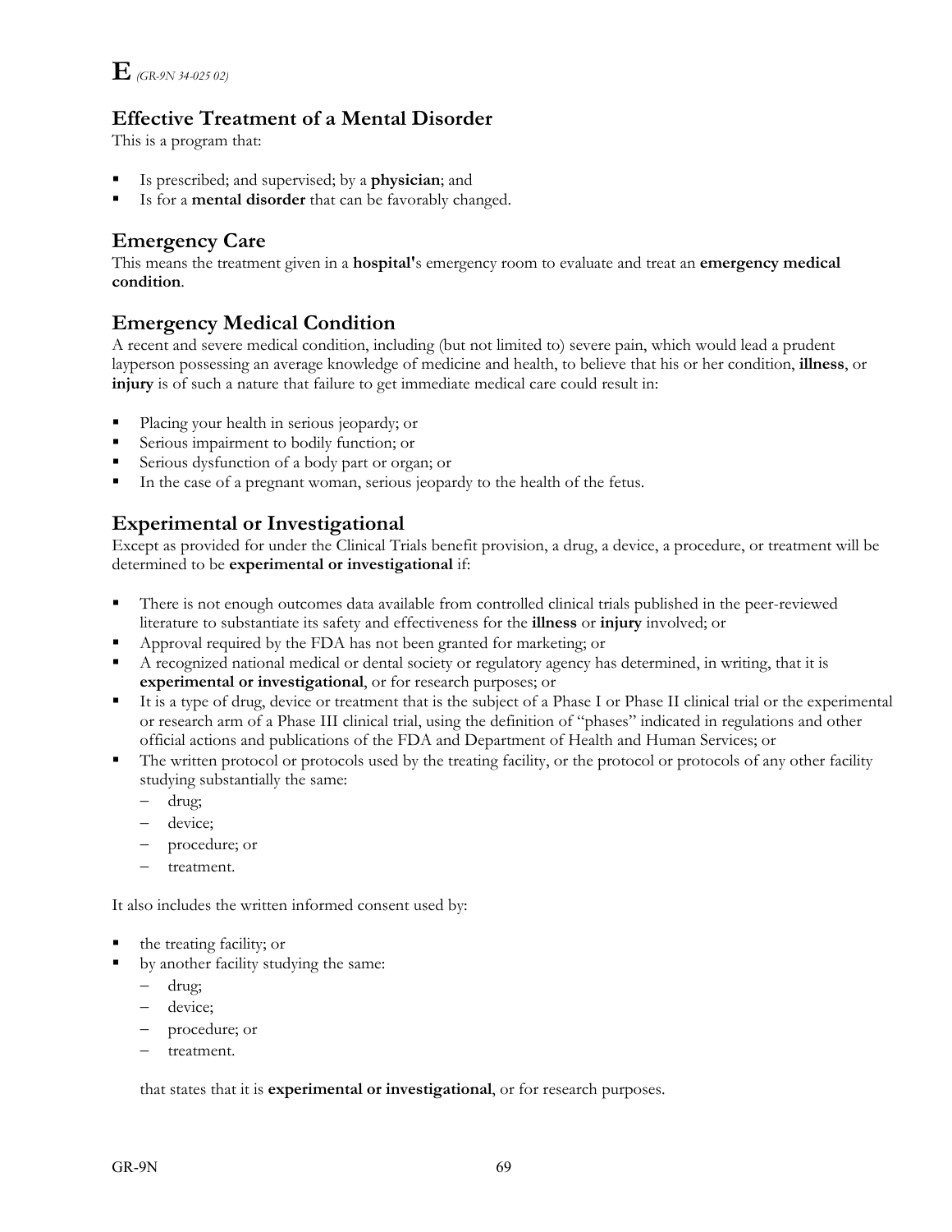# E *(GR-9N 34-025 02)*

## Effective Treatment of a Mental Disorder

This is a program that:

- Is prescribed; and supervised; by a **physician**; and
- Is for a **mental disorder** that can be favorably changed.

## Emergency Care

This means the treatment given in a **hospital'**s emergency room to evaluate and treat an **emergency medical condition**.

## Emergency Medical Condition

A recent and severe medical condition, including (but not limited to) severe pain, which would lead a prudent layperson possessing an average knowledge of medicine and health, to believe that his or her condition, **illness**, or **injury** is of such a nature that failure to get immediate medical care could result in:

- Placing your health in serious jeopardy; or
- Serious impairment to bodily function; or
- Serious dysfunction of a body part or organ; or
- In the case of a pregnant woman, serious jeopardy to the health of the fetus.

## Experimental or Investigational

Except as provided for under the Clinical Trials benefit provision, a drug, a device, a procedure, or treatment will be determined to be **experimental or investigational** if:

- There is not enough outcomes data available from controlled clinical trials published in the peer-reviewed literature to substantiate its safety and effectiveness for the **illness** or **injury** involved; or
- Approval required by the FDA has not been granted for marketing; or
- A recognized national medical or dental society or regulatory agency has determined, in writing, that it is **experimental or investigational**, or for research purposes; or
- It is a type of drug, device or treatment that is the subject of a Phase I or Phase II clinical trial or the experimental or research arm of a Phase III clinical trial, using the definition of "phases" indicated in regulations and other official actions and publications of the FDA and Department of Health and Human Services; or
- The written protocol or protocols used by the treating facility, or the protocol or protocols of any other facility studying substantially the same:
  - drug;
  - device;
  - procedure; or
  - treatment.

It also includes the written informed consent used by:

- the treating facility; or
- by another facility studying the same:
  - drug;
  - device;
  - procedure; or
  - treatment.

that states that it is **experimental or investigational**, or for research purposes.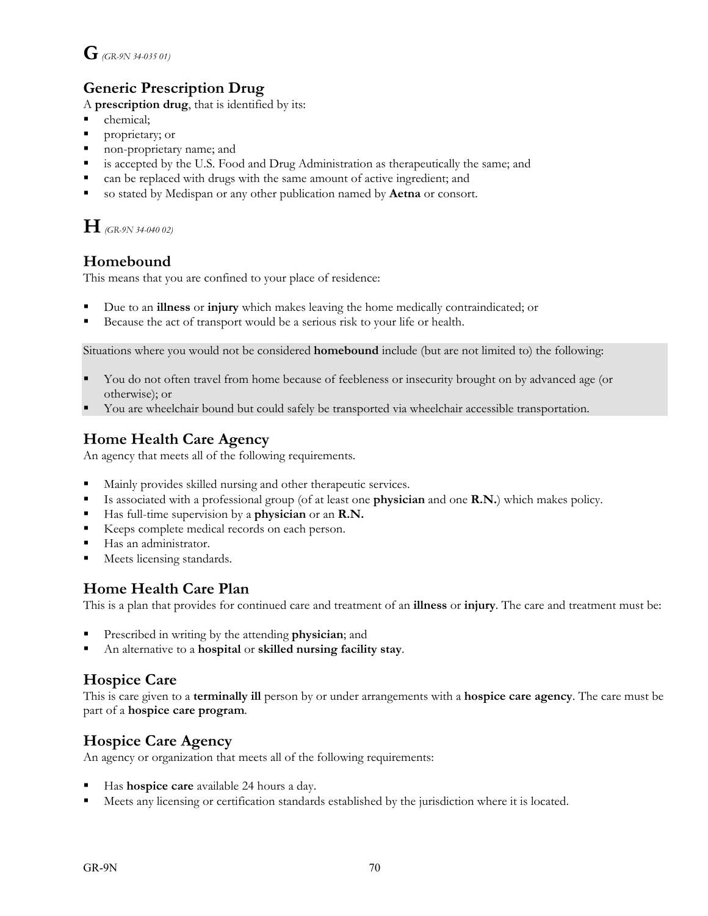# G *(GR-9N 34-035 01)*

## Generic Prescription Drug

A **prescription drug**, that is identified by its:

- chemical;
- proprietary; or
- non-proprietary name; and
- is accepted by the U.S. Food and Drug Administration as therapeutically the same; and
- can be replaced with drugs with the same amount of active ingredient; and
- so stated by Medispan or any other publication named by **Aetna** or consort.

# H *(GR-9N 34-040 02)*

## Homebound

This means that you are confined to your place of residence:

- Due to an **illness** or **injury** which makes leaving the home medically contraindicated; or
- Because the act of transport would be a serious risk to your life or health.

Situations where you would not be considered **homebound** include (but are not limited to) the following:

- You do not often travel from home because of feebleness or insecurity brought on by advanced age (or otherwise); or
- You are wheelchair bound but could safely be transported via wheelchair accessible transportation.

## Home Health Care Agency

An agency that meets all of the following requirements.

- Mainly provides skilled nursing and other therapeutic services.
- Is associated with a professional group (of at least one **physician** and one **R.N.**) which makes policy.
- Has full-time supervision by a **physician** or an **R.N.**
- Keeps complete medical records on each person.
- Has an administrator.
- Meets licensing standards.

## Home Health Care Plan

This is a plan that provides for continued care and treatment of an **illness** or **injury**. The care and treatment must be:

- Prescribed in writing by the attending **physician**; and
- An alternative to a **hospital** or **skilled nursing facility stay**.

## Hospice Care

This is care given to a **terminally ill** person by or under arrangements with a **hospice care agency**. The care must be part of a **hospice care program**.

## Hospice Care Agency

An agency or organization that meets all of the following requirements:

- Has **hospice care** available 24 hours a day.
- Meets any licensing or certification standards established by the jurisdiction where it is located.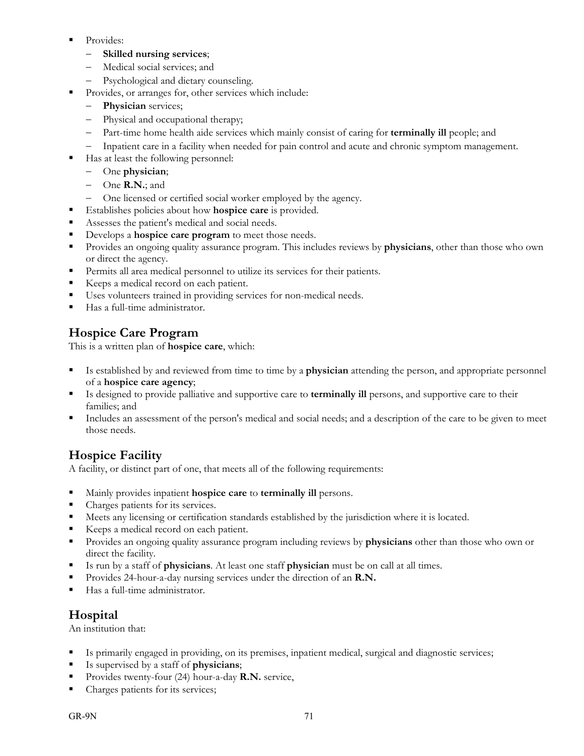- Provides:
  - **Skilled nursing services**;
  - Medical social services; and
  - Psychological and dietary counseling.
- Provides, or arranges for, other services which include:
  - **Physician** services;
  - Physical and occupational therapy;
  - Part-time home health aide services which mainly consist of caring for **terminally ill** people; and
  - Inpatient care in a facility when needed for pain control and acute and chronic symptom management.
- Has at least the following personnel:
  - One **physician**;
  - One **R.N.**; and
  - One licensed or certified social worker employed by the agency.
- Establishes policies about how **hospice care** is provided.
- Assesses the patient's medical and social needs.
- Develops a **hospice care program** to meet those needs.
- Provides an ongoing quality assurance program. This includes reviews by **physicians**, other than those who own or direct the agency.
- Permits all area medical personnel to utilize its services for their patients.
- Keeps a medical record on each patient.
- Uses volunteers trained in providing services for non-medical needs.
- Has a full-time administrator.

## Hospice Care Program

This is a written plan of **hospice care**, which:

- Is established by and reviewed from time to time by a **physician** attending the person, and appropriate personnel of a **hospice care agency**;
- Is designed to provide palliative and supportive care to **terminally ill** persons, and supportive care to their families; and
- Includes an assessment of the person's medical and social needs; and a description of the care to be given to meet those needs.

## Hospice Facility

A facility, or distinct part of one, that meets all of the following requirements:

- Mainly provides inpatient **hospice care** to **terminally ill** persons.
- Charges patients for its services.
- Meets any licensing or certification standards established by the jurisdiction where it is located.
- Keeps a medical record on each patient.
- Provides an ongoing quality assurance program including reviews by **physicians** other than those who own or direct the facility.
- Is run by a staff of **physicians**. At least one staff **physician** must be on call at all times.
- Provides 24-hour-a-day nursing services under the direction of an **R.N.**
- Has a full-time administrator.

## Hospital

An institution that:

- Is primarily engaged in providing, on its premises, inpatient medical, surgical and diagnostic services;
- Is supervised by a staff of **physicians**;
- Provides twenty-four (24) hour-a-day **R.N.** service,
- Charges patients for its services;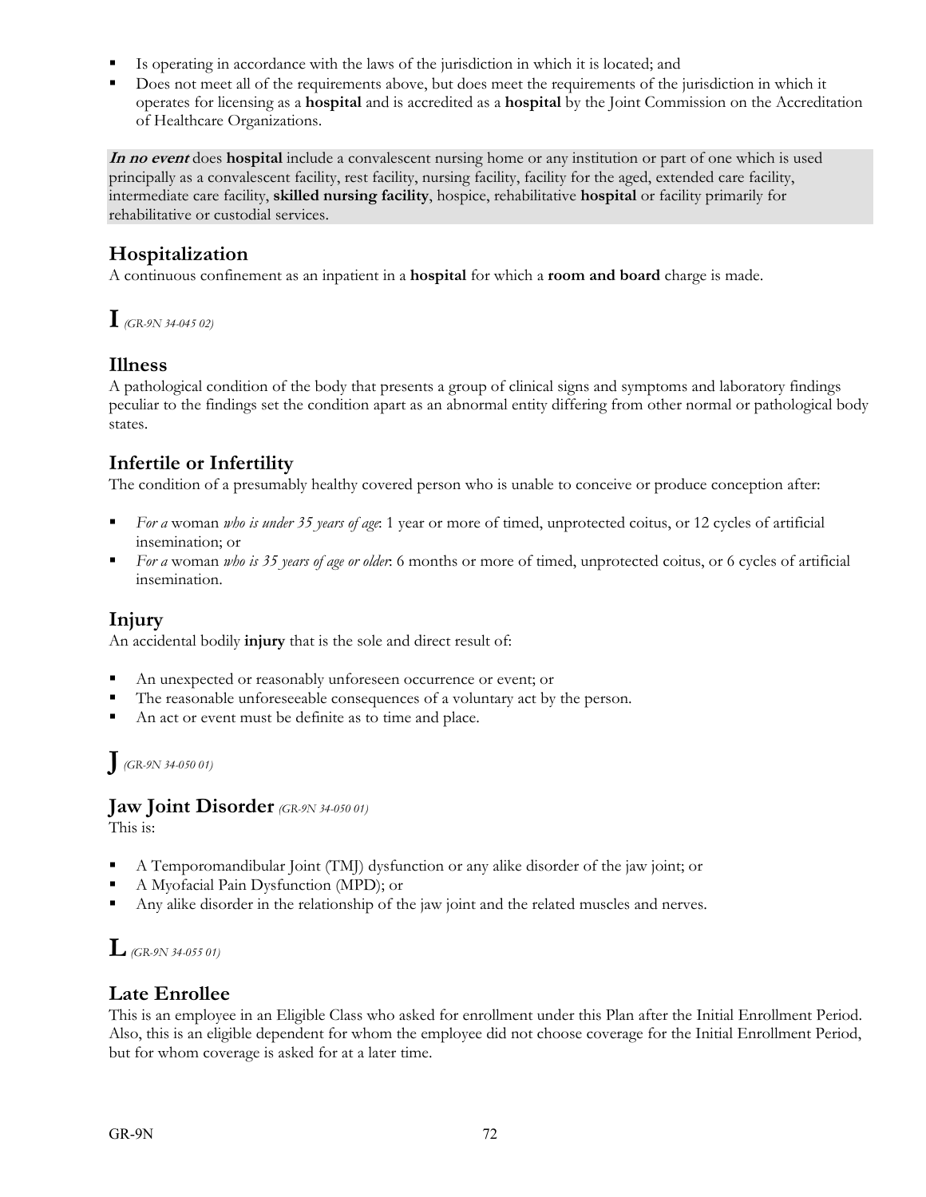- Is operating in accordance with the laws of the jurisdiction in which it is located; and
- Does not meet all of the requirements above, but does meet the requirements of the jurisdiction in which it operates for licensing as a **hospital** and is accredited as a **hospital** by the Joint Commission on the Accreditation of Healthcare Organizations.

***In no event*** does **hospital** include a convalescent nursing home or any institution or part of one which is used principally as a convalescent facility, rest facility, nursing facility, facility for the aged, extended care facility, intermediate care facility, **skilled nursing facility**, hospice, rehabilitative **hospital** or facility primarily for rehabilitative or custodial services.

## Hospitalization

A continuous confinement as an inpatient in a **hospital** for which a **room and board** charge is made.

# I *(GR-9N 34-045 02)*

## Illness

A pathological condition of the body that presents a group of clinical signs and symptoms and laboratory findings peculiar to the findings set the condition apart as an abnormal entity differing from other normal or pathological body states.

## Infertile or Infertility

The condition of a presumably healthy covered person who is unable to conceive or produce conception after:

- *For a* woman *who is under 35 years of age*: 1 year or more of timed, unprotected coitus, or 12 cycles of artificial insemination; or
- *For a* woman *who is 35 years of age or older*: 6 months or more of timed, unprotected coitus, or 6 cycles of artificial insemination.

## Injury

An accidental bodily **injury** that is the sole and direct result of:

- An unexpected or reasonably unforeseen occurrence or event; or
- The reasonable unforeseeable consequences of a voluntary act by the person.
- An act or event must be definite as to time and place.

# J *(GR-9N 34-050 01)*

## Jaw Joint Disorder *(GR-9N 34-050 01)*

This is:

- A Temporomandibular Joint (TMJ) dysfunction or any alike disorder of the jaw joint; or
- A Myofacial Pain Dysfunction (MPD); or
- Any alike disorder in the relationship of the jaw joint and the related muscles and nerves.

# L *(GR-9N 34-055 01)*

## Late Enrollee

This is an employee in an Eligible Class who asked for enrollment under this Plan after the Initial Enrollment Period. Also, this is an eligible dependent for whom the employee did not choose coverage for the Initial Enrollment Period, but for whom coverage is asked for at a later time.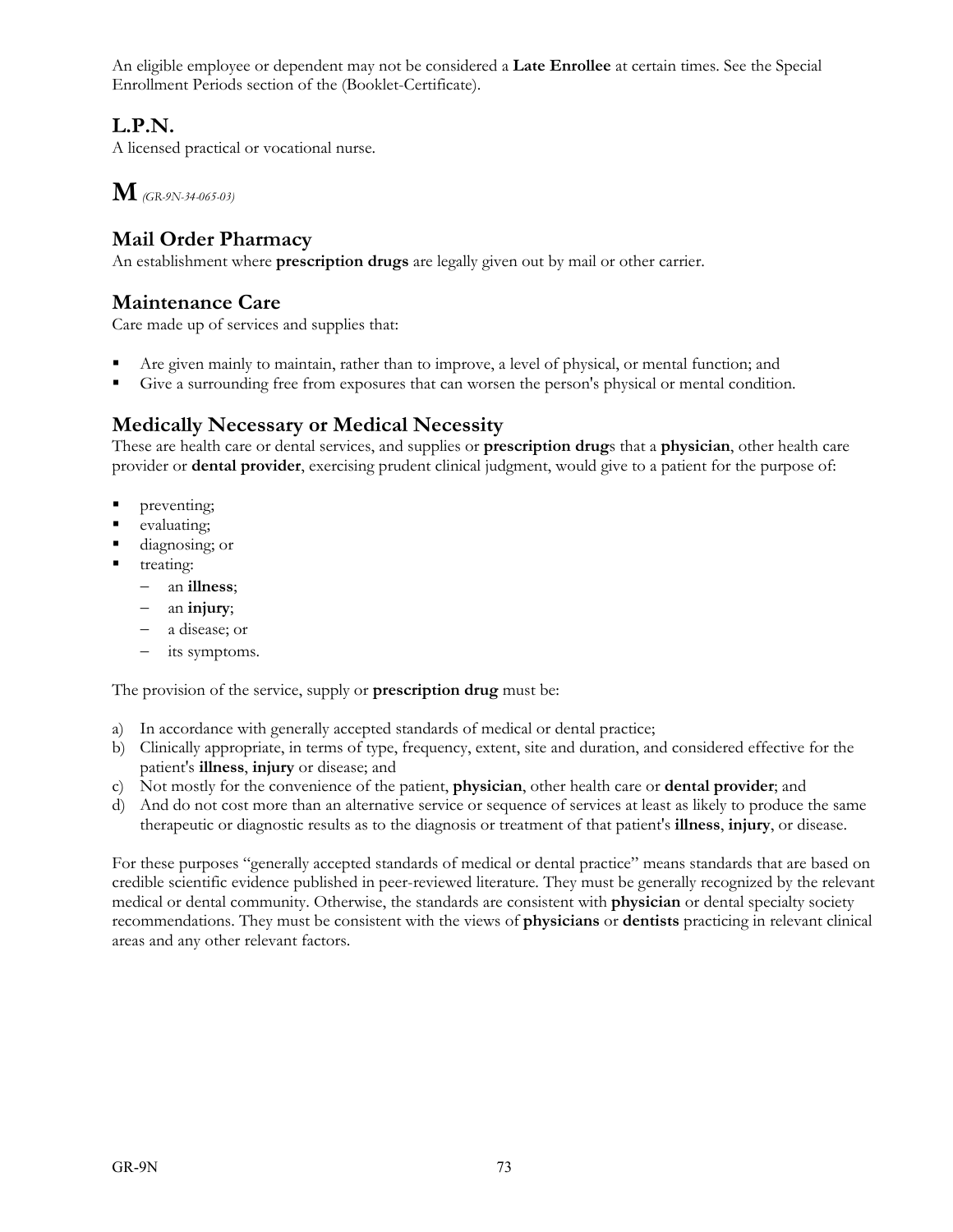An eligible employee or dependent may not be considered a **Late Enrollee** at certain times. See the Special Enrollment Periods section of the (Booklet-Certificate).

## L.P.N.

A licensed practical or vocational nurse.

# M *(GR-9N-34-065-03)*

## Mail Order Pharmacy

An establishment where **prescription drugs** are legally given out by mail or other carrier.

## Maintenance Care

Care made up of services and supplies that:

- Are given mainly to maintain, rather than to improve, a level of physical, or mental function; and
- Give a surrounding free from exposures that can worsen the person's physical or mental condition.

## Medically Necessary or Medical Necessity

These are health care or dental services, and supplies or **prescription drug**s that a **physician**, other health care provider or **dental provider**, exercising prudent clinical judgment, would give to a patient for the purpose of:

- preventing;
- evaluating;
- diagnosing; or
- treating:
  - an **illness**;
  - an **injury**;
  - a disease; or
  - its symptoms.

The provision of the service, supply or **prescription drug** must be:

a) In accordance with generally accepted standards of medical or dental practice;
b) Clinically appropriate, in terms of type, frequency, extent, site and duration, and considered effective for the patient's **illness**, **injury** or disease; and
c) Not mostly for the convenience of the patient, **physician**, other health care or **dental provider**; and
d) And do not cost more than an alternative service or sequence of services at least as likely to produce the same therapeutic or diagnostic results as to the diagnosis or treatment of that patient's **illness**, **injury**, or disease.

For these purposes "generally accepted standards of medical or dental practice" means standards that are based on credible scientific evidence published in peer-reviewed literature. They must be generally recognized by the relevant medical or dental community. Otherwise, the standards are consistent with **physician** or dental specialty society recommendations. They must be consistent with the views of **physicians** or **dentists** practicing in relevant clinical areas and any other relevant factors.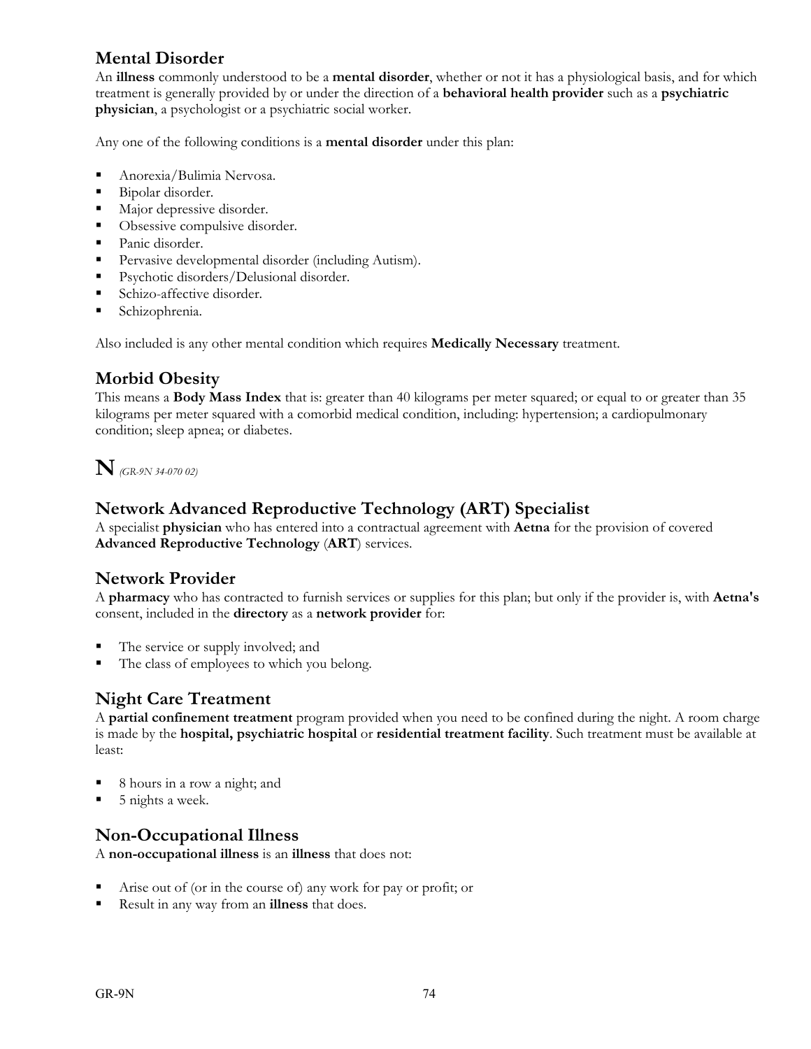## Mental Disorder

An **illness** commonly understood to be a **mental disorder**, whether or not it has a physiological basis, and for which treatment is generally provided by or under the direction of a **behavioral health provider** such as a **psychiatric physician**, a psychologist or a psychiatric social worker.

Any one of the following conditions is a **mental disorder** under this plan:

- Anorexia/Bulimia Nervosa.
- Bipolar disorder.
- Major depressive disorder.
- Obsessive compulsive disorder.
- Panic disorder.
- Pervasive developmental disorder (including Autism).
- Psychotic disorders/Delusional disorder.
- Schizo-affective disorder.
- Schizophrenia.

Also included is any other mental condition which requires **Medically Necessary** treatment.

## Morbid Obesity

This means a **Body Mass Index** that is: greater than 40 kilograms per meter squared; or equal to or greater than 35 kilograms per meter squared with a comorbid medical condition, including: hypertension; a cardiopulmonary condition; sleep apnea; or diabetes.

# N *(GR-9N 34-070 02)*

## Network Advanced Reproductive Technology (ART) Specialist

A specialist **physician** who has entered into a contractual agreement with **Aetna** for the provision of covered **Advanced Reproductive Technology** (**ART**) services.

## Network Provider

A **pharmacy** who has contracted to furnish services or supplies for this plan; but only if the provider is, with **Aetna's** consent, included in the **directory** as a **network provider** for:

- The service or supply involved; and
- The class of employees to which you belong.

## Night Care Treatment

A **partial confinement treatment** program provided when you need to be confined during the night. A room charge is made by the **hospital, psychiatric hospital** or **residential treatment facility**. Such treatment must be available at least:

- 8 hours in a row a night; and
- 5 nights a week.

## Non-Occupational Illness

A **non-occupational illness** is an **illness** that does not:

- Arise out of (or in the course of) any work for pay or profit; or
- Result in any way from an **illness** that does.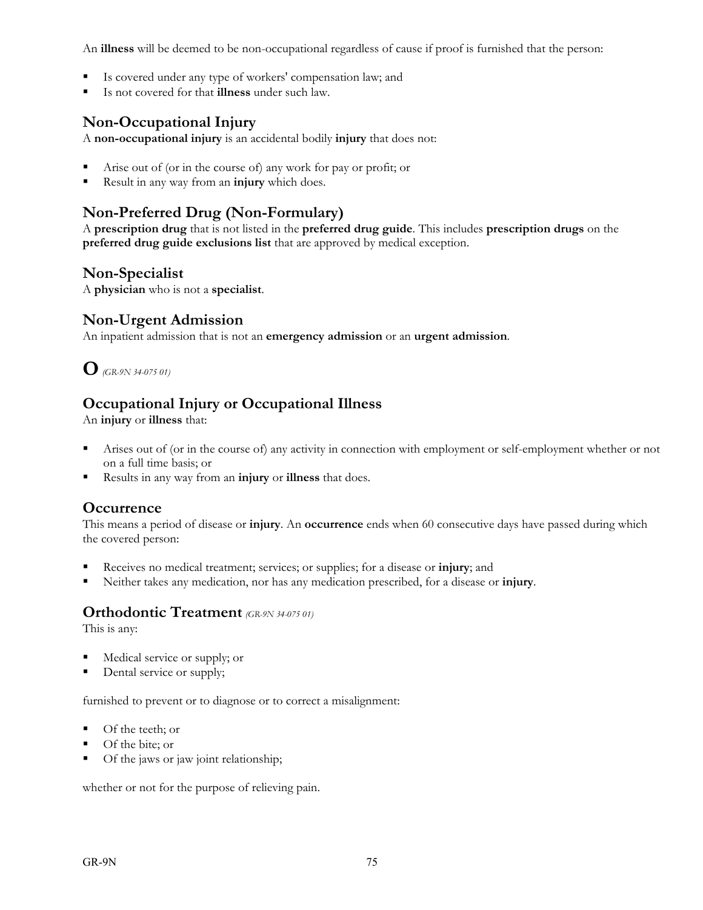An **illness** will be deemed to be non-occupational regardless of cause if proof is furnished that the person:

- Is covered under any type of workers' compensation law; and
- Is not covered for that **illness** under such law.

## Non-Occupational Injury

A **non-occupational injury** is an accidental bodily **injury** that does not:

- Arise out of (or in the course of) any work for pay or profit; or
- Result in any way from an **injury** which does.

## Non-Preferred Drug (Non-Formulary)

A **prescription drug** that is not listed in the **preferred drug guide**. This includes **prescription drugs** on the **preferred drug guide exclusions list** that are approved by medical exception.

## Non-Specialist

A **physician** who is not a **specialist**.

## Non-Urgent Admission

An inpatient admission that is not an **emergency admission** or an **urgent admission**.

# O *(GR-9N 34-075 01)*

## Occupational Injury or Occupational Illness

An **injury** or **illness** that:

- Arises out of (or in the course of) any activity in connection with employment or self-employment whether or not on a full time basis; or
- Results in any way from an **injury** or **illness** that does.

## Occurrence

This means a period of disease or **injury**. An **occurrence** ends when 60 consecutive days have passed during which the covered person:

- Receives no medical treatment; services; or supplies; for a disease or **injury**; and
- Neither takes any medication, nor has any medication prescribed, for a disease or **injury**.

## Orthodontic Treatment *(GR-9N 34-075 01)*

This is any:

- Medical service or supply; or
- Dental service or supply;

furnished to prevent or to diagnose or to correct a misalignment:

- Of the teeth; or
- Of the bite; or
- Of the jaws or jaw joint relationship;

whether or not for the purpose of relieving pain.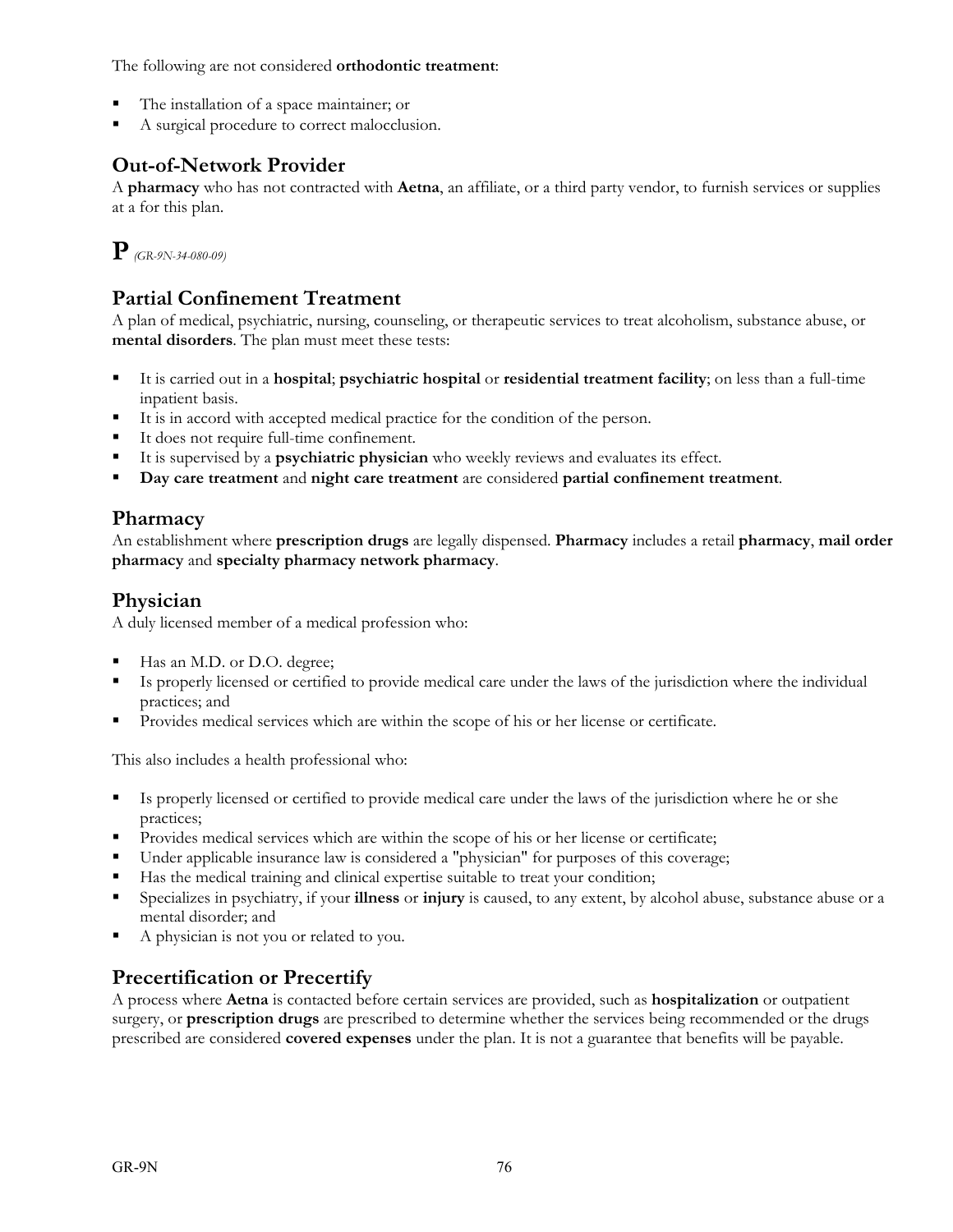The following are not considered **orthodontic treatment**:

- The installation of a space maintainer; or
- A surgical procedure to correct malocclusion.

## Out-of-Network Provider

A **pharmacy** who has not contracted with **Aetna**, an affiliate, or a third party vendor, to furnish services or supplies at a for this plan.

# P *(GR-9N-34-080-09)*

## Partial Confinement Treatment

A plan of medical, psychiatric, nursing, counseling, or therapeutic services to treat alcoholism, substance abuse, or **mental disorders**. The plan must meet these tests:

- It is carried out in a **hospital**; **psychiatric hospital** or **residential treatment facility**; on less than a full-time inpatient basis.
- It is in accord with accepted medical practice for the condition of the person.
- It does not require full-time confinement.
- It is supervised by a **psychiatric physician** who weekly reviews and evaluates its effect.
- **Day care treatment** and **night care treatment** are considered **partial confinement treatment**.

## Pharmacy

An establishment where **prescription drugs** are legally dispensed. **Pharmacy** includes a retail **pharmacy**, **mail order pharmacy** and **specialty pharmacy network pharmacy**.

## Physician

A duly licensed member of a medical profession who:

- Has an M.D. or D.O. degree;
- Is properly licensed or certified to provide medical care under the laws of the jurisdiction where the individual practices; and
- Provides medical services which are within the scope of his or her license or certificate.

This also includes a health professional who:

- Is properly licensed or certified to provide medical care under the laws of the jurisdiction where he or she practices;
- Provides medical services which are within the scope of his or her license or certificate;
- Under applicable insurance law is considered a "physician" for purposes of this coverage;
- Has the medical training and clinical expertise suitable to treat your condition;
- Specializes in psychiatry, if your **illness** or **injury** is caused, to any extent, by alcohol abuse, substance abuse or a mental disorder; and
- A physician is not you or related to you.

## Precertification or Precertify

A process where **Aetna** is contacted before certain services are provided, such as **hospitalization** or outpatient surgery, or **prescription drugs** are prescribed to determine whether the services being recommended or the drugs prescribed are considered **covered expenses** under the plan. It is not a guarantee that benefits will be payable.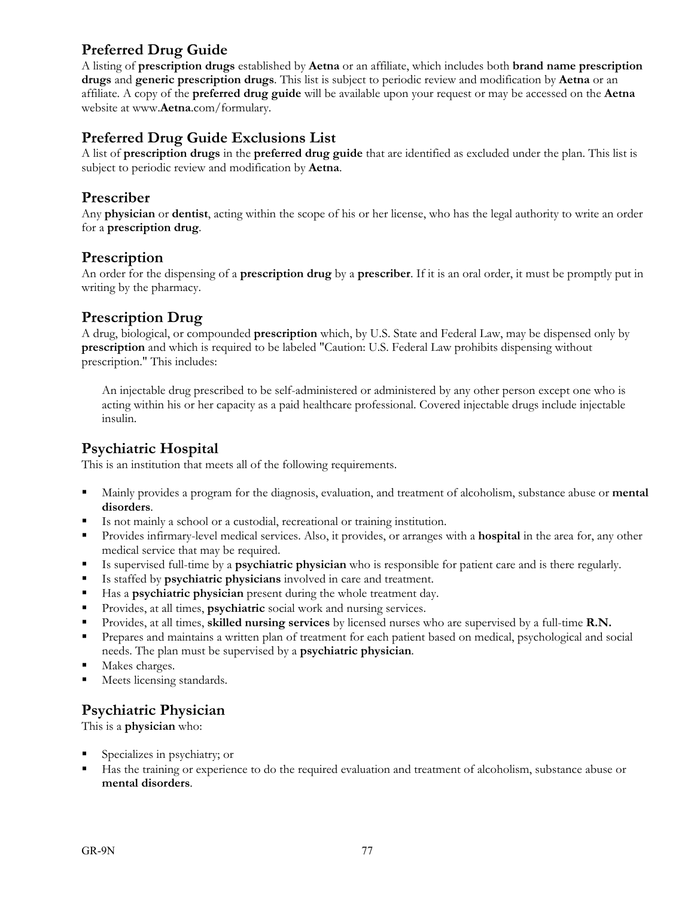## Preferred Drug Guide

A listing of **prescription drugs** established by **Aetna** or an affiliate, which includes both **brand name prescription drugs** and **generic prescription drugs**. This list is subject to periodic review and modification by **Aetna** or an affiliate. A copy of the **preferred drug guide** will be available upon your request or may be accessed on the **Aetna** website at www.**Aetna**.com/formulary.

## Preferred Drug Guide Exclusions List

A list of **prescription drugs** in the **preferred drug guide** that are identified as excluded under the plan. This list is subject to periodic review and modification by **Aetna**.

## Prescriber

Any **physician** or **dentist**, acting within the scope of his or her license, who has the legal authority to write an order for a **prescription drug**.

## Prescription

An order for the dispensing of a **prescription drug** by a **prescriber**. If it is an oral order, it must be promptly put in writing by the pharmacy.

## Prescription Drug

A drug, biological, or compounded **prescription** which, by U.S. State and Federal Law, may be dispensed only by **prescription** and which is required to be labeled "Caution: U.S. Federal Law prohibits dispensing without prescription." This includes:

> An injectable drug prescribed to be self-administered or administered by any other person except one who is acting within his or her capacity as a paid healthcare professional. Covered injectable drugs include injectable insulin.

## Psychiatric Hospital

This is an institution that meets all of the following requirements.

- Mainly provides a program for the diagnosis, evaluation, and treatment of alcoholism, substance abuse or **mental disorders**.
- Is not mainly a school or a custodial, recreational or training institution.
- Provides infirmary-level medical services. Also, it provides, or arranges with a **hospital** in the area for, any other medical service that may be required.
- Is supervised full-time by a **psychiatric physician** who is responsible for patient care and is there regularly.
- Is staffed by **psychiatric physicians** involved in care and treatment.
- Has a **psychiatric physician** present during the whole treatment day.
- Provides, at all times, **psychiatric** social work and nursing services.
- Provides, at all times, **skilled nursing services** by licensed nurses who are supervised by a full-time **R.N.**
- Prepares and maintains a written plan of treatment for each patient based on medical, psychological and social needs. The plan must be supervised by a **psychiatric physician**.
- Makes charges.
- Meets licensing standards.

## Psychiatric Physician

This is a **physician** who:

- Specializes in psychiatry; or
- Has the training or experience to do the required evaluation and treatment of alcoholism, substance abuse or **mental disorders**.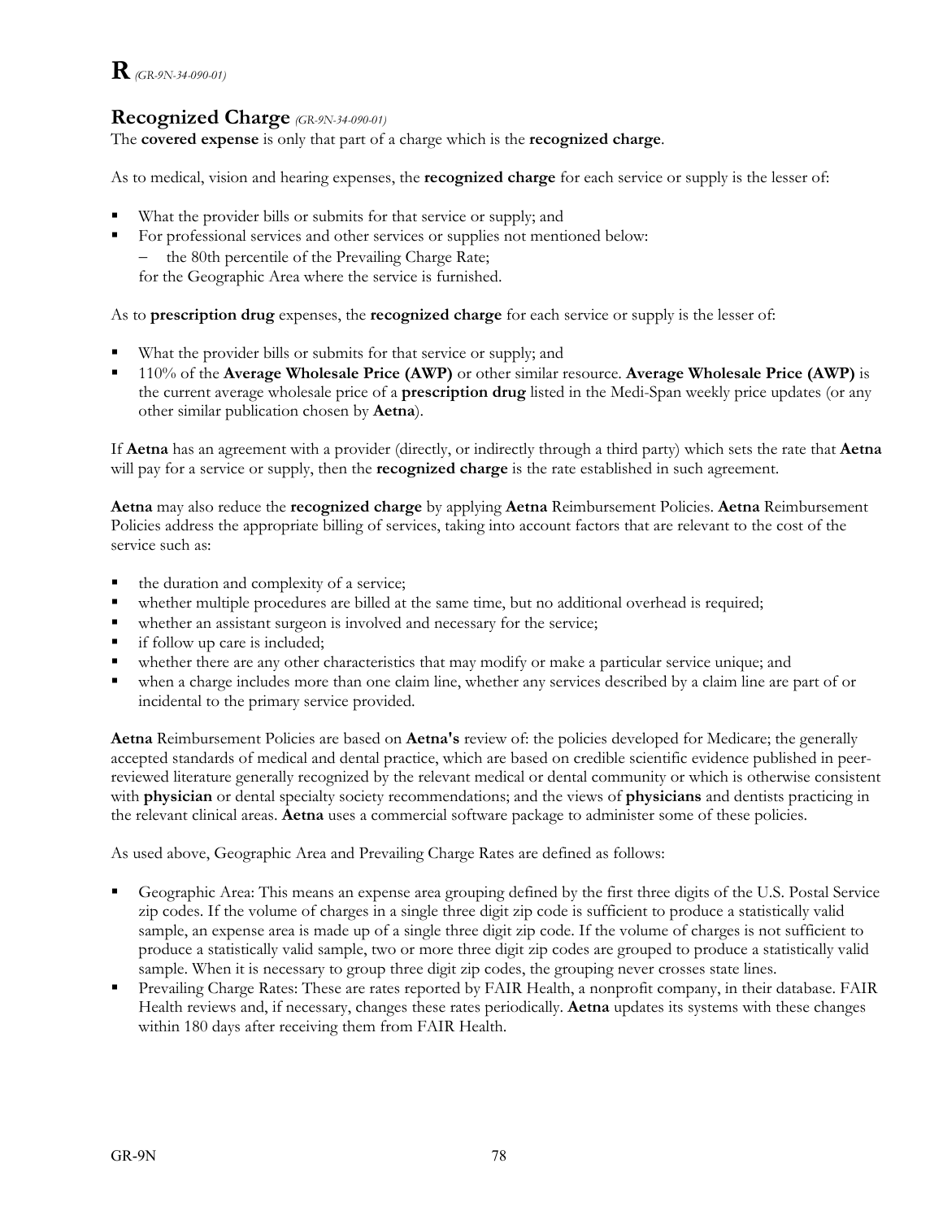# **R** *(GR-9N-34-090-01)*

## Recognized Charge *(GR-9N-34-090-01)*

The **covered expense** is only that part of a charge which is the **recognized charge**.

As to medical, vision and hearing expenses, the **recognized charge** for each service or supply is the lesser of:

- What the provider bills or submits for that service or supply; and
- For professional services and other services or supplies not mentioned below:
  - the 80th percentile of the Prevailing Charge Rate;

  for the Geographic Area where the service is furnished.

As to **prescription drug** expenses, the **recognized charge** for each service or supply is the lesser of:

- What the provider bills or submits for that service or supply; and
- 110% of the **Average Wholesale Price (AWP)** or other similar resource. **Average Wholesale Price (AWP)** is the current average wholesale price of a **prescription drug** listed in the Medi-Span weekly price updates (or any other similar publication chosen by **Aetna**).

If **Aetna** has an agreement with a provider (directly, or indirectly through a third party) which sets the rate that **Aetna** will pay for a service or supply, then the **recognized charge** is the rate established in such agreement.

**Aetna** may also reduce the **recognized charge** by applying **Aetna** Reimbursement Policies. **Aetna** Reimbursement Policies address the appropriate billing of services, taking into account factors that are relevant to the cost of the service such as:

- the duration and complexity of a service;
- whether multiple procedures are billed at the same time, but no additional overhead is required;
- whether an assistant surgeon is involved and necessary for the service;
- if follow up care is included;
- whether there are any other characteristics that may modify or make a particular service unique; and
- when a charge includes more than one claim line, whether any services described by a claim line are part of or incidental to the primary service provided.

**Aetna** Reimbursement Policies are based on **Aetna's** review of: the policies developed for Medicare; the generally accepted standards of medical and dental practice, which are based on credible scientific evidence published in peer-reviewed literature generally recognized by the relevant medical or dental community or which is otherwise consistent with **physician** or dental specialty society recommendations; and the views of **physicians** and dentists practicing in the relevant clinical areas. **Aetna** uses a commercial software package to administer some of these policies.

As used above, Geographic Area and Prevailing Charge Rates are defined as follows:

- Geographic Area: This means an expense area grouping defined by the first three digits of the U.S. Postal Service zip codes. If the volume of charges in a single three digit zip code is sufficient to produce a statistically valid sample, an expense area is made up of a single three digit zip code. If the volume of charges is not sufficient to produce a statistically valid sample, two or more three digit zip codes are grouped to produce a statistically valid sample. When it is necessary to group three digit zip codes, the grouping never crosses state lines.
- Prevailing Charge Rates: These are rates reported by FAIR Health, a nonprofit company, in their database. FAIR Health reviews and, if necessary, changes these rates periodically. **Aetna** updates its systems with these changes within 180 days after receiving them from FAIR Health.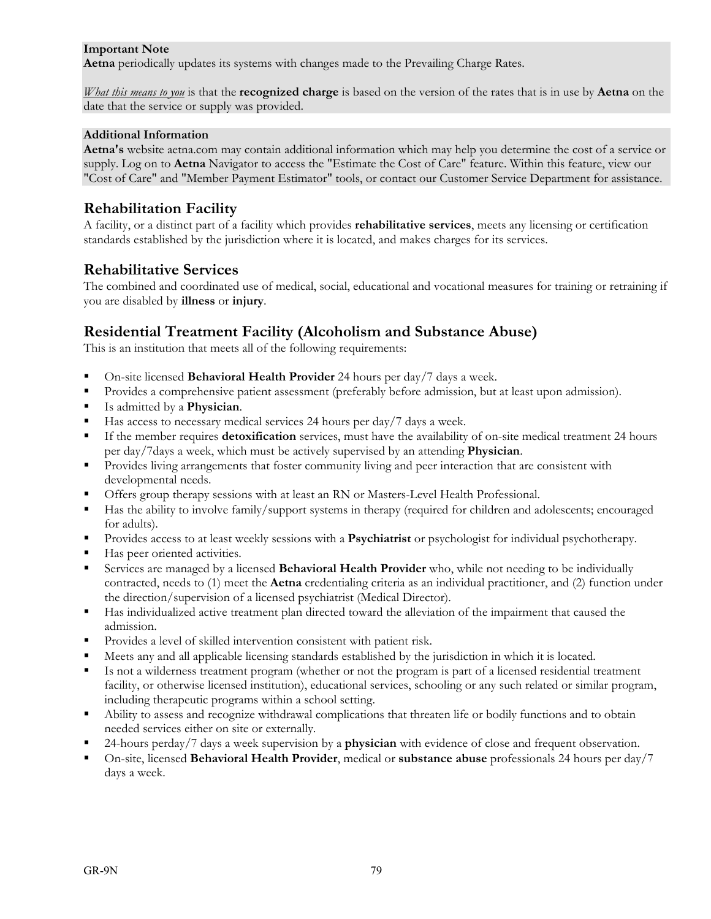**Important Note**
**Aetna** periodically updates its systems with changes made to the Prevailing Charge Rates.

*What this means to you* is that the **recognized charge** is based on the version of the rates that is in use by **Aetna** on the date that the service or supply was provided.

**Additional Information**
**Aetna's** website aetna.com may contain additional information which may help you determine the cost of a service or supply. Log on to **Aetna** Navigator to access the "Estimate the Cost of Care" feature. Within this feature, view our "Cost of Care" and "Member Payment Estimator" tools, or contact our Customer Service Department for assistance.

## Rehabilitation Facility

A facility, or a distinct part of a facility which provides **rehabilitative services**, meets any licensing or certification standards established by the jurisdiction where it is located, and makes charges for its services.

## Rehabilitative Services

The combined and coordinated use of medical, social, educational and vocational measures for training or retraining if you are disabled by **illness** or **injury**.

## Residential Treatment Facility (Alcoholism and Substance Abuse)

This is an institution that meets all of the following requirements:

- On-site licensed **Behavioral Health Provider** 24 hours per day/7 days a week.
- Provides a comprehensive patient assessment (preferably before admission, but at least upon admission).
- Is admitted by a **Physician**.
- Has access to necessary medical services 24 hours per day/7 days a week.
- If the member requires **detoxification** services, must have the availability of on-site medical treatment 24 hours per day/7days a week, which must be actively supervised by an attending **Physician**.
- Provides living arrangements that foster community living and peer interaction that are consistent with developmental needs.
- Offers group therapy sessions with at least an RN or Masters-Level Health Professional.
- Has the ability to involve family/support systems in therapy (required for children and adolescents; encouraged for adults).
- Provides access to at least weekly sessions with a **Psychiatrist** or psychologist for individual psychotherapy.
- Has peer oriented activities.
- Services are managed by a licensed **Behavioral Health Provider** who, while not needing to be individually contracted, needs to (1) meet the **Aetna** credentialing criteria as an individual practitioner, and (2) function under the direction/supervision of a licensed psychiatrist (Medical Director).
- Has individualized active treatment plan directed toward the alleviation of the impairment that caused the admission.
- Provides a level of skilled intervention consistent with patient risk.
- Meets any and all applicable licensing standards established by the jurisdiction in which it is located.
- Is not a wilderness treatment program (whether or not the program is part of a licensed residential treatment facility, or otherwise licensed institution), educational services, schooling or any such related or similar program, including therapeutic programs within a school setting.
- Ability to assess and recognize withdrawal complications that threaten life or bodily functions and to obtain needed services either on site or externally.
- 24-hours perday/7 days a week supervision by a **physician** with evidence of close and frequent observation.
- On-site, licensed **Behavioral Health Provider**, medical or **substance abuse** professionals 24 hours per day/7 days a week.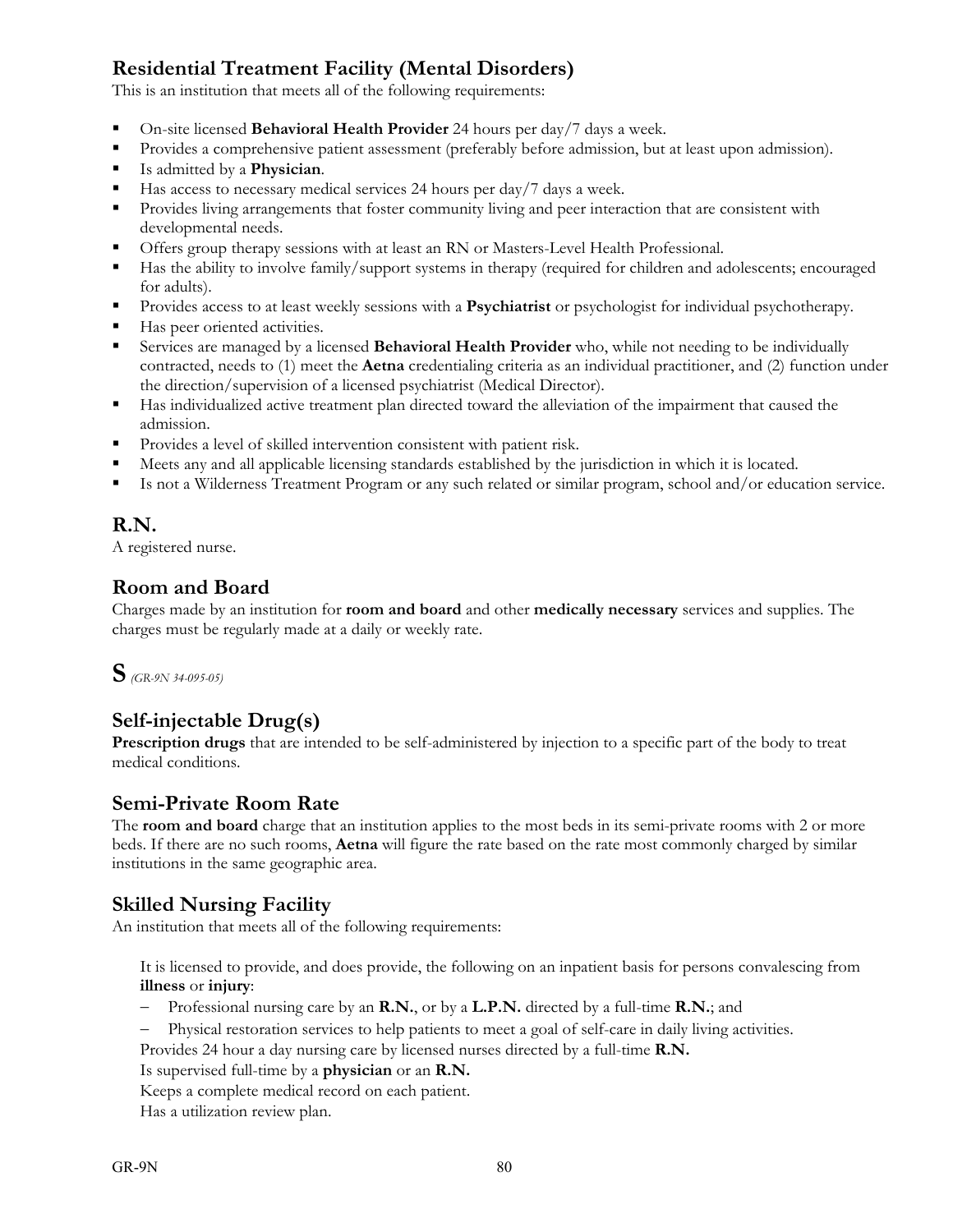## Residential Treatment Facility (Mental Disorders)

This is an institution that meets all of the following requirements:

- On-site licensed **Behavioral Health Provider** 24 hours per day/7 days a week.
- Provides a comprehensive patient assessment (preferably before admission, but at least upon admission).
- Is admitted by a **Physician**.
- Has access to necessary medical services 24 hours per day/7 days a week.
- Provides living arrangements that foster community living and peer interaction that are consistent with developmental needs.
- Offers group therapy sessions with at least an RN or Masters-Level Health Professional.
- Has the ability to involve family/support systems in therapy (required for children and adolescents; encouraged for adults).
- Provides access to at least weekly sessions with a **Psychiatrist** or psychologist for individual psychotherapy.
- Has peer oriented activities.
- Services are managed by a licensed **Behavioral Health Provider** who, while not needing to be individually contracted, needs to (1) meet the **Aetna** credentialing criteria as an individual practitioner, and (2) function under the direction/supervision of a licensed psychiatrist (Medical Director).
- Has individualized active treatment plan directed toward the alleviation of the impairment that caused the admission.
- Provides a level of skilled intervention consistent with patient risk.
- Meets any and all applicable licensing standards established by the jurisdiction in which it is located.
- Is not a Wilderness Treatment Program or any such related or similar program, school and/or education service.

## R.N.

A registered nurse.

## Room and Board

Charges made by an institution for **room and board** and other **medically necessary** services and supplies. The charges must be regularly made at a daily or weekly rate.

# S *(GR-9N 34-095-05)*

## Self-injectable Drug(s)

**Prescription drugs** that are intended to be self-administered by injection to a specific part of the body to treat medical conditions.

## Semi-Private Room Rate

The **room and board** charge that an institution applies to the most beds in its semi-private rooms with 2 or more beds. If there are no such rooms, **Aetna** will figure the rate based on the rate most commonly charged by similar institutions in the same geographic area.

## Skilled Nursing Facility

An institution that meets all of the following requirements:

It is licensed to provide, and does provide, the following on an inpatient basis for persons convalescing from **illness** or **injury**:

- Professional nursing care by an **R.N.**, or by a **L.P.N.** directed by a full-time **R.N.**; and
- Physical restoration services to help patients to meet a goal of self-care in daily living activities.

Provides 24 hour a day nursing care by licensed nurses directed by a full-time **R.N.**

Is supervised full-time by a **physician** or an **R.N.**

Keeps a complete medical record on each patient.

Has a utilization review plan.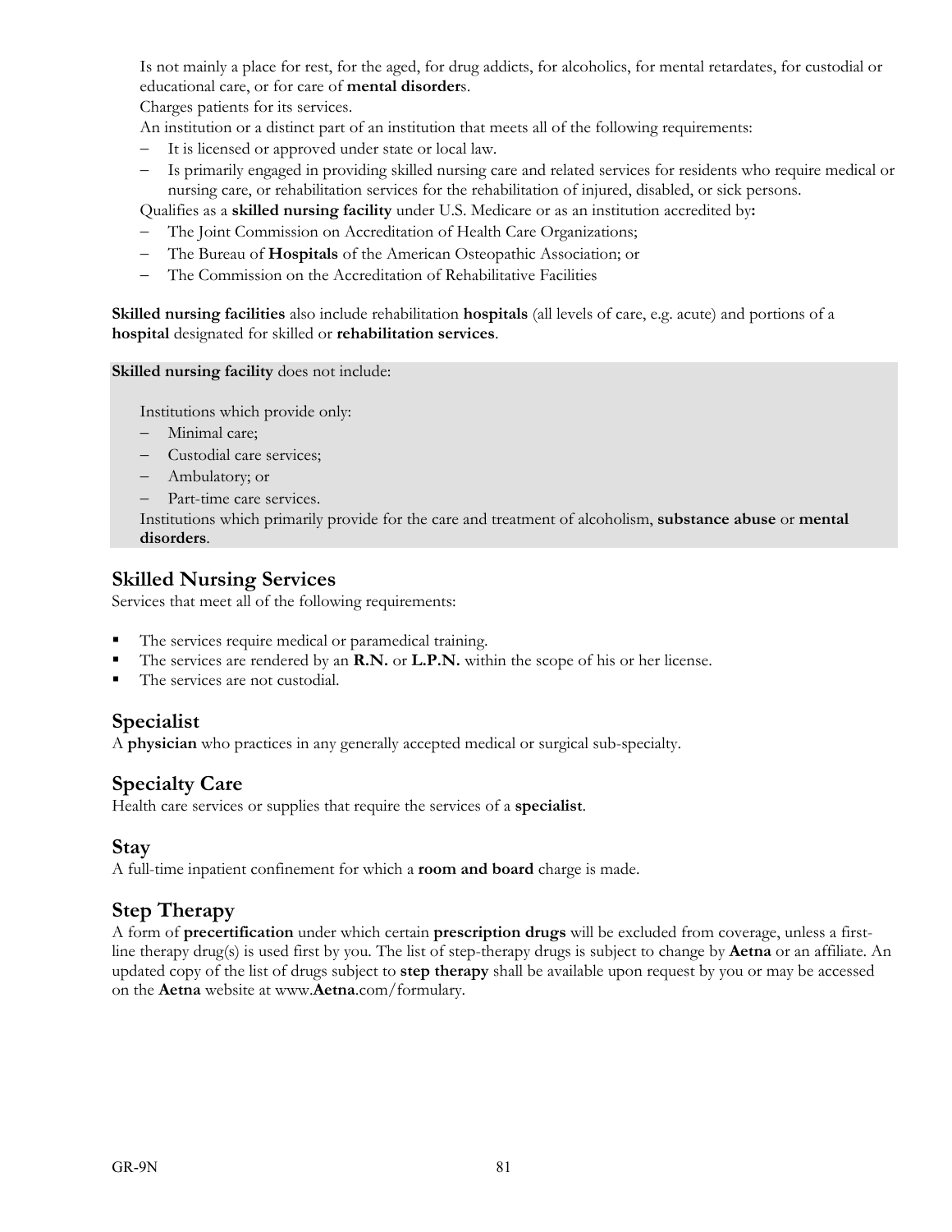Is not mainly a place for rest, for the aged, for drug addicts, for alcoholics, for mental retardates, for custodial or educational care, or for care of **mental disorder**s.

Charges patients for its services.

An institution or a distinct part of an institution that meets all of the following requirements:

- It is licensed or approved under state or local law.
- Is primarily engaged in providing skilled nursing care and related services for residents who require medical or nursing care, or rehabilitation services for the rehabilitation of injured, disabled, or sick persons.

Qualifies as a **skilled nursing facility** under U.S. Medicare or as an institution accredited by**:**

- The Joint Commission on Accreditation of Health Care Organizations;
- The Bureau of **Hospitals** of the American Osteopathic Association; or
- The Commission on the Accreditation of Rehabilitative Facilities

**Skilled nursing facilities** also include rehabilitation **hospitals** (all levels of care, e.g. acute) and portions of a **hospital** designated for skilled or **rehabilitation services**.

**Skilled nursing facility** does not include:

Institutions which provide only:

- Minimal care;
- Custodial care services;
- Ambulatory; or
- Part-time care services.

Institutions which primarily provide for the care and treatment of alcoholism, **substance abuse** or **mental disorders**.

## Skilled Nursing Services

Services that meet all of the following requirements:

- The services require medical or paramedical training.
- The services are rendered by an **R.N.** or **L.P.N.** within the scope of his or her license.
- The services are not custodial.

## Specialist

A **physician** who practices in any generally accepted medical or surgical sub-specialty.

## Specialty Care

Health care services or supplies that require the services of a **specialist**.

## Stay

A full-time inpatient confinement for which a **room and board** charge is made.

## Step Therapy

A form of **precertification** under which certain **prescription drugs** will be excluded from coverage, unless a first-line therapy drug(s) is used first by you. The list of step-therapy drugs is subject to change by **Aetna** or an affiliate. An updated copy of the list of drugs subject to **step therapy** shall be available upon request by you or may be accessed on the **Aetna** website at www.**Aetna**.com/formulary.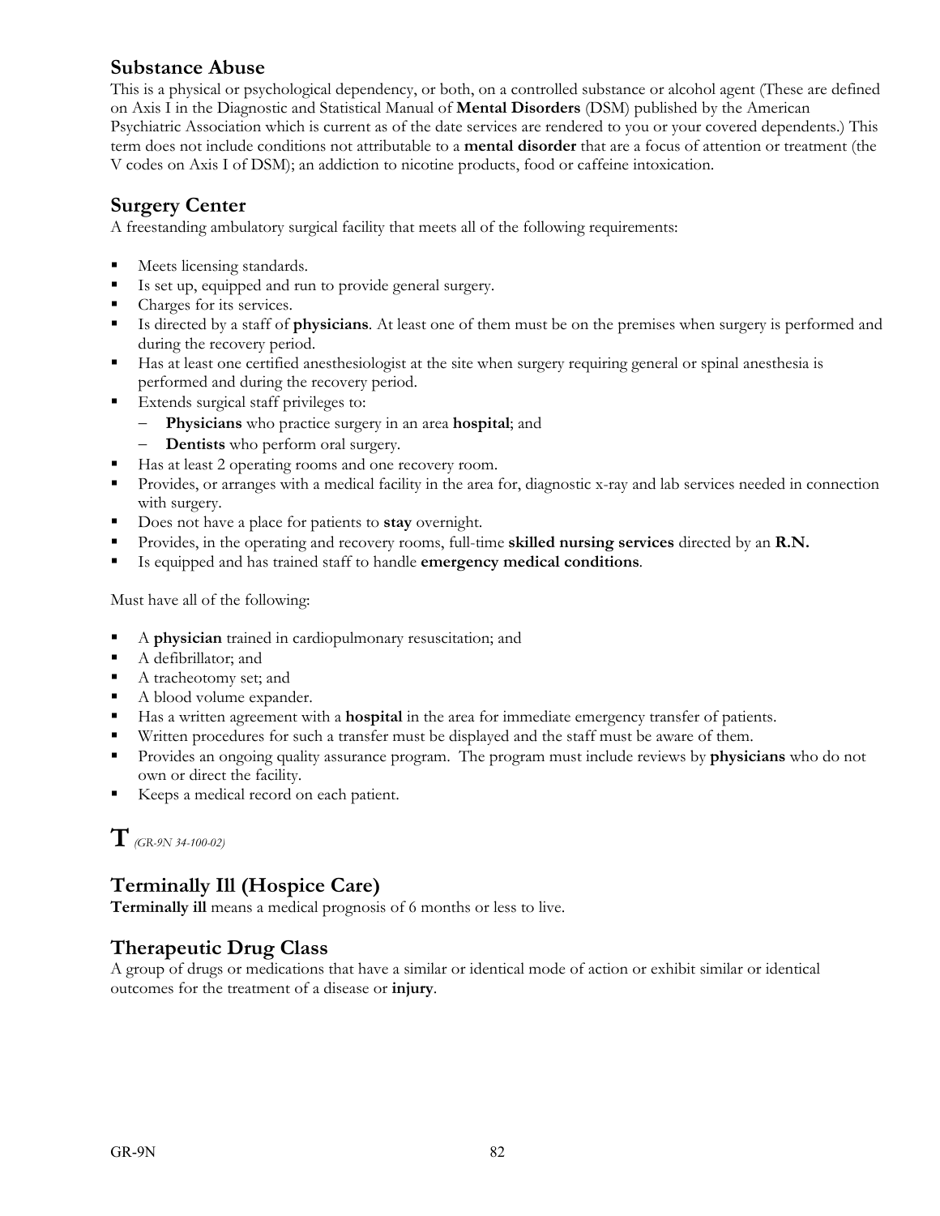## Substance Abuse

This is a physical or psychological dependency, or both, on a controlled substance or alcohol agent (These are defined on Axis I in the Diagnostic and Statistical Manual of **Mental Disorders** (DSM) published by the American Psychiatric Association which is current as of the date services are rendered to you or your covered dependents.) This term does not include conditions not attributable to a **mental disorder** that are a focus of attention or treatment (the V codes on Axis I of DSM); an addiction to nicotine products, food or caffeine intoxication.

## Surgery Center

A freestanding ambulatory surgical facility that meets all of the following requirements:

- Meets licensing standards.
- Is set up, equipped and run to provide general surgery.
- Charges for its services.
- Is directed by a staff of **physicians**. At least one of them must be on the premises when surgery is performed and during the recovery period.
- Has at least one certified anesthesiologist at the site when surgery requiring general or spinal anesthesia is performed and during the recovery period.
- Extends surgical staff privileges to:
  - **Physicians** who practice surgery in an area **hospital**; and
  - **Dentists** who perform oral surgery.
- Has at least 2 operating rooms and one recovery room.
- Provides, or arranges with a medical facility in the area for, diagnostic x-ray and lab services needed in connection with surgery.
- Does not have a place for patients to **stay** overnight.
- Provides, in the operating and recovery rooms, full-time **skilled nursing services** directed by an **R.N.**
- Is equipped and has trained staff to handle **emergency medical conditions**.

Must have all of the following:

- A **physician** trained in cardiopulmonary resuscitation; and
- A defibrillator; and
- A tracheotomy set; and
- A blood volume expander.
- Has a written agreement with a **hospital** in the area for immediate emergency transfer of patients.
- Written procedures for such a transfer must be displayed and the staff must be aware of them.
- Provides an ongoing quality assurance program. The program must include reviews by **physicians** who do not own or direct the facility.
- Keeps a medical record on each patient.

# T *(GR-9N 34-100-02)*

## Terminally Ill (Hospice Care)

**Terminally ill** means a medical prognosis of 6 months or less to live.

## Therapeutic Drug Class

A group of drugs or medications that have a similar or identical mode of action or exhibit similar or identical outcomes for the treatment of a disease or **injury**.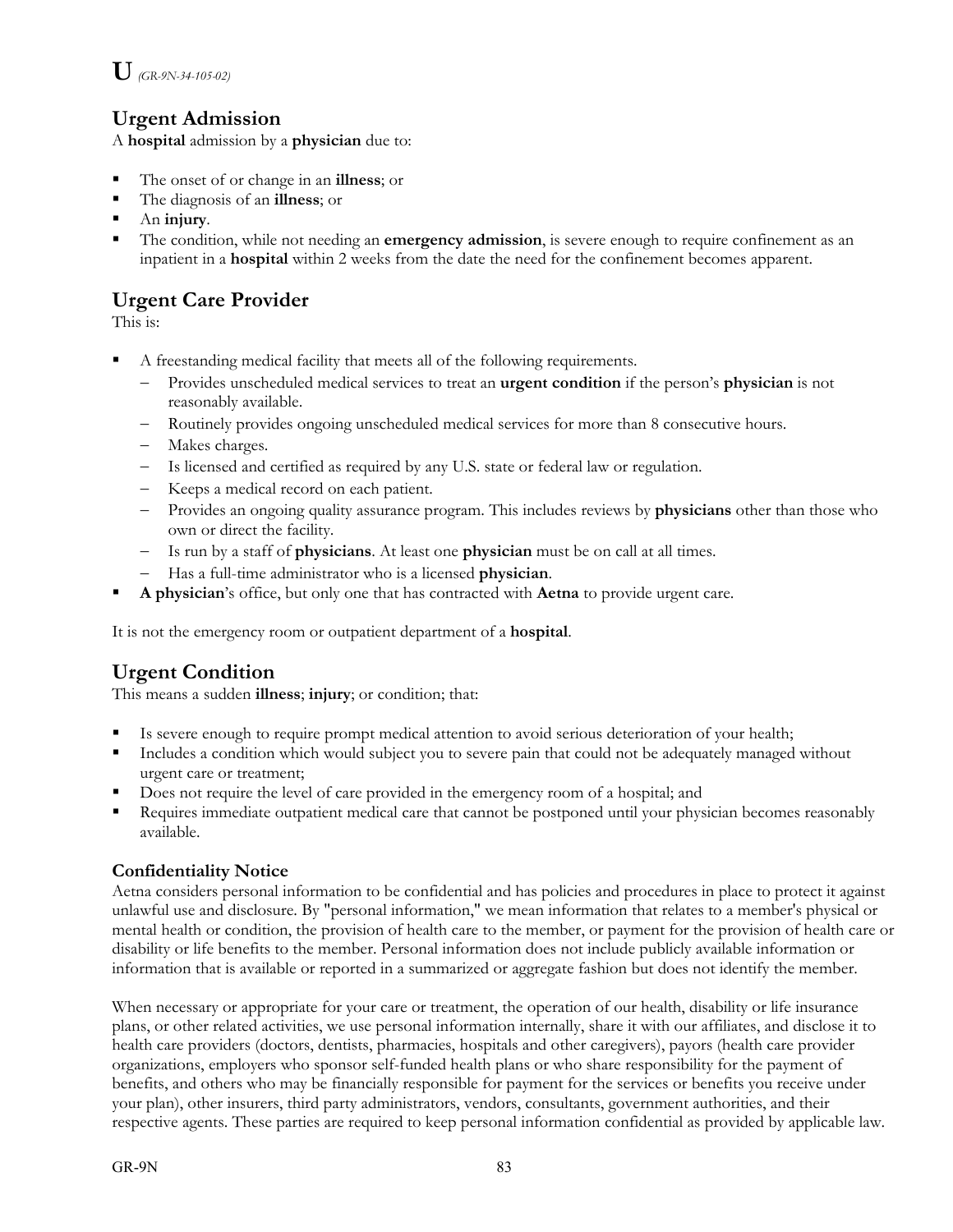# U *(GR-9N-34-105-02)*

## Urgent Admission

A **hospital** admission by a **physician** due to:

- The onset of or change in an **illness**; or
- The diagnosis of an **illness**; or
- An **injury**.
- The condition, while not needing an **emergency admission**, is severe enough to require confinement as an inpatient in a **hospital** within 2 weeks from the date the need for the confinement becomes apparent.

## Urgent Care Provider

This is:

- A freestanding medical facility that meets all of the following requirements.
  - Provides unscheduled medical services to treat an **urgent condition** if the person's **physician** is not reasonably available.
  - Routinely provides ongoing unscheduled medical services for more than 8 consecutive hours.
  - Makes charges.
  - Is licensed and certified as required by any U.S. state or federal law or regulation.
  - Keeps a medical record on each patient.
  - Provides an ongoing quality assurance program. This includes reviews by **physicians** other than those who own or direct the facility.
  - Is run by a staff of **physicians**. At least one **physician** must be on call at all times.
  - Has a full-time administrator who is a licensed **physician**.
- **A physician**'s office, but only one that has contracted with **Aetna** to provide urgent care.

It is not the emergency room or outpatient department of a **hospital**.

## Urgent Condition

This means a sudden **illness**; **injury**; or condition; that:

- Is severe enough to require prompt medical attention to avoid serious deterioration of your health;
- Includes a condition which would subject you to severe pain that could not be adequately managed without urgent care or treatment;
- Does not require the level of care provided in the emergency room of a hospital; and
- Requires immediate outpatient medical care that cannot be postponed until your physician becomes reasonably available.

### Confidentiality Notice

Aetna considers personal information to be confidential and has policies and procedures in place to protect it against unlawful use and disclosure. By "personal information," we mean information that relates to a member's physical or mental health or condition, the provision of health care to the member, or payment for the provision of health care or disability or life benefits to the member. Personal information does not include publicly available information or information that is available or reported in a summarized or aggregate fashion but does not identify the member.

When necessary or appropriate for your care or treatment, the operation of our health, disability or life insurance plans, or other related activities, we use personal information internally, share it with our affiliates, and disclose it to health care providers (doctors, dentists, pharmacies, hospitals and other caregivers), payors (health care provider organizations, employers who sponsor self-funded health plans or who share responsibility for the payment of benefits, and others who may be financially responsible for payment for the services or benefits you receive under your plan), other insurers, third party administrators, vendors, consultants, government authorities, and their respective agents. These parties are required to keep personal information confidential as provided by applicable law.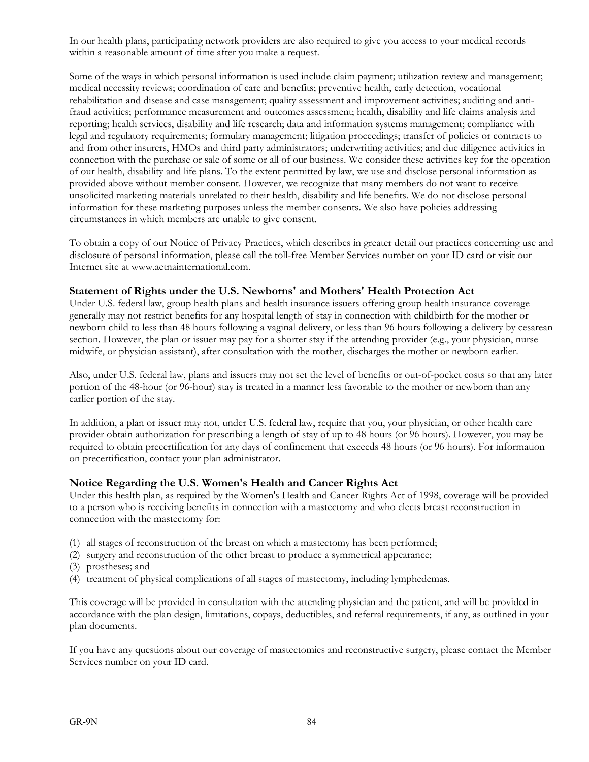In our health plans, participating network providers are also required to give you access to your medical records within a reasonable amount of time after you make a request.

Some of the ways in which personal information is used include claim payment; utilization review and management; medical necessity reviews; coordination of care and benefits; preventive health, early detection, vocational rehabilitation and disease and case management; quality assessment and improvement activities; auditing and anti-fraud activities; performance measurement and outcomes assessment; health, disability and life claims analysis and reporting; health services, disability and life research; data and information systems management; compliance with legal and regulatory requirements; formulary management; litigation proceedings; transfer of policies or contracts to and from other insurers, HMOs and third party administrators; underwriting activities; and due diligence activities in connection with the purchase or sale of some or all of our business. We consider these activities key for the operation of our health, disability and life plans. To the extent permitted by law, we use and disclose personal information as provided above without member consent. However, we recognize that many members do not want to receive unsolicited marketing materials unrelated to their health, disability and life benefits. We do not disclose personal information for these marketing purposes unless the member consents. We also have policies addressing circumstances in which members are unable to give consent.

To obtain a copy of our Notice of Privacy Practices, which describes in greater detail our practices concerning use and disclosure of personal information, please call the toll-free Member Services number on your ID card or visit our Internet site at www.aetnainternational.com.

### Statement of Rights under the U.S. Newborns' and Mothers' Health Protection Act

Under U.S. federal law, group health plans and health insurance issuers offering group health insurance coverage generally may not restrict benefits for any hospital length of stay in connection with childbirth for the mother or newborn child to less than 48 hours following a vaginal delivery, or less than 96 hours following a delivery by cesarean section. However, the plan or issuer may pay for a shorter stay if the attending provider (e.g., your physician, nurse midwife, or physician assistant), after consultation with the mother, discharges the mother or newborn earlier.

Also, under U.S. federal law, plans and issuers may not set the level of benefits or out-of-pocket costs so that any later portion of the 48-hour (or 96-hour) stay is treated in a manner less favorable to the mother or newborn than any earlier portion of the stay.

In addition, a plan or issuer may not, under U.S. federal law, require that you, your physician, or other health care provider obtain authorization for prescribing a length of stay of up to 48 hours (or 96 hours). However, you may be required to obtain precertification for any days of confinement that exceeds 48 hours (or 96 hours). For information on precertification, contact your plan administrator.

### Notice Regarding the U.S. Women's Health and Cancer Rights Act

Under this health plan, as required by the Women's Health and Cancer Rights Act of 1998, coverage will be provided to a person who is receiving benefits in connection with a mastectomy and who elects breast reconstruction in connection with the mastectomy for:

(1) all stages of reconstruction of the breast on which a mastectomy has been performed;
(2) surgery and reconstruction of the other breast to produce a symmetrical appearance;
(3) prostheses; and
(4) treatment of physical complications of all stages of mastectomy, including lymphedemas.

This coverage will be provided in consultation with the attending physician and the patient, and will be provided in accordance with the plan design, limitations, copays, deductibles, and referral requirements, if any, as outlined in your plan documents.

If you have any questions about our coverage of mastectomies and reconstructive surgery, please contact the Member Services number on your ID card.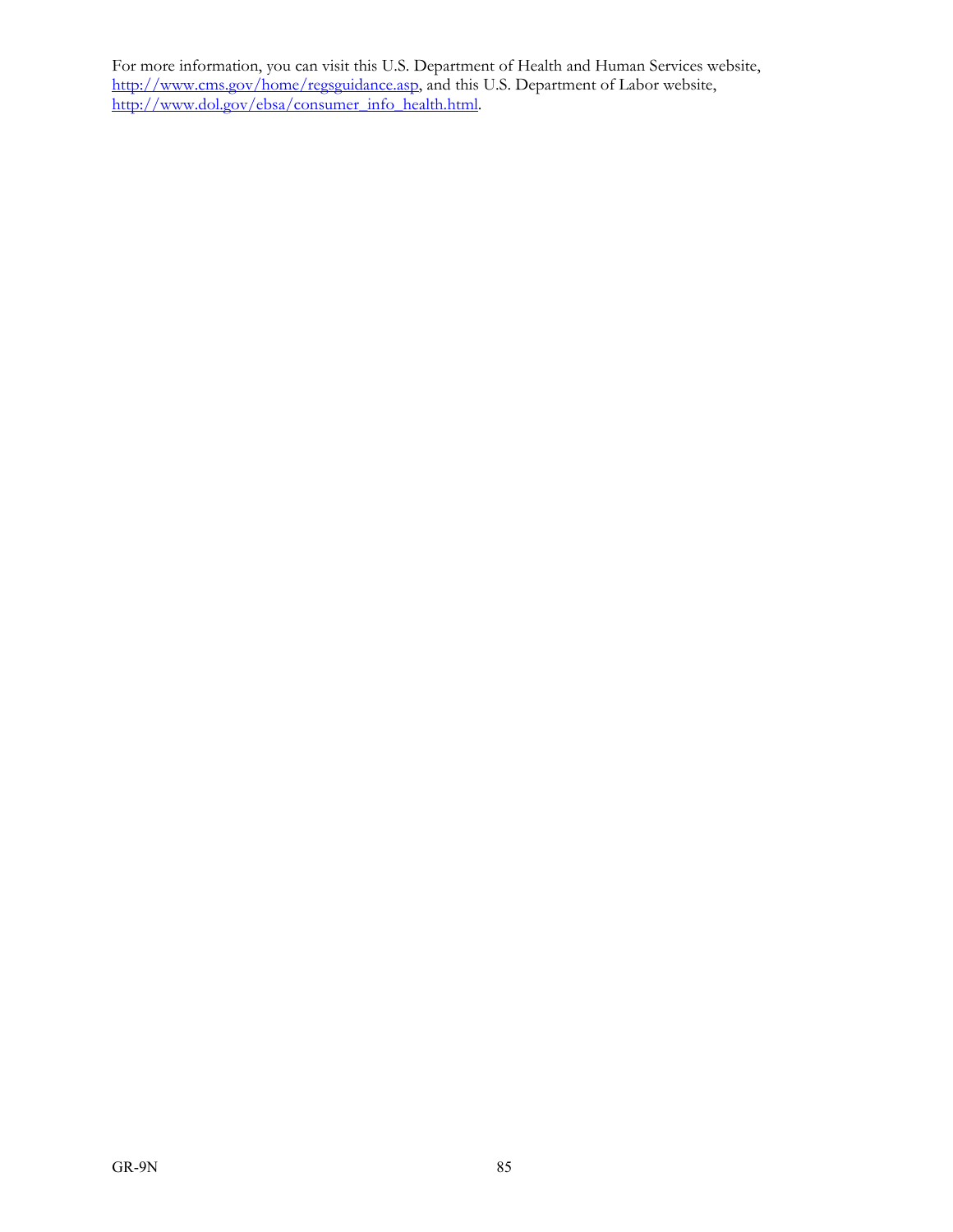For more information, you can visit this U.S. Department of Health and Human Services website, http://www.cms.gov/home/regsguidance.asp, and this U.S. Department of Labor website, http://www.dol.gov/ebsa/consumer_info_health.html.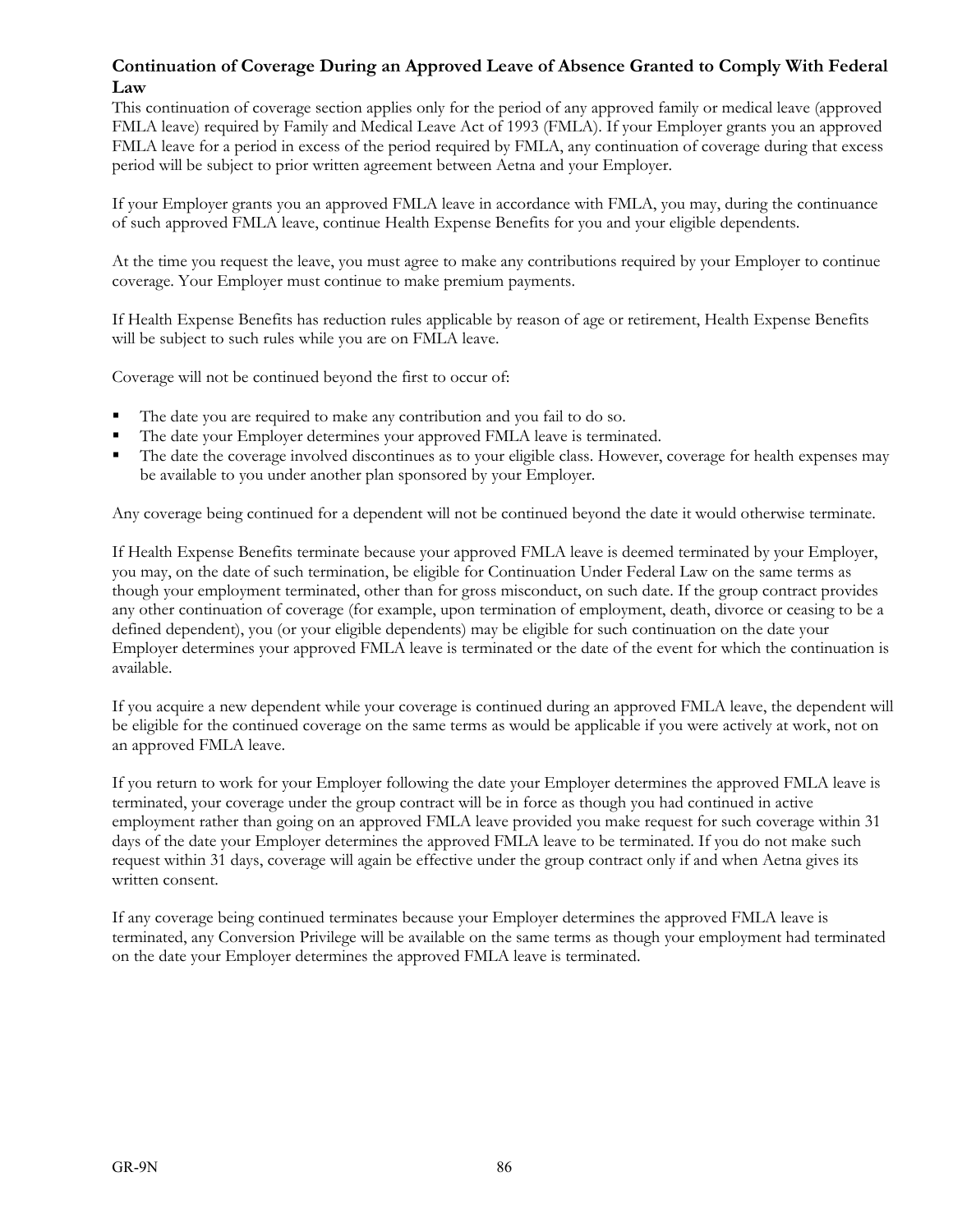### Continuation of Coverage During an Approved Leave of Absence Granted to Comply With Federal Law

This continuation of coverage section applies only for the period of any approved family or medical leave (approved FMLA leave) required by Family and Medical Leave Act of 1993 (FMLA). If your Employer grants you an approved FMLA leave for a period in excess of the period required by FMLA, any continuation of coverage during that excess period will be subject to prior written agreement between Aetna and your Employer.

If your Employer grants you an approved FMLA leave in accordance with FMLA, you may, during the continuance of such approved FMLA leave, continue Health Expense Benefits for you and your eligible dependents.

At the time you request the leave, you must agree to make any contributions required by your Employer to continue coverage. Your Employer must continue to make premium payments.

If Health Expense Benefits has reduction rules applicable by reason of age or retirement, Health Expense Benefits will be subject to such rules while you are on FMLA leave.

Coverage will not be continued beyond the first to occur of:

- The date you are required to make any contribution and you fail to do so.
- The date your Employer determines your approved FMLA leave is terminated.
- The date the coverage involved discontinues as to your eligible class. However, coverage for health expenses may be available to you under another plan sponsored by your Employer.

Any coverage being continued for a dependent will not be continued beyond the date it would otherwise terminate.

If Health Expense Benefits terminate because your approved FMLA leave is deemed terminated by your Employer, you may, on the date of such termination, be eligible for Continuation Under Federal Law on the same terms as though your employment terminated, other than for gross misconduct, on such date. If the group contract provides any other continuation of coverage (for example, upon termination of employment, death, divorce or ceasing to be a defined dependent), you (or your eligible dependents) may be eligible for such continuation on the date your Employer determines your approved FMLA leave is terminated or the date of the event for which the continuation is available.

If you acquire a new dependent while your coverage is continued during an approved FMLA leave, the dependent will be eligible for the continued coverage on the same terms as would be applicable if you were actively at work, not on an approved FMLA leave.

If you return to work for your Employer following the date your Employer determines the approved FMLA leave is terminated, your coverage under the group contract will be in force as though you had continued in active employment rather than going on an approved FMLA leave provided you make request for such coverage within 31 days of the date your Employer determines the approved FMLA leave to be terminated. If you do not make such request within 31 days, coverage will again be effective under the group contract only if and when Aetna gives its written consent.

If any coverage being continued terminates because your Employer determines the approved FMLA leave is terminated, any Conversion Privilege will be available on the same terms as though your employment had terminated on the date your Employer determines the approved FMLA leave is terminated.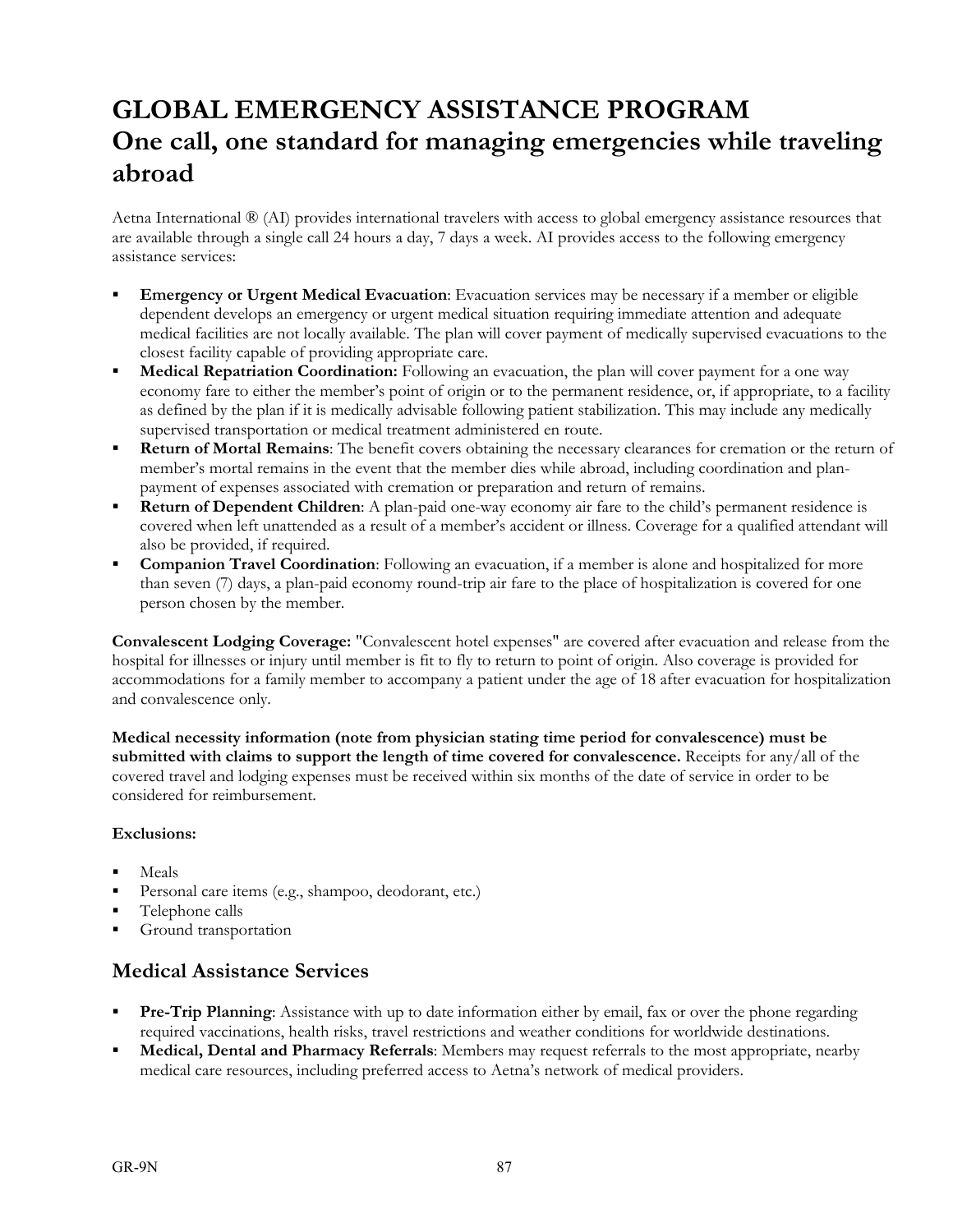# GLOBAL EMERGENCY ASSISTANCE PROGRAM
# One call, one standard for managing emergencies while traveling abroad

Aetna International ® (AI) provides international travelers with access to global emergency assistance resources that are available through a single call 24 hours a day, 7 days a week. AI provides access to the following emergency assistance services:

- **Emergency or Urgent Medical Evacuation**: Evacuation services may be necessary if a member or eligible dependent develops an emergency or urgent medical situation requiring immediate attention and adequate medical facilities are not locally available. The plan will cover payment of medically supervised evacuations to the closest facility capable of providing appropriate care.
- **Medical Repatriation Coordination:** Following an evacuation, the plan will cover payment for a one way economy fare to either the member's point of origin or to the permanent residence, or, if appropriate, to a facility as defined by the plan if it is medically advisable following patient stabilization. This may include any medically supervised transportation or medical treatment administered en route.
- **Return of Mortal Remains**: The benefit covers obtaining the necessary clearances for cremation or the return of member's mortal remains in the event that the member dies while abroad, including coordination and plan-payment of expenses associated with cremation or preparation and return of remains.
- **Return of Dependent Children**: A plan-paid one-way economy air fare to the child's permanent residence is covered when left unattended as a result of a member's accident or illness. Coverage for a qualified attendant will also be provided, if required.
- **Companion Travel Coordination**: Following an evacuation, if a member is alone and hospitalized for more than seven (7) days, a plan-paid economy round-trip air fare to the place of hospitalization is covered for one person chosen by the member.

**Convalescent Lodging Coverage:** "Convalescent hotel expenses" are covered after evacuation and release from the hospital for illnesses or injury until member is fit to fly to return to point of origin. Also coverage is provided for accommodations for a family member to accompany a patient under the age of 18 after evacuation for hospitalization and convalescence only.

**Medical necessity information (note from physician stating time period for convalescence) must be submitted with claims to support the length of time covered for convalescence.** Receipts for any/all of the covered travel and lodging expenses must be received within six months of the date of service in order to be considered for reimbursement.

**Exclusions:**

- Meals
- Personal care items (e.g., shampoo, deodorant, etc.)
- Telephone calls
- Ground transportation

## Medical Assistance Services

- **Pre-Trip Planning**: Assistance with up to date information either by email, fax or over the phone regarding required vaccinations, health risks, travel restrictions and weather conditions for worldwide destinations.
- **Medical, Dental and Pharmacy Referrals**: Members may request referrals to the most appropriate, nearby medical care resources, including preferred access to Aetna's network of medical providers.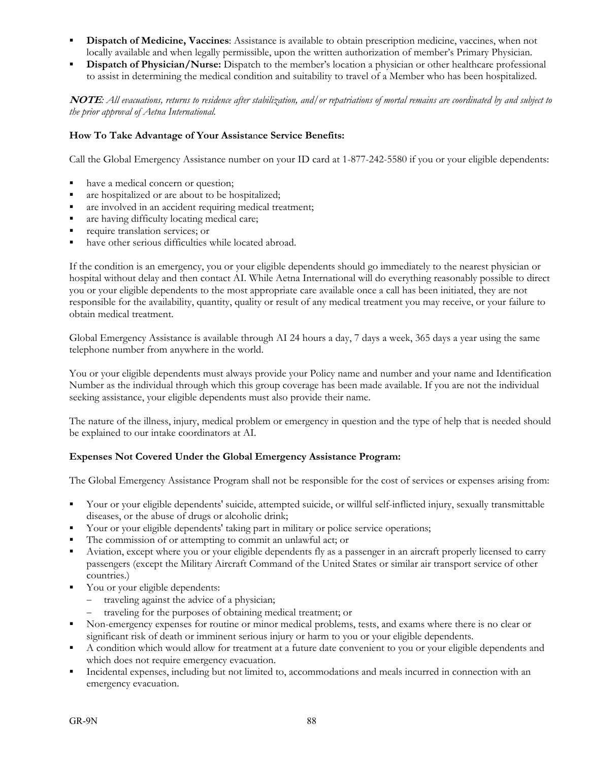- **Dispatch of Medicine, Vaccines**: Assistance is available to obtain prescription medicine, vaccines, when not locally available and when legally permissible, upon the written authorization of member's Primary Physician.
- **Dispatch of Physician/Nurse:** Dispatch to the member's location a physician or other healthcare professional to assist in determining the medical condition and suitability to travel of a Member who has been hospitalized.

***NOTE**: All evacuations, returns to residence after stabilization, and/or repatriations of mortal remains are coordinated by and subject to the prior approval of Aetna International.*

**How To Take Advantage of Your Assistance Service Benefits:**

Call the Global Emergency Assistance number on your ID card at 1-877-242-5580 if you or your eligible dependents:

- have a medical concern or question;
- are hospitalized or are about to be hospitalized;
- are involved in an accident requiring medical treatment;
- are having difficulty locating medical care;
- require translation services; or
- have other serious difficulties while located abroad.

If the condition is an emergency, you or your eligible dependents should go immediately to the nearest physician or hospital without delay and then contact AI. While Aetna International will do everything reasonably possible to direct you or your eligible dependents to the most appropriate care available once a call has been initiated, they are not responsible for the availability, quantity, quality or result of any medical treatment you may receive, or your failure to obtain medical treatment.

Global Emergency Assistance is available through AI 24 hours a day, 7 days a week, 365 days a year using the same telephone number from anywhere in the world.

You or your eligible dependents must always provide your Policy name and number and your name and Identification Number as the individual through which this group coverage has been made available. If you are not the individual seeking assistance, your eligible dependents must also provide their name.

The nature of the illness, injury, medical problem or emergency in question and the type of help that is needed should be explained to our intake coordinators at AI.

**Expenses Not Covered Under the Global Emergency Assistance Program:**

The Global Emergency Assistance Program shall not be responsible for the cost of services or expenses arising from:

- Your or your eligible dependents' suicide, attempted suicide, or willful self-inflicted injury, sexually transmittable diseases, or the abuse of drugs or alcoholic drink;
- Your or your eligible dependents' taking part in military or police service operations;
- The commission of or attempting to commit an unlawful act; or
- Aviation, except where you or your eligible dependents fly as a passenger in an aircraft properly licensed to carry passengers (except the Military Aircraft Command of the United States or similar air transport service of other countries.)
- You or your eligible dependents:
  - traveling against the advice of a physician;
  - traveling for the purposes of obtaining medical treatment; or
- Non-emergency expenses for routine or minor medical problems, tests, and exams where there is no clear or significant risk of death or imminent serious injury or harm to you or your eligible dependents.
- A condition which would allow for treatment at a future date convenient to you or your eligible dependents and which does not require emergency evacuation.
- Incidental expenses, including but not limited to, accommodations and meals incurred in connection with an emergency evacuation.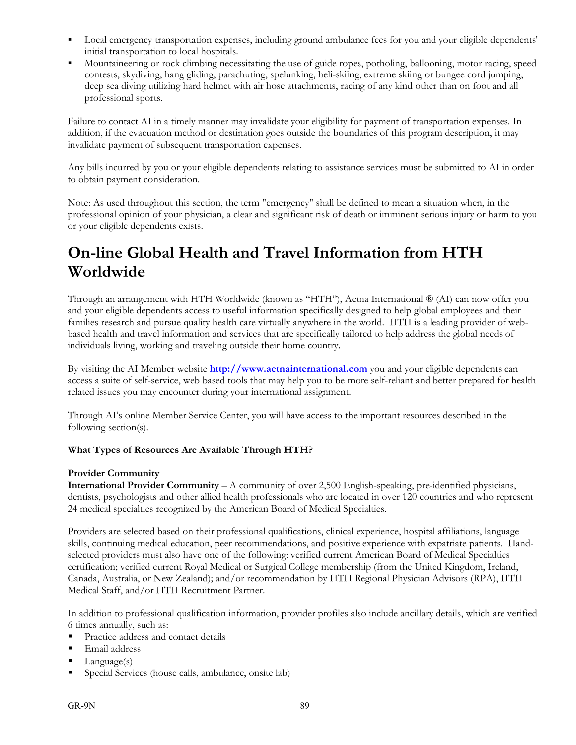- Local emergency transportation expenses, including ground ambulance fees for you and your eligible dependents' initial transportation to local hospitals.
- Mountaineering or rock climbing necessitating the use of guide ropes, potholing, ballooning, motor racing, speed contests, skydiving, hang gliding, parachuting, spelunking, heli-skiing, extreme skiing or bungee cord jumping, deep sea diving utilizing hard helmet with air hose attachments, racing of any kind other than on foot and all professional sports.

Failure to contact AI in a timely manner may invalidate your eligibility for payment of transportation expenses. In addition, if the evacuation method or destination goes outside the boundaries of this program description, it may invalidate payment of subsequent transportation expenses.

Any bills incurred by you or your eligible dependents relating to assistance services must be submitted to AI in order to obtain payment consideration.

Note: As used throughout this section, the term "emergency" shall be defined to mean a situation when, in the professional opinion of your physician, a clear and significant risk of death or imminent serious injury or harm to you or your eligible dependents exists.

# On-line Global Health and Travel Information from HTH Worldwide

Through an arrangement with HTH Worldwide (known as "HTH"), Aetna International ® (AI) can now offer you and your eligible dependents access to useful information specifically designed to help global employees and their families research and pursue quality health care virtually anywhere in the world. HTH is a leading provider of web-based health and travel information and services that are specifically tailored to help address the global needs of individuals living, working and traveling outside their home country.

By visiting the AI Member website **http://www.aetnainternational.com** you and your eligible dependents can access a suite of self-service, web based tools that may help you to be more self-reliant and better prepared for health related issues you may encounter during your international assignment.

Through AI's online Member Service Center, you will have access to the important resources described in the following section(s).

**What Types of Resources Are Available Through HTH?**

**Provider Community**
**International Provider Community** – A community of over 2,500 English-speaking, pre-identified physicians, dentists, psychologists and other allied health professionals who are located in over 120 countries and who represent 24 medical specialties recognized by the American Board of Medical Specialties.

Providers are selected based on their professional qualifications, clinical experience, hospital affiliations, language skills, continuing medical education, peer recommendations, and positive experience with expatriate patients. Hand-selected providers must also have one of the following: verified current American Board of Medical Specialties certification; verified current Royal Medical or Surgical College membership (from the United Kingdom, Ireland, Canada, Australia, or New Zealand); and/or recommendation by HTH Regional Physician Advisors (RPA), HTH Medical Staff, and/or HTH Recruitment Partner.

In addition to professional qualification information, provider profiles also include ancillary details, which are verified 6 times annually, such as:

- Practice address and contact details
- Email address
- Language(s)
- Special Services (house calls, ambulance, onsite lab)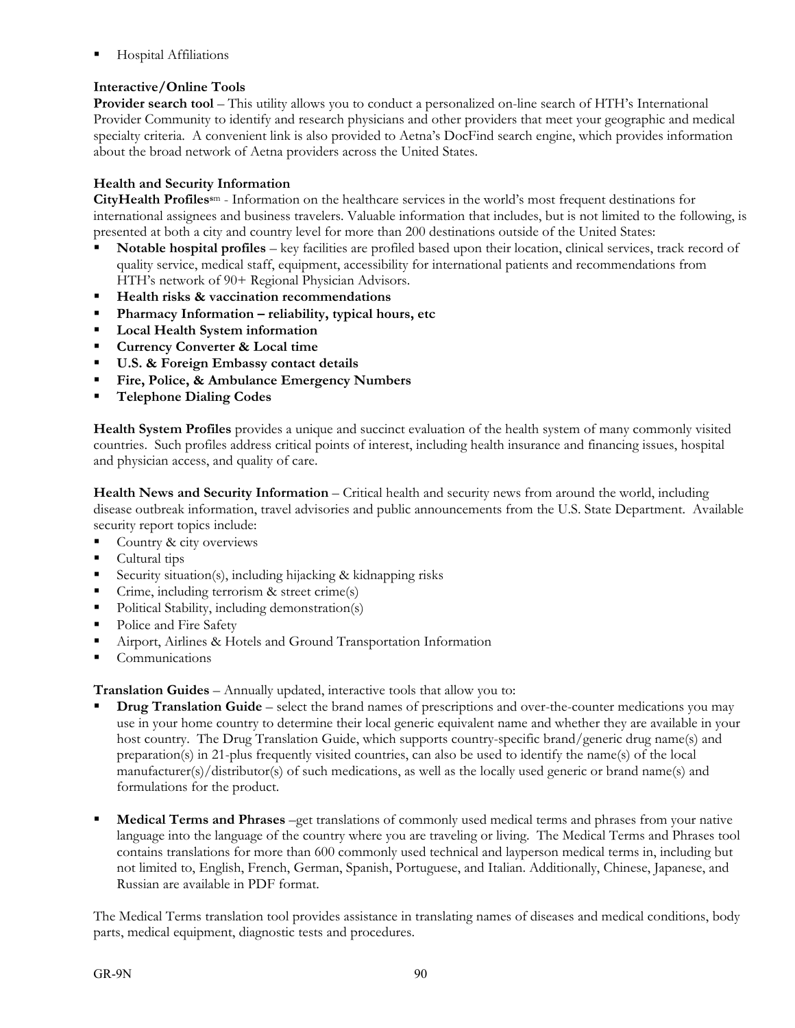- Hospital Affiliations

**Interactive/Online Tools**

**Provider search tool** – This utility allows you to conduct a personalized on-line search of HTH's International Provider Community to identify and research physicians and other providers that meet your geographic and medical specialty criteria. A convenient link is also provided to Aetna's DocFind search engine, which provides information about the broad network of Aetna providers across the United States.

**Health and Security Information**

**CityHealth Profiles**sm - Information on the healthcare services in the world's most frequent destinations for international assignees and business travelers. Valuable information that includes, but is not limited to the following, is presented at both a city and country level for more than 200 destinations outside of the United States:

- **Notable hospital profiles** – key facilities are profiled based upon their location, clinical services, track record of quality service, medical staff, equipment, accessibility for international patients and recommendations from HTH's network of 90+ Regional Physician Advisors.
- **Health risks & vaccination recommendations**
- **Pharmacy Information – reliability, typical hours, etc**
- **Local Health System information**
- **Currency Converter & Local time**
- **U.S. & Foreign Embassy contact details**
- **Fire, Police, & Ambulance Emergency Numbers**
- **Telephone Dialing Codes**

**Health System Profiles** provides a unique and succinct evaluation of the health system of many commonly visited countries. Such profiles address critical points of interest, including health insurance and financing issues, hospital and physician access, and quality of care.

**Health News and Security Information** – Critical health and security news from around the world, including disease outbreak information, travel advisories and public announcements from the U.S. State Department. Available security report topics include:

- Country & city overviews
- Cultural tips
- Security situation(s), including hijacking & kidnapping risks
- Crime, including terrorism & street crime(s)
- Political Stability, including demonstration(s)
- Police and Fire Safety
- Airport, Airlines & Hotels and Ground Transportation Information
- Communications

**Translation Guides** – Annually updated, interactive tools that allow you to:

- **Drug Translation Guide** – select the brand names of prescriptions and over-the-counter medications you may use in your home country to determine their local generic equivalent name and whether they are available in your host country. The Drug Translation Guide, which supports country-specific brand/generic drug name(s) and preparation(s) in 21-plus frequently visited countries, can also be used to identify the name(s) of the local manufacturer(s)/distributor(s) of such medications, as well as the locally used generic or brand name(s) and formulations for the product.

- **Medical Terms and Phrases** –get translations of commonly used medical terms and phrases from your native language into the language of the country where you are traveling or living. The Medical Terms and Phrases tool contains translations for more than 600 commonly used technical and layperson medical terms in, including but not limited to, English, French, German, Spanish, Portuguese, and Italian. Additionally, Chinese, Japanese, and Russian are available in PDF format.

The Medical Terms translation tool provides assistance in translating names of diseases and medical conditions, body parts, medical equipment, diagnostic tests and procedures.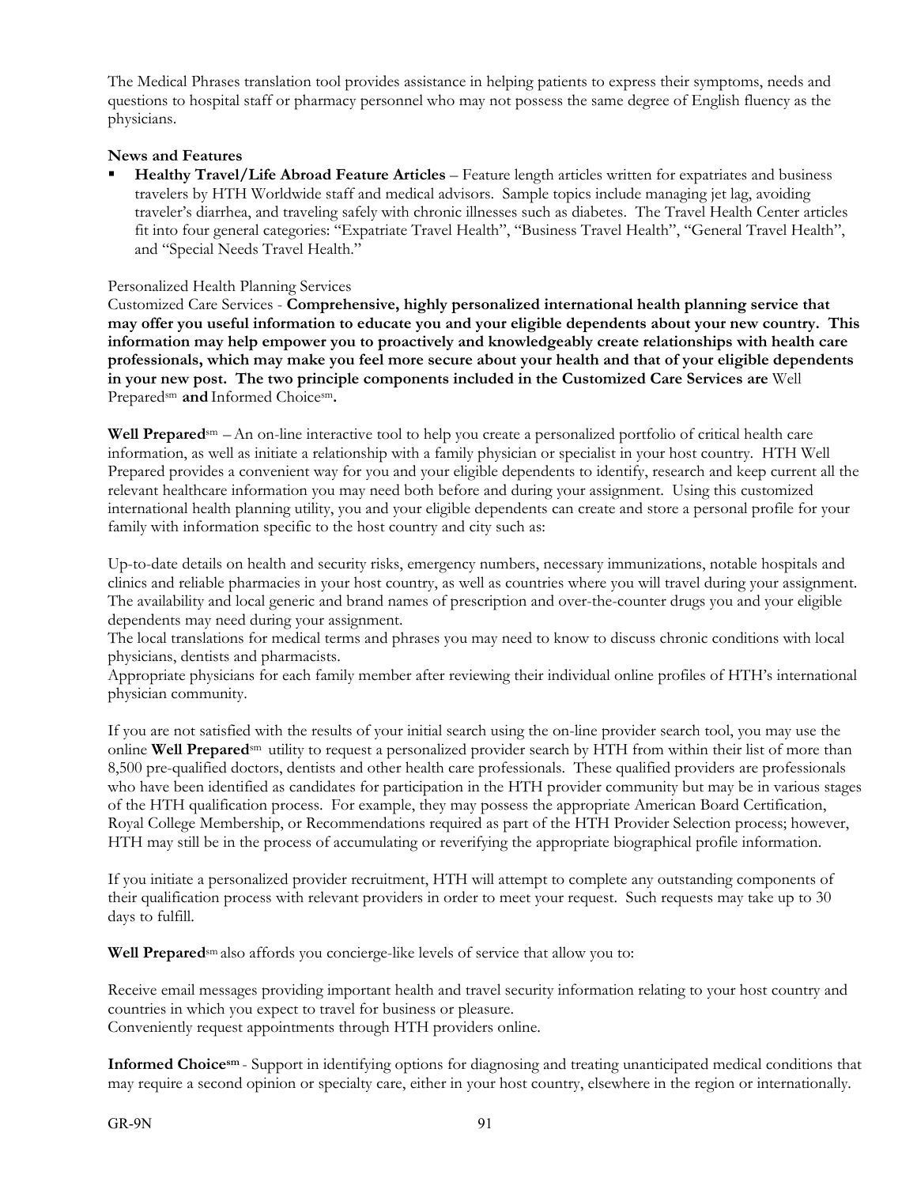The Medical Phrases translation tool provides assistance in helping patients to express their symptoms, needs and questions to hospital staff or pharmacy personnel who may not possess the same degree of English fluency as the physicians.

**News and Features**

- **Healthy Travel/Life Abroad Feature Articles** – Feature length articles written for expatriates and business travelers by HTH Worldwide staff and medical advisors. Sample topics include managing jet lag, avoiding traveler's diarrhea, and traveling safely with chronic illnesses such as diabetes. The Travel Health Center articles fit into four general categories: "Expatriate Travel Health", "Business Travel Health", "General Travel Health", and "Special Needs Travel Health."

Personalized Health Planning Services

Customized Care Services - **Comprehensive, highly personalized international health planning service that may offer you useful information to educate you and your eligible dependents about your new country. This information may help empower you to proactively and knowledgeably create relationships with health care professionals, which may make you feel more secure about your health and that of your eligible dependents in your new post. The two principle components included in the Customized Care Services are** Well Prepared[sm] **and** Informed Choice[sm]**.**

**Well Prepared**[sm] – An on-line interactive tool to help you create a personalized portfolio of critical health care information, as well as initiate a relationship with a family physician or specialist in your host country. HTH Well Prepared provides a convenient way for you and your eligible dependents to identify, research and keep current all the relevant healthcare information you may need both before and during your assignment. Using this customized international health planning utility, you and your eligible dependents can create and store a personal profile for your family with information specific to the host country and city such as:

Up-to-date details on health and security risks, emergency numbers, necessary immunizations, notable hospitals and clinics and reliable pharmacies in your host country, as well as countries where you will travel during your assignment.
The availability and local generic and brand names of prescription and over-the-counter drugs you and your eligible dependents may need during your assignment.
The local translations for medical terms and phrases you may need to know to discuss chronic conditions with local physicians, dentists and pharmacists.
Appropriate physicians for each family member after reviewing their individual online profiles of HTH's international physician community.

If you are not satisfied with the results of your initial search using the on-line provider search tool, you may use the online **Well Prepared**[sm] utility to request a personalized provider search by HTH from within their list of more than 8,500 pre-qualified doctors, dentists and other health care professionals. These qualified providers are professionals who have been identified as candidates for participation in the HTH provider community but may be in various stages of the HTH qualification process. For example, they may possess the appropriate American Board Certification, Royal College Membership, or Recommendations required as part of the HTH Provider Selection process; however, HTH may still be in the process of accumulating or reverifying the appropriate biographical profile information.

If you initiate a personalized provider recruitment, HTH will attempt to complete any outstanding components of their qualification process with relevant providers in order to meet your request. Such requests may take up to 30 days to fulfill.

**Well Prepared**[sm] also affords you concierge-like levels of service that allow you to:

Receive email messages providing important health and travel security information relating to your host country and countries in which you expect to travel for business or pleasure.
Conveniently request appointments through HTH providers online.

**Informed Choice**[sm] - Support in identifying options for diagnosing and treating unanticipated medical conditions that may require a second opinion or specialty care, either in your host country, elsewhere in the region or internationally.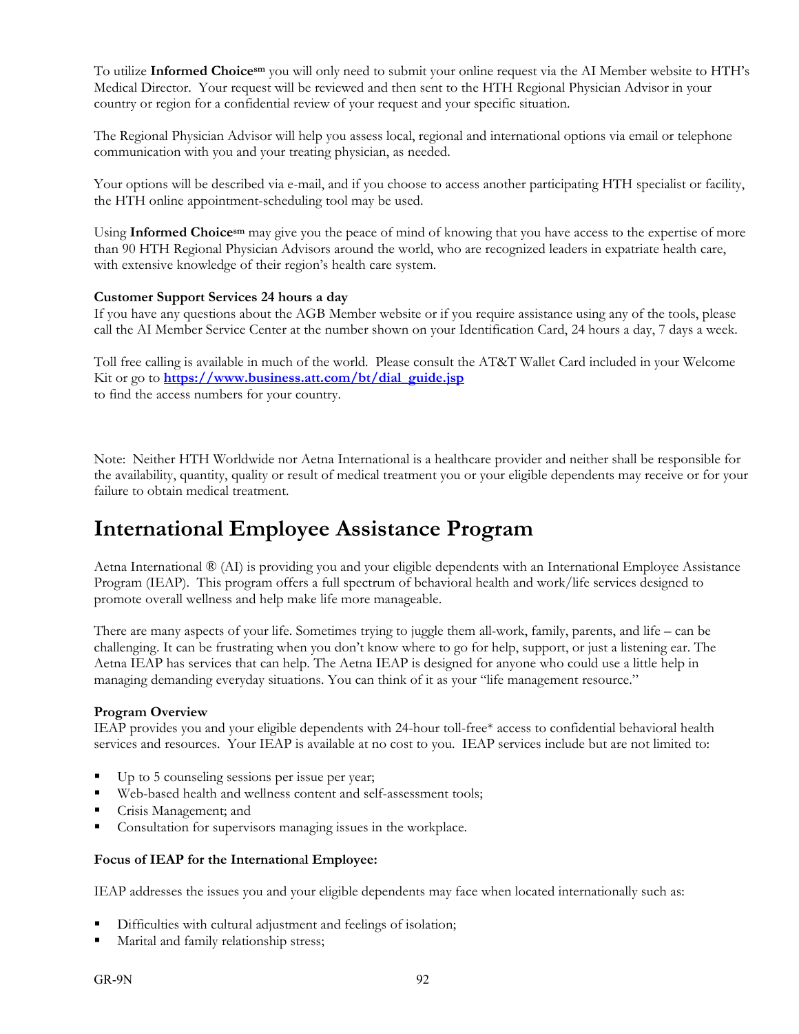To utilize **Informed Choice[sm]** you will only need to submit your online request via the AI Member website to HTH's Medical Director. Your request will be reviewed and then sent to the HTH Regional Physician Advisor in your country or region for a confidential review of your request and your specific situation.

The Regional Physician Advisor will help you assess local, regional and international options via email or telephone communication with you and your treating physician, as needed.

Your options will be described via e-mail, and if you choose to access another participating HTH specialist or facility, the HTH online appointment-scheduling tool may be used.

Using **Informed Choice[sm]** may give you the peace of mind of knowing that you have access to the expertise of more than 90 HTH Regional Physician Advisors around the world, who are recognized leaders in expatriate health care, with extensive knowledge of their region's health care system.

**Customer Support Services 24 hours a day**

If you have any questions about the AGB Member website or if you require assistance using any of the tools, please call the AI Member Service Center at the number shown on your Identification Card, 24 hours a day, 7 days a week.

Toll free calling is available in much of the world. Please consult the AT&T Wallet Card included in your Welcome Kit or go to **https://www.business.att.com/bt/dial_guide.jsp**
to find the access numbers for your country.

Note: Neither HTH Worldwide nor Aetna International is a healthcare provider and neither shall be responsible for the availability, quantity, quality or result of medical treatment you or your eligible dependents may receive or for your failure to obtain medical treatment.

# International Employee Assistance Program

Aetna International ® (AI) is providing you and your eligible dependents with an International Employee Assistance Program (IEAP). This program offers a full spectrum of behavioral health and work/life services designed to promote overall wellness and help make life more manageable.

There are many aspects of your life. Sometimes trying to juggle them all-work, family, parents, and life – can be challenging. It can be frustrating when you don't know where to go for help, support, or just a listening ear. The Aetna IEAP has services that can help. The Aetna IEAP is designed for anyone who could use a little help in managing demanding everyday situations. You can think of it as your "life management resource."

**Program Overview**

IEAP provides you and your eligible dependents with 24-hour toll-free* access to confidential behavioral health services and resources. Your IEAP is available at no cost to you. IEAP services include but are not limited to:

- Up to 5 counseling sessions per issue per year;
- Web-based health and wellness content and self-assessment tools;
- Crisis Management; and
- Consultation for supervisors managing issues in the workplace.

**Focus of IEAP for the International Employee:**

IEAP addresses the issues you and your eligible dependents may face when located internationally such as:

- Difficulties with cultural adjustment and feelings of isolation;
- Marital and family relationship stress;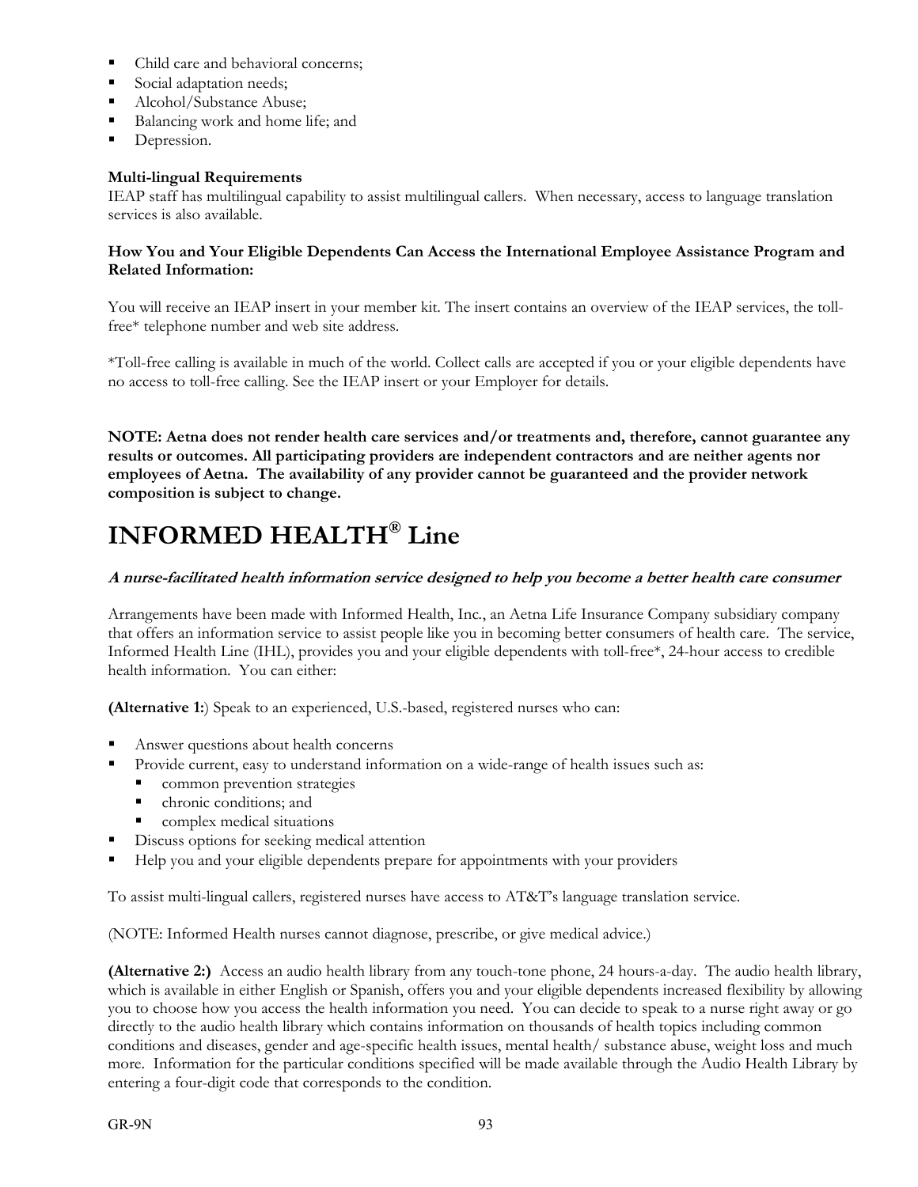- Child care and behavioral concerns;
- Social adaptation needs;
- Alcohol/Substance Abuse;
- Balancing work and home life; and
- Depression.

**Multi-lingual Requirements**
IEAP staff has multilingual capability to assist multilingual callers. When necessary, access to language translation services is also available.

**How You and Your Eligible Dependents Can Access the International Employee Assistance Program and Related Information:**

You will receive an IEAP insert in your member kit. The insert contains an overview of the IEAP services, the toll-free* telephone number and web site address.

*Toll-free calling is available in much of the world. Collect calls are accepted if you or your eligible dependents have no access to toll-free calling. See the IEAP insert or your Employer for details.

**NOTE: Aetna does not render health care services and/or treatments and, therefore, cannot guarantee any results or outcomes. All participating providers are independent contractors and are neither agents nor employees of Aetna. The availability of any provider cannot be guaranteed and the provider network composition is subject to change.**

# INFORMED HEALTH® Line

***A nurse-facilitated health information service designed to help you become a better health care consumer***

Arrangements have been made with Informed Health, Inc., an Aetna Life Insurance Company subsidiary company that offers an information service to assist people like you in becoming better consumers of health care. The service, Informed Health Line (IHL), provides you and your eligible dependents with toll-free*, 24-hour access to credible health information. You can either:

**(Alternative 1:**) Speak to an experienced, U.S.-based, registered nurses who can:

- Answer questions about health concerns
- Provide current, easy to understand information on a wide-range of health issues such as:
  - common prevention strategies
  - chronic conditions; and
  - complex medical situations
- Discuss options for seeking medical attention
- Help you and your eligible dependents prepare for appointments with your providers

To assist multi-lingual callers, registered nurses have access to AT&T's language translation service.

(NOTE: Informed Health nurses cannot diagnose, prescribe, or give medical advice.)

**(Alternative 2:)** Access an audio health library from any touch-tone phone, 24 hours-a-day. The audio health library, which is available in either English or Spanish, offers you and your eligible dependents increased flexibility by allowing you to choose how you access the health information you need. You can decide to speak to a nurse right away or go directly to the audio health library which contains information on thousands of health topics including common conditions and diseases, gender and age-specific health issues, mental health/ substance abuse, weight loss and much more. Information for the particular conditions specified will be made available through the Audio Health Library by entering a four-digit code that corresponds to the condition.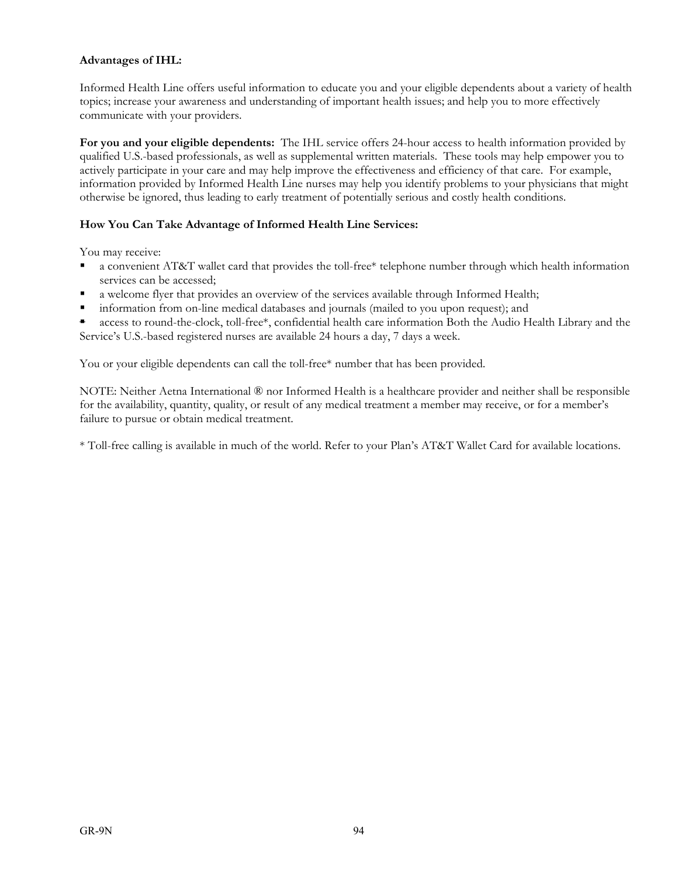**Advantages of IHL:**

Informed Health Line offers useful information to educate you and your eligible dependents about a variety of health topics; increase your awareness and understanding of important health issues; and help you to more effectively communicate with your providers.

**For you and your eligible dependents:** The IHL service offers 24-hour access to health information provided by qualified U.S.-based professionals, as well as supplemental written materials. These tools may help empower you to actively participate in your care and may help improve the effectiveness and efficiency of that care. For example, information provided by Informed Health Line nurses may help you identify problems to your physicians that might otherwise be ignored, thus leading to early treatment of potentially serious and costly health conditions.

**How You Can Take Advantage of Informed Health Line Services:**

You may receive:

- a convenient AT&T wallet card that provides the toll-free* telephone number through which health information services can be accessed;
- a welcome flyer that provides an overview of the services available through Informed Health;
- information from on-line medical databases and journals (mailed to you upon request); and
- access to round-the-clock, toll-free*, confidential health care information Both the Audio Health Library and the Service's U.S.-based registered nurses are available 24 hours a day, 7 days a week.

You or your eligible dependents can call the toll-free* number that has been provided.

NOTE: Neither Aetna International ® nor Informed Health is a healthcare provider and neither shall be responsible for the availability, quantity, quality, or result of any medical treatment a member may receive, or for a member's failure to pursue or obtain medical treatment.

* Toll-free calling is available in much of the world. Refer to your Plan's AT&T Wallet Card for available locations.

GR-9N